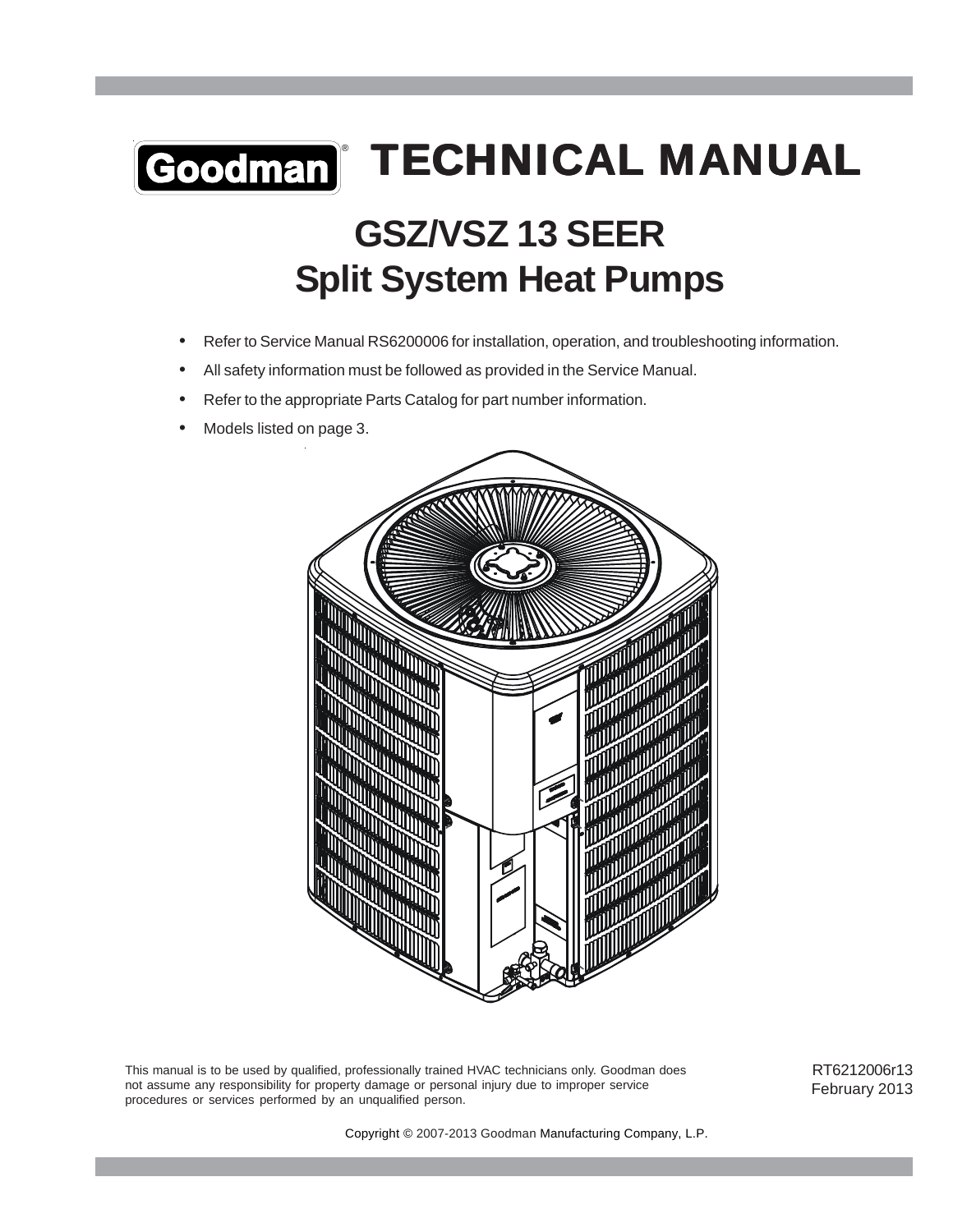Goodman® **TECHNICAL MANUAL**

# GSZ/VSZ 13 SEER
# Split System Heat Pumps

- Refer to Service Manual RS6200006 for installation, operation, and troubleshooting information.
- All safety information must be followed as provided in the Service Manual.
- Refer to the appropriate Parts Catalog for part number information.
- Models listed on page 3.

This manual is to be used by qualified, professionally trained HVAC technicians only. Goodman does not assume any responsibility for property damage or personal injury due to improper service procedures or services performed by an unqualified person.

RT6212006r13
February 2013

Copyright © 2007-2013 Goodman Manufacturing Company, L.P.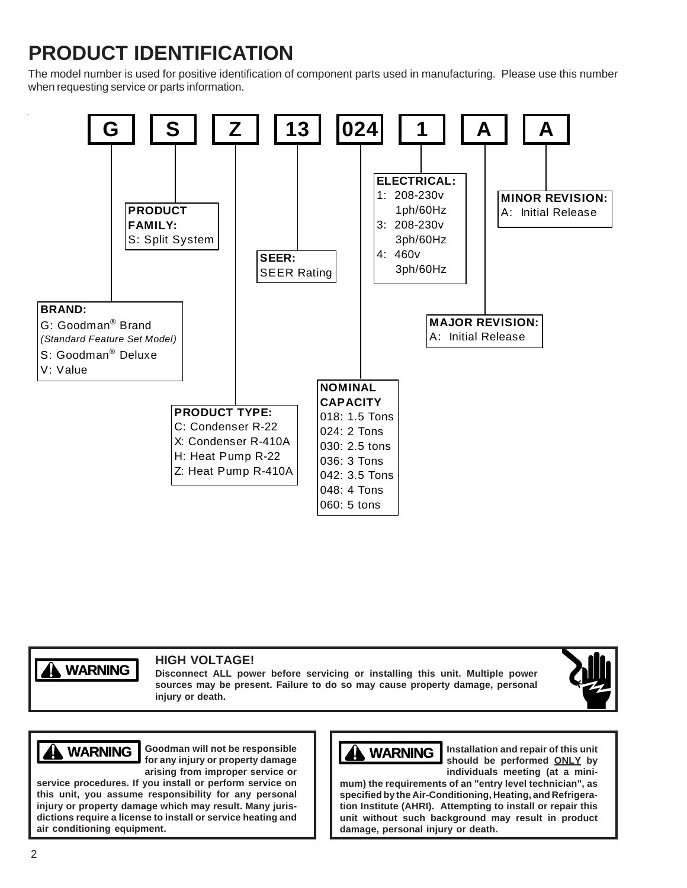# PRODUCT IDENTIFICATION

The model number is used for positive identification of component parts used in manufacturing. Please use this number when requesting service or parts information.

| G | S | Z | 13 | 024 | 1 | A | A |
|---|---|---|---|---|---|---|---|

**BRAND:**
- G: Goodman® Brand *(Standard Feature Set Model)*
- S: Goodman® Deluxe
- V: Value

**PRODUCT FAMILY:**
- S: Split System

**PRODUCT TYPE:**
- C: Condenser R-22
- X: Condenser R-410A
- H: Heat Pump R-22
- Z: Heat Pump R-410A

**SEER:**
- SEER Rating

**NOMINAL CAPACITY**
- 018: 1.5 Tons
- 024: 2 Tons
- 030: 2.5 tons
- 036: 3 Tons
- 042: 3.5 Tons
- 048: 4 Tons
- 060: 5 tons

**ELECTRICAL:**
- 1: 208-230v 1ph/60Hz
- 3: 208-230v 3ph/60Hz
- 4: 460v 3ph/60Hz

**MAJOR REVISION:**
- A: Initial Release

**MINOR REVISION:**
- A: Initial Release

**⚠ WARNING**

**HIGH VOLTAGE!**

**Disconnect ALL power before servicing or installing this unit. Multiple power sources may be present. Failure to do so may cause property damage, personal injury or death.**

**⚠ WARNING**

**Goodman will not be responsible for any injury or property damage arising from improper service or service procedures. If you install or perform service on this unit, you assume responsibility for any personal injury or property damage which may result. Many jurisdictions require a license to install or service heating and air conditioning equipment.**

**⚠ WARNING**

**Installation and repair of this unit should be performed ONLY by individuals meeting (at a minimum) the requirements of an "entry level technician", as specified by the Air-Conditioning, Heating, and Refrigeration Institute (AHRI). Attempting to install or repair this unit without such background may result in product damage, personal injury or death.**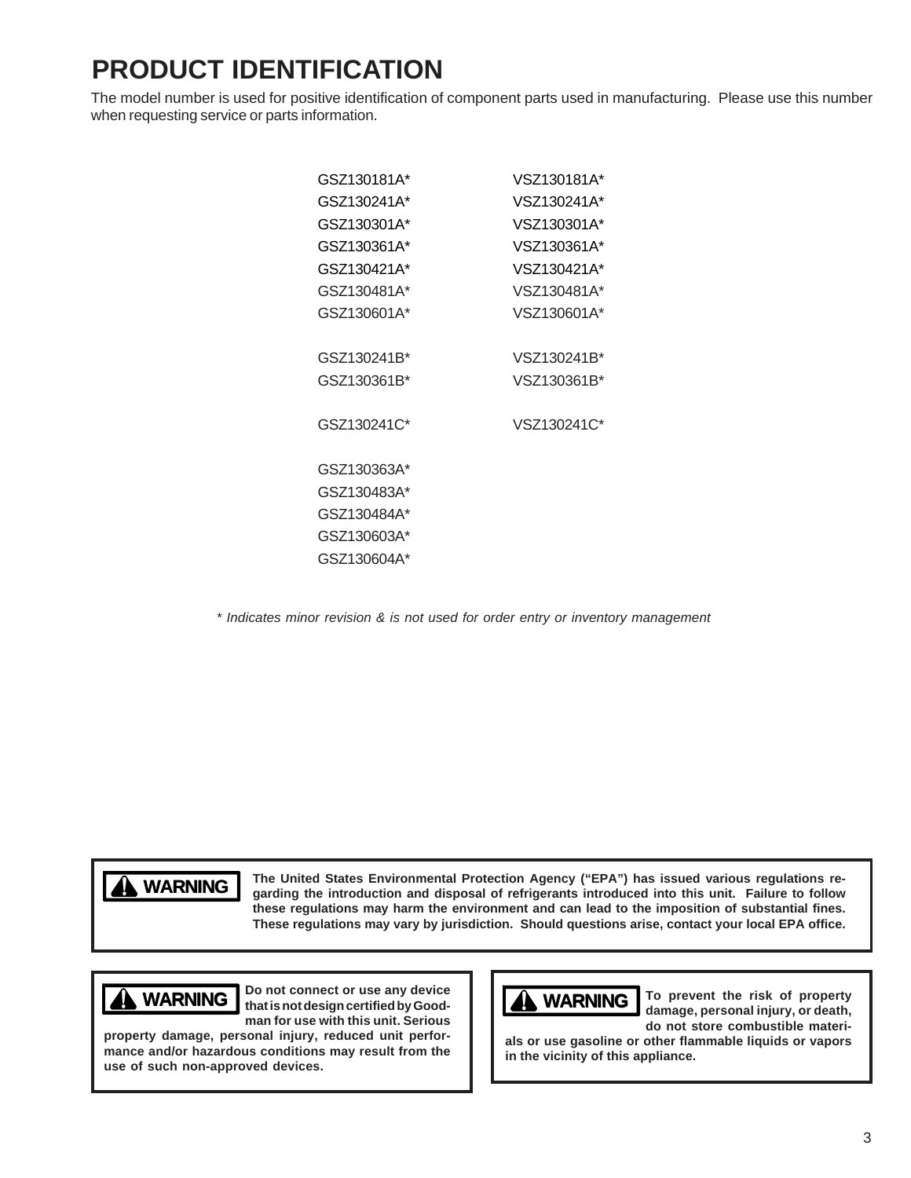# PRODUCT IDENTIFICATION

The model number is used for positive identification of component parts used in manufacturing. Please use this number when requesting service or parts information.

| | |
|---|---|
| GSZ130181A* | VSZ130181A* |
| GSZ130241A* | VSZ130241A* |
| GSZ130301A* | VSZ130301A* |
| GSZ130361A* | VSZ130361A* |
| GSZ130421A* | VSZ130421A* |
| GSZ130481A* | VSZ130481A* |
| GSZ130601A* | VSZ130601A* |
| GSZ130241B* | VSZ130241B* |
| GSZ130361B* | VSZ130361B* |
| GSZ130241C* | VSZ130241C* |
| GSZ130363A* | |
| GSZ130483A* | |
| GSZ130484A* | |
| GSZ130603A* | |
| GSZ130604A* | |

*\* Indicates minor revision & is not used for order entry or inventory management*

> **WARNING**
>
> **The United States Environmental Protection Agency ("EPA") has issued various regulations regarding the introduction and disposal of refrigerants introduced into this unit. Failure to follow these regulations may harm the environment and can lead to the imposition of substantial fines. These regulations may vary by jurisdiction. Should questions arise, contact your local EPA office.**

> **WARNING**
>
> **Do not connect or use any device that is not design certified by Goodman for use with this unit. Serious property damage, personal injury, reduced unit performance and/or hazardous conditions may result from the use of such non-approved devices.**

> **WARNING**
>
> **To prevent the risk of property damage, personal injury, or death, do not store combustible materials or use gasoline or other flammable liquids or vapors in the vicinity of this appliance.**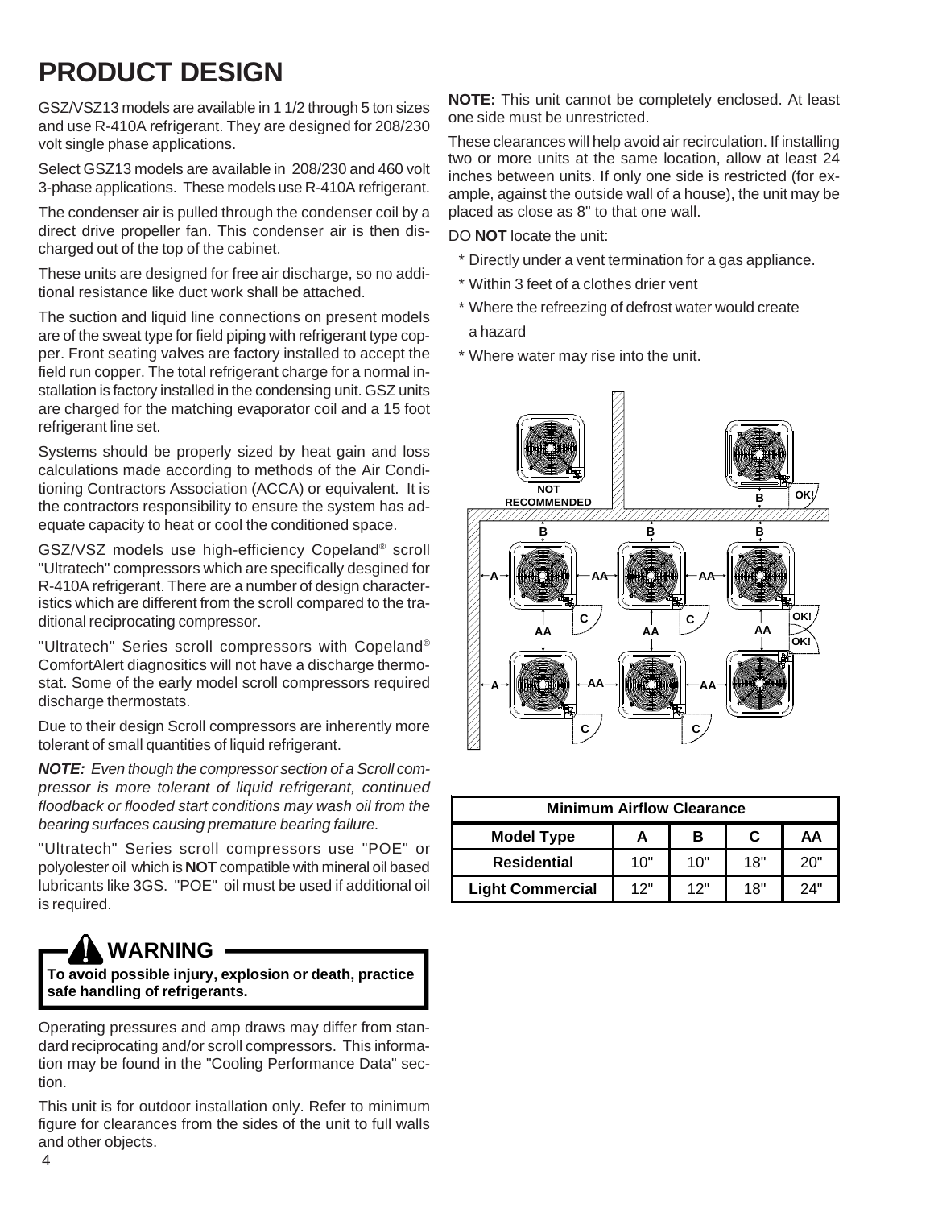# PRODUCT DESIGN

GSZ/VSZ13 models are available in 1 1/2 through 5 ton sizes and use R-410A refrigerant. They are designed for 208/230 volt single phase applications.

Select GSZ13 models are available in 208/230 and 460 volt 3-phase applications. These models use R-410A refrigerant.

The condenser air is pulled through the condenser coil by a direct drive propeller fan. This condenser air is then discharged out of the top of the cabinet.

These units are designed for free air discharge, so no additional resistance like duct work shall be attached.

The suction and liquid line connections on present models are of the sweat type for field piping with refrigerant type copper. Front seating valves are factory installed to accept the field run copper. The total refrigerant charge for a normal installation is factory installed in the condensing unit. GSZ units are charged for the matching evaporator coil and a 15 foot refrigerant line set.

Systems should be properly sized by heat gain and loss calculations made according to methods of the Air Conditioning Contractors Association (ACCA) or equivalent. It is the contractors responsibility to ensure the system has adequate capacity to heat or cool the conditioned space.

GSZ/VSZ models use high-efficiency Copeland® scroll "Ultratech" compressors which are specifically desgined for R-410A refrigerant. There are a number of design characteristics which are different from the scroll compared to the traditional reciprocating compressor.

"Ultratech" Series scroll compressors with Copeland® ComfortAlert diagnositics will not have a discharge thermostat. Some of the early model scroll compressors required discharge thermostats.

Due to their design Scroll compressors are inherently more tolerant of small quantities of liquid refrigerant.

***NOTE:*** *Even though the compressor section of a Scroll compressor is more tolerant of liquid refrigerant, continued floodback or flooded start conditions may wash oil from the bearing surfaces causing premature bearing failure.*

"Ultratech" Series scroll compressors use "POE" or polyolester oil which is **NOT** compatible with mineral oil based lubricants like 3GS. "POE" oil must be used if additional oil is required.

> **WARNING**
>
> **To avoid possible injury, explosion or death, practice safe handling of refrigerants.**

Operating pressures and amp draws may differ from standard reciprocating and/or scroll compressors. This information may be found in the "Cooling Performance Data" section.

This unit is for outdoor installation only. Refer to minimum figure for clearances from the sides of the unit to full walls and other objects.

**NOTE:** This unit cannot be completely enclosed. At least one side must be unrestricted.

These clearances will help avoid air recirculation. If installing two or more units at the same location, allow at least 24 inches between units. If only one side is restricted (for example, against the outside wall of a house), the unit may be placed as close as 8" to that one wall.

DO **NOT** locate the unit:

- \* Directly under a vent termination for a gas appliance.
- \* Within 3 feet of a clothes drier vent
- \* Where the refreezing of defrost water would create a hazard
- \* Where water may rise into the unit.

| Minimum Airflow Clearance | | | | |
|---|---|---|---|---|
| **Model Type** | **A** | **B** | **C** | **AA** |
| **Residential** | 10" | 10" | 18" | 20" |
| **Light Commercial** | 12" | 12" | 18" | 24" |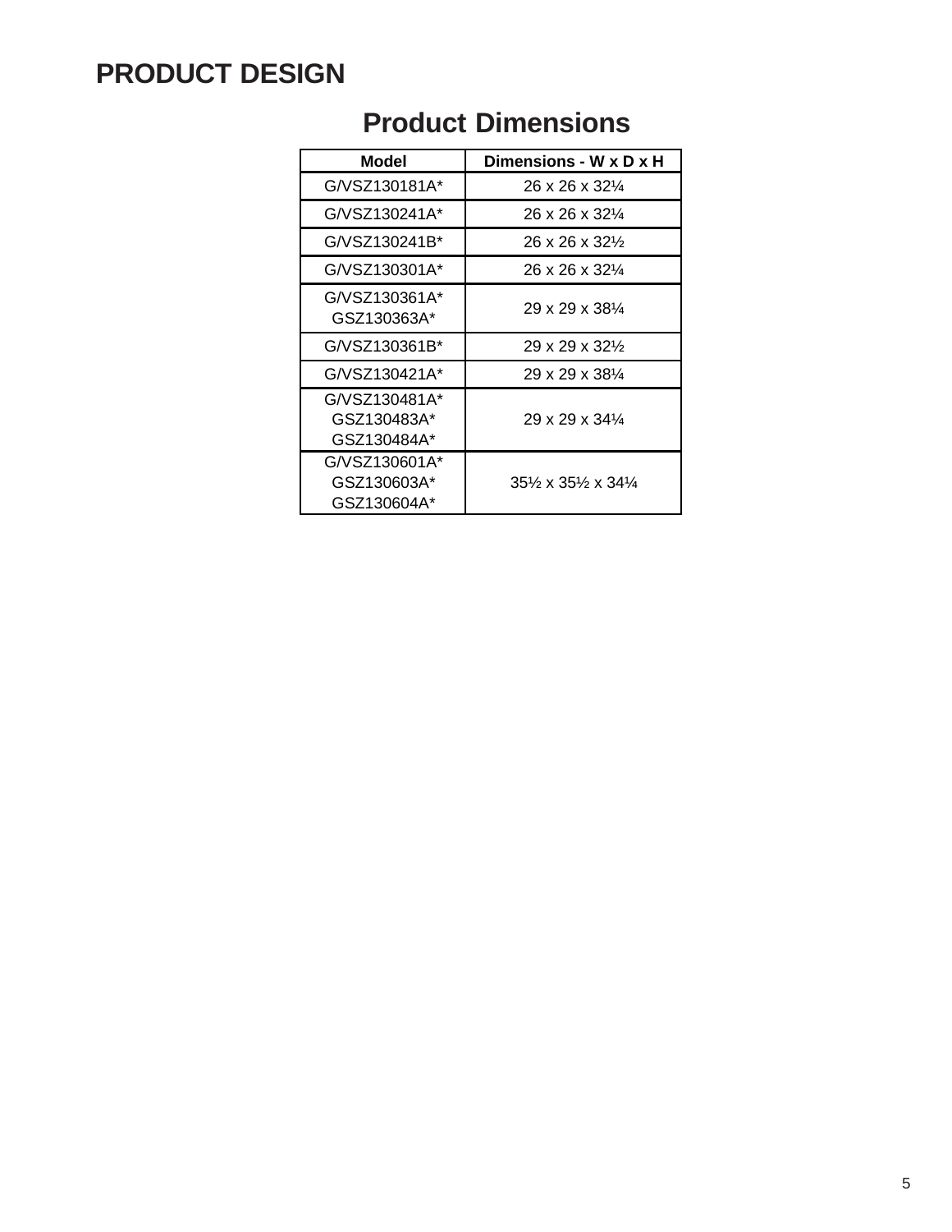# PRODUCT DESIGN

## Product Dimensions

| Model | Dimensions - W x D x H |
|---|---|
| G/VSZ130181A* | 26 x 26 x 32¼ |
| G/VSZ130241A* | 26 x 26 x 32¼ |
| G/VSZ130241B* | 26 x 26 x 32½ |
| G/VSZ130301A* | 26 x 26 x 32¼ |
| G/VSZ130361A*<br>GSZ130363A* | 29 x 29 x 38¼ |
| G/VSZ130361B* | 29 x 29 x 32½ |
| G/VSZ130421A* | 29 x 29 x 38¼ |
| G/VSZ130481A*<br>GSZ130483A*<br>GSZ130484A* | 29 x 29 x 34¼ |
| G/VSZ130601A*<br>GSZ130603A*<br>GSZ130604A* | 35½ x 35½ x 34¼ |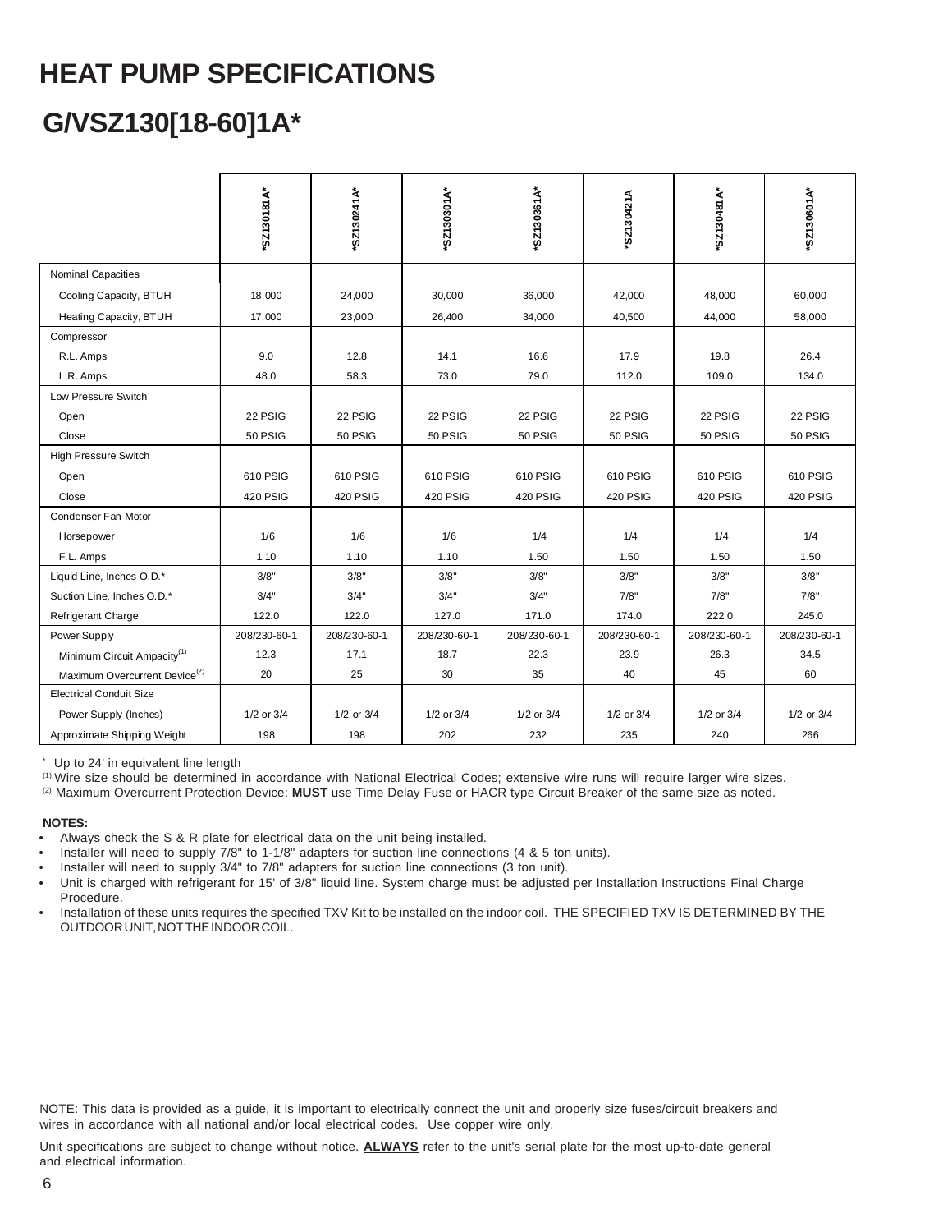# HEAT PUMP SPECIFICATIONS

## G/VSZ130[18-60]1A*

| | *SZ130181A* | *SZ130241A* | *SZ130301A* | *SZ130361A* | *SZ130421A | *SZ130481A* | *SZ130601A* |
|---|---|---|---|---|---|---|---|
| Nominal Capacities | | | | | | | |
| Cooling Capacity, BTUH | 18,000 | 24,000 | 30,000 | 36,000 | 42,000 | 48,000 | 60,000 |
| Heating Capacity, BTUH | 17,000 | 23,000 | 26,400 | 34,000 | 40,500 | 44,000 | 58,000 |
| Compressor | | | | | | | |
| R.L. Amps | 9.0 | 12.8 | 14.1 | 16.6 | 17.9 | 19.8 | 26.4 |
| L.R. Amps | 48.0 | 58.3 | 73.0 | 79.0 | 112.0 | 109.0 | 134.0 |
| Low Pressure Switch | | | | | | | |
| Open | 22 PSIG | 22 PSIG | 22 PSIG | 22 PSIG | 22 PSIG | 22 PSIG | 22 PSIG |
| Close | 50 PSIG | 50 PSIG | 50 PSIG | 50 PSIG | 50 PSIG | 50 PSIG | 50 PSIG |
| High Pressure Switch | | | | | | | |
| Open | 610 PSIG | 610 PSIG | 610 PSIG | 610 PSIG | 610 PSIG | 610 PSIG | 610 PSIG |
| Close | 420 PSIG | 420 PSIG | 420 PSIG | 420 PSIG | 420 PSIG | 420 PSIG | 420 PSIG |
| Condenser Fan Motor | | | | | | | |
| Horsepower | 1/6 | 1/6 | 1/6 | 1/4 | 1/4 | 1/4 | 1/4 |
| F.L. Amps | 1.10 | 1.10 | 1.10 | 1.50 | 1.50 | 1.50 | 1.50 |
| Liquid Line, Inches O.D.* | 3/8" | 3/8" | 3/8" | 3/8" | 3/8" | 3/8" | 3/8" |
| Suction Line, Inches O.D.* | 3/4" | 3/4" | 3/4" | 3/4" | 7/8" | 7/8" | 7/8" |
| Refrigerant Charge | 122.0 | 122.0 | 127.0 | 171.0 | 174.0 | 222.0 | 245.0 |
| Power Supply | 208/230-60-1 | 208/230-60-1 | 208/230-60-1 | 208/230-60-1 | 208/230-60-1 | 208/230-60-1 | 208/230-60-1 |
| Minimum Circuit Ampacity(1) | 12.3 | 17.1 | 18.7 | 22.3 | 23.9 | 26.3 | 34.5 |
| Maximum Overcurrent Device(2) | 20 | 25 | 30 | 35 | 40 | 45 | 60 |
| Electrical Conduit Size | | | | | | | |
| Power Supply (Inches) | 1/2 or 3/4 | 1/2 or 3/4 | 1/2 or 3/4 | 1/2 or 3/4 | 1/2 or 3/4 | 1/2 or 3/4 | 1/2 or 3/4 |
| Approximate Shipping Weight | 198 | 198 | 202 | 232 | 235 | 240 | 266 |

* Up to 24' in equivalent line length

(1) Wire size should be determined in accordance with National Electrical Codes; extensive wire runs will require larger wire sizes.

(2) Maximum Overcurrent Protection Device: **MUST** use Time Delay Fuse or HACR type Circuit Breaker of the same size as noted.

**NOTES:**

- Always check the S & R plate for electrical data on the unit being installed.
- Installer will need to supply 7/8" to 1-1/8" adapters for suction line connections (4 & 5 ton units).
- Installer will need to supply 3/4" to 7/8" adapters for suction line connections (3 ton unit).
- Unit is charged with refrigerant for 15' of 3/8" liquid line. System charge must be adjusted per Installation Instructions Final Charge Procedure.
- Installation of these units requires the specified TXV Kit to be installed on the indoor coil. THE SPECIFIED TXV IS DETERMINED BY THE OUTDOOR UNIT, NOT THE INDOOR COIL.

NOTE: This data is provided as a guide, it is important to electrically connect the unit and properly size fuses/circuit breakers and wires in accordance with all national and/or local electrical codes. Use copper wire only.

Unit specifications are subject to change without notice. **ALWAYS** refer to the unit's serial plate for the most up-to-date general and electrical information.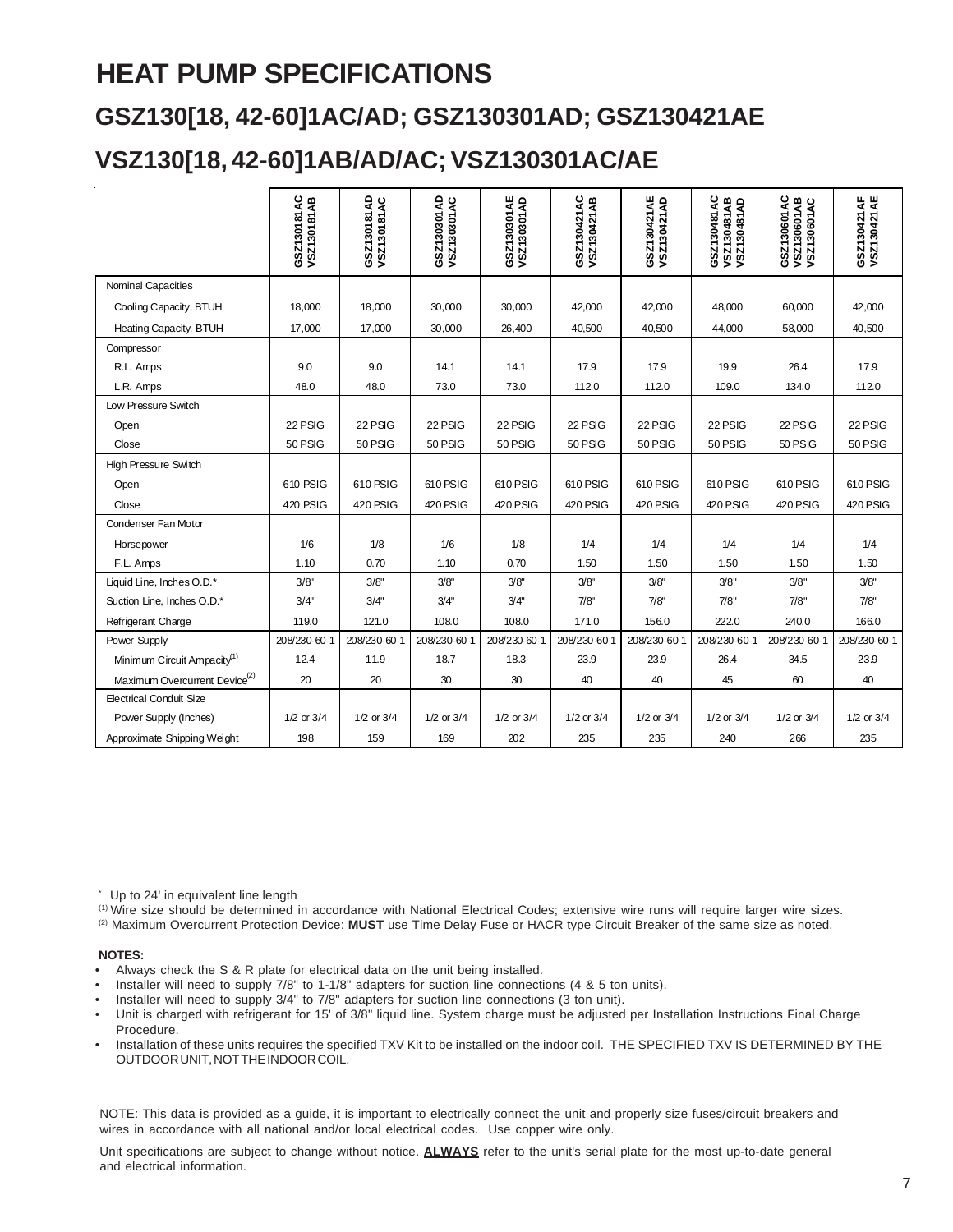# HEAT PUMP SPECIFICATIONS

## GSZ130[18, 42-60]1AC/AD; GSZ130301AD; GSZ130421AE

## VSZ130[18, 42-60]1AB/AD/AC; VSZ130301AC/AE

| | GSZ130181AC VSZ130181AB | GSZ130181AD VSZ130181AC | GSZ130301AD VSZ130301AC | GSZ130301AE VSZ130301AD | GSZ130421AC VSZ130421AB | GSZ130421AE VSZ130421AD | GSZ130481AC VSZ130481AB VSZ130481AD | GSZ130601AC VSZ130601AB VSZ130601AC | GSZ130421AF VSZ130421AE |
|---|---|---|---|---|---|---|---|---|---|
| Nominal Capacities | | | | | | | | | |
| Cooling Capacity, BTUH | 18,000 | 18,000 | 30,000 | 30,000 | 42,000 | 42,000 | 48,000 | 60,000 | 42,000 |
| Heating Capacity, BTUH | 17,000 | 17,000 | 30,000 | 26,400 | 40,500 | 40,500 | 44,000 | 58,000 | 40,500 |
| Compressor | | | | | | | | | |
| R.L. Amps | 9.0 | 9.0 | 14.1 | 14.1 | 17.9 | 17.9 | 19.9 | 26.4 | 17.9 |
| L.R. Amps | 48.0 | 48.0 | 73.0 | 73.0 | 112.0 | 112.0 | 109.0 | 134.0 | 112.0 |
| Low Pressure Switch | | | | | | | | | |
| Open | 22 PSIG | 22 PSIG | 22 PSIG | 22 PSIG | 22 PSIG | 22 PSIG | 22 PSIG | 22 PSIG | 22 PSIG |
| Close | 50 PSIG | 50 PSIG | 50 PSIG | 50 PSIG | 50 PSIG | 50 PSIG | 50 PSIG | 50 PSIG | 50 PSIG |
| High Pressure Switch | | | | | | | | | |
| Open | 610 PSIG | 610 PSIG | 610 PSIG | 610 PSIG | 610 PSIG | 610 PSIG | 610 PSIG | 610 PSIG | 610 PSIG |
| Close | 420 PSIG | 420 PSIG | 420 PSIG | 420 PSIG | 420 PSIG | 420 PSIG | 420 PSIG | 420 PSIG | 420 PSIG |
| Condenser Fan Motor | | | | | | | | | |
| Horsepower | 1/6 | 1/8 | 1/6 | 1/8 | 1/4 | 1/4 | 1/4 | 1/4 | 1/4 |
| F.L. Amps | 1.10 | 0.70 | 1.10 | 0.70 | 1.50 | 1.50 | 1.50 | 1.50 | 1.50 |
| Liquid Line, Inches O.D.* | 3/8" | 3/8" | 3/8" | 3/8" | 3/8" | 3/8" | 3/8" | 3/8" | 3/8" |
| Suction Line, Inches O.D.* | 3/4" | 3/4" | 3/4" | 3/4" | 7/8" | 7/8" | 7/8" | 7/8" | 7/8" |
| Refrigerant Charge | 119.0 | 121.0 | 108.0 | 108.0 | 171.0 | 156.0 | 222.0 | 240.0 | 166.0 |
| Power Supply | 208/230-60-1 | 208/230-60-1 | 208/230-60-1 | 208/230-60-1 | 208/230-60-1 | 208/230-60-1 | 208/230-60-1 | 208/230-60-1 | 208/230-60-1 |
| Minimum Circuit Ampacity(1) | 12.4 | 11.9 | 18.7 | 18.3 | 23.9 | 23.9 | 26.4 | 34.5 | 23.9 |
| Maximum Overcurrent Device(2) | 20 | 20 | 30 | 30 | 40 | 40 | 45 | 60 | 40 |
| Electrical Conduit Size | | | | | | | | | |
| Power Supply (Inches) | 1/2 or 3/4 | 1/2 or 3/4 | 1/2 or 3/4 | 1/2 or 3/4 | 1/2 or 3/4 | 1/2 or 3/4 | 1/2 or 3/4 | 1/2 or 3/4 | 1/2 or 3/4 |
| Approximate Shipping Weight | 198 | 159 | 169 | 202 | 235 | 235 | 240 | 266 | 235 |

\* Up to 24' in equivalent line length

(1) Wire size should be determined in accordance with National Electrical Codes; extensive wire runs will require larger wire sizes.

(2) Maximum Overcurrent Protection Device: **MUST** use Time Delay Fuse or HACR type Circuit Breaker of the same size as noted.

**NOTES:**

- Always check the S & R plate for electrical data on the unit being installed.
- Installer will need to supply 7/8" to 1-1/8" adapters for suction line connections (4 & 5 ton units).
- Installer will need to supply 3/4" to 7/8" adapters for suction line connections (3 ton unit).
- Unit is charged with refrigerant for 15' of 3/8" liquid line. System charge must be adjusted per Installation Instructions Final Charge Procedure.
- Installation of these units requires the specified TXV Kit to be installed on the indoor coil. THE SPECIFIED TXV IS DETERMINED BY THE OUTDOOR UNIT, NOT THE INDOOR COIL.

NOTE: This data is provided as a guide, it is important to electrically connect the unit and properly size fuses/circuit breakers and wires in accordance with all national and/or local electrical codes. Use copper wire only.

Unit specifications are subject to change without notice. **ALWAYS** refer to the unit's serial plate for the most up-to-date general and electrical information.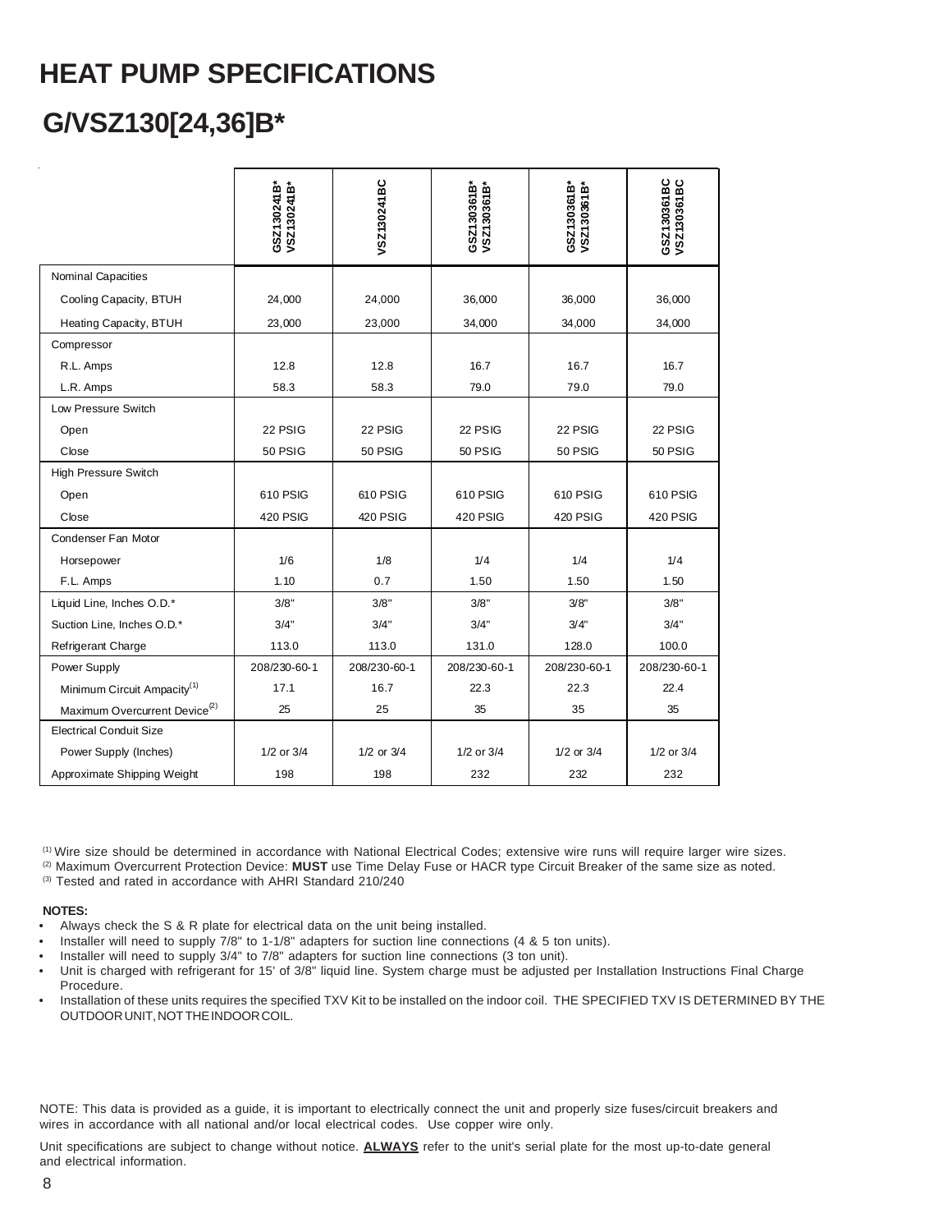# HEAT PUMP SPECIFICATIONS

## G/VSZ130[24,36]B*

| | GSZ130241B* VSZ130241B* | VSZ130241BC | GSZ130361B* VSZ130361B* | GSZ130361B* VSZ130361B* | GSZ130361BC VSZ130361BC |
|---|---|---|---|---|---|
| Nominal Capacities | | | | | |
| Cooling Capacity, BTUH | 24,000 | 24,000 | 36,000 | 36,000 | 36,000 |
| Heating Capacity, BTUH | 23,000 | 23,000 | 34,000 | 34,000 | 34,000 |
| Compressor | | | | | |
| R.L. Amps | 12.8 | 12.8 | 16.7 | 16.7 | 16.7 |
| L.R. Amps | 58.3 | 58.3 | 79.0 | 79.0 | 79.0 |
| Low Pressure Switch | | | | | |
| Open | 22 PSIG | 22 PSIG | 22 PSIG | 22 PSIG | 22 PSIG |
| Close | 50 PSIG | 50 PSIG | 50 PSIG | 50 PSIG | 50 PSIG |
| High Pressure Switch | | | | | |
| Open | 610 PSIG | 610 PSIG | 610 PSIG | 610 PSIG | 610 PSIG |
| Close | 420 PSIG | 420 PSIG | 420 PSIG | 420 PSIG | 420 PSIG |
| Condenser Fan Motor | | | | | |
| Horsepower | 1/6 | 1/8 | 1/4 | 1/4 | 1/4 |
| F.L. Amps | 1.10 | 0.7 | 1.50 | 1.50 | 1.50 |
| Liquid Line, Inches O.D.* | 3/8" | 3/8" | 3/8" | 3/8" | 3/8" |
| Suction Line, Inches O.D.* | 3/4" | 3/4" | 3/4" | 3/4" | 3/4" |
| Refrigerant Charge | 113.0 | 113.0 | 131.0 | 128.0 | 100.0 |
| Power Supply | 208/230-60-1 | 208/230-60-1 | 208/230-60-1 | 208/230-60-1 | 208/230-60-1 |
| Minimum Circuit Ampacity[(1)] | 17.1 | 16.7 | 22.3 | 22.3 | 22.4 |
| Maximum Overcurrent Device[(2)] | 25 | 25 | 35 | 35 | 35 |
| Electrical Conduit Size | | | | | |
| Power Supply (Inches) | 1/2 or 3/4 | 1/2 or 3/4 | 1/2 or 3/4 | 1/2 or 3/4 | 1/2 or 3/4 |
| Approximate Shipping Weight | 198 | 198 | 232 | 232 | 232 |

[(1)] Wire size should be determined in accordance with National Electrical Codes; extensive wire runs will require larger wire sizes.
[(2)] Maximum Overcurrent Protection Device: **MUST** use Time Delay Fuse or HACR type Circuit Breaker of the same size as noted.
[(3)] Tested and rated in accordance with AHRI Standard 210/240

**NOTES:**

- Always check the S & R plate for electrical data on the unit being installed.
- Installer will need to supply 7/8" to 1-1/8" adapters for suction line connections (4 & 5 ton units).
- Installer will need to supply 3/4" to 7/8" adapters for suction line connections (3 ton unit).
- Unit is charged with refrigerant for 15' of 3/8" liquid line. System charge must be adjusted per Installation Instructions Final Charge Procedure.
- Installation of these units requires the specified TXV Kit to be installed on the indoor coil. THE SPECIFIED TXV IS DETERMINED BY THE OUTDOOR UNIT, NOT THE INDOOR COIL.

NOTE: This data is provided as a guide, it is important to electrically connect the unit and properly size fuses/circuit breakers and wires in accordance with all national and/or local electrical codes. Use copper wire only.

Unit specifications are subject to change without notice. **ALWAYS** refer to the unit's serial plate for the most up-to-date general and electrical information.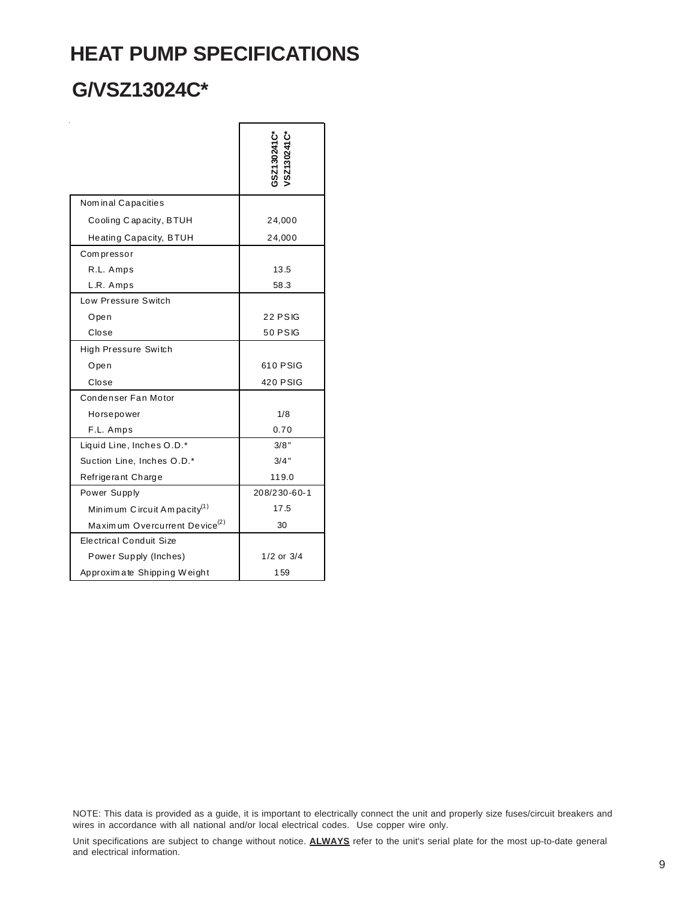# HEAT PUMP SPECIFICATIONS

## G/VSZ13024C*

| | GSZ130241C* VSZ130241C* |
|---|---|
| Nominal Capacities | |
| Cooling Capacity, BTUH | 24,000 |
| Heating Capacity, BTUH | 24,000 |
| Compressor | |
| R.L. Amps | 13.5 |
| L.R. Amps | 58.3 |
| Low Pressure Switch | |
| Open | 22 PSIG |
| Close | 50 PSIG |
| High Pressure Switch | |
| Open | 610 PSIG |
| Close | 420 PSIG |
| Condenser Fan Motor | |
| Horsepower | 1/8 |
| F.L. Amps | 0.70 |
| Liquid Line, Inches O.D.* | 3/8" |
| Suction Line, Inches O.D.* | 3/4" |
| Refrigerant Charge | 119.0 |
| Power Supply | 208/230-60-1 |
| Minimum Circuit Ampacity(1) | 17.5 |
| Maximum Overcurrent Device(2) | 30 |
| Electrical Conduit Size | |
| Power Supply (Inches) | 1/2 or 3/4 |
| Approximate Shipping Weight | 159 |

NOTE: This data is provided as a guide, it is important to electrically connect the unit and properly size fuses/circuit breakers and wires in accordance with all national and/or local electrical codes. Use copper wire only.

Unit specifications are subject to change without notice. **ALWAYS** refer to the unit's serial plate for the most up-to-date general and electrical information.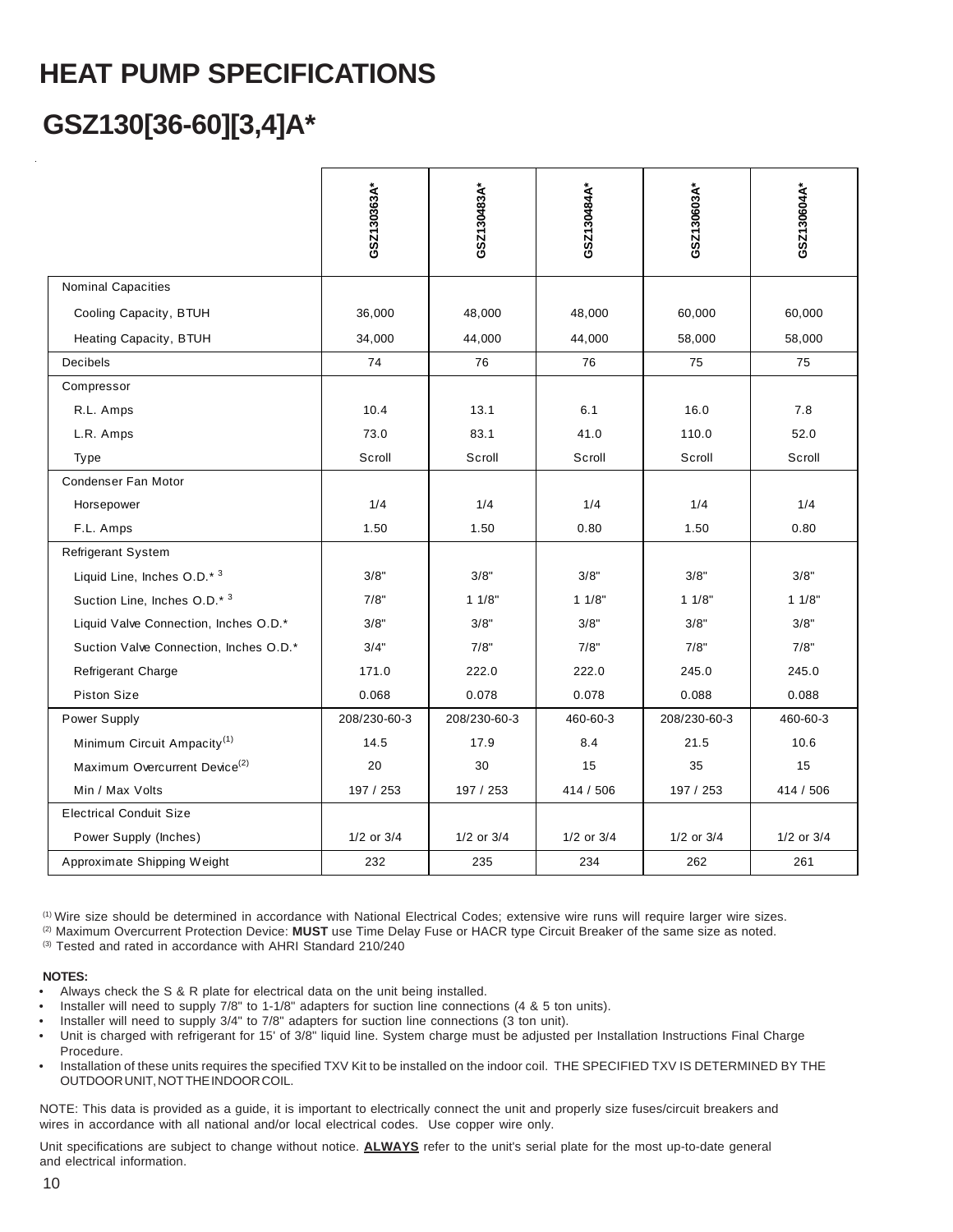# HEAT PUMP SPECIFICATIONS

## GSZ130[36-60][3,4]A*

| | GSZ130363A* | GSZ130483A* | GSZ130484A* | GSZ130603A* | GSZ130604A* |
|---|---|---|---|---|---|
| Nominal Capacities | | | | | |
| Cooling Capacity, BTUH | 36,000 | 48,000 | 48,000 | 60,000 | 60,000 |
| Heating Capacity, BTUH | 34,000 | 44,000 | 44,000 | 58,000 | 58,000 |
| Decibels | 74 | 76 | 76 | 75 | 75 |
| Compressor | | | | | |
| R.L. Amps | 10.4 | 13.1 | 6.1 | 16.0 | 7.8 |
| L.R. Amps | 73.0 | 83.1 | 41.0 | 110.0 | 52.0 |
| Type | Scroll | Scroll | Scroll | Scroll | Scroll |
| Condenser Fan Motor | | | | | |
| Horsepower | 1/4 | 1/4 | 1/4 | 1/4 | 1/4 |
| F.L. Amps | 1.50 | 1.50 | 0.80 | 1.50 | 0.80 |
| Refrigerant System | | | | | |
| Liquid Line, Inches O.D.* [3] | 3/8" | 3/8" | 3/8" | 3/8" | 3/8" |
| Suction Line, Inches O.D.* [3] | 7/8" | 1 1/8" | 1 1/8" | 1 1/8" | 1 1/8" |
| Liquid Valve Connection, Inches O.D.* | 3/8" | 3/8" | 3/8" | 3/8" | 3/8" |
| Suction Valve Connection, Inches O.D.* | 3/4" | 7/8" | 7/8" | 7/8" | 7/8" |
| Refrigerant Charge | 171.0 | 222.0 | 222.0 | 245.0 | 245.0 |
| Piston Size | 0.068 | 0.078 | 0.078 | 0.088 | 0.088 |
| Power Supply | 208/230-60-3 | 208/230-60-3 | 460-60-3 | 208/230-60-3 | 460-60-3 |
| Minimum Circuit Ampacity[(1)] | 14.5 | 17.9 | 8.4 | 21.5 | 10.6 |
| Maximum Overcurrent Device[(2)] | 20 | 30 | 15 | 35 | 15 |
| Min / Max Volts | 197 / 253 | 197 / 253 | 414 / 506 | 197 / 253 | 414 / 506 |
| Electrical Conduit Size | | | | | |
| Power Supply (Inches) | 1/2 or 3/4 | 1/2 or 3/4 | 1/2 or 3/4 | 1/2 or 3/4 | 1/2 or 3/4 |
| Approximate Shipping Weight | 232 | 235 | 234 | 262 | 261 |

(1) Wire size should be determined in accordance with National Electrical Codes; extensive wire runs will require larger wire sizes.
(2) Maximum Overcurrent Protection Device: **MUST** use Time Delay Fuse or HACR type Circuit Breaker of the same size as noted.
(3) Tested and rated in accordance with AHRI Standard 210/240

**NOTES:**

- Always check the S & R plate for electrical data on the unit being installed.
- Installer will need to supply 7/8" to 1-1/8" adapters for suction line connections (4 & 5 ton units).
- Installer will need to supply 3/4" to 7/8" adapters for suction line connections (3 ton unit).
- Unit is charged with refrigerant for 15' of 3/8" liquid line. System charge must be adjusted per Installation Instructions Final Charge Procedure.
- Installation of these units requires the specified TXV Kit to be installed on the indoor coil. THE SPECIFIED TXV IS DETERMINED BY THE OUTDOOR UNIT, NOT THE INDOOR COIL.

NOTE: This data is provided as a guide, it is important to electrically connect the unit and properly size fuses/circuit breakers and wires in accordance with all national and/or local electrical codes. Use copper wire only.

Unit specifications are subject to change without notice. **ALWAYS** refer to the unit's serial plate for the most up-to-date general and electrical information.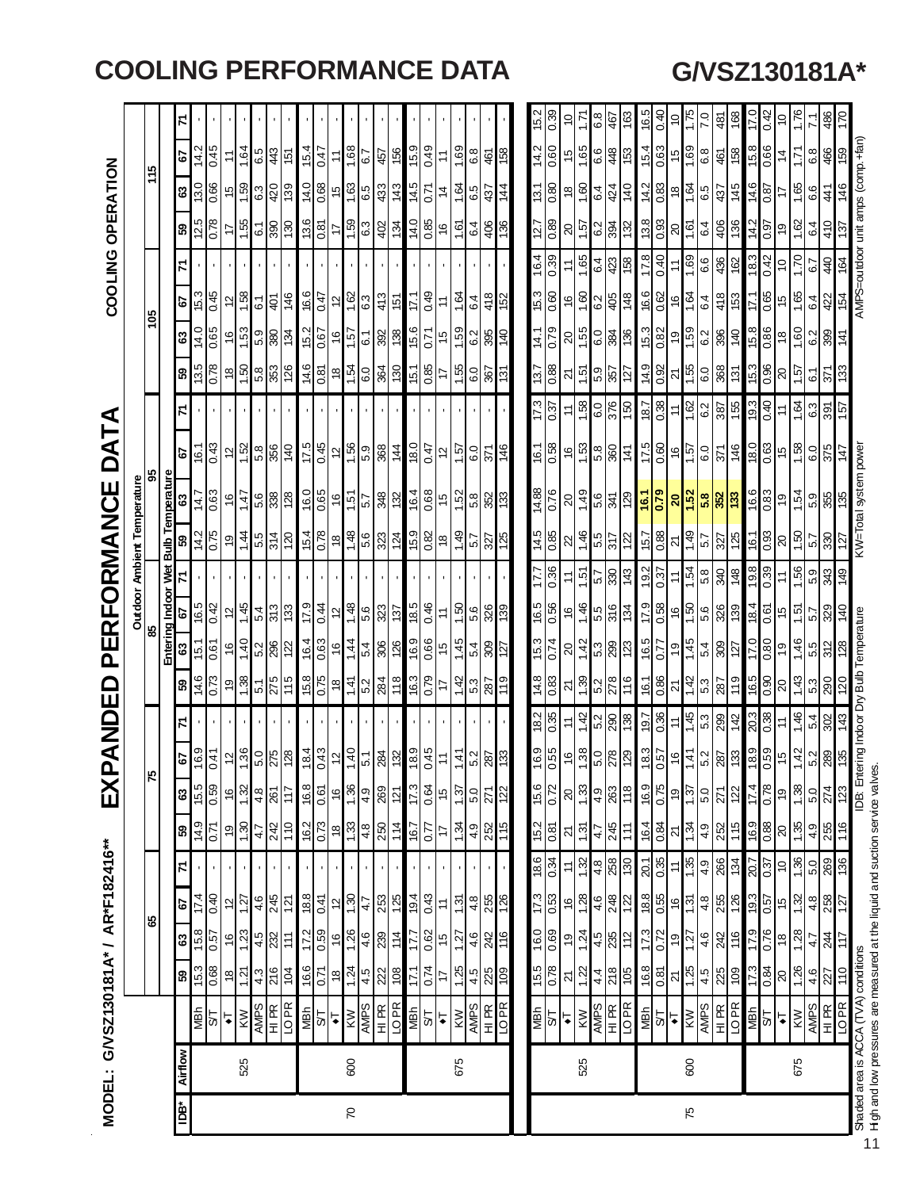# COOLING PERFORMANCE DATA

# G/VSZ130181A*

MODEL: G/VSZ130181A* / AR*F182416**

# EXPANDED PERFORMANCE DATA

COOLING OPERATION

| | | | Outdoor Ambient Temperature | | | | | | | | | | | | | | | | | | | | | | | |
|---|---|---|---|---|---|---|---|---|---|---|---|---|---|---|---|---|---|---|---|---|---|---|---|---|---|---|
| | | | 65 | | | | 75 | | | | 85 | | | | 95 | | | | 105 | | | | 115 | | | |
| | | | Entering Indoor Wet Bulb Temperature | | | | | | | | | | | | | | | | | | | | | | | |
| IDB* | Airflow | | 59 | 63 | 67 | 71 | 59 | 63 | 67 | 71 | 59 | 63 | 67 | 71 | 59 | 63 | 67 | 71 | 59 | 63 | 67 | 71 | 59 | 63 | 67 | 71 |
| 70 | 525 | MBh | 15.3 | 15.8 | 17.4 | - | 14.9 | 15.5 | 16.9 | - | 14.6 | 15.1 | 16.5 | - | 14.2 | 14.7 | 16.1 | - | 13.5 | 14.0 | 15.3 | - | 12.5 | 13.0 | 14.2 | - |
| | | S/T | 0.68 | 0.57 | 0.40 | - | 0.71 | 0.59 | 0.41 | - | 0.73 | 0.61 | 0.42 | - | 0.75 | 0.63 | 0.43 | - | 0.78 | 0.65 | 0.45 | - | 0.78 | 0.66 | 0.45 | - |
| | | ΔT | 18 | 16 | 12 | - | 19 | 16 | 12 | - | 19 | 16 | 12 | - | 19 | 16 | 12 | - | 18 | 16 | 12 | - | 17 | 15 | 11 | - |
| | | KW | 1.21 | 1.23 | 1.27 | - | 1.30 | 1.32 | 1.36 | - | 1.38 | 1.40 | 1.45 | - | 1.44 | 1.47 | 1.52 | - | 1.50 | 1.53 | 1.58 | - | 1.55 | 1.59 | 1.64 | - |
| | | AMPS | 4.3 | 4.5 | 4.6 | - | 4.7 | 4.8 | 5.0 | - | 5.1 | 5.2 | 5.4 | - | 5.5 | 5.6 | 5.8 | - | 5.8 | 5.9 | 6.1 | - | 6.1 | 6.3 | 6.5 | - |
| | | HI PR | 216 | 232 | 245 | - | 242 | 261 | 275 | - | 275 | 296 | 313 | - | 314 | 338 | 356 | - | 353 | 380 | 401 | - | 390 | 420 | 443 | - |
| | | LO PR | 104 | 111 | 121 | - | 110 | 117 | 128 | - | 115 | 122 | 133 | - | 120 | 128 | 140 | - | 126 | 134 | 146 | - | 130 | 139 | 151 | - |
| | 600 | MBh | 16.6 | 17.2 | 18.8 | - | 16.2 | 16.8 | 18.4 | - | 15.8 | 16.4 | 17.9 | - | 15.4 | 16.0 | 17.5 | - | 14.6 | 15.2 | 16.6 | - | 13.6 | 14.0 | 15.4 | - |
| | | S/T | 0.71 | 0.59 | 0.41 | - | 0.73 | 0.61 | 0.43 | - | 0.75 | 0.63 | 0.44 | - | 0.78 | 0.65 | 0.45 | - | 0.81 | 0.67 | 0.47 | - | 0.81 | 0.68 | 0.47 | - |
| | | ΔT | 18 | 16 | 12 | - | 18 | 16 | 12 | - | 18 | 16 | 12 | - | 18 | 16 | 12 | - | 18 | 16 | 12 | - | 17 | 15 | 11 | - |
| | | KW | 1.24 | 1.26 | 1.30 | - | 1.33 | 1.36 | 1.40 | - | 1.41 | 1.44 | 1.48 | - | 1.48 | 1.51 | 1.56 | - | 1.54 | 1.57 | 1.62 | - | 1.59 | 1.63 | 1.68 | - |
| | | AMPS | 4.5 | 4.6 | 4.7 | - | 4.8 | 4.9 | 5.1 | - | 5.2 | 5.4 | 5.6 | - | 5.6 | 5.7 | 5.9 | - | 6.0 | 6.1 | 6.3 | - | 6.3 | 6.5 | 6.7 | - |
| | | HI PR | 222 | 239 | 253 | - | 250 | 269 | 284 | - | 284 | 306 | 323 | - | 323 | 348 | 368 | - | 364 | 392 | 413 | - | 402 | 433 | 457 | - |
| | | LO PR | 108 | 114 | 125 | - | 114 | 121 | 132 | - | 118 | 126 | 137 | - | 124 | 132 | 144 | - | 130 | 138 | 151 | - | 134 | 143 | 156 | - |
| | 675 | MBh | 17.1 | 17.7 | 19.4 | - | 16.7 | 17.3 | 18.9 | - | 16.3 | 16.9 | 18.5 | - | 15.9 | 16.4 | 18.0 | - | 15.1 | 15.6 | 17.1 | - | 14.0 | 14.5 | 15.9 | - |
| | | S/T | 0.74 | 0.62 | 0.43 | - | 0.77 | 0.64 | 0.45 | - | 0.79 | 0.66 | 0.46 | - | 0.82 | 0.68 | 0.47 | - | 0.85 | 0.71 | 0.49 | - | 0.85 | 0.71 | 0.49 | - |
| | | ΔT | 17 | 15 | 11 | - | 17 | 15 | 11 | - | 17 | 15 | 11 | - | 18 | 15 | 12 | - | 17 | 15 | 11 | - | 16 | 14 | 11 | - |
| | | KW | 1.25 | 1.27 | 1.31 | - | 1.34 | 1.37 | 1.41 | - | 1.42 | 1.45 | 1.50 | - | 1.49 | 1.52 | 1.57 | - | 1.55 | 1.59 | 1.64 | - | 1.61 | 1.64 | 1.69 | - |
| | | AMPS | 4.5 | 4.6 | 4.8 | - | 4.9 | 5.0 | 5.2 | - | 5.3 | 5.4 | 5.6 | - | 5.7 | 5.8 | 6.0 | - | 6.0 | 6.2 | 6.4 | - | 6.4 | 6.5 | 6.8 | - |
| | | HI PR | 225 | 242 | 255 | - | 252 | 271 | 287 | - | 287 | 309 | 326 | - | 327 | 352 | 371 | - | 367 | 395 | 418 | - | 406 | 437 | 461 | - |
| | | LO PR | 109 | 116 | 126 | - | 115 | 122 | 133 | - | 119 | 127 | 139 | - | 125 | 133 | 146 | - | 131 | 140 | 152 | - | 136 | 144 | 158 | - |
| 75 | 525 | MBh | 15.5 | 16.0 | 17.3 | 18.6 | 15.2 | 15.6 | 16.9 | 18.2 | 14.8 | 15.3 | 16.5 | 17.7 | 14.5 | 14.88 | 16.1 | 17.3 | 13.7 | 14.1 | 15.3 | 16.4 | 12.7 | 13.1 | 14.2 | 15.2 |
| | | S/T | 0.78 | 0.69 | 0.53 | 0.34 | 0.81 | 0.72 | 0.55 | 0.35 | 0.83 | 0.74 | 0.56 | 0.36 | 0.85 | 0.76 | 0.58 | 0.37 | 0.88 | 0.79 | 0.60 | 0.39 | 0.89 | 0.80 | 0.60 | 0.39 |
| | | ΔT | 21 | 19 | 16 | 11 | 21 | 20 | 16 | 11 | 21 | 20 | 16 | 11 | 22 | 20 | 16 | 11 | 21 | 20 | 16 | 11 | 20 | 18 | 15 | 10 |
| | | KW | 1.22 | 1.24 | 1.28 | 1.32 | 1.31 | 1.33 | 1.38 | 1.42 | 1.39 | 1.42 | 1.46 | 1.51 | 1.46 | 1.49 | 1.53 | 1.58 | 1.51 | 1.55 | 1.60 | 1.65 | 1.57 | 1.60 | 1.65 | 1.71 |
| | | AMPS | 4.4 | 4.5 | 4.6 | 4.8 | 4.7 | 4.9 | 5.0 | 5.2 | 5.2 | 5.3 | 5.5 | 5.7 | 5.5 | 5.6 | 5.8 | 6.0 | 5.9 | 6.0 | 6.2 | 6.4 | 6.2 | 6.4 | 6.6 | 6.8 |
| | | HI PR | 218 | 235 | 248 | 258 | 245 | 263 | 278 | 290 | 278 | 299 | 316 | 330 | 317 | 341 | 360 | 376 | 357 | 384 | 405 | 423 | 394 | 424 | 448 | 467 |
| | | LO PR | 105 | 112 | 122 | 130 | 111 | 118 | 129 | 138 | 116 | 123 | 134 | 143 | 122 | 129 | 141 | 150 | 127 | 136 | 148 | 158 | 132 | 140 | 153 | 163 |
| | 600 | MBh | 16.8 | 17.3 | 18.8 | 20.1 | 16.4 | 16.9 | 18.3 | 19.7 | 16.1 | 16.5 | 17.9 | 19.2 | 15.7 | **16.1** | 17.5 | 18.7 | 14.9 | 15.3 | 16.6 | 17.8 | 13.8 | 14.2 | 15.4 | 16.5 |
| | | S/T | 0.81 | 0.72 | 0.55 | 0.35 | 0.84 | 0.75 | 0.57 | 0.36 | 0.86 | 0.77 | 0.58 | 0.37 | 0.88 | **0.79** | 0.60 | 0.38 | 0.92 | 0.82 | 0.62 | 0.40 | 0.93 | 0.83 | 0.63 | 0.40 |
| | | ΔT | 21 | 19 | 16 | 11 | 21 | 19 | 16 | 11 | 21 | 19 | 16 | 11 | 21 | **20** | 16 | 11 | 21 | 19 | 16 | 11 | 20 | 18 | 15 | 10 |
| | | KW | 1.25 | 1.27 | 1.31 | 1.35 | 1.34 | 1.37 | 1.41 | 1.45 | 1.42 | 1.45 | 1.50 | 1.54 | 1.49 | **1.52** | 1.57 | 1.62 | 1.55 | 1.59 | 1.64 | 1.69 | 1.61 | 1.64 | 1.69 | 1.75 |
| | | AMPS | 4.5 | 4.6 | 4.8 | 4.9 | 4.9 | 5.0 | 5.2 | 5.3 | 5.3 | 5.4 | 5.6 | 5.8 | 5.7 | **5.8** | 6.0 | 6.2 | 6.0 | 6.2 | 6.4 | 6.6 | 6.4 | 6.5 | 6.8 | 7.0 |
| | | HI PR | 225 | 242 | 255 | 266 | 252 | 271 | 287 | 299 | 287 | 309 | 326 | 340 | 327 | **352** | 371 | 387 | 368 | 396 | 418 | 436 | 406 | 437 | 461 | 481 |
| | | LO PR | 109 | 116 | 126 | 134 | 115 | 122 | 133 | 142 | 119 | 127 | 139 | 148 | 125 | **133** | 146 | 155 | 131 | 140 | 153 | 162 | 136 | 145 | 158 | 168 |
| | 675 | MBh | 17.3 | 17.9 | 19.3 | 20.7 | 16.9 | 17.4 | 18.9 | 20.3 | 16.5 | 17.0 | 18.4 | 19.8 | 16.1 | 16.6 | 18.0 | 19.3 | 15.3 | 15.8 | 17.1 | 18.3 | 14.2 | 14.6 | 15.8 | 17.0 |
| | | S/T | 0.84 | 0.76 | 0.57 | 0.37 | 0.88 | 0.78 | 0.59 | 0.38 | 0.90 | 0.80 | 0.61 | 0.39 | 0.93 | 0.83 | 0.63 | 0.40 | 0.96 | 0.86 | 0.65 | 0.42 | 0.97 | 0.87 | 0.66 | 0.42 |
| | | ΔT | 20 | 18 | 15 | 10 | 20 | 19 | 15 | 11 | 20 | 19 | 15 | 11 | 20 | 19 | 15 | 11 | 20 | 18 | 15 | 10 | 19 | 17 | 14 | 10 |
| | | KW | 1.26 | 1.28 | 1.32 | 1.36 | 1.35 | 1.38 | 1.42 | 1.46 | 1.43 | 1.46 | 1.51 | 1.56 | 1.50 | 1.54 | 1.58 | 1.64 | 1.57 | 1.60 | 1.65 | 1.70 | 1.62 | 1.65 | 1.71 | 1.76 |
| | | AMPS | 4.6 | 4.7 | 4.8 | 5.0 | 4.9 | 5.0 | 5.2 | 5.4 | 5.3 | 5.5 | 5.7 | 5.9 | 5.7 | 5.9 | 6.0 | 6.3 | 6.1 | 6.2 | 6.4 | 6.7 | 6.4 | 6.6 | 6.8 | 7.1 |
| | | HI PR | 227 | 244 | 258 | 269 | 255 | 274 | 289 | 302 | 290 | 312 | 329 | 343 | 330 | 355 | 375 | 391 | 371 | 399 | 422 | 440 | 410 | 441 | 466 | 486 |
| | | LO PR | 110 | 117 | 127 | 136 | 116 | 123 | 135 | 143 | 120 | 128 | 140 | 149 | 127 | 135 | 147 | 157 | 133 | 141 | 154 | 164 | 137 | 146 | 159 | 170 |

Shaded area is ACCA (TVA) conditions

High and low pressures are measured at the liquid and suction service valves.

IDB: Entering Indoor Dry Bulb Temperature

KW=Total system power

AMPS=outdoor unit amps (comp.+fan)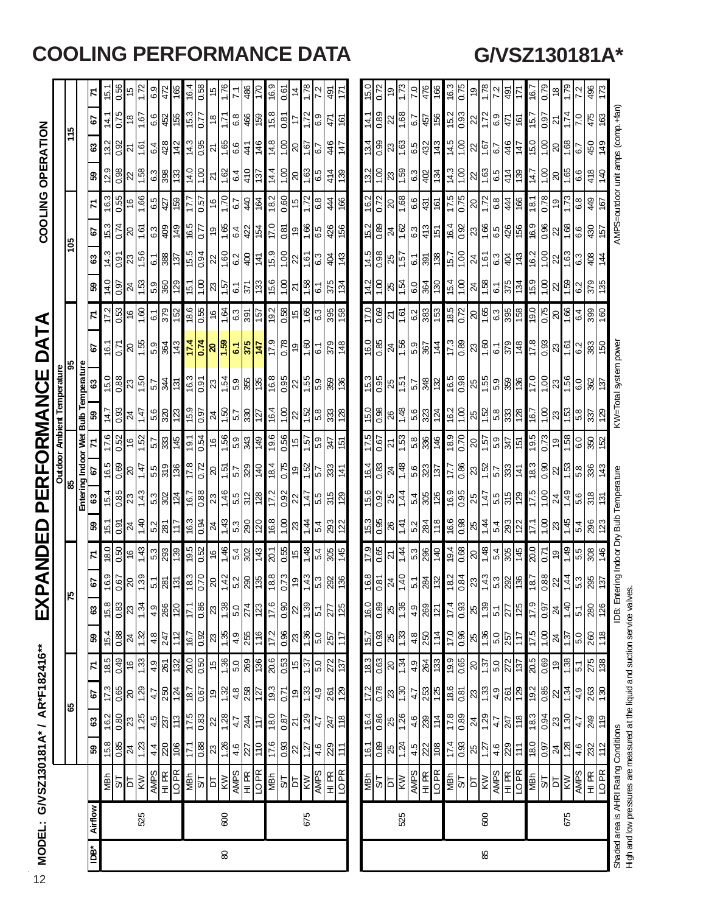# COOLING PERFORMANCE DATA

## G/VSZ130181A*

MODEL: G/VSZ130181A* / AR*F182416**

# EXPANDED PERFORMANCE DATA

COOLING OPERATION

| IDB* | Airflow | | Outdoor Ambient Temperature 65 | | | | 75 | | | | 85 | | | | 95 | | | | 105 | | | | 115 | | | |
|---|---|---|---|---|---|---|---|---|---|---|---|---|---|---|---|---|---|---|---|---|---|---|---|---|---|---|
| | | | Entering Indoor Wet Bulb Temperature | | | | | | | | | | | | | | | | | | | | | | | |
| | | | 59 | 63 | 67 | 71 | 59 | 63 | 67 | 71 | 59 | 63 | 67 | 71 | 59 | 63 | 67 | 71 | 59 | 63 | 67 | 71 | 59 | 63 | 67 | 71 |
| 80 | 525 | MBh | 15.8 | 16.2 | 17.3 | 18.5 | 15.4 | 15.8 | 16.9 | 18.0 | 15.1 | 15.4 | 16.5 | 17.6 | 14.7 | 15.0 | 16.1 | 17.2 | 14.0 | 14.3 | 15.3 | 16.3 | 12.9 | 13.2 | 14.1 | 15.1 |
| | | S/T | 0.85 | 0.80 | 0.65 | 0.49 | 0.88 | 0.83 | 0.67 | 0.50 | 0.91 | 0.85 | 0.69 | 0.52 | 0.93 | 0.88 | 0.71 | 0.53 | 0.97 | 0.91 | 0.74 | 0.55 | 0.98 | 0.92 | 0.75 | 0.56 |
| | | DT | 24 | 23 | 20 | 16 | 24 | 23 | 20 | 16 | 24 | 23 | 20 | 16 | 24 | 23 | 20 | 16 | 24 | 23 | 20 | 16 | 22 | 21 | 18 | 15 |
| | | KW | 1.23 | 1.25 | 1.29 | 1.33 | 1.32 | 1.34 | 1.39 | 1.43 | 1.40 | 1.43 | 1.47 | 1.52 | 1.47 | 1.50 | 1.55 | 1.60 | 1.53 | 1.56 | 1.61 | 1.66 | 1.58 | 1.61 | 1.67 | 1.72 |
| | | AMPS | 4.4 | 4.5 | 4.7 | 4.9 | 4.8 | 4.9 | 5.1 | 5.3 | 5.2 | 5.3 | 5.5 | 5.7 | 5.6 | 5.7 | 5.9 | 6.1 | 5.9 | 6.1 | 6.3 | 6.5 | 6.3 | 6.4 | 6.6 | 6.9 |
| | | HI PR | 220 | 237 | 250 | 261 | 247 | 266 | 281 | 293 | 281 | 302 | 319 | 333 | 320 | 344 | 364 | 379 | 360 | 388 | 409 | 427 | 398 | 428 | 452 | 472 |
| | | LO PR | 106 | 113 | 124 | 132 | 112 | 120 | 131 | 139 | 117 | 124 | 136 | 145 | 123 | 131 | 143 | 152 | 129 | 137 | 149 | 159 | 133 | 142 | 155 | 165 |
| | 600 | MBh | 17.1 | 17.5 | 18.7 | 20.0 | 16.7 | 17.1 | 18.3 | 19.5 | 16.3 | 16.7 | 17.8 | 19.1 | 15.9 | 16.3 | **17.4** | 18.6 | 15.1 | 15.5 | 16.5 | 17.7 | 14.0 | 14.3 | 15.3 | 16.4 |
| | | S/T | 0.88 | 0.83 | 0.67 | 0.50 | 0.92 | 0.86 | 0.70 | 0.52 | 0.94 | 0.88 | 0.72 | 0.54 | 0.97 | 0.91 | **0.74** | 0.55 | 1.00 | 0.94 | 0.77 | 0.57 | 1.00 | 0.95 | 0.77 | 0.58 |
| | | DT | 23 | 22 | 19 | 15 | 23 | 23 | 20 | 16 | 24 | 23 | 20 | 16 | 24 | 23 | **20** | 16 | 23 | 22 | 19 | 16 | 21 | 21 | 18 | 15 |
| | | KW | 1.26 | 1.28 | 1.32 | 1.36 | 1.35 | 1.38 | 1.42 | 1.46 | 1.43 | 1.46 | 1.51 | 1.56 | 1.50 | 1.54 | **1.59** | 1.64 | 1.57 | 1.60 | 1.65 | 1.70 | 1.62 | 1.65 | 1.71 | 1.76 |
| | | AMPS | 4.6 | 4.7 | 4.8 | 5.0 | 4.9 | 5.0 | 5.2 | 5.4 | 5.3 | 5.5 | 5.7 | 5.9 | 5.7 | 5.9 | **6.1** | 6.3 | 6.1 | 6.2 | 6.4 | 6.7 | 6.4 | 6.6 | 6.8 | 7.1 |
| | | HI PR | 227 | 244 | 258 | 269 | 255 | 274 | 290 | 302 | 290 | 312 | 329 | 343 | 330 | 355 | **375** | 391 | 371 | 400 | 422 | 440 | 410 | 441 | 466 | 486 |
| | | LO PR | 110 | 117 | 127 | 136 | 116 | 123 | 135 | 143 | 120 | 128 | 140 | 149 | 127 | 135 | **147** | 157 | 133 | 141 | 154 | 164 | 137 | 146 | 159 | 170 |
| | 675 | MBh | 17.6 | 18.0 | 19.3 | 20.6 | 17.2 | 17.6 | 18.8 | 20.1 | 16.8 | 17.2 | 18.4 | 19.6 | 16.4 | 16.8 | 17.9 | 19.2 | 15.6 | 15.9 | 17.0 | 18.2 | 14.4 | 14.8 | 15.8 | 16.9 |
| | | S/T | 0.93 | 0.87 | 0.71 | 0.53 | 0.96 | 0.90 | 0.73 | 0.55 | 1.00 | 0.92 | 0.75 | 0.56 | 1.00 | 0.95 | 0.78 | 0.58 | 1.00 | 1.00 | 0.81 | 0.60 | 1.00 | 1.00 | 0.81 | 0.61 |
| | | DT | 22 | 21 | 19 | 15 | 23 | 22 | 19 | 15 | 23 | 22 | 19 | 15 | 22 | 22 | 19 | 15 | 21 | 22 | 19 | 15 | 20 | 20 | 17 | 14 |
| | | KW | 1.27 | 1.29 | 1.33 | 1.37 | 1.36 | 1.39 | 1.43 | 1.48 | 1.44 | 1.47 | 1.52 | 1.57 | 1.52 | 1.55 | 1.60 | 1.65 | 1.58 | 1.61 | 1.66 | 1.72 | 1.63 | 1.67 | 1.72 | 1.78 |
| | | AMPS | 4.6 | 4.7 | 4.9 | 5.0 | 5.0 | 5.1 | 5.3 | 5.4 | 5.4 | 5.5 | 5.7 | 5.9 | 5.8 | 5.9 | 6.1 | 6.3 | 6.1 | 6.3 | 6.5 | 6.8 | 6.5 | 6.7 | 6.9 | 7.2 |
| | | HI PR | 229 | 247 | 261 | 272 | 257 | 277 | 292 | 305 | 293 | 315 | 333 | 347 | 333 | 359 | 379 | 395 | 375 | 404 | 426 | 444 | 414 | 446 | 471 | 491 |
| | | LO PR | 111 | 118 | 129 | 137 | 117 | 125 | 136 | 145 | 122 | 129 | 141 | 151 | 128 | 136 | 148 | 158 | 134 | 143 | 156 | 166 | 139 | 147 | 161 | 171 |
| 85 | 525 | MBh | 16.1 | 16.4 | 17.2 | 18.3 | 15.7 | 16.0 | 16.8 | 17.9 | 15.3 | 15.6 | 16.4 | 17.5 | 15.0 | 15.3 | 16.0 | 17.0 | 14.2 | 14.5 | 15.2 | 16.2 | 13.2 | 13.4 | 14.1 | 15.0 |
| | | S/T | 0.89 | 0.86 | 0.78 | 0.63 | 0.93 | 0.89 | 0.81 | 0.65 | 0.95 | 0.92 | 0.83 | 0.67 | 0.98 | 0.95 | 0.85 | 0.69 | 1.00 | 0.98 | 0.89 | 0.72 | 1.00 | 0.99 | 0.89 | 0.72 |
| | | DT | 25 | 25 | 23 | 20 | 25 | 25 | 24 | 21 | 26 | 25 | 24 | 21 | 26 | 25 | 24 | 21 | 25 | 25 | 24 | 20 | 23 | 23 | 22 | 19 |
| | | KW | 1.24 | 1.26 | 1.30 | 1.34 | 1.33 | 1.36 | 1.40 | 1.44 | 1.41 | 1.44 | 1.48 | 1.53 | 1.48 | 1.51 | 1.56 | 1.61 | 1.54 | 1.57 | 1.62 | 1.68 | 1.59 | 1.63 | 1.68 | 1.73 |
| | | AMPS | 4.5 | 4.6 | 4.7 | 4.9 | 4.8 | 4.9 | 5.1 | 5.3 | 5.2 | 5.4 | 5.6 | 5.8 | 5.6 | 5.7 | 5.9 | 6.2 | 6.0 | 6.1 | 6.3 | 6.6 | 6.3 | 6.5 | 6.7 | 7.0 |
| | | HI PR | 222 | 239 | 253 | 264 | 250 | 269 | 284 | 296 | 284 | 305 | 323 | 336 | 323 | 348 | 367 | 383 | 364 | 391 | 413 | 431 | 402 | 432 | 457 | 476 |
| | | LO PR | 108 | 114 | 125 | 133 | 114 | 121 | 132 | 140 | 118 | 126 | 137 | 146 | 124 | 132 | 144 | 153 | 130 | 138 | 151 | 161 | 134 | 143 | 156 | 166 |
| | 600 | MBh | 17.4 | 17.8 | 18.6 | 19.9 | 17.0 | 17.4 | 18.2 | 19.4 | 16.6 | 16.9 | 17.7 | 18.9 | 16.2 | 16.5 | 17.3 | 18.5 | 15.4 | 15.7 | 16.4 | 17.5 | 14.3 | 14.5 | 15.2 | 16.3 |
| | | S/T | 0.93 | 0.89 | 0.81 | 0.65 | 0.96 | 0.93 | 0.84 | 0.68 | 0.98 | 0.95 | 0.86 | 0.70 | 1.00 | 0.98 | 0.89 | 0.72 | 1.00 | 1.00 | 0.92 | 0.75 | 1.00 | 1.00 | 0.93 | 0.75 |
| | | DT | 25 | 24 | 23 | 20 | 25 | 25 | 23 | 20 | 25 | 25 | 23 | 20 | 25 | 25 | 23 | 20 | 24 | 24 | 23 | 20 | 22 | 22 | 22 | 19 |
| | | KW | 1.27 | 1.29 | 1.33 | 1.37 | 1.36 | 1.39 | 1.43 | 1.48 | 1.44 | 1.47 | 1.52 | 1.57 | 1.52 | 1.55 | 1.60 | 1.65 | 1.58 | 1.61 | 1.66 | 1.72 | 1.63 | 1.67 | 1.72 | 1.78 |
| | | AMPS | 4.6 | 4.7 | 4.9 | 5.0 | 5.0 | 5.1 | 5.3 | 5.4 | 5.4 | 5.5 | 5.7 | 5.9 | 5.8 | 5.9 | 6.1 | 6.3 | 6.1 | 6.3 | 6.5 | 6.8 | 6.5 | 6.7 | 6.9 | 7.2 |
| | | HI PR | 229 | 247 | 261 | 272 | 257 | 277 | 292 | 305 | 293 | 315 | 333 | 347 | 333 | 359 | 379 | 395 | 375 | 404 | 426 | 444 | 414 | 446 | 471 | 491 |
| | | LO PR | 111 | 118 | 129 | 137 | 117 | 125 | 136 | 145 | 122 | 129 | 141 | 151 | 128 | 136 | 148 | 158 | 134 | 143 | 156 | 166 | 139 | 147 | 161 | 171 |
| | 675 | MBh | 18.0 | 18.3 | 19.2 | 20.5 | 17.5 | 17.9 | 18.7 | 20.0 | 17.1 | 17.5 | 18.3 | 19.5 | 16.7 | 17.0 | 17.8 | 19.0 | 15.9 | 16.2 | 16.9 | 18.1 | 14.7 | 15.0 | 15.7 | 16.7 |
| | | S/T | 0.97 | 0.94 | 0.85 | 0.69 | 1.00 | 0.97 | 0.88 | 0.71 | 1.00 | 1.00 | 0.90 | 0.73 | 1.00 | 1.00 | 0.93 | 0.75 | 1.00 | 1.00 | 0.96 | 0.78 | 1.00 | 1.00 | 0.97 | 0.79 |
| | | DT | 24 | 23 | 22 | 19 | 24 | 24 | 22 | 19 | 23 | 24 | 22 | 19 | 23 | 23 | 23 | 20 | 22 | 22 | 22 | 19 | 20 | 20 | 21 | 18 |
| | | KW | 1.28 | 1.30 | 1.34 | 1.38 | 1.37 | 1.40 | 1.44 | 1.49 | 1.45 | 1.49 | 1.53 | 1.58 | 1.53 | 1.56 | 1.61 | 1.66 | 1.59 | 1.63 | 1.68 | 1.73 | 1.65 | 1.68 | 1.74 | 1.79 |
| | | AMPS | 4.6 | 4.7 | 4.9 | 5.1 | 5.0 | 5.1 | 5.3 | 5.5 | 5.4 | 5.6 | 5.8 | 6.0 | 5.8 | 6.0 | 6.2 | 6.4 | 6.2 | 6.3 | 6.6 | 6.8 | 6.6 | 6.7 | 7.0 | 7.2 |
| | | HI PR | 232 | 249 | 263 | 275 | 260 | 280 | 295 | 308 | 296 | 318 | 336 | 350 | 337 | 362 | 383 | 399 | 379 | 408 | 430 | 449 | 418 | 450 | 475 | 496 |
| | | LO PR | 112 | 119 | 130 | 138 | 118 | 126 | 137 | 146 | 123 | 131 | 143 | 152 | 129 | 137 | 150 | 160 | 135 | 144 | 157 | 167 | 140 | 149 | 163 | 173 |

Shaded area is AHRI Rating Conditions

High and low pressures are measured at the liquid and suction service valves.

IDB: Entering Indoor Dry Bulb Temperature

KW=Total system power

AMPS=outdoor unit amps (comp.+fan)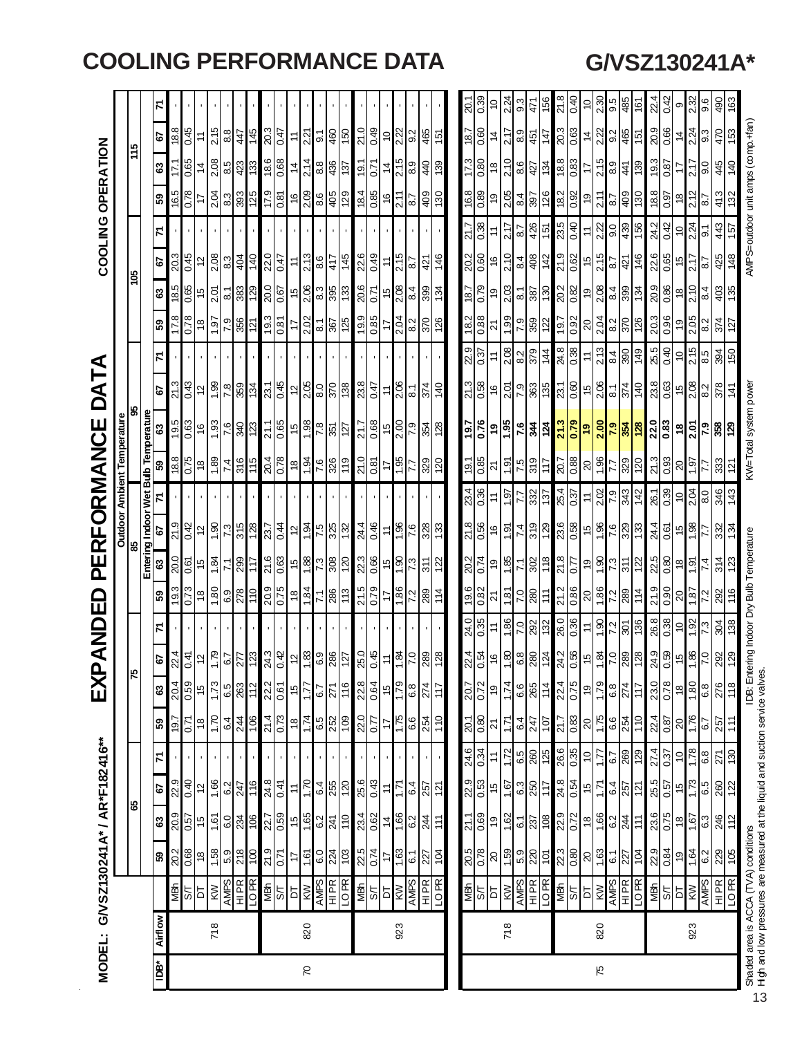# COOLING PERFORMANCE DATA

# G/VSZ130241A*

MODEL: G/VSZ130241A* / AR*F182416**

## EXPANDED PERFORMANCE DATA

COOLING OPERATION

| IDB* | Airflow | | Outdoor Ambient Temperature | | | | | | | | | | | | | | | | | | | | | |
|---|---|---|---|---|---|---|---|---|---|---|---|---|---|---|---|---|---|---|---|---|---|---|---|---|
| | | | 65 | | | | 75 | | | | 85 | | | | 95 | | | | 105 | | | | 115 | | | |
| | | | Entering Indoor Wet Bulb Temperature | | | | | | | | | | | | | | | | | | | | | |
| | | | 59 | 63 | 67 | 71 | 59 | 63 | 67 | 71 | 59 | 63 | 67 | 71 | 59 | 63 | 67 | 71 | 59 | 63 | 67 | 71 | 59 | 63 | 67 | 71 |
| 70 | 718 | MBh | 20.2 | 20.9 | 22.9 | - | 19.7 | 20.4 | 22.4 | - | 19.3 | 20.0 | 21.9 | - | 18.8 | 19.5 | 21.3 | - | 17.8 | 18.5 | 20.3 | - | 16.5 | 17.1 | 18.8 | - |
| | | S/T | 0.68 | 0.57 | 0.40 | - | 0.71 | 0.59 | 0.41 | - | 0.73 | 0.61 | 0.42 | - | 0.75 | 0.63 | 0.43 | - | 0.78 | 0.65 | 0.45 | - | 0.78 | 0.65 | 0.45 | - |
| | | DT | 18 | 15 | 12 | - | 18 | 15 | 12 | - | 18 | 15 | 12 | - | 18 | 16 | 12 | - | 18 | 15 | 12 | - | 17 | 14 | 11 | - |
| | | KW | 1.58 | 1.61 | 1.66 | - | 1.70 | 1.73 | 1.79 | - | 1.80 | 1.84 | 1.90 | - | 1.89 | 1.93 | 1.99 | - | 1.97 | 2.01 | 2.08 | - | 2.04 | 2.08 | 2.15 | - |
| | | AMPS | 5.9 | 6.0 | 6.2 | - | 6.4 | 6.5 | 6.7 | - | 6.9 | 7.1 | 7.3 | - | 7.4 | 7.6 | 7.8 | - | 7.9 | 8.1 | 8.3 | - | 8.3 | 8.5 | 8.8 | - |
| | | HI PR | 218 | 234 | 247 | - | 244 | 263 | 277 | - | 278 | 299 | 315 | - | 316 | 340 | 359 | - | 356 | 383 | 404 | - | 393 | 423 | 447 | - |
| | | LO PR | 100 | 106 | 116 | - | 106 | 112 | 123 | - | 110 | 117 | 128 | - | 115 | 123 | 134 | - | 121 | 129 | 140 | - | 125 | 133 | 145 | - |
| | 820 | MBh | 21.9 | 22.7 | 24.8 | - | 21.4 | 22.2 | 24.3 | - | 20.9 | 21.6 | 23.7 | - | 20.4 | 21.1 | 23.1 | - | 19.3 | 20.0 | 22.0 | - | 17.9 | 18.6 | 20.3 | - |
| | | S/T | 0.71 | 0.59 | 0.41 | - | 0.73 | 0.61 | 0.42 | - | 0.75 | 0.63 | 0.44 | - | 0.78 | 0.65 | 0.45 | - | 0.81 | 0.67 | 0.47 | - | 0.81 | 0.68 | 0.47 | - |
| | | DT | 17 | 15 | 11 | - | 18 | 15 | 12 | - | 18 | 15 | 12 | - | 18 | 15 | 12 | - | 17 | 15 | 11 | - | 16 | 14 | 11 | - |
| | | KW | 1.61 | 1.65 | 1.70 | - | 1.74 | 1.77 | 1.83 | - | 1.84 | 1.88 | 1.94 | - | 1.94 | 1.98 | 2.05 | - | 2.02 | 2.06 | 2.13 | - | 2.09 | 2.14 | 2.21 | - |
| | | AMPS | 6.0 | 6.2 | 6.4 | - | 6.5 | 6.7 | 6.9 | - | 7.1 | 7.3 | 7.5 | - | 7.6 | 7.8 | 8.0 | - | 8.1 | 8.3 | 8.6 | - | 8.6 | 8.8 | 9.1 | - |
| | | HI PR | 224 | 241 | 255 | - | 252 | 271 | 286 | - | 286 | 308 | 325 | - | 326 | 351 | 370 | - | 367 | 395 | 417 | - | 405 | 436 | 460 | - |
| | | LO PR | 103 | 110 | 120 | - | 109 | 116 | 127 | - | 113 | 120 | 132 | - | 119 | 127 | 138 | - | 125 | 133 | 145 | - | 129 | 137 | 150 | - |
| | 923 | MBh | 22.5 | 23.4 | 25.6 | - | 22.0 | 22.8 | 25.0 | - | 21.5 | 22.3 | 24.4 | - | 21.0 | 21.7 | 23.8 | - | 19.9 | 20.6 | 22.6 | - | 18.4 | 19.1 | 21.0 | - |
| | | S/T | 0.74 | 0.62 | 0.43 | - | 0.77 | 0.64 | 0.45 | - | 0.79 | 0.66 | 0.46 | - | 0.81 | 0.68 | 0.47 | - | 0.85 | 0.71 | 0.49 | - | 0.85 | 0.71 | 0.49 | - |
| | | DT | 17 | 14 | 11 | - | 17 | 15 | 11 | - | 17 | 15 | 11 | - | 17 | 15 | 11 | - | 17 | 15 | 11 | - | 16 | 14 | 10 | - |
| | | KW | 1.63 | 1.66 | 1.71 | - | 1.75 | 1.79 | 1.84 | - | 1.86 | 1.90 | 1.96 | - | 1.95 | 2.00 | 2.06 | - | 2.04 | 2.08 | 2.15 | - | 2.11 | 2.15 | 2.22 | - |
| | | AMPS | 6.1 | 6.2 | 6.4 | - | 6.6 | 6.8 | 7.0 | - | 7.2 | 7.3 | 7.6 | - | 7.7 | 7.9 | 8.1 | - | 8.2 | 8.4 | 8.7 | - | 8.7 | 8.9 | 9.2 | - |
| | | HI PR | 227 | 244 | 257 | - | 254 | 274 | 289 | - | 289 | 311 | 328 | - | 329 | 354 | 374 | - | 370 | 399 | 421 | - | 409 | 440 | 465 | - |
| | | LO PR | 104 | 111 | 121 | - | 110 | 117 | 128 | - | 114 | 122 | 133 | - | 120 | 128 | 140 | - | 126 | 134 | 146 | - | 130 | 139 | 151 | - |
| 75 | 718 | MBh | 20.5 | 21.1 | 22.9 | 24.6 | 20.1 | 20.7 | 22.4 | 24.0 | 19.6 | 20.2 | 21.8 | 23.4 | 19.1 | 19.7 | 21.3 | 22.9 | 18.2 | 18.7 | 20.2 | 21.7 | 16.8 | 17.3 | 18.7 | 20.1 |
| | | S/T | 0.78 | 0.69 | 0.53 | 0.34 | 0.80 | 0.72 | 0.54 | 0.35 | 0.82 | 0.74 | 0.56 | 0.36 | 0.85 | 0.76 | 0.58 | 0.37 | 0.88 | 0.79 | 0.60 | 0.38 | 0.89 | 0.80 | 0.60 | 0.39 |
| | | DT | 20 | 19 | 15 | 11 | 21 | 19 | 16 | 11 | 21 | 19 | 16 | 11 | 21 | 19 | 16 | 11 | 21 | 19 | 16 | 11 | 19 | 18 | 14 | 10 |
| | | KW | 1.59 | 1.62 | 1.67 | 1.72 | 1.71 | 1.74 | 1.80 | 1.86 | 1.81 | 1.85 | 1.91 | 1.97 | 1.91 | 1.95 | 2.01 | 2.08 | 1.99 | 2.03 | 2.10 | 2.17 | 2.05 | 2.10 | 2.17 | 2.24 |
| | | AMPS | 5.9 | 6.1 | 6.3 | 6.5 | 6.4 | 6.6 | 6.8 | 7.0 | 7.0 | 7.1 | 7.4 | 7.7 | 7.5 | 7.6 | 7.9 | 8.2 | 7.9 | 8.1 | 8.4 | 8.7 | 8.4 | 8.6 | 8.9 | 9.3 |
| | | HI PR | 220 | 237 | 250 | 260 | 247 | 265 | 280 | 292 | 280 | 302 | 319 | 332 | 319 | 344 | 363 | 379 | 359 | 387 | 408 | 426 | 397 | 427 | 451 | 471 |
| | | LO PR | 101 | 108 | 117 | 125 | 107 | 114 | 124 | 132 | 111 | 118 | 129 | 137 | 117 | 124 | 135 | 144 | 122 | 130 | 142 | 151 | 126 | 134 | 147 | 156 |
| | 820 | MBh | 22.3 | 22.9 | 24.8 | 26.6 | 21.7 | 22.4 | 24.2 | 26.0 | 21.2 | 21.8 | 23.6 | 25.4 | 20.7 | **21.3** | 23.1 | 24.8 | 19.7 | 20.2 | 21.9 | 23.5 | 18.2 | 18.8 | 20.3 | 21.8 |
| | | S/T | 0.80 | 0.72 | 0.54 | 0.35 | 0.83 | 0.75 | 0.56 | 0.36 | 0.86 | 0.77 | 0.58 | 0.37 | 0.88 | **0.79** | 0.60 | 0.38 | 0.92 | 0.82 | 0.62 | 0.40 | 0.92 | 0.83 | 0.63 | 0.40 |
| | | DT | 20 | 18 | 15 | 10 | 20 | 19 | 15 | 11 | 20 | 19 | 15 | 11 | 20 | **19** | 15 | 11 | 20 | 19 | 15 | 11 | 19 | 17 | 14 | 10 |
| | | KW | 1.63 | 1.66 | 1.71 | 1.77 | 1.75 | 1.79 | 1.84 | 1.90 | 1.86 | 1.90 | 1.96 | 2.02 | 1.96 | **2.00** | 2.06 | 2.13 | 2.04 | 2.08 | 2.15 | 2.22 | 2.11 | 2.15 | 2.22 | 2.30 |
| | | AMPS | 6.1 | 6.2 | 6.4 | 6.7 | 6.6 | 6.8 | 7.0 | 7.2 | 7.2 | 7.3 | 7.6 | 7.9 | 7.7 | **7.9** | 8.1 | 8.4 | 8.2 | 8.4 | 8.7 | 9.0 | 8.7 | 8.9 | 9.2 | 9.5 |
| | | HI PR | 227 | 244 | 257 | 269 | 254 | 274 | 289 | 301 | 289 | 311 | 329 | 343 | 329 | **354** | 374 | 390 | 370 | 399 | 421 | 439 | 409 | 441 | 465 | 485 |
| | | LO PR | 104 | 111 | 121 | 129 | 110 | 117 | 128 | 136 | 114 | 122 | 133 | 142 | 120 | **128** | 140 | 149 | 126 | 134 | 146 | 156 | 130 | 139 | 151 | 161 |
| | 923 | MBh | 22.9 | 23.6 | 25.5 | 27.4 | 22.4 | 23.0 | 24.9 | 26.8 | 21.9 | 22.5 | 24.4 | 26.1 | 21.3 | **22.0** | 23.8 | 25.5 | 20.3 | 20.9 | 22.6 | 24.2 | 18.8 | 19.3 | 20.9 | 22.4 |
| | | S/T | 0.84 | 0.75 | 0.57 | 0.37 | 0.87 | 0.78 | 0.59 | 0.38 | 0.90 | 0.80 | 0.61 | 0.39 | 0.93 | **0.83** | 0.63 | 0.40 | 0.96 | 0.86 | 0.65 | 0.42 | 0.97 | 0.87 | 0.66 | 0.42 |
| | | DT | 19 | 18 | 15 | 10 | 20 | 18 | 15 | 10 | 20 | 18 | 15 | 10 | 20 | **18** | 15 | 10 | 19 | 18 | 15 | 10 | 18 | 17 | 14 | 9 |
| | | KW | 1.64 | 1.67 | 1.73 | 1.78 | 1.76 | 1.80 | 1.86 | 1.92 | 1.87 | 1.91 | 1.98 | 2.04 | 1.97 | **2.01** | 2.08 | 2.15 | 2.05 | 2.10 | 2.17 | 2.24 | 2.12 | 2.17 | 2.24 | 2.32 |
| | | AMPS | 6.2 | 6.3 | 6.5 | 6.8 | 6.7 | 6.8 | 7.0 | 7.3 | 7.2 | 7.4 | 7.7 | 8.0 | 7.7 | **7.9** | 8.2 | 8.5 | 8.2 | 8.4 | 8.7 | 9.1 | 8.7 | 9.0 | 9.3 | 9.6 |
| | | HI PR | 229 | 246 | 260 | 271 | 257 | 276 | 292 | 304 | 292 | 314 | 332 | 346 | 333 | **358** | 378 | 394 | 374 | 403 | 425 | 443 | 413 | 445 | 470 | 490 |
| | | LO PR | 105 | 112 | 122 | 130 | 111 | 118 | 129 | 138 | 116 | 123 | 134 | 143 | 121 | **129** | 141 | 150 | 127 | 135 | 148 | 157 | 132 | 140 | 153 | 163 |

Shaded area is ACCA (TVA) conditions  IDB: Entering Indoor Dry Bulb Temperature  KW=Total system power  AMPS=outdoor unit amps (comp.+fan)

High and low pressures are measured at the liquid and suction service valves.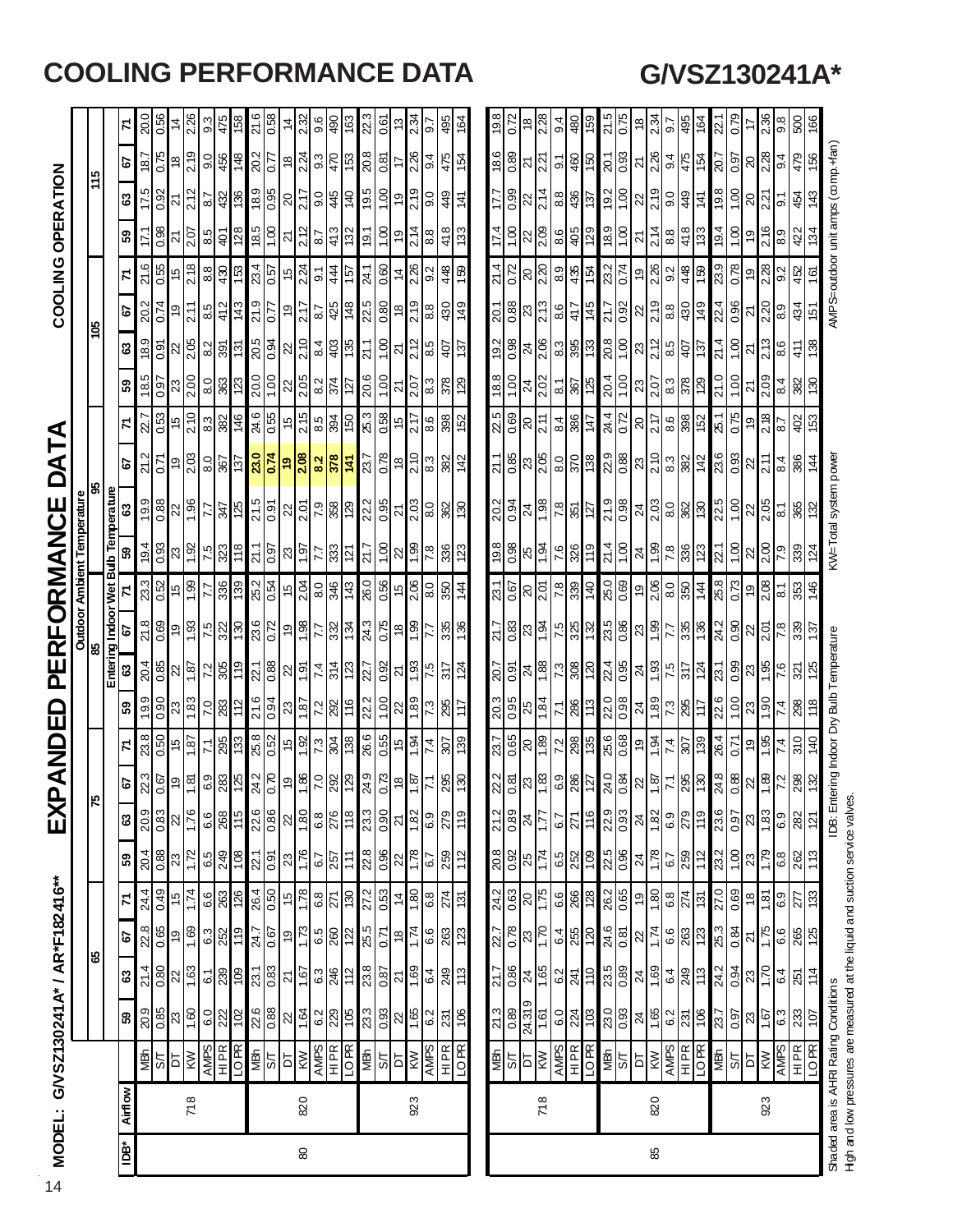# COOLING PERFORMANCE DATA

## G/VSZ130241A*

# EXPANDED PERFORMANCE DATA

**MODEL: G/VSZ130241A* / AR*F182416****

**COOLING OPERATION**

| IDB* | Airflow | | Outdoor Ambient Temperature | | | | | | | | | | | | | | | | | | | | | | | |
|---|---|---|---|---|---|---|---|---|---|---|---|---|---|---|---|---|---|---|---|---|---|---|---|---|---|---|
| | | | 65 | | | | 75 | | | | 85 | | | | 95 | | | | 105 | | | | 115 | | | |
| | | | Entering Indoor Wet Bulb Temperature | | | | | | | | | | | | | | | | | | | | | | | |
| | | | 59 | 63 | 67 | 71 | 59 | 63 | 67 | 71 | 59 | 63 | 67 | 71 | 59 | 63 | 67 | 71 | 59 | 63 | 67 | 71 | 59 | 63 | 67 | 71 |
| 80 | 718 | MBh | 20.9 | 21.4 | 22.8 | 24.4 | 20.4 | 20.9 | 22.3 | 23.8 | 19.9 | 20.4 | 21.8 | 23.3 | 19.4 | 19.9 | 21.2 | 22.7 | 18.5 | 18.9 | 20.2 | 21.6 | 17.1 | 17.5 | 18.7 | 20.0 |
| | | S/T | 0.85 | 0.80 | 0.65 | 0.49 | 0.88 | 0.83 | 0.67 | 0.50 | 0.90 | 0.85 | 0.69 | 0.52 | 0.93 | 0.88 | 0.71 | 0.53 | 0.97 | 0.91 | 0.74 | 0.55 | 0.98 | 0.92 | 0.75 | 0.56 |
| | | DT | 23 | 22 | 19 | 15 | 23 | 22 | 19 | 15 | 23 | 22 | 19 | 15 | 23 | 22 | 19 | 15 | 23 | 22 | 19 | 15 | 21 | 21 | 18 | 14 |
| | | KW | 1.60 | 1.63 | 1.69 | 1.74 | 1.72 | 1.76 | 1.81 | 1.87 | 1.83 | 1.87 | 1.93 | 1.99 | 1.92 | 1.96 | 2.03 | 2.10 | 2.00 | 2.05 | 2.11 | 2.18 | 2.07 | 2.12 | 2.19 | 2.26 |
| | | AMPS | 6.0 | 6.1 | 6.3 | 6.6 | 6.5 | 6.6 | 6.9 | 7.1 | 7.0 | 7.2 | 7.5 | 7.7 | 7.5 | 7.7 | 8.0 | 8.3 | 8.0 | 8.2 | 8.5 | 8.8 | 8.5 | 8.7 | 9.0 | 9.3 |
| | | HI PR | 222 | 239 | 252 | 263 | 249 | 268 | 283 | 295 | 283 | 305 | 322 | 336 | 323 | 347 | 367 | 382 | 363 | 391 | 412 | 430 | 401 | 432 | 456 | 475 |
| | | LO PR | 102 | 109 | 119 | 126 | 108 | 115 | 125 | 133 | 112 | 119 | 130 | 139 | 118 | 125 | 137 | 146 | 123 | 131 | 143 | 153 | 128 | 136 | 148 | 158 |
| | 820 | MBh | 22.6 | 23.1 | 24.7 | 26.4 | 22.1 | 22.6 | 24.2 | 25.8 | 21.6 | 22.1 | 23.6 | 25.2 | 21.1 | 21.5 | **23.0** | 24.6 | 20.0 | 20.5 | 21.9 | 23.4 | 18.5 | 18.9 | 20.2 | 21.6 |
| | | S/T | 0.88 | 0.83 | 0.67 | 0.50 | 0.91 | 0.86 | 0.70 | 0.52 | 0.94 | 0.88 | 0.72 | 0.54 | 0.97 | 0.91 | **0.74** | 0.55 | 1.00 | 0.94 | 0.77 | 0.57 | 1.00 | 0.95 | 0.77 | 0.58 |
| | | DT | 22 | 21 | 19 | 15 | 23 | 22 | 19 | 15 | 23 | 22 | 19 | 15 | 23 | 22 | **19** | 15 | 22 | 22 | 19 | 15 | 21 | 20 | 18 | 14 |
| | | KW | 1.64 | 1.67 | 1.73 | 1.78 | 1.76 | 1.80 | 1.86 | 1.92 | 1.87 | 1.91 | 1.98 | 2.04 | 1.97 | 2.01 | **2.08** | 2.15 | 2.05 | 2.10 | 2.17 | 2.24 | 2.12 | 2.17 | 2.24 | 2.32 |
| | | AMPS | 6.2 | 6.3 | 6.5 | 6.8 | 6.7 | 6.8 | 7.0 | 7.3 | 7.2 | 7.4 | 7.7 | 8.0 | 7.7 | 7.9 | **8.2** | 8.5 | 8.2 | 8.4 | 8.7 | 9.1 | 8.7 | 9.0 | 9.3 | 9.6 |
| | | HI PR | 229 | 246 | 260 | 271 | 257 | 276 | 292 | 304 | 292 | 314 | 332 | 346 | 333 | 358 | **378** | 394 | 374 | 403 | 425 | 444 | 413 | 445 | 470 | 490 |
| | | LO PR | 105 | 112 | 122 | 130 | 111 | 118 | 129 | 138 | 116 | 123 | 134 | 143 | 121 | 129 | **141** | 150 | 127 | 135 | 148 | 157 | 132 | 140 | 153 | 163 |
| | 923 | MBh | 23.3 | 23.8 | 25.5 | 27.2 | 22.8 | 23.3 | 24.9 | 26.6 | 22.2 | 22.7 | 24.3 | 26.0 | 21.7 | 22.2 | 23.7 | 25.3 | 20.6 | 21.1 | 22.5 | 24.1 | 19.1 | 19.5 | 20.8 | 22.3 |
| | | S/T | 0.93 | 0.87 | 0.71 | 0.53 | 0.96 | 0.90 | 0.73 | 0.55 | 1.00 | 0.92 | 0.75 | 0.56 | 1.00 | 0.95 | 0.78 | 0.58 | 1.00 | 1.00 | 0.80 | 0.60 | 1.00 | 1.00 | 0.81 | 0.61 |
| | | DT | 22 | 21 | 18 | 14 | 22 | 21 | 18 | 15 | 22 | 21 | 18 | 15 | 22 | 21 | 18 | 15 | 21 | 21 | 18 | 14 | 19 | 19 | 17 | 13 |
| | | KW | 1.65 | 1.69 | 1.74 | 1.80 | 1.78 | 1.82 | 1.87 | 1.94 | 1.89 | 1.93 | 1.99 | 2.06 | 1.99 | 2.03 | 2.10 | 2.17 | 2.07 | 2.12 | 2.19 | 2.26 | 2.14 | 2.19 | 2.26 | 2.34 |
| | | AMPS | 6.2 | 6.4 | 6.6 | 6.8 | 6.7 | 6.9 | 7.1 | 7.4 | 7.3 | 7.5 | 7.7 | 8.0 | 7.8 | 8.0 | 8.3 | 8.6 | 8.3 | 8.5 | 8.8 | 9.2 | 8.8 | 9.0 | 9.4 | 9.7 |
| | | HI PR | 231 | 249 | 263 | 274 | 259 | 279 | 295 | 307 | 295 | 317 | 335 | 350 | 336 | 362 | 382 | 398 | 378 | 407 | 430 | 448 | 418 | 449 | 475 | 495 |
| | | LO PR | 106 | 113 | 123 | 131 | 112 | 119 | 130 | 139 | 117 | 124 | 136 | 144 | 123 | 130 | 142 | 152 | 129 | 137 | 149 | 159 | 133 | 141 | 154 | 164 |
| 85 | 718 | MBh | 21.3 | 21.7 | 22.7 | 24.2 | 20.8 | 21.2 | 22.2 | 23.7 | 20.3 | 20.7 | 21.7 | 23.1 | 19.8 | 20.2 | 21.1 | 22.5 | 18.8 | 19.2 | 20.1 | 21.4 | 17.4 | 17.7 | 18.6 | 19.8 |
| | | S/T | 0.89 | 0.86 | 0.78 | 0.63 | 0.92 | 0.89 | 0.81 | 0.65 | 0.95 | 0.91 | 0.83 | 0.67 | 0.98 | 0.94 | 0.85 | 0.69 | 1.00 | 0.98 | 0.88 | 0.72 | 1.00 | 0.99 | 0.89 | 0.72 |
| | | DT | 24.319 | 24 | 23 | 20 | 25 | 24 | 23 | 20 | 25 | 24 | 23 | 20 | 25 | 24 | 23 | 20 | 24 | 24 | 23 | 20 | 22 | 22 | 21 | 18 |
| | | KW | 1.61 | 1.65 | 1.70 | 1.75 | 1.74 | 1.77 | 1.83 | 1.89 | 1.84 | 1.88 | 1.94 | 2.01 | 1.94 | 1.98 | 2.05 | 2.11 | 2.02 | 2.06 | 2.13 | 2.20 | 2.09 | 2.14 | 2.21 | 2.28 |
| | | AMPS | 6.0 | 6.2 | 6.4 | 6.6 | 6.5 | 6.7 | 6.9 | 7.2 | 7.1 | 7.3 | 7.5 | 7.8 | 7.6 | 7.8 | 8.0 | 8.4 | 8.1 | 8.3 | 8.6 | 8.9 | 8.6 | 8.8 | 9.1 | 9.4 |
| | | HI PR | 224 | 241 | 255 | 266 | 252 | 271 | 286 | 298 | 286 | 308 | 325 | 339 | 326 | 351 | 370 | 386 | 367 | 395 | 417 | 435 | 405 | 436 | 460 | 480 |
| | | LO PR | 103 | 110 | 120 | 128 | 109 | 116 | 127 | 135 | 113 | 120 | 132 | 140 | 119 | 127 | 138 | 147 | 125 | 133 | 145 | 154 | 129 | 137 | 150 | 159 |
| | 820 | MBh | 23.0 | 23.5 | 24.6 | 26.2 | 22.5 | 22.9 | 24.0 | 25.6 | 22.0 | 22.4 | 23.5 | 25.0 | 21.4 | 21.9 | 22.9 | 24.4 | 20.4 | 20.8 | 21.7 | 23.2 | 18.9 | 19.2 | 20.1 | 21.5 |
| | | S/T | 0.93 | 0.89 | 0.81 | 0.65 | 0.96 | 0.93 | 0.84 | 0.68 | 0.98 | 0.95 | 0.86 | 0.69 | 1.00 | 0.98 | 0.88 | 0.72 | 1.00 | 1.00 | 0.92 | 0.74 | 1.00 | 1.00 | 0.93 | 0.75 |
| | | DT | 24 | 24 | 22 | 19 | 24 | 24 | 22 | 19 | 24 | 24 | 23 | 19 | 24 | 24 | 23 | 20 | 23 | 23 | 22 | 19 | 21 | 22 | 21 | 18 |
| | | KW | 1.65 | 1.69 | 1.74 | 1.80 | 1.78 | 1.82 | 1.87 | 1.94 | 1.89 | 1.93 | 1.99 | 2.06 | 1.99 | 2.03 | 2.10 | 2.17 | 2.07 | 2.12 | 2.19 | 2.26 | 2.14 | 2.19 | 2.26 | 2.34 |
| | | AMPS | 6.2 | 6.4 | 6.6 | 6.8 | 6.7 | 6.9 | 7.1 | 7.4 | 7.3 | 7.5 | 7.7 | 8.0 | 7.8 | 8.0 | 8.3 | 8.6 | 8.3 | 8.5 | 8.8 | 9.2 | 8.8 | 9.0 | 9.4 | 9.7 |
| | | HI PR | 231 | 249 | 263 | 274 | 259 | 279 | 295 | 307 | 295 | 317 | 335 | 350 | 336 | 362 | 382 | 398 | 378 | 407 | 430 | 448 | 418 | 449 | 475 | 495 |
| | | LO PR | 106 | 113 | 123 | 131 | 112 | 119 | 130 | 139 | 117 | 124 | 136 | 144 | 123 | 130 | 142 | 152 | 129 | 137 | 149 | 159 | 133 | 141 | 154 | 164 |
| | 923 | MBh | 23.7 | 24.2 | 25.3 | 27.0 | 23.2 | 23.6 | 24.8 | 26.4 | 22.6 | 23.1 | 24.2 | 25.8 | 22.1 | 22.5 | 23.6 | 25.1 | 21.0 | 21.4 | 22.4 | 23.9 | 19.4 | 19.8 | 20.7 | 22.1 |
| | | S/T | 0.97 | 0.94 | 0.84 | 0.69 | 1.00 | 0.97 | 0.88 | 0.71 | 1.00 | 0.99 | 0.90 | 0.73 | 1.00 | 1.00 | 0.93 | 0.75 | 1.00 | 1.00 | 0.96 | 0.78 | 1.00 | 1.00 | 0.97 | 0.79 |
| | | DT | 23 | 23 | 21 | 18 | 23 | 23 | 22 | 19 | 23 | 23 | 22 | 19 | 22 | 22 | 22 | 19 | 21 | 21 | 21 | 19 | 19 | 20 | 20 | 17 |
| | | KW | 1.67 | 1.70 | 1.75 | 1.81 | 1.79 | 1.83 | 1.89 | 1.95 | 1.90 | 1.95 | 2.01 | 2.08 | 2.00 | 2.05 | 2.11 | 2.18 | 2.09 | 2.13 | 2.20 | 2.28 | 2.16 | 2.21 | 2.28 | 2.36 |
| | | AMPS | 6.3 | 6.4 | 6.6 | 6.9 | 6.8 | 6.9 | 7.2 | 7.4 | 7.4 | 7.6 | 7.8 | 8.1 | 7.9 | 8.1 | 8.4 | 8.7 | 8.4 | 8.6 | 8.9 | 9.2 | 8.9 | 9.1 | 9.4 | 9.8 |
| | | HI PR | 233 | 251 | 265 | 277 | 262 | 282 | 298 | 310 | 298 | 321 | 339 | 353 | 339 | 365 | 386 | 402 | 382 | 411 | 434 | 452 | 422 | 454 | 479 | 500 |
| | | LO PR | 107 | 114 | 125 | 133 | 113 | 121 | 132 | 140 | 118 | 125 | 137 | 146 | 124 | 132 | 144 | 153 | 130 | 138 | 151 | 161 | 134 | 143 | 156 | 166 |

Shaded area is AHRI Rating Conditions
High and low pressures are measured at the liquid and suction service valves.

IDB: Entering Indoor Dry Bulb Temperature

KW=Total system power

AMPS=outdoor unit amps (comp.+fan)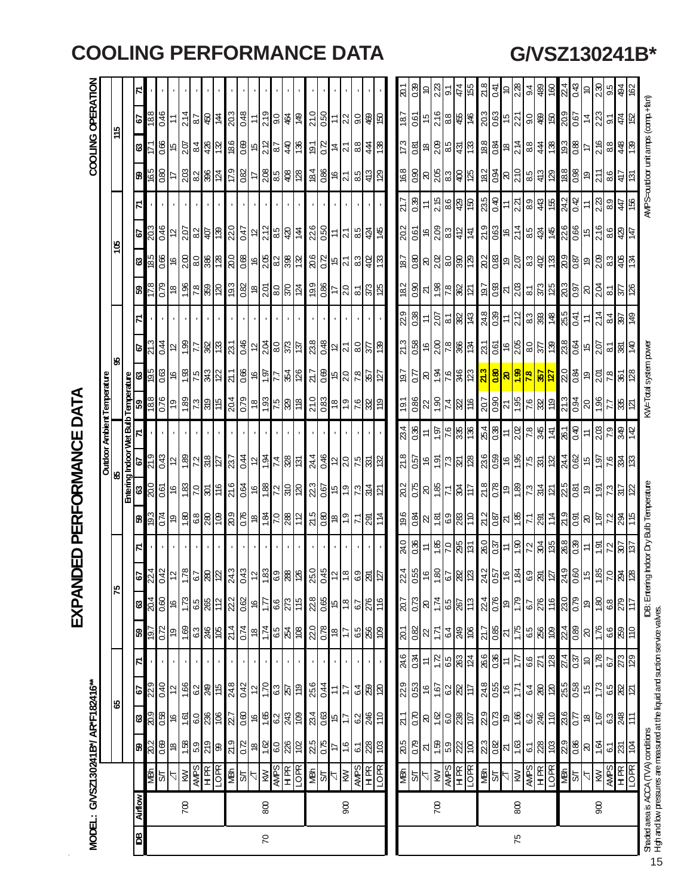# COOLING PERFORMANCE DATA

# G/VSZ130241B*

# EXPANDED PERFORMANCE DATA

**MODEL: G/VSZ130241B*/ AR*F182416***

**COOLING OPERATION**

| IDB | Airflow | | Outdoor Ambient Temperature | | | | | | | | | | | | | | | | | | | | | |
|---|---|---|---|---|---|---|---|---|---|---|---|---|---|---|---|---|---|---|---|---|---|---|---|---|
| | | | 65 | | | | 75 | | | | 85 | | | | 95 | | | | 105 | | | | 115 | | | |
| | | | Entering Indoor Wet Bulb Temperature | | | | | | | | | | | | | | | | | | | | | |
| | | | 59 | 63 | 67 | 71 | 59 | 63 | 67 | 71 | 59 | 63 | 67 | 71 | 59 | 63 | 67 | 71 | 59 | 63 | 67 | 71 | 59 | 63 | 67 | 71 |
| 70 | 700 | MBh | 20.2 | 20.9 | 22.9 | - | 19.7 | 20.4 | 22.4 | - | 19.3 | 20.0 | 21.9 | - | 18.8 | 19.5 | 21.3 | - | 17.8 | 18.5 | 20.3 | - | 16.5 | 17.1 | 18.8 | - |
| | | S/T | 0.69 | 0.58 | 0.40 | - | 0.72 | 0.60 | 0.42 | - | 0.74 | 0.61 | 0.43 | - | 0.76 | 0.63 | 0.44 | - | 0.79 | 0.66 | 0.46 | - | 0.80 | 0.66 | 0.46 | - |
| | | ΔT | 18 | 16 | 12 | - | 19 | 16 | 12 | - | 19 | 16 | 12 | - | 19 | 16 | 12 | - | 18 | 16 | 12 | - | 17 | 15 | 11 | - |
| | | kW | 1.58 | 1.61 | 1.66 | - | 1.69 | 1.73 | 1.78 | - | 1.80 | 1.83 | 1.89 | - | 1.89 | 1.93 | 1.99 | - | 1.96 | 2.00 | 2.07 | - | 2.03 | 2.07 | 2.14 | - |
| | | AMPS | 5.9 | 6.0 | 6.2 | - | 6.3 | 6.5 | 6.7 | - | 6.8 | 7.0 | 7.2 | - | 7.3 | 7.5 | 7.7 | - | 7.8 | 8.0 | 8.2 | - | 8.2 | 8.4 | 8.7 | - |
| | | HI PR | 219 | 236 | 249 | - | 246 | 265 | 280 | - | 280 | 301 | 318 | - | 319 | 343 | 362 | - | 359 | 386 | 407 | - | 396 | 426 | 450 | - |
| | | LO PR | 99 | 106 | 115 | - | 105 | 112 | 122 | - | 109 | 116 | 127 | - | 115 | 122 | 133 | - | 120 | 128 | 139 | - | 124 | 132 | 144 | - |
| | 800 | MBh | 21.9 | 22.7 | 24.8 | - | 21.4 | 22.2 | 24.3 | - | 20.9 | 21.6 | 23.7 | - | 20.4 | 21.1 | 23.1 | - | 19.3 | 20.0 | 22.0 | - | 17.9 | 18.6 | 20.3 | - |
| | | S/T | 0.72 | 0.60 | 0.42 | - | 0.74 | 0.62 | 0.43 | - | 0.76 | 0.64 | 0.44 | - | 0.79 | 0.66 | 0.46 | - | 0.82 | 0.68 | 0.47 | - | 0.82 | 0.69 | 0.48 | - |
| | | ΔT | 18 | 16 | 12 | - | 18 | 16 | 12 | - | 18 | 16 | 12 | - | 18 | 16 | 12 | - | 18 | 16 | 12 | - | 17 | 15 | 11 | - |
| | | kW | 1.62 | 1.65 | 1.70 | - | 1.74 | 1.77 | 1.83 | - | 1.84 | 1.88 | 1.94 | - | 1.93 | 1.97 | 2.04 | - | 2.01 | 2.05 | 2.12 | - | 2.08 | 2.12 | 2.19 | - |
| | | AMPS | 6.0 | 6.2 | 6.3 | - | 6.5 | 6.6 | 6.9 | - | 7.0 | 7.2 | 7.4 | - | 7.5 | 7.7 | 8.0 | - | 8.0 | 8.2 | 8.5 | - | 8.5 | 8.7 | 9.0 | - |
| | | HI PR | 226 | 243 | 257 | - | 254 | 273 | 288 | - | 288 | 310 | 328 | - | 329 | 354 | 373 | - | 370 | 398 | 420 | - | 408 | 440 | 464 | - |
| | | LO PR | 102 | 109 | 119 | - | 108 | 115 | 126 | - | 112 | 120 | 131 | - | 118 | 126 | 137 | - | 124 | 132 | 144 | - | 128 | 136 | 149 | - |
| | 900 | MBh | 22.5 | 23.4 | 25.6 | - | 22.0 | 22.8 | 25.0 | - | 21.5 | 22.3 | 24.4 | - | 21.0 | 21.7 | 23.8 | - | 19.9 | 20.6 | 22.6 | - | 18.4 | 19.1 | 21.0 | - |
| | | S/T | 0.75 | 0.63 | 0.44 | - | 0.78 | 0.65 | 0.45 | - | 0.80 | 0.67 | 0.46 | - | 0.83 | 0.69 | 0.48 | - | 0.86 | 0.72 | 0.50 | - | 0.86 | 0.72 | 0.50 | - |
| | | ΔT | 17 | 15 | 11 | - | 18 | 15 | 12 | - | 18 | 15 | 12 | - | 18 | 15 | 12 | - | 17 | 15 | 11 | - | 16 | 14 | 11 | - |
| | | kW | 1.6 | 1.7 | 1.7 | - | 1.7 | 1.8 | 1.8 | - | 1.9 | 1.9 | 2.0 | - | 1.9 | 2.0 | 2.1 | - | 2.0 | 2.1 | 2.1 | - | 2.1 | 2.1 | 2.2 | - |
| | | AMPS | 6.1 | 6.2 | 6.4 | - | 6.5 | 6.7 | 6.9 | - | 7.1 | 7.3 | 7.5 | - | 7.6 | 7.8 | 8.0 | - | 8.1 | 8.3 | 8.5 | - | 8.5 | 8.8 | 9.0 | - |
| | | HI PR | 228 | 246 | 259 | - | 256 | 276 | 291 | - | 291 | 314 | 331 | - | 332 | 357 | 377 | - | 373 | 402 | 424 | - | 413 | 444 | 469 | - |
| | | LO PR | 103 | 110 | 120 | - | 109 | 116 | 127 | - | 114 | 121 | 132 | - | 119 | 127 | 139 | - | 125 | 133 | 145 | - | 129 | 138 | 150 | - |
| 75 | 700 | MBh | 20.5 | 21.1 | 22.9 | 24.6 | 20.1 | 20.7 | 22.4 | 24.0 | 19.6 | 20.2 | 21.8 | 23.4 | 19.1 | 19.7 | 21.3 | 22.9 | 18.2 | 18.7 | 20.2 | 21.7 | 16.8 | 17.3 | 18.7 | 20.1 |
| | | S/T | 0.79 | 0.70 | 0.53 | 0.34 | 0.82 | 0.73 | 0.55 | 0.36 | 0.84 | 0.75 | 0.57 | 0.36 | 0.86 | 0.77 | 0.58 | 0.38 | 0.90 | 0.80 | 0.61 | 0.39 | 0.90 | 0.81 | 0.61 | 0.39 |
| | | ΔT | 21 | 20 | 16 | 11 | 22 | 20 | 16 | 11 | 22 | 20 | 16 | 11 | 22 | 20 | 16 | 11 | 21 | 20 | 16 | 11 | 20 | 18 | 15 | 10 |
| | | kW | 1.59 | 1.62 | 1.67 | 1.72 | 1.71 | 1.74 | 1.80 | 1.85 | 1.81 | 1.85 | 1.91 | 1.97 | 1.90 | 1.94 | 2.00 | 2.07 | 1.98 | 2.02 | 2.09 | 2.15 | 2.05 | 2.09 | 2.16 | 2.23 |
| | | AMPS | 5.9 | 6.0 | 6.2 | 6.5 | 6.4 | 6.5 | 6.7 | 7.0 | 6.9 | 7.1 | 7.3 | 7.6 | 7.4 | 7.6 | 7.8 | 8.1 | 7.8 | 8.0 | 8.3 | 8.6 | 8.3 | 8.5 | 8.8 | 9.1 |
| | | HI PR | 222 | 238 | 252 | 263 | 249 | 267 | 282 | 295 | 283 | 304 | 321 | 335 | 322 | 346 | 366 | 382 | 362 | 390 | 412 | 429 | 400 | 431 | 455 | 474 |
| | | LO PR | 100 | 107 | 117 | 124 | 106 | 113 | 123 | 131 | 110 | 117 | 128 | 136 | 116 | 123 | 134 | 143 | 121 | 129 | 141 | 150 | 125 | 133 | 146 | 155 |
| | 800 | MBh | 22.3 | 22.9 | 24.8 | 26.6 | 21.7 | 22.4 | 24.2 | 26.0 | 21.2 | 21.8 | 23.6 | 25.4 | 20.7 | **21.3** | 23.1 | 24.8 | 19.7 | 20.2 | 21.9 | 23.5 | 18.2 | 18.8 | 20.3 | 21.8 |
| | | S/T | 0.82 | 0.73 | 0.55 | 0.36 | 0.85 | 0.76 | 0.57 | 0.37 | 0.87 | 0.78 | 0.59 | 0.38 | 0.90 | **0.80** | 0.61 | 0.39 | 0.93 | 0.83 | 0.63 | 0.40 | 0.94 | 0.84 | 0.63 | 0.41 |
| | | ΔT | 21 | 19 | 16 | 11 | 21 | 19 | 16 | 11 | 21 | 19 | 16 | 11 | 21 | **20** | 16 | 11 | 21 | 19 | 16 | 11 | 20 | 18 | 15 | 10 |
| | | kW | 1.63 | 1.66 | 1.71 | 1.77 | 1.75 | 1.79 | 1.84 | 1.90 | 1.85 | 1.89 | 1.95 | 2.02 | 1.95 | **1.99** | 2.05 | 2.12 | 2.03 | 2.07 | 2.14 | 2.21 | 2.10 | 2.14 | 2.21 | 2.28 |
| | | AMPS | 6.1 | 6.2 | 6.4 | 6.6 | 6.5 | 6.7 | 6.9 | 7.2 | 7.1 | 7.3 | 7.5 | 7.8 | 7.6 | **7.8** | 8.0 | 8.3 | 8.1 | 8.3 | 8.5 | 8.9 | 8.5 | 8.8 | 9.0 | 9.4 |
| | | HI PR | 228 | 246 | 260 | 271 | 256 | 276 | 291 | 304 | 291 | 314 | 331 | 345 | 332 | **357** | 377 | 393 | 373 | 402 | 424 | 443 | 413 | 444 | 469 | 489 |
| | | LO PR | 103 | 110 | 120 | 128 | 109 | 116 | 127 | 135 | 114 | 121 | 132 | 141 | 119 | **127** | 139 | 148 | 125 | 133 | 145 | 155 | 129 | 138 | 150 | 160 |
| | 900 | MBh | 22.9 | 23.6 | 25.5 | 27.4 | 22.4 | 23.0 | 24.9 | 26.8 | 21.9 | 22.5 | 24.4 | 26.1 | 21.3 | 22.0 | 23.8 | 25.5 | 20.3 | 20.9 | 22.6 | 24.2 | 18.8 | 19.3 | 20.9 | 22.4 |
| | | S/T | 0.86 | 0.77 | 0.58 | 0.37 | 0.89 | 0.79 | 0.60 | 0.39 | 0.91 | 0.81 | 0.62 | 0.40 | 0.94 | 0.84 | 0.64 | 0.41 | 0.97 | 0.87 | 0.66 | 0.42 | 0.98 | 0.88 | 0.67 | 0.43 |
| | | ΔT | 20 | 18 | 15 | 10 | 20 | 19 | 15 | 11 | 20 | 19 | 15 | 11 | 20 | 19 | 15 | 11 | 20 | 19 | 15 | 11 | 19 | 17 | 14 | 10 |
| | | kW | 1.64 | 1.67 | 1.73 | 1.78 | 1.76 | 1.80 | 1.85 | 1.91 | 1.87 | 1.91 | 1.97 | 2.03 | 1.96 | 2.01 | 2.07 | 2.14 | 2.04 | 2.09 | 2.16 | 2.23 | 2.11 | 2.16 | 2.23 | 2.30 |
| | | AMPS | 6.1 | 6.3 | 6.5 | 6.7 | 6.6 | 6.8 | 7.0 | 7.2 | 7.2 | 7.3 | 7.6 | 7.9 | 7.7 | 7.8 | 8.1 | 8.4 | 8.1 | 8.3 | 8.6 | 8.9 | 8.6 | 8.8 | 9.1 | 9.5 |
| | | HI PR | 231 | 248 | 262 | 273 | 259 | 279 | 294 | 307 | 294 | 317 | 334 | 349 | 335 | 361 | 381 | 397 | 377 | 406 | 429 | 447 | 417 | 448 | 474 | 494 |
| | | LO PR | 104 | 111 | 121 | 129 | 110 | 117 | 128 | 137 | 115 | 122 | 133 | 142 | 121 | 128 | 140 | 149 | 126 | 134 | 147 | 156 | 131 | 139 | 152 | 162 |

Shaded area is ACCA (TVA) conditions
High and low pressures are measured at the liquid and suction service valves.

IDB: Entering Indoor Dry Bulb Temperature

KW=Total system power

AMPS=outdoor unit amps (comp.+fan)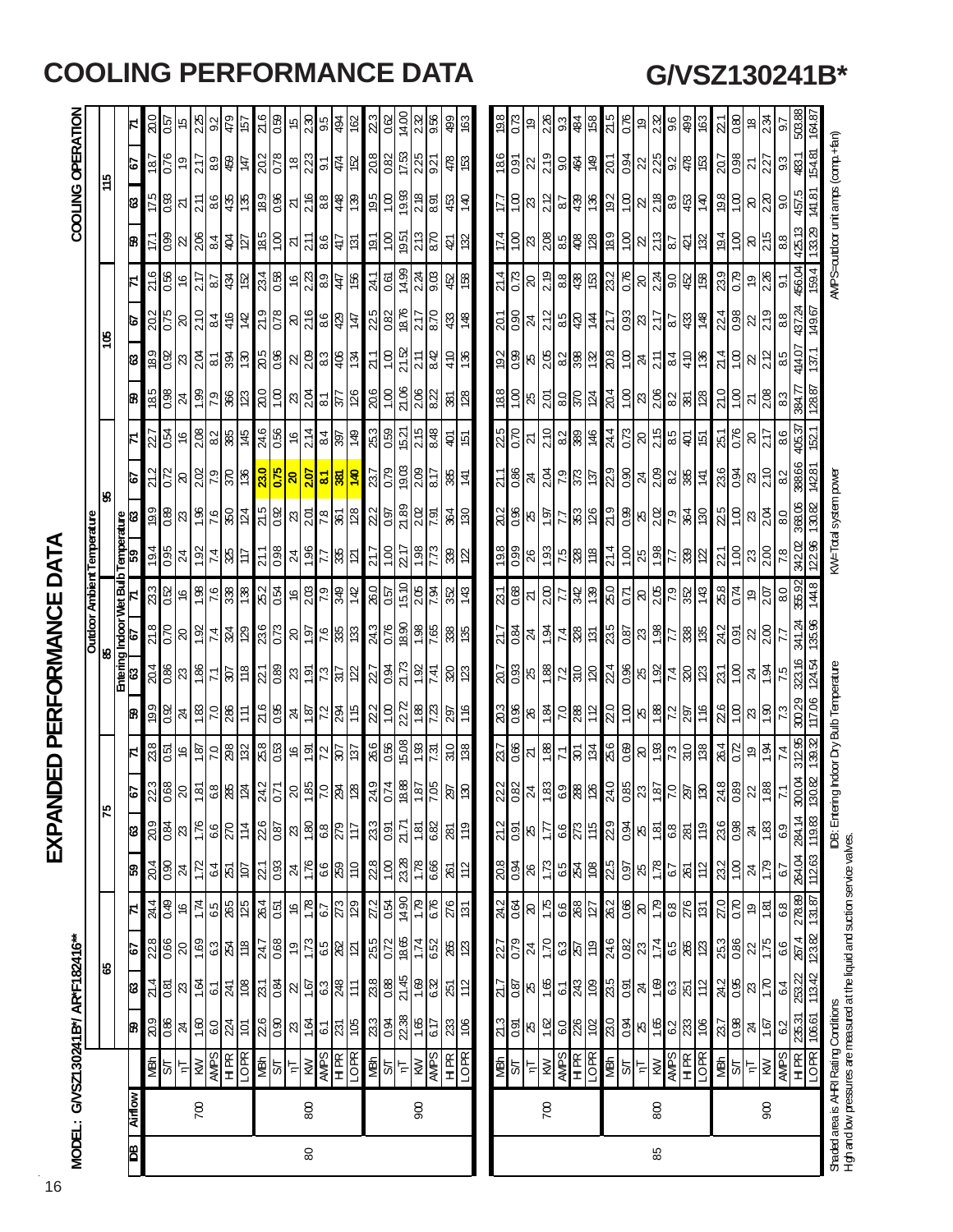# COOLING PERFORMANCE DATA

# G/VSZ130241B*

## EXPANDED PERFORMANCE DATA

MODEL: G/VSZ130241B*/ AR*F182416**

COOLING OPERATION

| | | | Outdoor Ambient Temperature | | | | | | | | | | | | | | | | | | | | | | | |
|---|---|---|---|---|---|---|---|---|---|---|---|---|---|---|---|---|---|---|---|---|---|---|---|---|---|---|
| | | | 65 | | | | 75 | | | | 85 | | | | 95 | | | | 105 | | | | 115 | | | |
| | | | Entering Indoor Wet Bulb Temperature | | | | | | | | | | | | | | | | | | | | | | | |
| IDB | Airflow | | 59 | 63 | 67 | 71 | 59 | 63 | 67 | 71 | 59 | 63 | 67 | 71 | 59 | 63 | 67 | 71 | 59 | 63 | 67 | 71 | 59 | 63 | 67 | 71 |
| 80 | 700 | MBh | 20.9 | 21.4 | 22.8 | 24.4 | 20.4 | 20.9 | 22.3 | 23.8 | 19.9 | 20.4 | 21.8 | 23.3 | 19.4 | 19.9 | 21.2 | 22.7 | 18.5 | 18.9 | 20.2 | 21.6 | 17.1 | 17.5 | 18.7 | 20.0 |
| | | S/T | 0.86 | 0.81 | 0.66 | 0.49 | 0.90 | 0.84 | 0.68 | 0.51 | 0.92 | 0.86 | 0.70 | 0.52 | 0.95 | 0.89 | 0.72 | 0.54 | 0.98 | 0.92 | 0.75 | 0.56 | 0.99 | 0.93 | 0.76 | 0.57 |
| | | ΔT | 24 | 23 | 20 | 16 | 24 | 23 | 20 | 16 | 24 | 23 | 20 | 16 | 24 | 23 | 20 | 16 | 24 | 23 | 20 | 16 | 22 | 21 | 19 | 15 |
| | | kW | 1.60 | 1.64 | 1.69 | 1.74 | 1.72 | 1.76 | 1.81 | 1.87 | 1.83 | 1.86 | 1.92 | 1.98 | 1.92 | 1.96 | 2.02 | 2.08 | 1.99 | 2.04 | 2.10 | 2.17 | 2.06 | 2.11 | 2.17 | 2.25 |
| | | AMPS | 6.0 | 6.1 | 6.3 | 6.5 | 6.4 | 6.6 | 6.8 | 7.0 | 7.0 | 7.1 | 7.4 | 7.6 | 7.4 | 7.6 | 7.9 | 8.2 | 7.9 | 8.1 | 8.4 | 8.7 | 8.4 | 8.6 | 8.9 | 9.2 |
| | | HI PR | 224 | 241 | 254 | 265 | 251 | 270 | 285 | 298 | 286 | 307 | 324 | 338 | 325 | 350 | 370 | 385 | 366 | 394 | 416 | 434 | 404 | 435 | 459 | 479 |
| | | LO PR | 101 | 108 | 118 | 125 | 107 | 114 | 124 | 132 | 111 | 118 | 129 | 138 | 117 | 124 | 136 | 145 | 123 | 130 | 142 | 152 | 127 | 135 | 147 | 157 |
| | 800 | MBh | 22.6 | 23.1 | 24.7 | 26.4 | 22.1 | 22.6 | 24.2 | 25.8 | 21.6 | 22.1 | 23.6 | 25.2 | 21.1 | 21.5 | 23.0 | 24.6 | 20.0 | 20.5 | 21.9 | 23.4 | 18.5 | 18.9 | 20.2 | 21.6 |
| | | S/T | 0.90 | 0.84 | 0.68 | 0.51 | 0.93 | 0.87 | 0.71 | 0.53 | 0.95 | 0.89 | 0.73 | 0.54 | 0.98 | 0.92 | 0.75 | 0.56 | 1.00 | 0.96 | 0.78 | 0.58 | 1.00 | 0.96 | 0.78 | 0.59 |
| | | ΔT | 23 | 22 | 19 | 16 | 24 | 23 | 20 | 16 | 24 | 23 | 20 | 16 | 24 | 23 | 20 | 16 | 23 | 22 | 20 | 16 | 21 | 21 | 18 | 15 |
| | | kW | 1.64 | 1.67 | 1.73 | 1.78 | 1.76 | 1.80 | 1.85 | 1.91 | 1.87 | 1.91 | 1.97 | 2.03 | 1.96 | 2.01 | 2.07 | 2.14 | 2.04 | 2.09 | 2.16 | 2.23 | 2.11 | 2.16 | 2.23 | 2.30 |
| | | AMPS | 6.1 | 6.3 | 6.5 | 6.7 | 6.6 | 6.8 | 7.0 | 7.2 | 7.2 | 7.3 | 7.6 | 7.9 | 7.7 | 7.8 | 8.1 | 8.4 | 8.1 | 8.3 | 8.6 | 8.9 | 8.6 | 8.8 | 9.1 | 9.5 |
| | | HI PR | 231 | 248 | 262 | 273 | 259 | 279 | 294 | 307 | 294 | 317 | 335 | 349 | 335 | 361 | 381 | 397 | 377 | 406 | 429 | 447 | 417 | 448 | 474 | 494 |
| | | LO PR | 105 | 111 | 121 | 129 | 110 | 117 | 128 | 137 | 115 | 122 | 133 | 142 | 121 | 128 | 140 | 149 | 126 | 134 | 147 | 156 | 131 | 139 | 152 | 162 |
| | 900 | MBh | 23.3 | 23.8 | 25.5 | 27.2 | 22.8 | 23.3 | 24.9 | 26.6 | 22.2 | 22.7 | 24.3 | 26.0 | 21.7 | 22.2 | 23.7 | 25.3 | 20.6 | 21.1 | 22.5 | 24.1 | 19.1 | 19.5 | 20.8 | 22.3 |
| | | S/T | 0.94 | 0.88 | 0.72 | 0.54 | 1.00 | 0.91 | 0.74 | 0.56 | 1.00 | 0.94 | 0.76 | 0.57 | 1.00 | 0.97 | 0.79 | 0.59 | 1.00 | 1.00 | 0.82 | 0.61 | 1.00 | 1.00 | 0.82 | 0.62 |
| | | ΔT | 22.38 | 21.45 | 18.65 | 14.90 | 23.28 | 21.71 | 18.88 | 15.08 | 22.72 | 21.73 | 18.90 | 15.10 | 22.17 | 21.89 | 19.03 | 15.21 | 21.06 | 21.52 | 18.76 | 14.99 | 19.51 | 19.93 | 17.53 | 14.00 |
| | | kW | 1.65 | 1.69 | 1.74 | 1.79 | 1.78 | 1.81 | 1.87 | 1.93 | 1.88 | 1.92 | 1.98 | 2.05 | 1.98 | 2.02 | 2.09 | 2.15 | 2.06 | 2.11 | 2.17 | 2.24 | 2.13 | 2.18 | 2.25 | 2.32 |
| | | AMPS | 6.17 | 6.32 | 6.52 | 6.76 | 6.66 | 6.82 | 7.05 | 7.31 | 7.23 | 7.41 | 7.65 | 7.94 | 7.73 | 7.91 | 8.17 | 8.48 | 8.22 | 8.42 | 8.70 | 9.03 | 8.70 | 8.91 | 9.21 | 9.56 |
| | | HI PR | 233 | 251 | 265 | 276 | 261 | 281 | 297 | 310 | 297 | 320 | 338 | 352 | 339 | 364 | 385 | 401 | 381 | 410 | 433 | 452 | 421 | 453 | 478 | 499 |
| | | LO PR | 106 | 112 | 123 | 131 | 112 | 119 | 130 | 138 | 116 | 123 | 135 | 143 | 122 | 130 | 141 | 151 | 128 | 136 | 148 | 158 | 132 | 140 | 153 | 163 |
| 85 | 700 | MBh | 21.3 | 21.7 | 22.7 | 24.2 | 20.8 | 21.2 | 22.2 | 23.7 | 20.3 | 20.7 | 21.7 | 23.1 | 19.8 | 20.2 | 21.1 | 22.5 | 18.8 | 19.2 | 20.1 | 21.4 | 17.4 | 17.7 | 18.6 | 19.8 |
| | | S/T | 0.91 | 0.87 | 0.79 | 0.64 | 0.94 | 0.91 | 0.82 | 0.66 | 0.96 | 0.93 | 0.84 | 0.68 | 0.99 | 0.96 | 0.86 | 0.70 | 1.00 | 0.99 | 0.90 | 0.73 | 1.00 | 1.00 | 0.91 | 0.73 |
| | | ΔT | 25 | 25 | 24 | 20 | 26 | 25 | 24 | 21 | 26 | 25 | 24 | 21 | 26 | 25 | 24 | 21 | 25 | 25 | 24 | 20 | 23 | 23 | 22 | 19 |
| | | kW | 1.62 | 1.65 | 1.70 | 1.75 | 1.73 | 1.77 | 1.83 | 1.88 | 1.84 | 1.88 | 1.94 | 2.00 | 1.93 | 1.97 | 2.04 | 2.10 | 2.01 | 2.05 | 2.12 | 2.19 | 2.08 | 2.12 | 2.19 | 2.26 |
| | | AMPS | 6.0 | 6.1 | 6.3 | 6.6 | 6.5 | 6.6 | 6.9 | 7.1 | 7.0 | 7.2 | 7.4 | 7.7 | 7.5 | 7.7 | 7.9 | 8.2 | 8.0 | 8.2 | 8.5 | 8.8 | 8.5 | 8.7 | 9.0 | 9.3 |
| | | HI PR | 226 | 243 | 257 | 268 | 254 | 273 | 288 | 301 | 288 | 310 | 328 | 342 | 328 | 353 | 373 | 389 | 370 | 398 | 420 | 438 | 408 | 439 | 464 | 484 |
| | | LO PR | 102 | 109 | 119 | 127 | 108 | 115 | 126 | 134 | 112 | 120 | 131 | 139 | 118 | 126 | 137 | 146 | 124 | 132 | 144 | 153 | 128 | 136 | 149 | 158 |
| | 800 | MBh | 23.0 | 23.5 | 24.6 | 26.2 | 22.5 | 22.9 | 24.0 | 25.6 | 22.0 | 22.4 | 23.5 | 25.0 | 21.4 | 21.9 | 22.9 | 24.4 | 20.4 | 20.8 | 21.7 | 23.2 | 18.9 | 19.2 | 20.1 | 21.5 |
| | | S/T | 0.94 | 0.91 | 0.82 | 0.66 | 0.97 | 0.94 | 0.85 | 0.69 | 1.00 | 0.96 | 0.87 | 0.71 | 1.00 | 0.99 | 0.90 | 0.73 | 1.00 | 1.00 | 0.93 | 0.76 | 1.00 | 1.00 | 0.94 | 0.76 |
| | | ΔT | 25 | 24 | 23 | 20 | 25 | 25 | 23 | 20 | 25 | 25 | 23 | 20 | 25 | 25 | 24 | 20 | 23 | 24 | 23 | 20 | 22 | 22 | 22 | 19 |
| | | kW | 1.65 | 1.69 | 1.74 | 1.79 | 1.78 | 1.81 | 1.87 | 1.93 | 1.88 | 1.92 | 1.98 | 2.05 | 1.98 | 2.02 | 2.09 | 2.15 | 2.06 | 2.11 | 2.17 | 2.24 | 2.13 | 2.18 | 2.25 | 2.32 |
| | | AMPS | 6.2 | 6.3 | 6.5 | 6.8 | 6.7 | 6.8 | 7.0 | 7.3 | 7.2 | 7.4 | 7.7 | 7.9 | 7.7 | 7.9 | 8.2 | 8.5 | 8.2 | 8.4 | 8.7 | 9.0 | 8.7 | 8.9 | 9.2 | 9.6 |
| | | HI PR | 233 | 251 | 265 | 276 | 261 | 281 | 297 | 310 | 297 | 320 | 338 | 352 | 339 | 364 | 385 | 401 | 381 | 410 | 433 | 452 | 421 | 453 | 478 | 499 |
| | | LO PR | 106 | 112 | 123 | 131 | 112 | 119 | 130 | 138 | 116 | 123 | 135 | 143 | 122 | 130 | 141 | 151 | 128 | 136 | 148 | 158 | 132 | 140 | 153 | 163 |
| | 900 | MBh | 23.7 | 24.2 | 25.3 | 27.0 | 23.2 | 23.6 | 24.8 | 26.4 | 22.6 | 23.1 | 24.2 | 25.8 | 22.1 | 22.5 | 23.6 | 25.1 | 21.0 | 21.4 | 22.4 | 23.9 | 19.4 | 19.8 | 20.7 | 22.1 |
| | | S/T | 0.98 | 0.95 | 0.86 | 0.70 | 1.00 | 0.98 | 0.89 | 0.72 | 1.00 | 1.00 | 0.91 | 0.74 | 1.00 | 1.00 | 0.94 | 0.76 | 1.00 | 1.00 | 0.98 | 0.79 | 1.00 | 1.00 | 0.98 | 0.80 |
| | | ΔT | 24 | 23 | 22 | 19 | 24 | 24 | 22 | 19 | 23 | 24 | 22 | 19 | 23 | 23 | 23 | 20 | 21 | 22 | 22 | 19 | 20 | 20 | 21 | 18 |
| | | kW | 1.67 | 1.70 | 1.75 | 1.81 | 1.79 | 1.83 | 1.88 | 1.94 | 1.90 | 1.94 | 2.00 | 2.07 | 2.00 | 2.04 | 2.10 | 2.17 | 2.08 | 2.12 | 2.19 | 2.26 | 2.15 | 2.20 | 2.27 | 2.34 |
| | | AMPS | 6.2 | 6.4 | 6.6 | 6.8 | 6.7 | 6.9 | 7.1 | 7.4 | 7.3 | 7.5 | 7.7 | 8.0 | 7.8 | 8.0 | 8.2 | 8.6 | 8.3 | 8.5 | 8.8 | 9.1 | 8.8 | 9.0 | 9.3 | 9.7 |
| | | HI PR | 235.31 | 253.22 | 267.4 | 278.89 | 264.04 | 284.14 | 300.04 | 312.95 | 300.29 | 323.16 | 341.24 | 355.92 | 342.02 | 368.06 | 388.66 | 405.37 | 384.77 | 414.07 | 437.24 | 456.04 | 425.13 | 457.5 | 483.1 | 503.88 |
| | | LO PR | 106.61 | 113.42 | 123.82 | 131.87 | 112.63 | 119.83 | 130.82 | 139.32 | 117.06 | 124.54 | 135.96 | 144.8 | 122.96 | 130.82 | 142.81 | 152.1 | 128.87 | 137.1 | 149.67 | 159.4 | 133.29 | 141.81 | 154.81 | 164.87 |

Shaded area is AHRI Rating Conditions
High and low pressures are measured at the liquid and suction service valves.

IDB: Entering Indoor Dry Bulb Temperature

KW=Total system power

AMPS=outdoor unit amps (comp.+fan)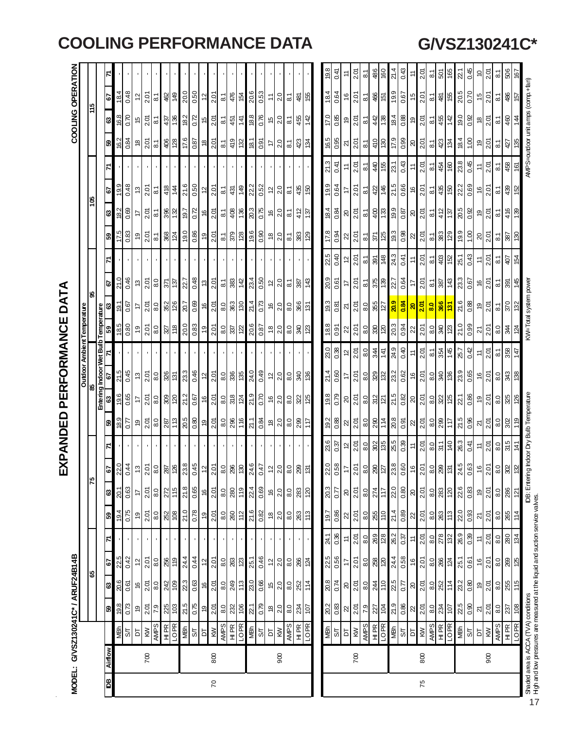# COOLING PERFORMANCE DATA

# G/VSZ130241C*

## EXPANDED PERFORMANCE DATA

MODEL: G/VSZ130241C* / ARUF24B14B

COOLING OPERATION

| IDB | Airflow | | Outdoor Ambient Temperature 65 | | | | 75 | | | | 85 | | | | 95 | | | | 105 | | | | 115 | | | |
|---|---|---|---|---|---|---|---|---|---|---|---|---|---|---|---|---|---|---|---|---|---|---|---|---|---|---|
| | | | Entering Indoor Wet Bulb Temperature | | | | | | | | | | | | | | | | | | | | | | | |
| | | | 59 | 63 | 67 | 71 | 59 | 63 | 67 | 71 | 59 | 63 | 67 | 71 | 59 | 63 | 67 | 71 | 59 | 63 | 67 | 71 | 59 | 63 | 67 | 71 |
| 70 | 700 | MBh | 19.8 | 20.6 | 22.5 | - | 19.4 | 20.1 | 22.0 | - | 18.9 | 19.6 | 21.5 | - | 18.5 | 19.1 | 21.0 | - | 17.5 | 18.2 | 19.9 | - | 16.2 | 16.8 | 18.4 | - |
| | | S/T | 0.73 | 0.61 | 0.42 | - | 0.75 | 0.63 | 0.44 | - | 0.77 | 0.65 | 0.45 | - | 0.80 | 0.67 | 0.46 | - | 0.83 | 0.69 | 0.48 | - | 0.84 | 0.70 | 0.48 | - |
| | | DT | 19 | 16 | 12 | - | 19 | 17 | 13 | - | 19 | 17 | 13 | - | 19 | 17 | 13 | - | 19 | 17 | 13 | - | 18 | 15 | 12 | - |
| | | KW | 2.01 | 2.01 | 2.01 | - | 2.01 | 2.01 | 2.01 | - | 2.01 | 2.01 | 2.01 | - | 2.01 | 2.01 | 2.01 | - | 2.01 | 2.01 | 2.01 | - | 2.01 | 2.01 | 2.01 | - |
| | | AMPS | 7.9 | 8.0 | 8.0 | - | 8.0 | 8.0 | 8.0 | - | 8.0 | 8.0 | 8.0 | - | 8.0 | 8.0 | 8.0 | - | 8.1 | 8.1 | 8.1 | - | 8.1 | 8.1 | 8.1 | - |
| | | HI PR | 225 | 242 | 256 | - | 252 | 272 | 287 | - | 287 | 309 | 326 | - | 327 | 352 | 371 | - | 368 | 396 | 418 | - | 406 | 437 | 462 | - |
| | | LO PR | 103 | 109 | 119 | - | 108 | 115 | 126 | - | 113 | 120 | 131 | - | 118 | 126 | 137 | - | 124 | 132 | 144 | - | 128 | 136 | 149 | - |
| | 800 | MBh | 21.5 | 22.3 | 24.4 | - | 21.0 | 21.8 | 23.8 | - | 20.5 | 21.2 | 23.3 | - | 20.0 | 20.7 | 22.7 | - | 19.0 | 19.7 | 21.6 | - | 17.6 | 18.2 | 20.0 | - |
| | | S/T | 0.75 | 0.63 | 0.44 | - | 0.78 | 0.65 | 0.45 | - | 0.80 | 0.67 | 0.46 | - | 0.83 | 0.69 | 0.48 | - | 0.86 | 0.72 | 0.50 | - | 0.87 | 0.72 | 0.50 | - |
| | | DT | 19 | 16 | 12 | - | 19 | 16 | 12 | - | 19 | 16 | 12 | - | 19 | 16 | 13 | - | 19 | 16 | 12 | - | 18 | 15 | 12 | - |
| | | KW | 2.01 | 2.01 | 2.01 | - | 2.01 | 2.01 | 2.01 | - | 2.01 | 2.01 | 2.01 | - | 2.01 | 2.01 | 2.01 | - | 2.01 | 2.01 | 2.01 | - | 2.01 | 2.01 | 2.01 | - |
| | | AMPS | 8.0 | 8.0 | 8.0 | - | 8.0 | 8.0 | 8.0 | - | 8.0 | 8.0 | 8.0 | - | 8.0 | 8.0 | 8.1 | - | 8.1 | 8.1 | 8.1 | - | 8.1 | 8.1 | 8.1 | - |
| | | HI PR | 232 | 249 | 263 | - | 260 | 280 | 296 | - | 296 | 318 | 336 | - | 337 | 363 | 383 | - | 379 | 408 | 431 | - | 419 | 451 | 476 | - |
| | | LO PR | 106 | 113 | 123 | - | 112 | 119 | 130 | - | 116 | 124 | 135 | - | 122 | 130 | 142 | - | 128 | 136 | 149 | - | 132 | 141 | 154 | - |
| | 900 | MBh | 22.1 | 23.0 | 25.1 | - | 21.6 | 22.4 | 24.6 | - | 21.1 | 21.9 | 24.0 | - | 20.6 | 21.4 | 23.4 | - | 19.6 | 20.3 | 22.2 | - | 18.1 | 18.8 | 20.6 | - |
| | | S/T | 0.79 | 0.66 | 0.46 | - | 0.82 | 0.69 | 0.47 | - | 0.84 | 0.70 | 0.49 | - | 0.87 | 0.73 | 0.50 | - | 0.90 | 0.75 | 0.52 | - | 0.91 | 0.76 | 0.53 | - |
| | | DT | 18 | 15 | 12 | - | 18 | 16 | 12 | - | 18 | 16 | 12 | - | 18 | 16 | 12 | - | 18 | 16 | 12 | - | 17 | 15 | 11 | - |
| | | KW | 2.0 | 2.0 | 2.0 | - | 2.0 | 2.0 | 2.0 | - | 2.0 | 2.0 | 2.0 | - | 2.0 | 2.0 | 2.0 | - | 2.0 | 2.0 | 2.0 | - | 2.0 | 2.0 | 2.0 | - |
| | | AMPS | 8.0 | 8.0 | 8.0 | - | 8.0 | 8.0 | 8.0 | - | 8.0 | 8.0 | 8.0 | - | 8.0 | 8.0 | 8.1 | - | 8.1 | 8.1 | 8.1 | - | 8.1 | 8.1 | 8.1 | - |
| | | HI PR | 234 | 252 | 266 | - | 263 | 283 | 299 | - | 299 | 322 | 340 | - | 340 | 366 | 387 | - | 383 | 412 | 435 | - | 423 | 455 | 481 | - |
| | | LO PR | 107 | 114 | 124 | - | 113 | 120 | 131 | - | 117 | 125 | 136 | - | 123 | 131 | 143 | - | 129 | 137 | 150 | - | 134 | 142 | 155 | - |
| 75 | 700 | MBh | 20.2 | 20.8 | 22.5 | 24.1 | 19.7 | 20.3 | 22.0 | 23.6 | 19.2 | 19.8 | 21.4 | 23.0 | 18.8 | 19.3 | 20.9 | 22.5 | 17.8 | 18.4 | 19.9 | 21.3 | 16.5 | 17.0 | 18.4 | 19.8 |
| | | S/T | 0.83 | 0.74 | 0.56 | 0.36 | 0.86 | 0.77 | 0.58 | 0.37 | 0.88 | 0.79 | 0.60 | 0.38 | 0.91 | 0.81 | 0.61 | 0.40 | 0.94 | 0.84 | 0.64 | 0.41 | 0.95 | 0.85 | 0.64 | 0.41 |
| | | DT | 22 | 20 | 17 | 11 | 22 | 20 | 17 | 12 | 22 | 20 | 17 | 12 | 22 | 21 | 17 | 12 | 22 | 20 | 17 | 11 | 21 | 19 | 16 | 11 |
| | | KW | 2.01 | 2.01 | 2.01 | 2.01 | 2.01 | 2.01 | 2.01 | 2.01 | 2.01 | 2.01 | 2.01 | 2.01 | 2.01 | 2.01 | 2.01 | 2.01 | 2.01 | 2.01 | 2.01 | 2.01 | 2.01 | 2.01 | 2.01 | 2.01 |
| | | AMPS | 7.9 | 8.0 | 8.0 | 8.0 | 8.0 | 8.0 | 8.0 | 8.0 | 8.0 | 8.0 | 8.0 | 8.0 | 8.0 | 8.0 | 8.1 | 8.1 | 8.1 | 8.1 | 8.1 | 8.1 | 8.1 | 8.1 | 8.1 | 8.1 |
| | | HI PR | 227 | 244 | 258 | 269 | 255 | 274 | 290 | 302 | 290 | 312 | 329 | 344 | 330 | 355 | 375 | 391 | 371 | 400 | 422 | 440 | 410 | 442 | 466 | 486 |
| | | LO PR | 104 | 110 | 120 | 128 | 110 | 117 | 127 | 135 | 114 | 121 | 132 | 141 | 120 | 127 | 139 | 148 | 125 | 133 | 146 | 155 | 130 | 138 | 151 | 160 |
| | 800 | MBh | 21.9 | 22.5 | 24.4 | 26.2 | 21.4 | 22.0 | 23.8 | 25.5 | 20.8 | 21.5 | 23.2 | 24.9 | 20.3 | 20.9 | 22.7 | 24.3 | 19.3 | 19.9 | 21.5 | 23.1 | 17.9 | 18.4 | 19.9 | 21.4 |
| | | S/T | 0.86 | 0.77 | 0.58 | 0.37 | 0.89 | 0.80 | 0.60 | 0.39 | 0.91 | 0.82 | 0.62 | 0.40 | 0.94 | 0.84 | 0.64 | 0.41 | 0.98 | 0.87 | 0.66 | 0.43 | 0.99 | 0.88 | 0.67 | 0.43 |
| | | DT | 22 | 20 | 16 | 11 | 22 | 20 | 16 | 11 | 22 | 20 | 16 | 11 | 22 | 20 | 17 | 11 | 22 | 20 | 16 | 11 | 20 | 19 | 15 | 11 |
| | | KW | 2.01 | 2.01 | 2.01 | 2.01 | 2.01 | 2.01 | 2.01 | 2.01 | 2.01 | 2.01 | 2.01 | 2.01 | 2.01 | 2.01 | 2.01 | 2.01 | 2.01 | 2.01 | 2.01 | 2.01 | 2.01 | 2.01 | 2.01 | 2.01 |
| | | AMPS | 8.0 | 8.0 | 8.0 | 8.0 | 8.0 | 8.0 | 8.0 | 8.0 | 8.0 | 8.0 | 8.0 | 8.1 | 8.0 | 8.0 | 8.1 | 8.1 | 8.1 | 8.1 | 8.1 | 8.1 | 8.1 | 8.1 | 8.1 | 8.1 |
| | | HI PR | 234 | 252 | 266 | 278 | 263 | 283 | 299 | 311 | 299 | 322 | 340 | 354 | 340 | 366 | 387 | 403 | 383 | 412 | 435 | 454 | 423 | 455 | 481 | 501 |
| | | LO PR | 107 | 114 | 124 | 132 | 113 | 120 | 131 | 140 | 117 | 125 | 136 | 145 | 123 | 131 | 143 | 152 | 129 | 137 | 150 | 160 | 134 | 142 | 155 | 165 |
| | 900 | MBh | 22.5 | 23.2 | 25.1 | 26.9 | 22.0 | 22.6 | 24.5 | 26.3 | 21.5 | 22.1 | 23.9 | 25.7 | 21.0 | 21.6 | 23.3 | 25.1 | 19.9 | 20.5 | 22.2 | 23.8 | 18.4 | 19.0 | 20.5 | 22.1 |
| | | S/T | 0.90 | 0.80 | 0.61 | 0.39 | 0.93 | 0.83 | 0.63 | 0.41 | 0.96 | 0.86 | 0.65 | 0.42 | 0.99 | 0.88 | 0.67 | 0.43 | 1.00 | 0.92 | 0.69 | 0.45 | 1.00 | 0.92 | 0.70 | 0.45 |
| | | DT | 21 | 19 | 16 | 11 | 21 | 19 | 16 | 11 | 21 | 19 | 16 | 11 | 21 | 19 | 16 | 11 | 20 | 19 | 16 | 11 | 19 | 18 | 15 | 10 |
| | | KW | 2.01 | 2.01 | 2.01 | 2.01 | 2.01 | 2.01 | 2.01 | 2.01 | 2.01 | 2.01 | 2.01 | 2.01 | 2.01 | 2.01 | 2.01 | 2.01 | 2.01 | 2.01 | 2.01 | 2.01 | 2.01 | 2.01 | 2.01 | 2.01 |
| | | AMPS | 8.0 | 8.0 | 8.0 | 8.0 | 8.0 | 8.0 | 8.0 | 8.0 | 8.0 | 8.0 | 8.0 | 8.1 | 8.0 | 8.1 | 8.1 | 8.1 | 8.1 | 8.1 | 8.1 | 8.1 | 8.1 | 8.1 | 8.1 | 8.1 |
| | | HI PR | 237 | 255 | 269 | 280 | 265 | 286 | 302 | 315 | 302 | 325 | 343 | 358 | 344 | 370 | 391 | 407 | 387 | 416 | 439 | 458 | 427 | 460 | 486 | 506 |
| | | LO PR | 108 | 115 | 125 | 134 | 114 | 121 | 132 | 141 | 119 | 126 | 138 | 147 | 124 | 132 | 145 | 154 | 130 | 139 | 152 | 161 | 135 | 144 | 157 | 167 |

Shaded area is ACCA (TVA) conditions
High and low pressures are measured at the liquid and suction service valves.

IDB: Entering Indoor Dry Bulb Temperature

KW=Total system power

AMPS=outdoor unit amps (comp.+fan)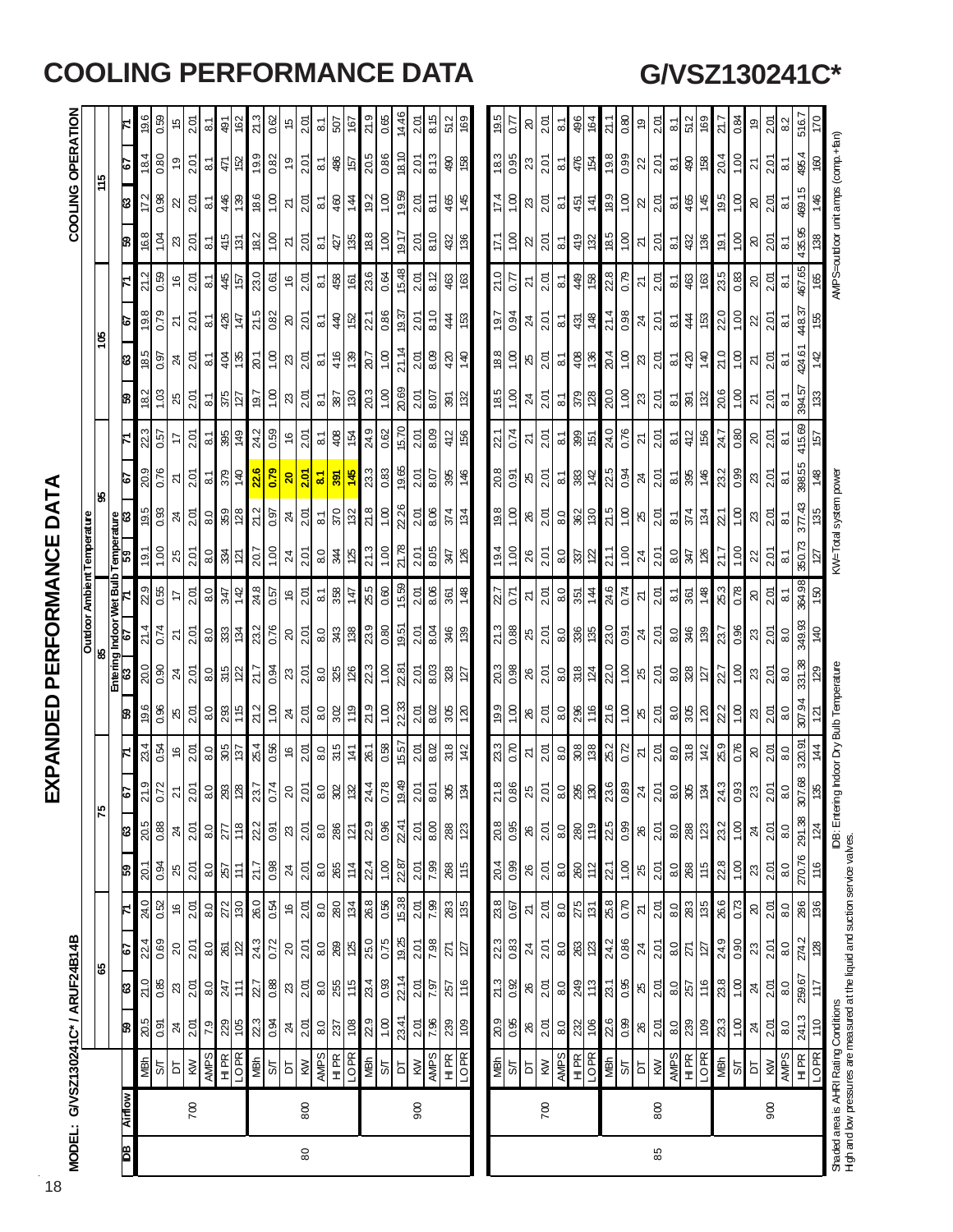# COOLING PERFORMANCE DATA

# G/VSZ130241C*

## EXPANDED PERFORMANCE DATA

**MODEL: G/VSZ130241C* / ARUF24B14B**

**COOLING OPERATION**

| IDB | Airflow | | Outdoor Ambient Temperature 65 | | | | 75 | | | | 85 | | | | 95 | | | | 105 | | | | 115 | | | |
|---|---|---|---|---|---|---|---|---|---|---|---|---|---|---|---|---|---|---|---|---|---|---|---|---|---|---|
| | | | Entering Indoor Wet Bulb Temperature | | | | | | | | | | | | | | | | | | | | | | | |
| | | | 59 | 63 | 67 | 71 | 59 | 63 | 67 | 71 | 59 | 63 | 67 | 71 | 59 | 63 | 67 | 71 | 59 | 63 | 67 | 71 | 59 | 63 | 67 | 71 |
| 80 | 700 | MBh | 20.5 | 21.0 | 22.4 | 24.0 | 20.1 | 20.5 | 21.9 | 23.4 | 19.6 | 20.0 | 21.4 | 22.9 | 19.1 | 19.5 | 20.9 | 22.3 | 18.2 | 18.5 | 19.8 | 21.2 | 16.8 | 17.2 | 18.4 | 19.6 |
| | | S/T | 0.91 | 0.85 | 0.69 | 0.52 | 0.94 | 0.88 | 0.72 | 0.54 | 0.96 | 0.90 | 0.74 | 0.55 | 1.00 | 0.93 | 0.76 | 0.57 | 1.03 | 0.97 | 0.79 | 0.59 | 1.04 | 0.98 | 0.80 | 0.59 |
| | | DT | 24 | 23 | 20 | 16 | 25 | 24 | 21 | 16 | 25 | 24 | 21 | 17 | 25 | 24 | 21 | 17 | 25 | 24 | 21 | 16 | 23 | 22 | 19 | 15 |
| | | KW | 2.01 | 2.01 | 2.01 | 2.01 | 2.01 | 2.01 | 2.01 | 2.01 | 2.01 | 2.01 | 2.01 | 2.01 | 2.01 | 2.01 | 2.01 | 2.01 | 2.01 | 2.01 | 2.01 | 2.01 | 2.01 | 2.01 | 2.01 | 2.01 |
| | | AMPS | 7.9 | 8.0 | 8.0 | 8.0 | 8.0 | 8.0 | 8.0 | 8.0 | 8.0 | 8.0 | 8.0 | 8.0 | 8.0 | 8.0 | 8.1 | 8.1 | 8.1 | 8.1 | 8.1 | 8.1 | 8.1 | 8.1 | 8.1 | 8.1 |
| | | HI PR | 229 | 247 | 261 | 272 | 257 | 277 | 293 | 305 | 293 | 315 | 333 | 347 | 334 | 359 | 379 | 395 | 375 | 404 | 426 | 445 | 415 | 446 | 471 | 491 |
| | | LO PR | 105 | 111 | 122 | 130 | 111 | 118 | 128 | 137 | 115 | 122 | 134 | 142 | 121 | 128 | 140 | 149 | 127 | 135 | 147 | 157 | 131 | 139 | 152 | 162 |
| | 800 | MBh | 22.3 | 22.7 | 24.3 | 26.0 | 21.7 | 22.2 | 23.7 | 25.4 | 21.2 | 21.7 | 23.2 | 24.8 | 20.7 | 21.2 | **22.6** | 24.2 | 19.7 | 20.1 | 21.5 | 23.0 | 18.2 | 18.6 | 19.9 | 21.3 |
| | | S/T | 0.94 | 0.88 | 0.72 | 0.54 | 0.98 | 0.91 | 0.74 | 0.56 | 1.00 | 0.94 | 0.76 | 0.57 | 1.00 | 0.97 | **0.79** | 0.59 | 1.00 | 1.00 | 0.82 | 0.61 | 1.00 | 1.00 | 0.82 | 0.62 |
| | | DT | 24 | 23 | 20 | 16 | 24 | 23 | 20 | 16 | 24 | 23 | 20 | 16 | 24 | 24 | **20** | 16 | 23 | 23 | 20 | 16 | 21 | 21 | 19 | 15 |
| | | KW | 2.01 | 2.01 | 2.01 | 2.01 | 2.01 | 2.01 | 2.01 | 2.01 | 2.01 | 2.01 | 2.01 | 2.01 | 2.01 | 2.01 | **2.01** | 2.01 | 2.01 | 2.01 | 2.01 | 2.01 | 2.01 | 2.01 | 2.01 | 2.01 |
| | | AMPS | 8.0 | 8.0 | 8.0 | 8.0 | 8.0 | 8.0 | 8.0 | 8.0 | 8.0 | 8.0 | 8.1 | 8.1 | 8.0 | 8.1 | **8.1** | 8.1 | 8.1 | 8.1 | 8.1 | 8.1 | 8.1 | 8.1 | 8.1 | 8.1 |
| | | HI PR | 237 | 255 | 269 | 280 | 265 | 286 | 302 | 315 | 302 | 325 | 343 | 358 | 344 | 370 | **391** | 408 | 387 | 416 | 440 | 458 | 427 | 460 | 486 | 507 |
| | | LO PR | 108 | 115 | 125 | 134 | 114 | 121 | 132 | 141 | 119 | 126 | 138 | 147 | 125 | 132 | **145** | 154 | 130 | 139 | 152 | 161 | 135 | 144 | 157 | 167 |
| | 900 | MBh | 22.9 | 23.4 | 25.0 | 26.8 | 22.4 | 22.9 | 24.4 | 26.1 | 21.9 | 22.3 | 23.9 | 25.5 | 21.3 | 21.8 | 23.3 | 24.9 | 20.3 | 20.7 | 22.1 | 23.6 | 18.8 | 19.2 | 20.5 | 21.9 |
| | | S/T | 1.00 | 0.93 | 0.75 | 0.56 | 1.00 | 0.96 | 0.78 | 0.58 | 1.00 | 1.00 | 0.80 | 0.60 | 1.00 | 1.00 | 0.83 | 0.62 | 1.00 | 1.00 | 0.86 | 0.64 | 1.00 | 1.00 | 0.86 | 0.65 |
| | | DT | 23.41 | 22.14 | 19.25 | 15.38 | 22.87 | 22.41 | 19.49 | 15.57 | 22.33 | 22.81 | 19.51 | 15.59 | 21.78 | 22.26 | 19.65 | 15.70 | 20.69 | 21.14 | 19.37 | 15.48 | 19.17 | 19.59 | 18.10 | 14.46 |
| | | KW | 2.01 | 2.01 | 2.01 | 2.01 | 2.01 | 2.01 | 2.01 | 2.01 | 2.01 | 2.01 | 2.01 | 2.01 | 2.01 | 2.01 | 2.01 | 2.01 | 2.01 | 2.01 | 2.01 | 2.01 | 2.01 | 2.01 | 2.01 | 2.01 |
| | | AMPS | 7.96 | 7.97 | 7.98 | 7.99 | 7.99 | 8.00 | 8.01 | 8.02 | 8.02 | 8.03 | 8.04 | 8.06 | 8.05 | 8.06 | 8.07 | 8.09 | 8.07 | 8.09 | 8.10 | 8.12 | 8.10 | 8.11 | 8.13 | 8.15 |
| | | HI PR | 239 | 257 | 271 | 283 | 268 | 288 | 305 | 318 | 305 | 328 | 346 | 361 | 347 | 374 | 395 | 412 | 391 | 420 | 444 | 463 | 432 | 465 | 490 | 512 |
| | | LO PR | 109 | 116 | 127 | 135 | 115 | 123 | 134 | 142 | 120 | 127 | 139 | 148 | 126 | 134 | 146 | 156 | 132 | 140 | 153 | 163 | 136 | 145 | 158 | 169 |
| 85 | 700 | MBh | 20.9 | 21.3 | 22.3 | 23.8 | 20.4 | 20.8 | 21.8 | 23.3 | 19.9 | 20.3 | 21.3 | 22.7 | 19.4 | 19.8 | 20.8 | 22.1 | 18.5 | 18.8 | 19.7 | 21.0 | 17.1 | 17.4 | 18.3 | 19.5 |
| | | S/T | 0.95 | 0.92 | 0.83 | 0.67 | 0.99 | 0.95 | 0.86 | 0.70 | 1.00 | 0.98 | 0.88 | 0.71 | 1.00 | 1.00 | 0.91 | 0.74 | 1.00 | 1.00 | 0.94 | 0.77 | 1.00 | 1.00 | 0.95 | 0.77 |
| | | DT | 26 | 26 | 24 | 21 | 26 | 26 | 25 | 21 | 26 | 26 | 25 | 21 | 26 | 26 | 25 | 21 | 24 | 25 | 24 | 21 | 22 | 23 | 23 | 20 |
| | | KW | 2.01 | 2.01 | 2.01 | 2.01 | 2.01 | 2.01 | 2.01 | 2.01 | 2.01 | 2.01 | 2.01 | 2.01 | 2.01 | 2.01 | 2.01 | 2.01 | 2.01 | 2.01 | 2.01 | 2.01 | 2.01 | 2.01 | 2.01 | 2.01 |
| | | AMPS | 8.0 | 8.0 | 8.0 | 8.0 | 8.0 | 8.0 | 8.0 | 8.0 | 8.0 | 8.0 | 8.0 | 8.0 | 8.0 | 8.0 | 8.1 | 8.1 | 8.1 | 8.1 | 8.1 | 8.1 | 8.1 | 8.1 | 8.1 | 8.1 |
| | | HI PR | 232 | 249 | 263 | 275 | 260 | 280 | 295 | 308 | 296 | 318 | 336 | 351 | 337 | 362 | 383 | 399 | 379 | 408 | 431 | 449 | 419 | 451 | 476 | 496 |
| | | LO PR | 106 | 113 | 123 | 131 | 112 | 119 | 130 | 138 | 116 | 124 | 135 | 144 | 122 | 130 | 142 | 151 | 128 | 136 | 148 | 158 | 132 | 141 | 154 | 164 |
| | 800 | MBh | 22.6 | 23.1 | 24.2 | 25.8 | 22.1 | 22.5 | 23.6 | 25.2 | 21.6 | 22.0 | 23.0 | 24.6 | 21.1 | 21.5 | 22.5 | 24.0 | 20.0 | 20.4 | 21.4 | 22.8 | 18.5 | 18.9 | 19.8 | 21.1 |
| | | S/T | 0.99 | 0.95 | 0.86 | 0.70 | 1.00 | 0.99 | 0.89 | 0.72 | 1.00 | 1.00 | 0.91 | 0.74 | 1.00 | 1.00 | 0.94 | 0.76 | 1.00 | 1.00 | 0.98 | 0.79 | 1.00 | 1.00 | 0.99 | 0.80 |
| | | DT | 25 | 25 | 24 | 21 | 25 | 26 | 24 | 21 | 25 | 25 | 24 | 21 | 24 | 25 | 24 | 21 | 23 | 23 | 24 | 21 | 21 | 22 | 22 | 19 |
| | | KW | 2.01 | 2.01 | 2.01 | 2.01 | 2.01 | 2.01 | 2.01 | 2.01 | 2.01 | 2.01 | 2.01 | 2.01 | 2.01 | 2.01 | 2.01 | 2.01 | 2.01 | 2.01 | 2.01 | 2.01 | 2.01 | 2.01 | 2.01 | 2.01 |
| | | AMPS | 8.0 | 8.0 | 8.0 | 8.0 | 8.0 | 8.0 | 8.0 | 8.0 | 8.0 | 8.0 | 8.1 | 8.1 | 8.0 | 8.1 | 8.1 | 8.1 | 8.1 | 8.1 | 8.1 | 8.1 | 8.1 | 8.1 | 8.1 | 8.1 |
| | | HI PR | 239 | 257 | 271 | 283 | 268 | 288 | 305 | 318 | 305 | 328 | 346 | 361 | 347 | 374 | 395 | 412 | 391 | 420 | 444 | 463 | 432 | 465 | 490 | 512 |
| | | LO PR | 109 | 116 | 127 | 135 | 115 | 123 | 134 | 142 | 120 | 127 | 139 | 148 | 126 | 134 | 146 | 156 | 132 | 140 | 153 | 163 | 136 | 145 | 158 | 169 |
| | 900 | MBh | 23.3 | 23.8 | 24.9 | 26.6 | 22.8 | 23.2 | 24.3 | 25.9 | 22.2 | 22.7 | 23.7 | 25.3 | 21.7 | 22.1 | 23.2 | 24.7 | 20.6 | 21.0 | 22.0 | 23.5 | 19.1 | 19.5 | 20.4 | 21.7 |
| | | S/T | 1.00 | 1.00 | 0.90 | 0.73 | 1.00 | 1.00 | 0.93 | 0.76 | 1.00 | 1.00 | 0.96 | 0.78 | 1.00 | 1.00 | 0.99 | 0.80 | 1.00 | 1.00 | 1.00 | 0.83 | 1.00 | 1.00 | 1.00 | 0.84 |
| | | DT | 24 | 24 | 23 | 20 | 23 | 24 | 23 | 20 | 23 | 23 | 23 | 20 | 22 | 23 | 23 | 20 | 21 | 21 | 22 | 20 | 20 | 20 | 21 | 19 |
| | | KW | 2.01 | 2.01 | 2.01 | 2.01 | 2.01 | 2.01 | 2.01 | 2.01 | 2.01 | 2.01 | 2.01 | 2.01 | 2.01 | 2.01 | 2.01 | 2.01 | 2.01 | 2.01 | 2.01 | 2.01 | 2.01 | 2.01 | 2.01 | 2.01 |
| | | AMPS | 8.0 | 8.0 | 8.0 | 8.0 | 8.0 | 8.0 | 8.0 | 8.0 | 8.0 | 8.0 | 8.0 | 8.1 | 8.1 | 8.1 | 8.1 | 8.1 | 8.1 | 8.1 | 8.1 | 8.1 | 8.1 | 8.1 | 8.1 | 8.2 |
| | | HI PR | 241.3 | 259.67 | 274.2 | 286 | 270.76 | 291.38 | 307.68 | 320.91 | 307.94 | 331.38 | 349.93 | 364.98 | 350.73 | 377.43 | 398.55 | 415.69 | 394.57 | 424.61 | 448.37 | 467.65 | 435.95 | 469.15 | 495.4 | 516.7 |
| | | LO PR | 110 | 117 | 128 | 136 | 116 | 124 | 135 | 144 | 121 | 129 | 140 | 150 | 127 | 135 | 148 | 157 | 133 | 142 | 155 | 165 | 138 | 146 | 160 | 170 |

Shaded area is AHRI Rating Conditions
High and low pressures are measured at the liquid and suction service valves.

IDB: Entering Indoor Dry Bulb Temperature

KW=Total system power

AMPS=outdoor unit amps (comp.+fan)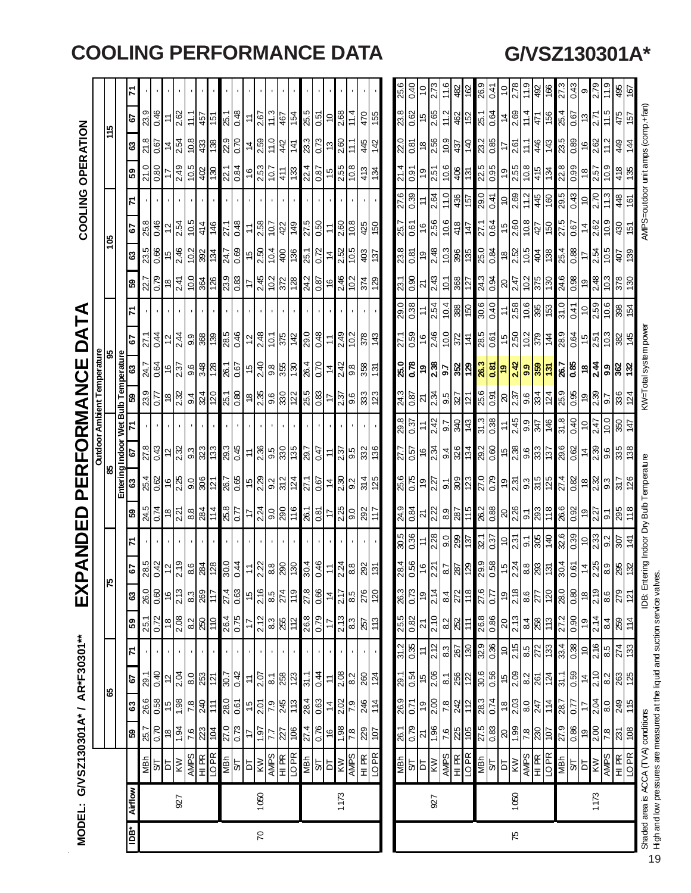# COOLING PERFORMANCE DATA

# G/VSZ130301A*

**MODEL: G/VSZ130301A* / AR*F30301****

# EXPANDED PERFORMANCE DATA

**COOLING OPERATION**

| IDB* | Airflow | | Outdoor Ambient Temperature | | | | | | | | | | | | | | | | | | | | | | | |
|---|---|---|---|---|---|---|---|---|---|---|---|---|---|---|---|---|---|---|---|---|---|---|---|---|---|---|
| | | | 65 | | | | 75 | | | | 85 | | | | 95 | | | | 105 | | | | 115 | | | |
| | | | Entering Indoor Wet Bulb Temperature | | | | | | | | | | | | | | | | | | | | | | | |
| | | | 59 | 63 | 67 | 71 | 59 | 63 | 67 | 71 | 59 | 63 | 67 | 71 | 59 | 63 | 67 | 71 | 59 | 63 | 67 | 71 | 59 | 63 | 67 | 71 |
| 70 | 927 | MBh | 25.7 | 26.6 | 29.1 | - | 25.1 | 26.0 | 28.5 | - | 24.5 | 25.4 | 27.8 | - | 23.9 | 24.7 | 27.1 | - | 22.7 | 23.5 | 25.8 | - | 21.0 | 21.8 | 23.9 | - |
| | | S/T | 0.70 | 0.58 | 0.40 | - | 0.72 | 0.60 | 0.42 | - | 0.74 | 0.62 | 0.43 | - | 0.77 | 0.64 | 0.44 | - | 0.79 | 0.66 | 0.46 | - | 0.80 | 0.67 | 0.46 | - |
| | | DT | 18 | 15 | 12 | - | 18 | 16 | 12 | - | 18 | 16 | 12 | - | 18 | 16 | 12 | - | 18 | 15 | 12 | - | 17 | 14 | 11 | - |
| | | KW | 1.94 | 1.98 | 2.04 | - | 2.08 | 2.13 | 2.19 | - | 2.21 | 2.25 | 2.32 | - | 2.32 | 2.37 | 2.44 | - | 2.41 | 2.46 | 2.54 | - | 2.49 | 2.54 | 2.62 | - |
| | | AMPS | 7.6 | 7.8 | 8.0 | - | 8.2 | 8.3 | 8.6 | - | 8.8 | 9.0 | 9.3 | - | 9.4 | 9.6 | 9.9 | - | 10.0 | 10.2 | 10.5 | - | 10.5 | 10.8 | 11.1 | - |
| | | HI PR | 223 | 240 | 253 | - | 250 | 269 | 284 | - | 284 | 306 | 323 | - | 324 | 348 | 368 | - | 364 | 392 | 414 | - | 402 | 433 | 457 | - |
| | | LO PR | 104 | 111 | 121 | - | 110 | 117 | 128 | - | 114 | 121 | 133 | - | 120 | 128 | 139 | - | 126 | 134 | 146 | - | 130 | 138 | 151 | - |
| | 1050 | MBh | 27.0 | 28.0 | 30.7 | - | 26.4 | 27.4 | 30.0 | - | 25.8 | 26.7 | 29.3 | - | 25.1 | 26.1 | 28.5 | - | 23.9 | 24.7 | 27.1 | - | 22.1 | 22.9 | 25.1 | - |
| | | S/T | 0.73 | 0.61 | 0.42 | - | 0.75 | 0.63 | 0.44 | - | 0.77 | 0.65 | 0.45 | - | 0.80 | 0.67 | 0.46 | - | 0.83 | 0.69 | 0.48 | - | 0.84 | 0.70 | 0.48 | - |
| | | DT | 17 | 15 | 11 | - | 17 | 15 | 11 | - | 17 | 15 | 11 | - | 18 | 15 | 12 | - | 17 | 15 | 11 | - | 16 | 14 | 11 | - |
| | | KW | 1.97 | 2.01 | 2.07 | - | 2.12 | 2.16 | 2.22 | - | 2.24 | 2.29 | 2.36 | - | 2.35 | 2.40 | 2.48 | - | 2.45 | 2.50 | 2.58 | - | 2.53 | 2.59 | 2.67 | - |
| | | AMPS | 7.7 | 7.9 | 8.1 | - | 8.3 | 8.5 | 8.8 | - | 9.0 | 9.2 | 9.5 | - | 9.6 | 9.8 | 10.1 | - | 10.2 | 10.4 | 10.7 | - | 10.7 | 11.0 | 11.3 | - |
| | | HI PR | 227 | 245 | 258 | - | 255 | 274 | 290 | - | 290 | 312 | 330 | - | 330 | 355 | 375 | - | 372 | 400 | 422 | - | 411 | 442 | 467 | - |
| | | LO PR | 106 | 113 | 123 | - | 112 | 119 | 130 | - | 116 | 124 | 135 | - | 122 | 130 | 142 | - | 128 | 136 | 149 | - | 133 | 141 | 154 | - |
| | 1173 | MBh | 27.4 | 28.4 | 31.1 | - | 26.8 | 27.8 | 30.4 | - | 26.1 | 27.1 | 29.7 | - | 25.5 | 26.4 | 29.0 | - | 24.2 | 25.1 | 27.5 | - | 22.4 | 23.3 | 25.5 | - |
| | | S/T | 0.76 | 0.63 | 0.44 | - | 0.79 | 0.66 | 0.46 | - | 0.81 | 0.67 | 0.47 | - | 0.83 | 0.70 | 0.48 | - | 0.87 | 0.72 | 0.50 | - | 0.87 | 0.73 | 0.51 | - |
| | | DT | 16 | 14 | 11 | - | 17 | 14 | 11 | - | 17 | 14 | 11 | - | 17 | 14 | 11 | - | 16 | 14 | 11 | - | 15 | 13 | 10 | - |
| | | KW | 1.98 | 2.02 | 2.08 | - | 2.13 | 2.17 | 2.24 | - | 2.25 | 2.30 | 2.37 | - | 2.37 | 2.42 | 2.49 | - | 2.46 | 2.52 | 2.60 | - | 2.55 | 2.60 | 2.68 | - |
| | | AMPS | 7.8 | 7.9 | 8.2 | - | 8.3 | 8.5 | 8.8 | - | 9.0 | 9.2 | 9.5 | - | 9.6 | 9.8 | 10.2 | - | 10.2 | 10.5 | 10.8 | - | 10.8 | 11.1 | 11.4 | - |
| | | HI PR | 229 | 246 | 260 | - | 257 | 276 | 292 | - | 292 | 314 | 332 | - | 333 | 358 | 378 | - | 374 | 403 | 425 | - | 413 | 445 | 470 | - |
| | | LO PR | 107 | 114 | 124 | - | 113 | 120 | 131 | - | 117 | 125 | 136 | - | 123 | 131 | 143 | - | 129 | 137 | 150 | - | 134 | 142 | 155 | - |
| 75 | 927 | MBh | 26.1 | 26.9 | 29.1 | 31.2 | 25.5 | 26.3 | 28.4 | 30.5 | 24.9 | 25.6 | 27.7 | 29.8 | 24.3 | 25.0 | 27.1 | 29.0 | 23.1 | 23.8 | 25.7 | 27.6 | 21.4 | 22.0 | 23.8 | 25.6 |
| | | S/T | 0.79 | 0.71 | 0.54 | 0.35 | 0.82 | 0.73 | 0.56 | 0.36 | 0.84 | 0.75 | 0.57 | 0.37 | 0.87 | 0.78 | 0.59 | 0.38 | 0.90 | 0.81 | 0.61 | 0.39 | 0.91 | 0.81 | 0.62 | 0.40 |
| | | DT | 21 | 19 | 15 | 11 | 21 | 19 | 16 | 11 | 21 | 19 | 16 | 11 | 21 | 19 | 16 | 11 | 21 | 19 | 16 | 11 | 19 | 18 | 15 | 10 |
| | | KW | 1.96 | 2.00 | 2.06 | 2.12 | 2.10 | 2.14 | 2.21 | 2.28 | 2.22 | 2.27 | 2.34 | 2.42 | 2.34 | 2.38 | 2.46 | 2.54 | 2.43 | 2.48 | 2.56 | 2.64 | 2.51 | 2.56 | 2.65 | 2.73 |
| | | AMPS | 7.6 | 7.8 | 8.1 | 8.3 | 8.2 | 8.4 | 8.7 | 9.0 | 8.9 | 9.1 | 9.4 | 9.7 | 9.5 | 9.7 | 10.0 | 10.4 | 10.1 | 10.3 | 10.6 | 11.0 | 10.6 | 10.9 | 11.2 | 11.6 |
| | | HI PR | 225 | 242 | 256 | 267 | 252 | 272 | 287 | 299 | 287 | 309 | 326 | 340 | 327 | 352 | 372 | 388 | 368 | 396 | 418 | 436 | 406 | 437 | 462 | 482 |
| | | LO PR | 105 | 112 | 122 | 130 | 111 | 118 | 129 | 137 | 115 | 123 | 134 | 143 | 121 | 129 | 141 | 150 | 127 | 135 | 147 | 157 | 131 | 140 | 152 | 162 |
| | 1050 | MBh | 27.5 | 28.3 | 30.6 | 32.9 | 26.8 | 27.6 | 29.9 | 32.1 | 26.2 | 27.0 | 29.2 | 31.3 | 25.6 | **26.3** | 28.5 | 30.6 | 24.3 | 25.0 | 27.1 | 29.0 | 22.5 | 23.2 | 25.1 | 26.9 |
| | | S/T | 0.83 | 0.74 | 0.56 | 0.36 | 0.86 | 0.77 | 0.58 | 0.37 | 0.88 | 0.79 | 0.60 | 0.38 | 0.91 | **0.81** | 0.61 | 0.40 | 0.94 | 0.84 | 0.64 | 0.41 | 0.95 | 0.85 | 0.64 | 0.41 |
| | | DT | 20 | 18 | 15 | 10 | 20 | 19 | 15 | 10 | 20 | 19 | 15 | 11 | 20 | **19** | 15 | 11 | 20 | 18 | 15 | 10 | 19 | 17 | 14 | 10 |
| | | KW | 1.99 | 2.03 | 2.09 | 2.15 | 2.13 | 2.18 | 2.24 | 2.31 | 2.26 | 2.31 | 2.38 | 2.45 | 2.37 | **2.42** | 2.50 | 2.58 | 2.47 | 2.52 | 2.60 | 2.69 | 2.55 | 2.61 | 2.69 | 2.78 |
| | | AMPS | 7.8 | 8.0 | 8.2 | 8.5 | 8.4 | 8.6 | 8.8 | 9.1 | 9.1 | 9.3 | 9.6 | 9.9 | 9.6 | **9.9** | 10.2 | 10.6 | 10.2 | 10.5 | 10.8 | 11.2 | 10.8 | 11.1 | 11.4 | 11.9 |
| | | HI PR | 230 | 247 | 261 | 272 | 258 | 277 | 293 | 305 | 293 | 315 | 333 | 347 | 334 | **359** | 379 | 395 | 375 | 404 | 427 | 445 | 415 | 446 | 471 | 492 |
| | | LO PR | 107 | 114 | 124 | 133 | 113 | 120 | 131 | 140 | 118 | 125 | 137 | 146 | 124 | **131** | 144 | 153 | 130 | 138 | 150 | 160 | 134 | 143 | 156 | 166 |
| | 1173 | MBh | 27.9 | 28.7 | 31.1 | 33.4 | 27.2 | 28.0 | 30.4 | 32.6 | 26.6 | 27.4 | 29.6 | 31.8 | 25.9 | 26.7 | 28.9 | 31.0 | 24.6 | 25.4 | 27.5 | 29.5 | 22.8 | 23.5 | 25.4 | 27.3 |
| | | S/T | 0.86 | 0.77 | 0.59 | 0.38 | 0.90 | 0.80 | 0.61 | 0.39 | 0.92 | 0.82 | 0.62 | 0.40 | 0.95 | 0.85 | 0.64 | 0.41 | 0.98 | 0.88 | 0.67 | 0.43 | 0.99 | 0.89 | 0.67 | 0.43 |
| | | DT | 19 | 17 | 14 | 10 | 19 | 18 | 14 | 10 | 19 | 18 | 14 | 10 | 19 | 18 | 15 | 10 | 19 | 17 | 14 | 10 | 18 | 16 | 13 | 9 |
| | | KW | 2.00 | 2.04 | 2.10 | 2.16 | 2.14 | 2.19 | 2.25 | 2.33 | 2.27 | 2.32 | 2.39 | 2.47 | 2.39 | 2.44 | 2.51 | 2.59 | 2.48 | 2.54 | 2.62 | 2.70 | 2.57 | 2.62 | 2.71 | 2.79 |
| | | AMPS | 7.8 | 8.0 | 8.2 | 8.5 | 8.4 | 8.6 | 8.9 | 9.2 | 9.1 | 9.3 | 9.6 | 10.0 | 9.7 | 9.9 | 10.3 | 10.6 | 10.3 | 10.5 | 10.9 | 11.3 | 10.9 | 11.2 | 11.5 | 11.9 |
| | | HI PR | 231 | 249 | 263 | 274 | 259 | 279 | 295 | 307 | 295 | 317 | 335 | 350 | 336 | 362 | 382 | 398 | 378 | 407 | 430 | 448 | 418 | 449 | 475 | 495 |
| | | LO PR | 108 | 115 | 125 | 133 | 114 | 121 | 132 | 141 | 119 | 126 | 138 | 147 | 124 | 132 | 145 | 154 | 130 | 139 | 151 | 161 | 135 | 144 | 157 | 167 |

Shaded area is ACCA (TVA) conditions

High and low pressures are measured at the liquid and suction service valves.

IDB: Entering Indoor Dry Bulb Temperature

KW=Total system power

AMPS=outdoor unit amps (comp.+fan)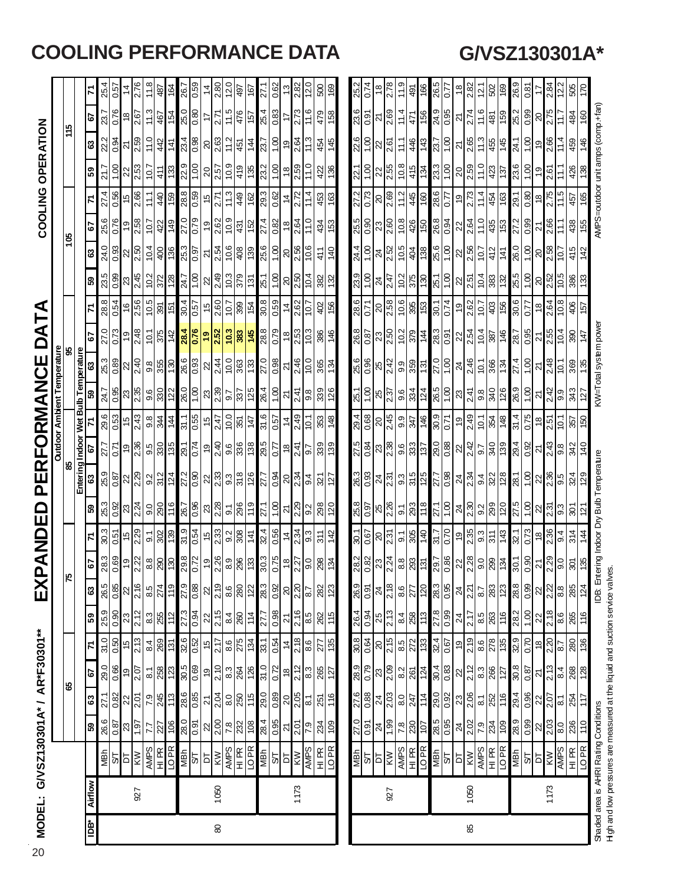# COOLING PERFORMANCE DATA

## G/VSZ130301A*

### MODEL: G/VSZ130301A* / AR*F30301**

# EXPANDED PERFORMANCE DATA

### COOLING OPERATION

| IDB* | Airflow | | Outdoor Ambient Temperature | | | | | | | | | | | | | | | | | | | | | | | |
|---|---|---|---|---|---|---|---|---|---|---|---|---|---|---|---|---|---|---|---|---|---|---|---|---|---|---|
| | | | 65 | | | | 75 | | | | 85 | | | | 95 | | | | 105 | | | | 115 | | | |
| | | | Entering Indoor Wet Bulb Temperature | | | | | | | | | | | | | | | | | | | | | | | |
| | | | 59 | 63 | 67 | 71 | 59 | 63 | 67 | 71 | 59 | 63 | 67 | 71 | 59 | 63 | 67 | 71 | 59 | 63 | 67 | 71 | 59 | 63 | 67 | 71 |
| 80 | 927 | MBh | 26.6 | 27.1 | 29.0 | 31.0 | 25.9 | 26.5 | 28.3 | 30.3 | 25.3 | 25.9 | 27.7 | 29.6 | 24.7 | 25.3 | 27.0 | 28.8 | 23.5 | 24.0 | 25.6 | 27.4 | 21.7 | 22.2 | 23.7 | 25.4 |
| | | S/T | 0.87 | 0.82 | 0.66 | 0.50 | 0.90 | 0.85 | 0.69 | 0.51 | 0.92 | 0.87 | 0.71 | 0.53 | 0.95 | 0.89 | 0.73 | 0.54 | 0.99 | 0.93 | 0.76 | 0.56 | 1.00 | 0.94 | 0.76 | 0.57 |
| | | DT | 23 | 22 | 19 | 15 | 23 | 22 | 19 | 15 | 23 | 22 | 19 | 15 | 23 | 22 | 19 | 16 | 23 | 22 | 19 | 15 | 22 | 21 | 18 | 14 |
| | | KW | 1.97 | 2.01 | 2.07 | 2.13 | 2.12 | 2.16 | 2.22 | 2.29 | 2.24 | 2.29 | 2.36 | 2.43 | 2.35 | 2.40 | 2.48 | 2.56 | 2.45 | 2.50 | 2.58 | 2.66 | 2.53 | 2.59 | 2.67 | 2.76 |
| | | AMPS | 7.7 | 7.9 | 8.1 | 8.4 | 8.3 | 8.5 | 8.8 | 9.1 | 9.0 | 9.2 | 9.5 | 9.8 | 9.6 | 9.8 | 10.1 | 10.5 | 10.2 | 10.4 | 10.7 | 11.1 | 10.7 | 11.0 | 11.3 | 11.8 |
| | | HI PR | 227 | 245 | 258 | 269 | 255 | 274 | 290 | 302 | 290 | 312 | 330 | 344 | 330 | 355 | 375 | 391 | 372 | 400 | 422 | 440 | 411 | 442 | 467 | 487 |
| | | LO PR | 106 | 113 | 123 | 131 | 112 | 119 | 130 | 139 | 116 | 124 | 135 | 144 | 122 | 130 | 142 | 151 | 128 | 136 | 149 | 159 | 133 | 141 | 154 | 164 |
| | 1050 | MBh | 28.0 | 28.6 | 30.5 | 32.6 | 27.3 | 27.9 | 29.8 | 31.9 | 26.7 | 27.2 | 29.1 | 31.1 | 26.0 | 26.6 | **28.4** | 30.4 | 24.7 | 25.3 | 27.0 | 28.8 | 22.9 | 23.4 | 25.0 | 26.7 |
| | | S/T | 0.91 | 0.85 | 0.69 | 0.52 | 0.94 | 0.88 | 0.72 | 0.54 | 0.96 | 0.90 | 0.74 | 0.55 | 1.00 | 0.93 | **0.76** | 0.57 | 1.00 | 0.97 | 0.79 | 0.59 | 1.00 | 0.98 | 0.80 | 0.59 |
| | | DT | 22 | 21 | 19 | 15 | 22 | 22 | 19 | 15 | 23 | 22 | 19 | 15 | 23 | 22 | **19** | 15 | 22 | 21 | 19 | 15 | 20 | 20 | 17 | 14 |
| | | KW | 2.00 | 2.04 | 2.10 | 2.17 | 2.15 | 2.19 | 2.26 | 2.33 | 2.28 | 2.33 | 2.40 | 2.47 | 2.39 | 2.44 | **2.52** | 2.60 | 2.49 | 2.54 | 2.62 | 2.71 | 2.57 | 2.63 | 2.71 | 2.80 |
| | | AMPS | 7.8 | 8.0 | 8.3 | 8.6 | 8.4 | 8.6 | 8.9 | 9.2 | 9.1 | 9.3 | 9.6 | 10.0 | 9.7 | 10.0 | **10.3** | 10.7 | 10.3 | 10.6 | 10.9 | 11.3 | 10.9 | 11.2 | 11.5 | 12.0 |
| | | HI PR | 232 | 250 | 264 | 275 | 260 | 280 | 296 | 308 | 296 | 318 | 336 | 351 | 337 | 363 | **383** | 399 | 379 | 408 | 431 | 449 | 419 | 451 | 476 | 497 |
| | | LO PR | 108 | 115 | 126 | 134 | 114 | 122 | 133 | 141 | 119 | 126 | 138 | 147 | 125 | 133 | **145** | 154 | 131 | 139 | 152 | 162 | 135 | 144 | 157 | 167 |
| | 1173 | MBh | 28.4 | 29.0 | 31.0 | 33.1 | 27.7 | 28.3 | 30.3 | 32.4 | 27.1 | 27.7 | 29.5 | 31.6 | 26.4 | 27.0 | 28.8 | 30.8 | 25.1 | 25.6 | 27.4 | 29.3 | 23.2 | 23.7 | 25.4 | 27.1 |
| | | S/T | 0.95 | 0.89 | 0.72 | 0.54 | 0.98 | 0.92 | 0.75 | 0.56 | 1.00 | 0.94 | 0.77 | 0.57 | 1.00 | 0.98 | 0.79 | 0.59 | 1.00 | 1.00 | 0.82 | 0.62 | 1.00 | 1.00 | 0.83 | 0.62 |
| | | DT | 21 | 20 | 18 | 14 | 21 | 20 | 18 | 14 | 21 | 20 | 18 | 14 | 21 | 21 | 18 | 14 | 20 | 20 | 18 | 14 | 18 | 19 | 17 | 13 |
| | | KW | 2.01 | 2.05 | 2.12 | 2.18 | 2.16 | 2.20 | 2.27 | 2.34 | 2.29 | 2.34 | 2.41 | 2.49 | 2.41 | 2.46 | 2.53 | 2.62 | 2.50 | 2.56 | 2.64 | 2.72 | 2.59 | 2.64 | 2.73 | 2.82 |
| | | AMPS | 7.9 | 8.1 | 8.3 | 8.6 | 8.5 | 8.7 | 9.0 | 9.3 | 9.2 | 9.4 | 9.7 | 10.1 | 9.8 | 10.0 | 10.3 | 10.7 | 10.4 | 10.6 | 11.0 | 11.4 | 11.0 | 11.3 | 11.6 | 12.0 |
| | | HI PR | 234 | 251 | 265 | 277 | 262 | 282 | 298 | 311 | 298 | 321 | 339 | 353 | 339 | 365 | 386 | 402 | 382 | 411 | 434 | 453 | 422 | 454 | 479 | 500 |
| | | LO PR | 109 | 116 | 127 | 135 | 115 | 123 | 134 | 142 | 120 | 127 | 139 | 148 | 126 | 134 | 146 | 156 | 132 | 140 | 153 | 163 | 136 | 145 | 158 | 169 |
| 85 | 927 | MBh | 27.0 | 27.6 | 28.9 | 30.8 | 26.4 | 26.9 | 28.2 | 30.1 | 25.8 | 26.3 | 27.5 | 29.4 | 25.1 | 25.6 | 26.8 | 28.6 | 23.9 | 24.4 | 25.5 | 27.2 | 22.1 | 22.6 | 23.6 | 25.2 |
| | | S/T | 0.91 | 0.88 | 0.79 | 0.64 | 0.94 | 0.91 | 0.82 | 0.67 | 0.97 | 0.93 | 0.84 | 0.68 | 1.00 | 0.96 | 0.87 | 0.71 | 1.00 | 1.00 | 0.90 | 0.73 | 1.00 | 1.00 | 0.91 | 0.74 |
| | | DT | 24 | 24 | 23 | 20 | 25 | 24 | 23 | 20 | 25 | 24 | 23 | 20 | 25 | 25 | 23 | 20 | 24 | 24 | 23 | 20 | 22 | 22 | 21 | 18 |
| | | KW | 1.99 | 2.03 | 2.09 | 2.15 | 2.13 | 2.18 | 2.24 | 2.31 | 2.26 | 2.31 | 2.38 | 2.45 | 2.37 | 2.42 | 2.50 | 2.58 | 2.47 | 2.52 | 2.60 | 2.69 | 2.55 | 2.61 | 2.69 | 2.78 |
| | | AMPS | 7.8 | 8.0 | 8.2 | 8.5 | 8.4 | 8.6 | 8.8 | 9.1 | 9.1 | 9.3 | 9.6 | 9.9 | 9.6 | 9.9 | 10.2 | 10.6 | 10.2 | 10.5 | 10.8 | 11.2 | 10.8 | 11.1 | 11.4 | 11.9 |
| | | HI PR | 230 | 247 | 261 | 272 | 258 | 277 | 293 | 305 | 293 | 315 | 333 | 347 | 334 | 359 | 379 | 395 | 375 | 404 | 426 | 445 | 415 | 446 | 471 | 491 |
| | | LO PR | 107 | 114 | 124 | 133 | 113 | 120 | 131 | 140 | 118 | 125 | 137 | 146 | 124 | 131 | 144 | 153 | 130 | 138 | 150 | 160 | 134 | 143 | 156 | 166 |
| | 1050 | MBh | 28.5 | 29.0 | 30.4 | 32.4 | 27.8 | 28.3 | 29.7 | 31.7 | 27.1 | 27.7 | 29.0 | 30.9 | 26.5 | 27.0 | 28.3 | 30.1 | 25.1 | 25.6 | 26.8 | 28.6 | 23.3 | 23.7 | 24.9 | 26.5 |
| | | S/T | 0.95 | 0.92 | 0.83 | 0.67 | 0.99 | 0.95 | 0.86 | 0.70 | 1.00 | 0.98 | 0.88 | 0.71 | 1.00 | 1.00 | 0.91 | 0.74 | 1.00 | 1.00 | 0.94 | 0.77 | 1.00 | 1.00 | 0.95 | 0.77 |
| | | DT | 24 | 23 | 22 | 19 | 24 | 24 | 22 | 19 | 24 | 24 | 22 | 19 | 23 | 24 | 22 | 19 | 22 | 22 | 22 | 19 | 20 | 21 | 21 | 18 |
| | | KW | 2.02 | 2.06 | 2.12 | 2.19 | 2.17 | 2.21 | 2.28 | 2.35 | 2.30 | 2.34 | 2.42 | 2.49 | 2.41 | 2.46 | 2.54 | 2.62 | 2.51 | 2.56 | 2.64 | 2.73 | 2.59 | 2.65 | 2.74 | 2.82 |
| | | AMPS | 7.9 | 8.1 | 8.3 | 8.6 | 8.5 | 8.7 | 9.0 | 9.3 | 9.2 | 9.4 | 9.7 | 10.1 | 9.8 | 10.1 | 10.4 | 10.7 | 10.4 | 10.7 | 11.0 | 11.4 | 11.0 | 11.3 | 11.6 | 12.1 |
| | | HI PR | 234 | 252 | 266 | 278 | 263 | 283 | 299 | 311 | 299 | 322 | 340 | 354 | 340 | 366 | 387 | 403 | 383 | 412 | 435 | 454 | 423 | 455 | 481 | 502 |
| | | LO PR | 109 | 116 | 127 | 135 | 116 | 123 | 134 | 143 | 120 | 128 | 139 | 148 | 126 | 134 | 146 | 156 | 132 | 141 | 153 | 163 | 137 | 145 | 159 | 169 |
| | 1173 | MBh | 28.9 | 29.4 | 30.8 | 32.9 | 28.2 | 28.8 | 30.1 | 32.1 | 27.5 | 28.1 | 29.4 | 31.4 | 26.9 | 27.4 | 28.7 | 30.6 | 25.5 | 26.0 | 27.2 | 29.1 | 23.6 | 24.1 | 25.2 | 26.9 |
| | | S/T | 0.99 | 0.96 | 0.87 | 0.70 | 1.00 | 0.99 | 0.90 | 0.73 | 1.00 | 1.00 | 0.92 | 0.75 | 1.00 | 1.00 | 0.95 | 0.77 | 1.00 | 1.00 | 0.99 | 0.80 | 1.00 | 1.00 | 0.99 | 0.81 |
| | | DT | 22 | 22 | 21 | 18 | 22 | 22 | 21 | 18 | 22 | 22 | 21 | 18 | 21 | 21 | 21 | 18 | 20 | 20 | 21 | 18 | 19 | 19 | 20 | 17 |
| | | KW | 2.03 | 2.07 | 2.13 | 2.20 | 2.18 | 2.22 | 2.29 | 2.36 | 2.31 | 2.36 | 2.43 | 2.51 | 2.42 | 2.48 | 2.55 | 2.64 | 2.52 | 2.58 | 2.66 | 2.75 | 2.61 | 2.66 | 2.75 | 2.84 |
| | | AMPS | 8.0 | 8.1 | 8.4 | 8.7 | 8.6 | 8.8 | 9.0 | 9.4 | 9.3 | 9.5 | 9.8 | 10.1 | 9.9 | 10.1 | 10.4 | 10.8 | 10.5 | 10.7 | 11.1 | 11.5 | 11.1 | 11.4 | 11.7 | 12.2 |
| | | HI PR | 236 | 254 | 268 | 280 | 265 | 285 | 301 | 314 | 301 | 324 | 342 | 357 | 343 | 369 | 390 | 406 | 386 | 415 | 438 | 457 | 426 | 459 | 484 | 505 |
| | | LO PR | 110 | 117 | 128 | 136 | 116 | 124 | 135 | 144 | 121 | 129 | 140 | 150 | 127 | 135 | 147 | 157 | 133 | 142 | 155 | 165 | 138 | 146 | 160 | 170 |

Shaded area is AHRI Rating Conditions
High and low pressures are measured at the liquid and suction service valves.

IDB: Entering Indoor Dry Bulb Temperature

KW=Total system power

AMPS=outdoor unit amps (comp.+fan)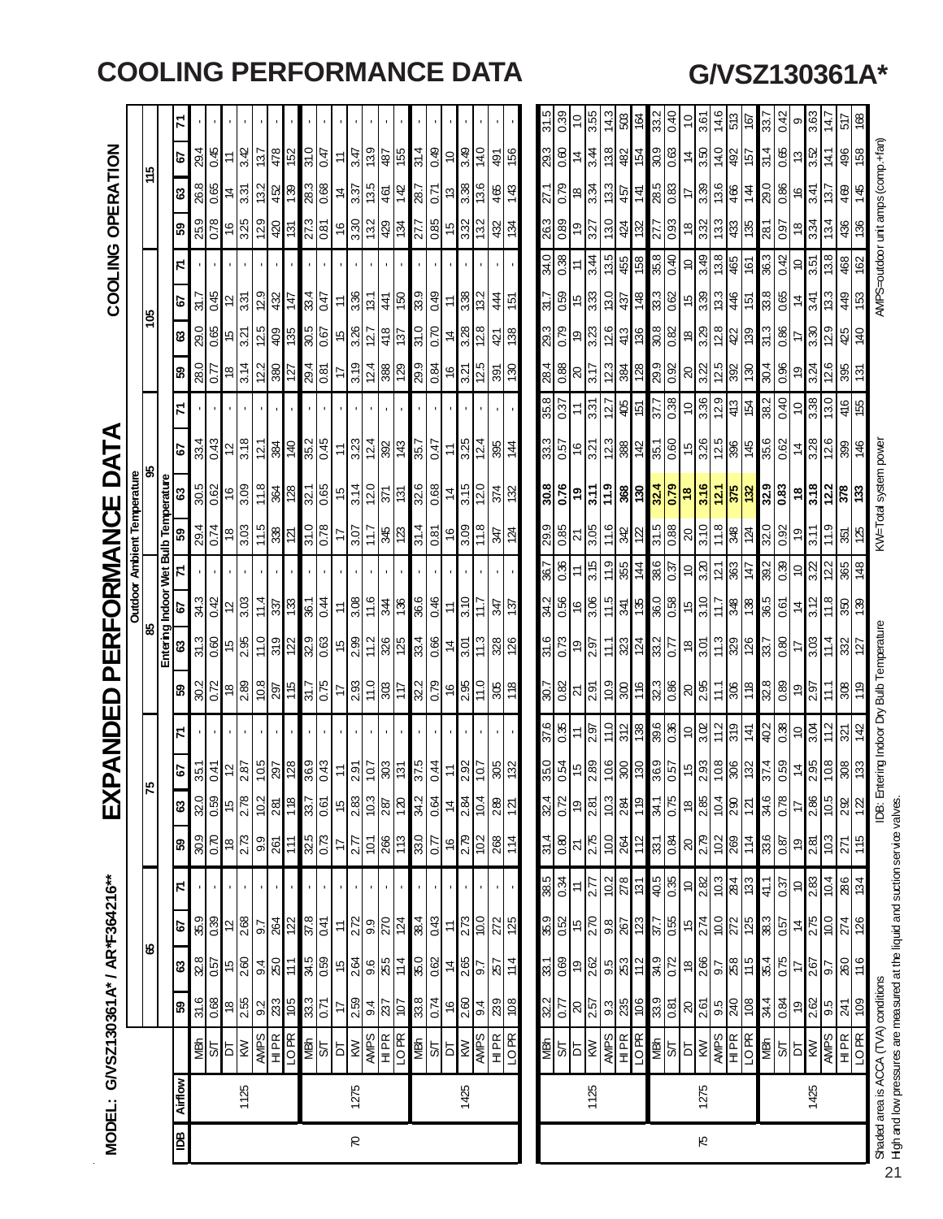# COOLING PERFORMANCE DATA

## G/VSZ130361A*

MODEL: G/VSZ130361A* / AR*F364216**

# EXPANDED PERFORMANCE DATA

### COOLING OPERATION

| IDB | Airflow | | Outdoor Ambient Temperature: 65 | | | | 75 | | | | 85 | | | | 95 | | | | 105 | | | | 115 | | | |
|---|---|---|---|---|---|---|---|---|---|---|---|---|---|---|---|---|---|---|---|---|---|---|---|---|---|---|
| | | | Entering Indoor Wet Bulb Temperature: 59 | 63 | 67 | 71 | 59 | 63 | 67 | 71 | 59 | 63 | 67 | 71 | 59 | 63 | 67 | 71 | 59 | 63 | 67 | 71 | 59 | 63 | 67 | 71 |
| 70 | 1125 | MBh | 31.6 | 32.8 | 35.9 | - | 30.9 | 32.0 | 35.1 | - | 30.2 | 31.3 | 34.3 | - | 29.4 | 30.5 | 33.4 | - | 28.0 | 29.0 | 31.7 | - | 25.9 | 26.8 | 29.4 | - |
| | | S/T | 0.68 | 0.57 | 0.39 | - | 0.70 | 0.59 | 0.41 | - | 0.72 | 0.60 | 0.42 | - | 0.74 | 0.62 | 0.43 | - | 0.77 | 0.65 | 0.45 | - | 0.78 | 0.65 | 0.45 | - |
| | | DT | 18 | 15 | 12 | - | 18 | 15 | 12 | - | 18 | 15 | 12 | - | 18 | 16 | 12 | - | 18 | 15 | 12 | - | 16 | 14 | 11 | - |
| | | kW | 2.55 | 2.60 | 2.68 | - | 2.73 | 2.78 | 2.87 | - | 2.89 | 2.95 | 3.03 | - | 3.03 | 3.09 | 3.18 | - | 3.14 | 3.21 | 3.31 | - | 3.25 | 3.31 | 3.42 | - |
| | | AMPS | 9.2 | 9.4 | 9.7 | - | 9.9 | 10.2 | 10.5 | - | 10.8 | 11.0 | 11.4 | - | 11.5 | 11.8 | 12.1 | - | 12.2 | 12.5 | 12.9 | - | 12.9 | 13.2 | 13.7 | - |
| | | HI PR | 233 | 250 | 264 | - | 261 | 281 | 297 | - | 297 | 319 | 337 | - | 338 | 364 | 384 | - | 380 | 409 | 432 | - | 420 | 452 | 478 | - |
| | | LO PR | 105 | 111 | 122 | - | 111 | 118 | 128 | - | 115 | 122 | 133 | - | 121 | 128 | 140 | - | 127 | 135 | 147 | - | 131 | 139 | 152 | - |
| | 1275 | MBh | 33.3 | 34.5 | 37.8 | - | 32.5 | 33.7 | 36.9 | - | 31.7 | 32.9 | 36.1 | - | 31.0 | 32.1 | 35.2 | - | 29.4 | 30.5 | 33.4 | - | 27.3 | 28.3 | 31.0 | - |
| | | S/T | 0.71 | 0.59 | 0.41 | - | 0.73 | 0.61 | 0.43 | - | 0.75 | 0.63 | 0.44 | - | 0.78 | 0.65 | 0.45 | - | 0.81 | 0.67 | 0.47 | - | 0.81 | 0.68 | 0.47 | - |
| | | DT | 17 | 15 | 11 | - | 17 | 15 | 11 | - | 17 | 15 | 11 | - | 17 | 15 | 11 | - | 17 | 15 | 11 | - | 16 | 14 | 11 | - |
| | | kW | 2.59 | 2.64 | 2.72 | - | 2.77 | 2.83 | 2.91 | - | 2.93 | 2.99 | 3.08 | - | 3.07 | 3.14 | 3.23 | - | 3.19 | 3.26 | 3.36 | - | 3.30 | 3.37 | 3.47 | - |
| | | AMPS | 9.4 | 9.6 | 9.9 | - | 10.1 | 10.3 | 10.7 | - | 11.0 | 11.2 | 11.6 | - | 11.7 | 12.0 | 12.4 | - | 12.4 | 12.7 | 13.1 | - | 13.2 | 13.5 | 13.9 | - |
| | | HI PR | 237 | 255 | 270 | - | 266 | 287 | 303 | - | 303 | 326 | 344 | - | 345 | 371 | 392 | - | 388 | 418 | 441 | - | 429 | 461 | 487 | - |
| | | LO PR | 107 | 114 | 124 | - | 113 | 120 | 131 | - | 117 | 125 | 136 | - | 123 | 131 | 143 | - | 129 | 137 | 150 | - | 134 | 142 | 155 | - |
| | 1425 | MBh | 33.8 | 35.0 | 38.4 | - | 33.0 | 34.2 | 37.5 | - | 32.2 | 33.4 | 36.6 | - | 31.4 | 32.6 | 35.7 | - | 29.9 | 31.0 | 33.9 | - | 27.7 | 28.7 | 31.4 | - |
| | | S/T | 0.74 | 0.62 | 0.43 | - | 0.77 | 0.64 | 0.44 | - | 0.79 | 0.66 | 0.46 | - | 0.81 | 0.68 | 0.47 | - | 0.84 | 0.70 | 0.49 | - | 0.85 | 0.71 | 0.49 | - |
| | | DT | 16 | 14 | 11 | - | 16 | 14 | 11 | - | 16 | 14 | 11 | - | 16 | 14 | 11 | - | 16 | 14 | 11 | - | 15 | 13 | 10 | - |
| | | kW | 2.60 | 2.65 | 2.73 | - | 2.79 | 2.84 | 2.92 | - | 2.95 | 3.01 | 3.10 | - | 3.09 | 3.15 | 3.25 | - | 3.21 | 3.28 | 3.38 | - | 3.32 | 3.38 | 3.49 | - |
| | | AMPS | 9.4 | 9.7 | 10.0 | - | 10.2 | 10.4 | 10.7 | - | 11.0 | 11.3 | 11.7 | - | 11.8 | 12.0 | 12.4 | - | 12.5 | 12.8 | 13.2 | - | 13.2 | 13.6 | 14.0 | - |
| | | HI PR | 239 | 257 | 272 | - | 268 | 289 | 305 | - | 305 | 328 | 347 | - | 347 | 374 | 395 | - | 391 | 421 | 444 | - | 432 | 465 | 491 | - |
| | | LO PR | 108 | 114 | 125 | - | 114 | 121 | 132 | - | 118 | 126 | 137 | - | 124 | 132 | 144 | - | 130 | 138 | 151 | - | 134 | 143 | 156 | - |
| 75 | 1125 | MBh | 32.2 | 33.1 | 35.9 | 38.5 | 31.4 | 32.4 | 35.0 | 37.6 | 30.7 | 31.6 | 34.2 | 36.7 | 29.9 | **30.8** | 33.3 | 35.8 | 28.4 | 29.3 | 31.7 | 34.0 | 26.3 | 27.1 | 29.3 | 31.5 |
| | | S/T | 0.77 | 0.69 | 0.52 | 0.34 | 0.80 | 0.72 | 0.54 | 0.35 | 0.82 | 0.73 | 0.56 | 0.36 | 0.85 | **0.76** | 0.57 | 0.37 | 0.88 | 0.79 | 0.59 | 0.38 | 0.89 | 0.79 | 0.60 | 0.39 |
| | | DT | 20 | 19 | 15 | 11 | 21 | 19 | 15 | 11 | 21 | 19 | 16 | 11 | 21 | **19** | 16 | 11 | 20 | 19 | 15 | 11 | 19 | 18 | 14 | 10 |
| | | kW | 2.57 | 2.62 | 2.70 | 2.77 | 2.75 | 2.81 | 2.89 | 2.97 | 2.91 | 2.97 | 3.06 | 3.15 | 3.05 | **3.11** | 3.21 | 3.31 | 3.17 | 3.23 | 3.33 | 3.44 | 3.27 | 3.34 | 3.44 | 3.55 |
| | | AMPS | 9.3 | 9.5 | 9.8 | 10.2 | 10.0 | 10.3 | 10.6 | 11.0 | 10.9 | 11.1 | 11.5 | 11.9 | 11.6 | **11.9** | 12.3 | 12.7 | 12.3 | 12.6 | 13.0 | 13.5 | 13.0 | 13.3 | 13.8 | 14.3 |
| | | HI PR | 235 | 253 | 267 | 278 | 264 | 284 | 300 | 312 | 300 | 323 | 341 | 355 | 342 | **368** | 388 | 405 | 384 | 413 | 437 | 455 | 424 | 457 | 482 | 503 |
| | | LO PR | 106 | 112 | 123 | 131 | 112 | 119 | 130 | 138 | 116 | 124 | 135 | 144 | 122 | **130** | 142 | 151 | 128 | 136 | 148 | 158 | 132 | 141 | 154 | 164 |
| | 1275 | MBh | 33.9 | 34.9 | 37.7 | 40.5 | 33.1 | 34.1 | 36.9 | 39.6 | 32.3 | 33.2 | 36.0 | 38.6 | 31.5 | **32.4** | 35.1 | 37.7 | 29.9 | 30.8 | 33.3 | 35.8 | 27.7 | 28.5 | 30.9 | 33.2 |
| | | S/T | 0.81 | 0.72 | 0.55 | 0.35 | 0.84 | 0.75 | 0.57 | 0.36 | 0.86 | 0.77 | 0.58 | 0.37 | 0.88 | **0.79** | 0.60 | 0.38 | 0.92 | 0.82 | 0.62 | 0.40 | 0.93 | 0.83 | 0.63 | 0.40 |
| | | DT | 20 | 18 | 15 | 10 | 20 | 18 | 15 | 10 | 20 | 18 | 15 | 10 | 20 | **18** | 15 | 10 | 20 | 18 | 15 | 10 | 18 | 17 | 14 | 10 |
| | | kW | 2.61 | 2.66 | 2.74 | 2.82 | 2.79 | 2.85 | 2.93 | 3.02 | 2.95 | 3.01 | 3.10 | 3.20 | 3.10 | **3.16** | 3.26 | 3.36 | 3.22 | 3.29 | 3.39 | 3.49 | 3.32 | 3.39 | 3.50 | 3.61 |
| | | AMPS | 9.5 | 9.7 | 10.0 | 10.3 | 10.2 | 10.4 | 10.8 | 11.2 | 11.1 | 11.3 | 11.7 | 12.1 | 11.8 | **12.1** | 12.5 | 12.9 | 12.5 | 12.8 | 13.3 | 13.8 | 13.3 | 13.6 | 14.0 | 14.6 |
| | | HI PR | 240 | 258 | 272 | 284 | 269 | 290 | 306 | 319 | 306 | 329 | 348 | 363 | 348 | **375** | 396 | 413 | 392 | 422 | 446 | 465 | 433 | 466 | 492 | 513 |
| | | LO PR | 108 | 115 | 125 | 133 | 114 | 121 | 132 | 141 | 118 | 126 | 138 | 147 | 124 | **132** | 145 | 154 | 130 | 139 | 151 | 161 | 135 | 144 | 157 | 167 |
| | 1425 | MBh | 34.4 | 35.4 | 38.3 | 41.1 | 33.6 | 34.6 | 37.4 | 40.2 | 32.8 | 33.7 | 36.5 | 39.2 | 32.0 | **32.9** | 35.6 | 38.2 | 30.4 | 31.3 | 33.8 | 36.3 | 28.1 | 29.0 | 31.4 | 33.7 |
| | | S/T | 0.84 | 0.75 | 0.57 | 0.37 | 0.87 | 0.78 | 0.59 | 0.38 | 0.89 | 0.80 | 0.61 | 0.39 | 0.92 | **0.83** | 0.62 | 0.40 | 0.96 | 0.86 | 0.65 | 0.42 | 0.97 | 0.86 | 0.65 | 0.42 |
| | | DT | 19 | 17 | 14 | 10 | 19 | 17 | 14 | 10 | 19 | 17 | 14 | 10 | 19 | **18** | 14 | 10 | 19 | 17 | 14 | 10 | 18 | 16 | 13 | 9 |
| | | kW | 2.62 | 2.67 | 2.75 | 2.83 | 2.81 | 2.86 | 2.95 | 3.04 | 2.97 | 3.03 | 3.12 | 3.22 | 3.11 | **3.18** | 3.28 | 3.38 | 3.24 | 3.30 | 3.41 | 3.51 | 3.34 | 3.41 | 3.52 | 3.63 |
| | | AMPS | 9.5 | 9.7 | 10.0 | 10.4 | 10.3 | 10.5 | 10.8 | 11.2 | 11.1 | 11.4 | 11.8 | 12.2 | 11.9 | **12.2** | 12.6 | 13.0 | 12.6 | 12.9 | 13.3 | 13.8 | 13.4 | 13.7 | 14.1 | 14.7 |
| | | HI PR | 241 | 260 | 274 | 286 | 271 | 292 | 308 | 321 | 308 | 332 | 350 | 365 | 351 | **378** | 399 | 416 | 395 | 425 | 449 | 468 | 436 | 469 | 496 | 517 |
| | | LO PR | 109 | 116 | 126 | 134 | 115 | 122 | 133 | 142 | 119 | 127 | 139 | 148 | 125 | **133** | 146 | 155 | 131 | 140 | 153 | 162 | 136 | 145 | 158 | 168 |

Shaded area is ACCA (TVA) conditions
High and low pressures are measured at the liquid and suction service valves.

IDB: Entering Indoor Dry Bulb Temperature

KW=Total system power

AMPS=outdoor unit amps (comp.+fan)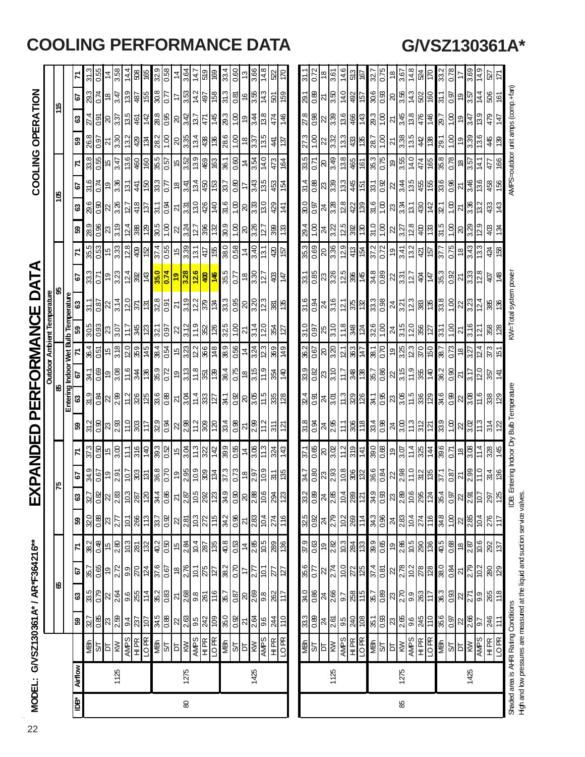# COOLING PERFORMANCE DATA

## G/VSZ130361A*

### MODEL: G/VSZ130361A* / AR*F364216**

# EXPANDED PERFORMANCE DATA

## COOLING OPERATION

| IDB* | Airflow | | 65 | | | | 75 | | | | 85 | | | | 95 | | | | 105 | | | | 115 | | | |
|---|---|---|---|---|---|---|---|---|---|---|---|---|---|---|---|---|---|---|---|---|---|---|---|---|---|---|
| | | | Outdoor Ambient Temperature | | | | | | | | | | | | | | | | | | | | | | | |
| | | | Entering Indoor Wet Bulb Temperature | | | | | | | | | | | | | | | | | | | | | | | |
| | | | 59 | 63 | 67 | 71 | 59 | 63 | 67 | 71 | 59 | 63 | 67 | 71 | 59 | 63 | 67 | 71 | 59 | 63 | 67 | 71 | 59 | 63 | 67 | 71 |
| 80 | 1125 | MBh | 32.7 | 33.5 | 35.7 | 38.2 | 32.0 | 32.7 | 34.9 | 37.3 | 31.2 | 31.9 | 34.1 | 36.4 | 30.5 | 31.1 | 33.3 | 35.5 | 28.9 | 29.6 | 31.6 | 33.8 | 26.8 | 27.4 | 29.3 | 31.3 |
| | | S/T | 0.85 | 0.79 | 0.65 | 0.48 | 0.88 | 0.82 | 0.67 | 0.50 | 0.90 | 0.84 | 0.69 | 0.51 | 0.93 | 0.87 | 0.71 | 0.53 | 0.96 | 0.90 | 0.74 | 0.55 | 0.97 | 0.91 | 0.74 | 0.55 |
| | | DT | 23 | 22 | 19 | 15 | 23 | 22 | 19 | 15 | 23 | 22 | 19 | 15 | 23 | 22 | 19 | 15 | 23 | 22 | 19 | 15 | 21 | 20 | 18 | 14 |
| | | KW | 2.59 | 2.64 | 2.72 | 2.80 | 2.77 | 2.83 | 2.91 | 3.00 | 2.93 | 2.99 | 3.08 | 3.18 | 3.07 | 3.14 | 3.23 | 3.33 | 3.19 | 3.26 | 3.36 | 3.47 | 3.30 | 3.37 | 3.47 | 3.58 |
| | | AMPS | 9.4 | 9.6 | 9.9 | 10.3 | 10.1 | 10.3 | 10.7 | 11.1 | 11.0 | 11.2 | 11.6 | 12.0 | 11.7 | 12.0 | 12.4 | 12.8 | 12.4 | 12.7 | 13.1 | 13.6 | 13.2 | 13.5 | 13.9 | 14.4 |
| | | HI PR | 237 | 255 | 270 | 281 | 266 | 287 | 303 | 316 | 303 | 326 | 344 | 359 | 345 | 371 | 392 | 409 | 388 | 418 | 441 | 460 | 429 | 461 | 487 | 508 |
| | | LO PR | 107 | 114 | 124 | 132 | 113 | 120 | 131 | 140 | 117 | 125 | 136 | 145 | 123 | 131 | 143 | 152 | 129 | 137 | 150 | 160 | 134 | 142 | 155 | 165 |
| | 1275 | MBh | 34.5 | 35.2 | 37.6 | 40.2 | 33.7 | 34.4 | 36.8 | 39.3 | 32.9 | 33.6 | 35.9 | 38.4 | 32.1 | 32.8 | 35.0 | 37.4 | 30.5 | 31.1 | 33.3 | 35.5 | 28.2 | 28.8 | 30.8 | 32.9 |
| | | S/T | 0.88 | 0.83 | 0.67 | 0.50 | 0.92 | 0.86 | 0.70 | 0.52 | 0.94 | 0.88 | 0.72 | 0.54 | 0.97 | 0.91 | 0.74 | 0.55 | 1.00 | 0.94 | 0.77 | 0.57 | 1.00 | 0.95 | 0.77 | 0.58 |
| | | DT | 22 | 21 | 18 | 15 | 22 | 21 | 19 | 15 | 22 | 21 | 19 | 15 | 22 | 21 | 19 | 15 | 22 | 21 | 18 | 15 | 20 | 20 | 17 | 14 |
| | | KW | 2.63 | 2.68 | 2.76 | 2.84 | 2.81 | 2.87 | 2.95 | 3.04 | 2.98 | 3.04 | 3.13 | 3.23 | 3.12 | 3.19 | 3.28 | 3.39 | 3.24 | 3.31 | 3.41 | 3.52 | 3.35 | 3.42 | 3.53 | 3.64 |
| | | AMPS | 9.5 | 9.8 | 10.1 | 10.4 | 10.3 | 10.5 | 10.9 | 11.3 | 11.2 | 11.4 | 11.8 | 12.2 | 11.9 | 12.2 | 12.6 | 13.1 | 12.7 | 13.0 | 13.4 | 13.9 | 13.4 | 13.7 | 14.2 | 14.7 |
| | | HI PR | 242 | 261 | 275 | 287 | 272 | 292 | 309 | 322 | 309 | 333 | 351 | 366 | 352 | 379 | 400 | 417 | 396 | 426 | 450 | 469 | 438 | 471 | 497 | 519 |
| | | LO PR | 109 | 116 | 127 | 135 | 115 | 123 | 134 | 142 | 120 | 127 | 139 | 148 | 126 | 134 | 146 | 155 | 132 | 140 | 153 | 163 | 136 | 145 | 158 | 169 |
| | 1425 | MBh | 35.0 | 35.7 | 38.2 | 40.8 | 34.2 | 34.9 | 37.3 | 39.9 | 33.4 | 34.1 | 36.4 | 38.9 | 32.5 | 33.3 | 35.5 | 38.0 | 30.9 | 31.6 | 33.7 | 36.1 | 28.6 | 29.3 | 31.3 | 33.4 |
| | | S/T | 0.92 | 0.87 | 0.70 | 0.53 | 0.96 | 0.90 | 0.73 | 0.55 | 0.98 | 0.92 | 0.75 | 0.56 | 1.00 | 0.95 | 0.77 | 0.58 | 1.00 | 1.00 | 0.80 | 0.60 | 1.00 | 1.00 | 0.81 | 0.60 |
| | | DT | 21 | 20 | 17 | 14 | 21 | 20 | 18 | 14 | 21 | 20 | 18 | 14 | 21 | 20 | 18 | 14 | 20 | 20 | 17 | 14 | 18 | 19 | 16 | 13 |
| | | KW | 2.64 | 2.69 | 2.77 | 2.85 | 2.83 | 2.88 | 2.97 | 3.06 | 2.99 | 3.05 | 3.15 | 3.24 | 3.14 | 3.20 | 3.30 | 3.40 | 3.26 | 3.33 | 3.43 | 3.54 | 3.37 | 3.44 | 3.55 | 3.66 |
| | | AMPS | 9.6 | 9.8 | 10.1 | 10.5 | 10.4 | 10.6 | 10.9 | 11.3 | 11.2 | 11.5 | 11.9 | 12.3 | 12.0 | 12.3 | 12.7 | 13.1 | 12.7 | 13.0 | 13.5 | 14.0 | 13.5 | 13.8 | 14.3 | 14.8 |
| | | HI PR | 244 | 262 | 277 | 289 | 274 | 294 | 311 | 324 | 311 | 335 | 354 | 369 | 354 | 381 | 403 | 420 | 399 | 429 | 453 | 473 | 441 | 474 | 501 | 522 |
| | | LO PR | 110 | 117 | 127 | 136 | 116 | 123 | 135 | 143 | 121 | 128 | 140 | 149 | 127 | 135 | 147 | 157 | 133 | 141 | 154 | 164 | 137 | 146 | 159 | 170 |
| 85 | 1125 | MBh | 33.3 | 34.0 | 35.6 | 37.9 | 32.5 | 33.2 | 34.7 | 37.1 | 31.8 | 32.4 | 33.9 | 36.2 | 31.0 | 31.6 | 33.1 | 35.3 | 29.4 | 30.0 | 31.4 | 33.5 | 27.3 | 27.8 | 29.1 | 31.1 |
| | | S/T | 0.89 | 0.86 | 0.77 | 0.63 | 0.92 | 0.89 | 0.80 | 0.65 | 0.94 | 0.91 | 0.82 | 0.67 | 0.97 | 0.94 | 0.85 | 0.69 | 1.00 | 0.97 | 0.88 | 0.71 | 1.00 | 0.98 | 0.89 | 0.72 |
| | | DT | 24 | 24 | 22 | 19 | 24 | 24 | 23 | 20 | 24 | 24 | 23 | 20 | 25 | 24 | 23 | 20 | 24 | 24 | 23 | 20 | 22 | 22 | 21 | 18 |
| | | KW | 2.61 | 2.66 | 2.74 | 2.82 | 2.79 | 2.85 | 2.93 | 3.02 | 2.95 | 3.01 | 3.10 | 3.20 | 3.10 | 3.16 | 3.26 | 3.36 | 3.22 | 3.28 | 3.39 | 3.49 | 3.32 | 3.39 | 3.50 | 3.61 |
| | | AMPS | 9.5 | 9.7 | 10.0 | 10.3 | 10.2 | 10.4 | 10.8 | 11.2 | 11.1 | 11.3 | 11.7 | 12.1 | 11.8 | 12.1 | 12.5 | 12.9 | 12.5 | 12.8 | 13.3 | 13.8 | 13.3 | 13.6 | 14.0 | 14.6 |
| | | HI PR | 240 | 258 | 272 | 284 | 269 | 289 | 306 | 319 | 306 | 329 | 348 | 363 | 348 | 375 | 396 | 413 | 392 | 422 | 445 | 465 | 433 | 466 | 492 | 513 |
| | | LO PR | 108 | 115 | 125 | 133 | 114 | 121 | 132 | 141 | 118 | 126 | 138 | 147 | 124 | 132 | 145 | 154 | 130 | 139 | 151 | 161 | 135 | 143 | 157 | 167 |
| | 1275 | MBh | 35.1 | 35.7 | 37.4 | 39.9 | 34.3 | 34.9 | 36.6 | 39.0 | 33.4 | 34.1 | 35.7 | 38.1 | 32.6 | 33.3 | 34.8 | 37.2 | 31.0 | 31.6 | 33.1 | 35.3 | 28.7 | 29.3 | 30.6 | 32.7 |
| | | S/T | 0.93 | 0.89 | 0.81 | 0.65 | 0.96 | 0.93 | 0.84 | 0.68 | 0.98 | 0.95 | 0.86 | 0.70 | 1.00 | 0.98 | 0.89 | 0.72 | 1.00 | 1.00 | 0.92 | 0.75 | 1.00 | 1.00 | 0.93 | 0.75 |
| | | DT | 23 | 23 | 22 | 19 | 24 | 23 | 22 | 19 | 24 | 23 | 22 | 19 | 24 | 24 | 22 | 19 | 22 | 23 | 22 | 19 | 21 | 21 | 20 | 18 |
| | | KW | 2.65 | 2.70 | 2.78 | 2.86 | 2.83 | 2.89 | 2.98 | 3.07 | 3.00 | 3.06 | 3.15 | 3.25 | 3.15 | 3.21 | 3.31 | 3.41 | 3.27 | 3.34 | 3.44 | 3.55 | 3.38 | 3.45 | 3.56 | 3.67 |
| | | AMPS | 9.6 | 9.9 | 10.2 | 10.5 | 10.4 | 10.6 | 11.0 | 11.4 | 11.3 | 11.5 | 11.9 | 12.3 | 12.0 | 12.3 | 12.7 | 13.2 | 12.8 | 13.1 | 13.5 | 14.0 | 13.5 | 13.8 | 14.3 | 14.8 |
| | | HI PR | 245 | 263 | 278 | 290 | 274 | 295 | 312 | 325 | 312 | 336 | 355 | 370 | 356 | 383 | 404 | 421 | 400 | 430 | 455 | 474 | 442 | 476 | 502 | 524 |
| | | LO PR | 110 | 117 | 128 | 136 | 116 | 124 | 135 | 144 | 121 | 129 | 140 | 150 | 127 | 135 | 147 | 157 | 133 | 142 | 155 | 165 | 138 | 146 | 160 | 170 |
| | 1425 | MBh | 35.6 | 36.3 | 38.0 | 40.5 | 34.8 | 35.4 | 37.1 | 39.6 | 33.9 | 34.6 | 36.2 | 38.7 | 33.1 | 33.8 | 35.3 | 37.7 | 31.5 | 32.1 | 33.6 | 35.8 | 29.1 | 29.7 | 31.1 | 33.2 |
| | | S/T | 0.97 | 0.93 | 0.84 | 0.68 | 1.00 | 0.97 | 0.87 | 0.71 | 1.00 | 0.99 | 0.90 | 0.73 | 1.00 | 1.00 | 0.92 | 0.75 | 1.00 | 1.00 | 0.96 | 0.78 | 1.00 | 1.00 | 0.97 | 0.78 |
| | | DT | 22 | 22 | 21 | 18 | 22 | 22 | 21 | 18 | 22 | 22 | 21 | 18 | 21 | 22 | 21 | 18 | 20 | 21 | 21 | 18 | 19 | 19 | 19 | 17 |
| | | KW | 2.66 | 2.71 | 2.79 | 2.87 | 2.85 | 2.91 | 2.99 | 3.08 | 3.02 | 3.08 | 3.17 | 3.27 | 3.16 | 3.23 | 3.33 | 3.43 | 3.29 | 3.36 | 3.46 | 3.57 | 3.39 | 3.47 | 3.57 | 3.69 |
| | | AMPS | 9.7 | 9.9 | 10.2 | 10.6 | 10.4 | 10.7 | 11.0 | 11.4 | 11.3 | 11.6 | 12.0 | 12.4 | 12.1 | 12.4 | 12.8 | 13.3 | 12.9 | 13.2 | 13.6 | 14.1 | 13.6 | 13.9 | 14.4 | 14.9 |
| | | HI PR | 246 | 265 | 280 | 292 | 276 | 297 | 314 | 328 | 314 | 338 | 357 | 373 | 358 | 385 | 407 | 424 | 403 | 433 | 458 | 477 | 445 | 479 | 506 | 527 |
| | | LO PR | 111 | 118 | 129 | 137 | 117 | 125 | 136 | 145 | 122 | 129 | 141 | 151 | 128 | 136 | 148 | 158 | 134 | 143 | 156 | 166 | 139 | 147 | 161 | 171 |

Shaded area is AHRI Rating Conditions

High and low pressures are measured at the liquid and suction service valves.

IDB: Entering Indoor Dry Bulb Temperature

KW=Total system power

AMPS=outdoor unit amps (comp.+fan)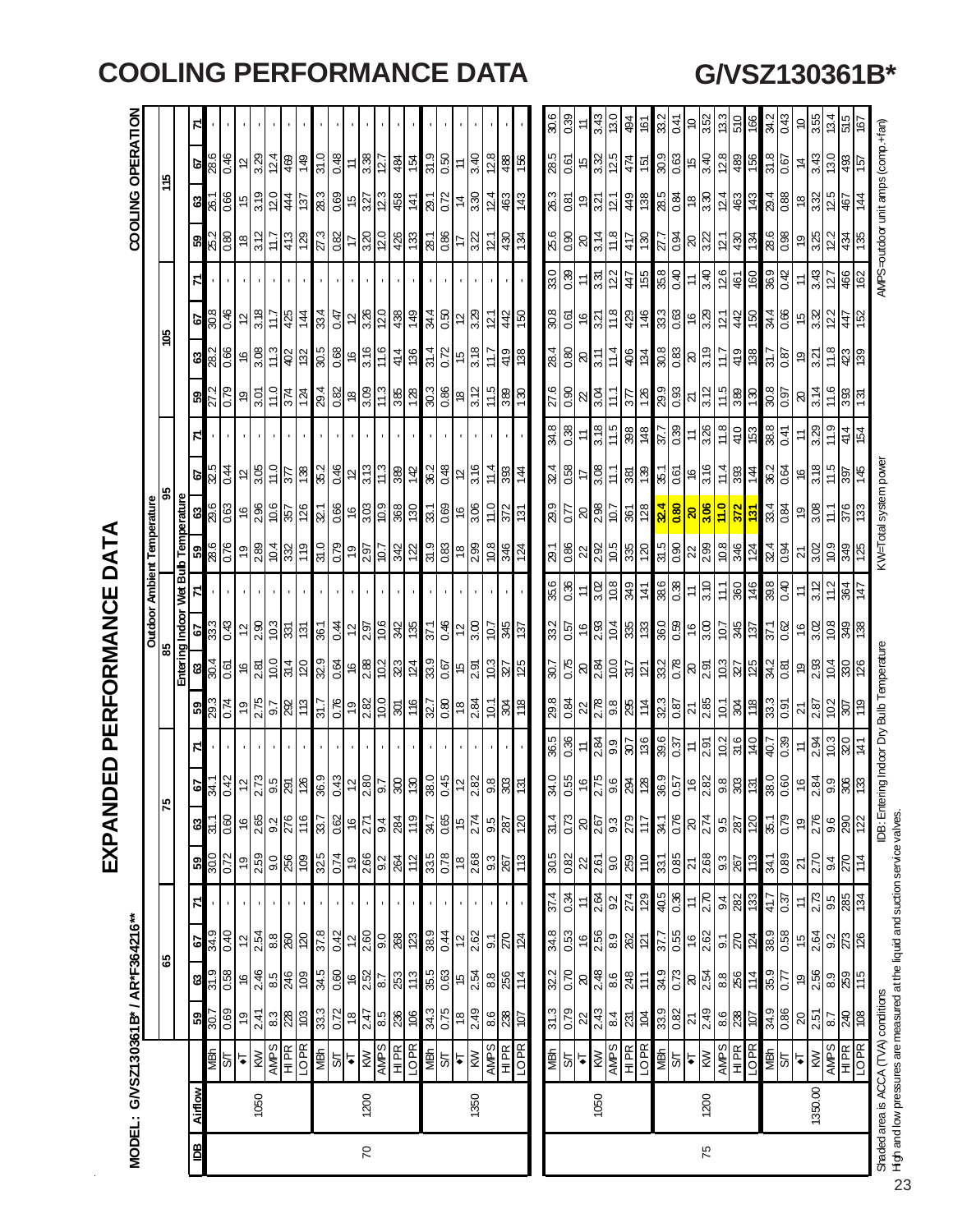# COOLING PERFORMANCE DATA

# G/VSZ130361B*

## EXPANDED PERFORMANCE DATA

MODEL: G/VSZ130361B* / AR*F364216**

COOLING OPERATION

| IDB | Airflow | | Outdoor Ambient Temperature | | | | | | | | | | | | | | | | | | | | | | | |
|---|---|---|---|---|---|---|---|---|---|---|---|---|---|---|---|---|---|---|---|---|---|---|---|---|---|---|
| | | | 65 | | | | 75 | | | | 85 | | | | 95 | | | | 105 | | | | 115 | | | |
| | | | Entering Indoor Wet Bulb Temperature | | | | | | | | | | | | | | | | | | | | | | | |
| | | | 59 | 63 | 67 | 71 | 59 | 63 | 67 | 71 | 59 | 63 | 67 | 71 | 59 | 63 | 67 | 71 | 59 | 63 | 67 | 71 | 59 | 63 | 67 | 71 |
| 70 | 1050 | MBh | 30.7 | 31.9 | 34.9 | - | 30.0 | 31.1 | 34.1 | - | 29.3 | 30.4 | 33.3 | - | 28.6 | 29.6 | 32.5 | - | 27.2 | 28.2 | 30.8 | - | 25.2 | 26.1 | 28.6 | - |
| | | S/T | 0.69 | 0.58 | 0.40 | - | 0.72 | 0.60 | 0.42 | - | 0.74 | 0.61 | 0.43 | - | 0.76 | 0.63 | 0.44 | - | 0.79 | 0.66 | 0.46 | - | 0.80 | 0.66 | 0.46 | - |
| | | ΔT | 19 | 16 | 12 | - | 19 | 16 | 12 | - | 19 | 16 | 12 | - | 19 | 16 | 12 | - | 19 | 16 | 12 | - | 18 | 15 | 12 | - |
| | | KW | 2.41 | 2.46 | 2.54 | - | 2.59 | 2.65 | 2.73 | - | 2.75 | 2.81 | 2.90 | - | 2.89 | 2.96 | 3.05 | - | 3.01 | 3.08 | 3.18 | - | 3.12 | 3.19 | 3.29 | - |
| | | AMPS | 8.3 | 8.5 | 8.8 | - | 9.0 | 9.2 | 9.5 | - | 9.7 | 10.0 | 10.3 | - | 10.4 | 10.6 | 11.0 | - | 11.0 | 11.3 | 11.7 | - | 11.7 | 12.0 | 12.4 | - |
| | | HI PR | 228 | 246 | 260 | - | 256 | 276 | 291 | - | 292 | 314 | 331 | - | 332 | 357 | 377 | - | 374 | 402 | 425 | - | 413 | 444 | 469 | - |
| | | LO PR | 103 | 109 | 120 | - | 109 | 116 | 126 | - | 113 | 120 | 131 | - | 119 | 126 | 138 | - | 124 | 132 | 144 | - | 129 | 137 | 149 | - |
| | 1200 | MBh | 33.3 | 34.5 | 37.8 | - | 32.5 | 33.7 | 36.9 | - | 31.7 | 32.9 | 36.1 | - | 31.0 | 32.1 | 35.2 | - | 29.4 | 30.5 | 33.4 | - | 27.3 | 28.3 | 31.0 | - |
| | | S/T | 0.72 | 0.60 | 0.42 | - | 0.74 | 0.62 | 0.43 | - | 0.76 | 0.64 | 0.44 | - | 0.79 | 0.66 | 0.46 | - | 0.82 | 0.68 | 0.47 | - | 0.82 | 0.69 | 0.48 | - |
| | | ΔT | 18 | 16 | 12 | - | 19 | 16 | 12 | - | 19 | 16 | 12 | - | 19 | 16 | 12 | - | 18 | 16 | 12 | - | 17 | 15 | 11 | - |
| | | KW | 2.47 | 2.52 | 2.60 | - | 2.66 | 2.71 | 2.80 | - | 2.82 | 2.88 | 2.97 | - | 2.97 | 3.03 | 3.13 | - | 3.09 | 3.16 | 3.26 | - | 3.20 | 3.27 | 3.38 | - |
| | | AMPS | 8.5 | 8.7 | 9.0 | - | 9.2 | 9.4 | 9.7 | - | 10.0 | 10.2 | 10.6 | - | 10.7 | 10.9 | 11.3 | - | 11.3 | 11.6 | 12.0 | - | 12.0 | 12.3 | 12.7 | - |
| | | HI PR | 236 | 253 | 268 | - | 264 | 284 | 300 | - | 301 | 323 | 342 | - | 342 | 368 | 389 | - | 385 | 414 | 438 | - | 426 | 458 | 484 | - |
| | | LO PR | 106 | 113 | 123 | - | 112 | 119 | 130 | - | 116 | 124 | 135 | - | 122 | 130 | 142 | - | 128 | 136 | 149 | - | 133 | 141 | 154 | - |
| | 1350 | MBh | 34.3 | 35.5 | 38.9 | - | 33.5 | 34.7 | 38.0 | - | 32.7 | 33.9 | 37.1 | - | 31.9 | 33.1 | 36.2 | - | 30.3 | 31.4 | 34.4 | - | 28.1 | 29.1 | 31.9 | - |
| | | S/T | 0.75 | 0.63 | 0.44 | - | 0.78 | 0.65 | 0.45 | - | 0.80 | 0.67 | 0.46 | - | 0.83 | 0.69 | 0.48 | - | 0.86 | 0.72 | 0.50 | - | 0.86 | 0.72 | 0.50 | - |
| | | ΔT | 18 | 15 | 12 | - | 18 | 15 | 12 | - | 18 | 15 | 12 | - | 18 | 16 | 12 | - | 18 | 15 | 12 | - | 17 | 14 | 11 | - |
| | | KW | 2.49 | 2.54 | 2.62 | - | 2.68 | 2.74 | 2.82 | - | 2.84 | 2.91 | 3.00 | - | 2.99 | 3.06 | 3.16 | - | 3.12 | 3.18 | 3.29 | - | 3.22 | 3.30 | 3.40 | - |
| | | AMPS | 8.6 | 8.8 | 9.1 | - | 9.3 | 9.5 | 9.8 | - | 10.1 | 10.3 | 10.7 | - | 10.8 | 11.0 | 11.4 | - | 11.5 | 11.7 | 12.1 | - | 12.1 | 12.4 | 12.8 | - |
| | | HI PR | 238 | 256 | 270 | - | 267 | 287 | 303 | - | 304 | 327 | 345 | - | 346 | 372 | 393 | - | 389 | 419 | 442 | - | 430 | 463 | 488 | - |
| | | LO PR | 107 | 114 | 124 | - | 113 | 120 | 131 | - | 118 | 125 | 137 | - | 124 | 131 | 144 | - | 130 | 138 | 150 | - | 134 | 143 | 156 | - |
| 75 | 1050 | MBh | 31.3 | 32.2 | 34.8 | 37.4 | 30.5 | 31.4 | 34.0 | 36.5 | 29.8 | 30.7 | 33.2 | 35.6 | 29.1 | 29.9 | 32.4 | 34.8 | 27.6 | 28.4 | 30.8 | 33.0 | 25.6 | 26.3 | 28.5 | 30.6 |
| | | S/T | 0.79 | 0.70 | 0.53 | 0.34 | 0.82 | 0.73 | 0.55 | 0.36 | 0.84 | 0.75 | 0.57 | 0.36 | 0.86 | 0.77 | 0.58 | 0.38 | 0.90 | 0.80 | 0.61 | 0.39 | 0.90 | 0.81 | 0.61 | 0.39 |
| | | ΔT | 22 | 20 | 16 | 11 | 22 | 20 | 16 | 11 | 22 | 20 | 16 | 11 | 22 | 20 | 17 | 11 | 22 | 20 | 16 | 11 | 20 | 19 | 15 | 11 |
| | | KW | 2.43 | 2.48 | 2.56 | 2.64 | 2.61 | 2.67 | 2.75 | 2.84 | 2.78 | 2.84 | 2.93 | 3.02 | 2.92 | 2.98 | 3.08 | 3.18 | 3.04 | 3.11 | 3.21 | 3.31 | 3.14 | 3.21 | 3.32 | 3.43 |
| | | AMPS | 8.4 | 8.6 | 8.9 | 9.2 | 9.0 | 9.3 | 9.6 | 9.9 | 9.8 | 10.0 | 10.4 | 10.8 | 10.5 | 10.7 | 11.1 | 11.5 | 11.1 | 11.4 | 11.8 | 12.2 | 11.8 | 12.1 | 12.5 | 13.0 |
| | | HI PR | 231 | 248 | 262 | 274 | 259 | 279 | 294 | 307 | 295 | 317 | 335 | 349 | 335 | 361 | 381 | 398 | 377 | 406 | 429 | 447 | 417 | 449 | 474 | 494 |
| | | LO PR | 104 | 111 | 121 | 129 | 110 | 117 | 128 | 136 | 114 | 121 | 133 | 141 | 120 | 128 | 139 | 148 | 126 | 134 | 146 | 155 | 130 | 138 | 151 | 161 |
| | 1200 | MBh | 33.9 | 34.9 | 37.7 | 40.5 | 33.1 | 34.1 | 36.9 | 39.6 | 32.3 | 33.2 | 36.0 | 38.6 | 31.5 | **32.4** | 35.1 | 37.7 | 29.9 | 30.8 | 33.3 | 35.8 | 27.7 | 28.5 | 30.9 | 33.2 |
| | | S/T | 0.82 | 0.73 | 0.55 | 0.36 | 0.85 | 0.76 | 0.57 | 0.37 | 0.87 | 0.78 | 0.59 | 0.38 | 0.90 | **0.80** | 0.61 | 0.39 | 0.93 | 0.83 | 0.63 | 0.40 | 0.94 | 0.84 | 0.63 | 0.41 |
| | | ΔT | 21 | 20 | 16 | 11 | 21 | 20 | 16 | 11 | 21 | 20 | 16 | 11 | 22 | **20** | 16 | 11 | 21 | 20 | 16 | 11 | 20 | 18 | 15 | 10 |
| | | KW | 2.49 | 2.54 | 2.62 | 2.70 | 2.68 | 2.74 | 2.82 | 2.91 | 2.85 | 2.91 | 3.00 | 3.10 | 2.99 | **3.06** | 3.16 | 3.26 | 3.12 | 3.19 | 3.29 | 3.40 | 3.22 | 3.30 | 3.40 | 3.52 |
| | | AMPS | 8.6 | 8.8 | 9.1 | 9.4 | 9.3 | 9.5 | 9.8 | 10.2 | 10.1 | 10.3 | 10.7 | 11.1 | 10.8 | **11.0** | 11.4 | 11.8 | 11.5 | 11.7 | 12.1 | 12.6 | 12.1 | 12.4 | 12.8 | 13.3 |
| | | HI PR | 238 | 256 | 270 | 282 | 267 | 287 | 303 | 316 | 304 | 327 | 345 | 360 | 346 | **372** | 393 | 410 | 389 | 419 | 442 | 461 | 430 | 463 | 489 | 510 |
| | | LO PR | 107 | 114 | 124 | 133 | 113 | 120 | 131 | 140 | 118 | 125 | 137 | 146 | 124 | **131** | 144 | 153 | 130 | 138 | 150 | 160 | 134 | 143 | 156 | 166 |
| | 1350.00 | MBh | 34.9 | 35.9 | 38.9 | 41.7 | 34.1 | 35.1 | 38.0 | 40.7 | 33.3 | 34.2 | 37.1 | 39.8 | 32.4 | 33.4 | 36.2 | 38.8 | 30.8 | 31.7 | 34.4 | 36.9 | 28.6 | 29.4 | 31.8 | 34.2 |
| | | S/T | 0.86 | 0.77 | 0.58 | 0.37 | 0.89 | 0.79 | 0.60 | 0.39 | 0.91 | 0.81 | 0.62 | 0.40 | 0.94 | 0.84 | 0.64 | 0.41 | 0.97 | 0.87 | 0.66 | 0.42 | 0.98 | 0.88 | 0.67 | 0.43 |
| | | ΔT | 20 | 19 | 15 | 11 | 21 | 19 | 16 | 11 | 21 | 19 | 16 | 11 | 21 | 19 | 16 | 11 | 20 | 19 | 15 | 11 | 19 | 18 | 14 | 10 |
| | | KW | 2.51 | 2.56 | 2.64 | 2.73 | 2.70 | 2.76 | 2.84 | 2.94 | 2.87 | 2.93 | 3.02 | 3.12 | 3.02 | 3.08 | 3.18 | 3.29 | 3.14 | 3.21 | 3.32 | 3.43 | 3.25 | 3.32 | 3.43 | 3.55 |
| | | AMPS | 8.7 | 8.9 | 9.2 | 9.5 | 9.4 | 9.6 | 9.9 | 10.3 | 10.2 | 10.4 | 10.8 | 11.2 | 10.9 | 11.1 | 11.5 | 11.9 | 11.6 | 11.8 | 12.2 | 12.7 | 12.2 | 12.5 | 13.0 | 13.4 |
| | | HI PR | 240 | 259 | 273 | 285 | 270 | 290 | 306 | 320 | 307 | 330 | 349 | 364 | 349 | 376 | 397 | 414 | 393 | 423 | 447 | 466 | 434 | 467 | 493 | 515 |
| | | LO PR | 108 | 115 | 126 | 134 | 114 | 122 | 133 | 141 | 119 | 126 | 138 | 147 | 125 | 133 | 145 | 154 | 131 | 139 | 152 | 162 | 135 | 144 | 157 | 167 |

Shaded area is ACCA (TVA) conditions
High and low pressures are measured at the liquid and suction service valves.

IDB: Entering Indoor Dry Bulb Temperature

KW=Total system power

AMPS=outdoor unit amps (comp.+fan)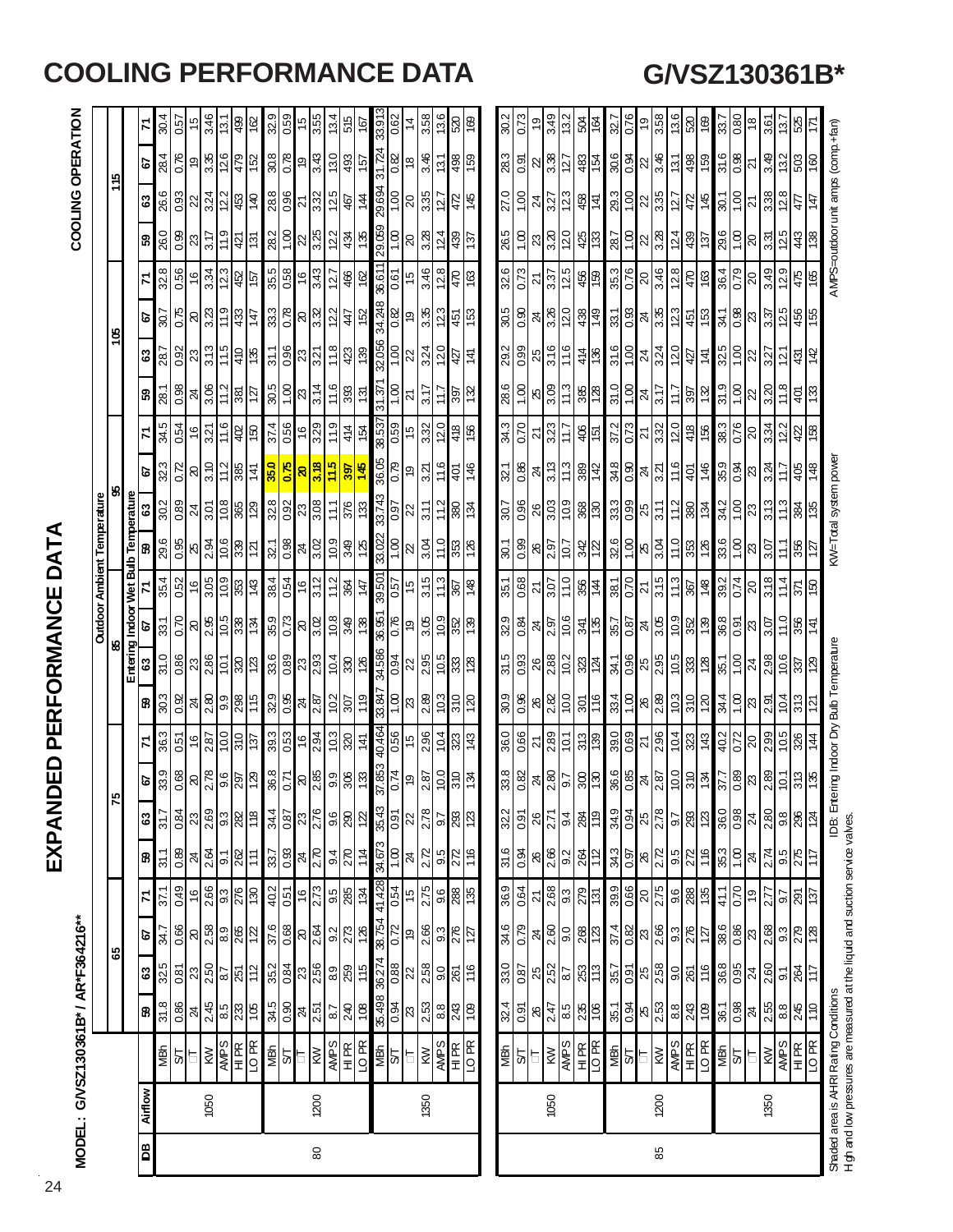# COOLING PERFORMANCE DATA

## G/VSZ130361B*

# EXPANDED PERFORMANCE DATA

**MODEL: G/VSZ130361B* / AR*F364216****

**COOLING OPERATION**

| IDB | Airflow | | Outdoor Ambient Temperature | | | | | | | | | | | | | | | | | | | | | | | |
|---|---|---|---|---|---|---|---|---|---|---|---|---|---|---|---|---|---|---|---|---|---|---|---|---|---|---|
| | | | 65 | | | | 75 | | | | 85 | | | | 95 | | | | 105 | | | | 115 | | | |
| | | | Entering Indoor Wet Bulb Temperature | | | | | | | | | | | | | | | | | | | | | | | |
| | | | 59 | 63 | 67 | 71 | 59 | 63 | 67 | 71 | 59 | 63 | 67 | 71 | 59 | 63 | 67 | 71 | 59 | 63 | 67 | 71 | 59 | 63 | 67 | 71 |
| 80 | 1050 | MBh | 31.8 | 32.5 | 34.7 | 37.1 | 31.1 | 31.7 | 33.9 | 36.3 | 30.3 | 31.0 | 33.1 | 35.4 | 29.6 | 30.2 | 32.3 | 34.5 | 28.1 | 28.7 | 30.7 | 32.8 | 26.0 | 26.6 | 28.4 | 30.4 |
| | | S/T | 0.86 | 0.81 | 0.66 | 0.49 | 0.89 | 0.84 | 0.68 | 0.51 | 0.92 | 0.86 | 0.70 | 0.52 | 0.95 | 0.89 | 0.72 | 0.54 | 0.98 | 0.92 | 0.75 | 0.56 | 0.99 | 0.93 | 0.76 | 0.57 |
| | | ΔT | 24 | 23 | 20 | 16 | 24 | 23 | 20 | 16 | 24 | 23 | 20 | 16 | 25 | 24 | 20 | 16 | 24 | 23 | 20 | 16 | 23 | 22 | 19 | 15 |
| | | KW | 2.45 | 2.50 | 2.58 | 2.66 | 2.64 | 2.69 | 2.78 | 2.87 | 2.80 | 2.86 | 2.95 | 3.05 | 2.94 | 3.01 | 3.10 | 3.21 | 3.06 | 3.13 | 3.23 | 3.34 | 3.17 | 3.24 | 3.35 | 3.46 |
| | | AMPS | 8.5 | 8.7 | 8.9 | 9.3 | 9.1 | 9.3 | 9.6 | 10.0 | 9.9 | 10.1 | 10.5 | 10.9 | 10.6 | 10.8 | 11.2 | 11.6 | 11.2 | 11.5 | 11.9 | 12.3 | 11.9 | 12.2 | 12.6 | 13.1 |
| | | HI PR | 233 | 251 | 265 | 276 | 262 | 282 | 297 | 310 | 298 | 320 | 338 | 353 | 339 | 365 | 385 | 402 | 381 | 410 | 433 | 452 | 421 | 453 | 479 | 499 |
| | | LO PR | 105 | 112 | 122 | 130 | 111 | 118 | 129 | 137 | 115 | 123 | 134 | 143 | 121 | 129 | 141 | 150 | 127 | 135 | 147 | 157 | 131 | 140 | 152 | 162 |
| | 1200 | MBh | 34.5 | 35.2 | 37.6 | 40.2 | 33.7 | 34.4 | 36.8 | 39.3 | 32.9 | 33.6 | 35.9 | 38.4 | 32.1 | 32.8 | **35.0** | 37.4 | 30.5 | 31.1 | 33.3 | 35.5 | 28.2 | 28.8 | 30.8 | 32.9 |
| | | S/T | 0.90 | 0.84 | 0.68 | 0.51 | 0.93 | 0.87 | 0.71 | 0.53 | 0.95 | 0.89 | 0.73 | 0.54 | 0.98 | 0.92 | **0.75** | 0.56 | 1.00 | 0.96 | 0.78 | 0.58 | 1.00 | 0.96 | 0.78 | 0.59 |
| | | ΔT | 24 | 23 | 20 | 16 | 24 | 23 | 20 | 16 | 24 | 23 | 20 | 16 | 24 | 23 | **20** | 16 | 23 | 23 | 20 | 16 | 22 | 21 | 19 | 15 |
| | | KW | 2.51 | 2.56 | 2.64 | 2.73 | 2.70 | 2.76 | 2.85 | 2.94 | 2.87 | 2.93 | 3.02 | 3.12 | 3.02 | 3.08 | **3.18** | 3.29 | 3.14 | 3.21 | 3.32 | 3.43 | 3.25 | 3.32 | 3.43 | 3.55 |
| | | AMPS | 8.7 | 8.9 | 9.2 | 9.5 | 9.4 | 9.6 | 9.9 | 10.3 | 10.2 | 10.4 | 10.8 | 11.2 | 10.9 | 11.1 | **11.5** | 11.9 | 11.6 | 11.8 | 12.2 | 12.7 | 12.2 | 12.5 | 13.0 | 13.4 |
| | | HI PR | 240 | 259 | 273 | 285 | 270 | 290 | 306 | 320 | 307 | 330 | 349 | 364 | 349 | 376 | **397** | 414 | 393 | 423 | 447 | 466 | 434 | 467 | 493 | 515 |
| | | LO PR | 108 | 115 | 126 | 134 | 114 | 122 | 133 | 141 | 119 | 126 | 138 | 147 | 125 | 133 | **145** | 154 | 131 | 139 | 152 | 162 | 135 | 144 | 157 | 167 |
| | 1350 | MBh | 35.498 | 36.274 | 38.754 | 41.428 | 34.673 | 35.43 | 37.853 | 40.464 | 33.847 | 34.586 | 36.951 | 39.501 | 33.022 | 33.743 | 36.05 | 38.537 | 31.371 | 32.056 | 34.248 | 36.611 | 29.059 | 29.694 | 31.724 | 33.913 |
| | | S/T | 0.94 | 0.88 | 0.72 | 0.54 | 1.00 | 0.91 | 0.74 | 0.56 | 1.00 | 0.94 | 0.76 | 0.57 | 1.00 | 0.97 | 0.79 | 0.59 | 1.00 | 1.00 | 0.82 | 0.61 | 1.00 | 1.00 | 0.82 | 0.62 |
| | | ΔT | 23 | 22 | 19 | 15 | 24 | 22 | 19 | 15 | 23 | 22 | 19 | 15 | 22 | 22 | 19 | 15 | 21 | 22 | 19 | 15 | 20 | 20 | 18 | 14 |
| | | KW | 2.53 | 2.58 | 2.66 | 2.75 | 2.72 | 2.78 | 2.87 | 2.96 | 2.89 | 2.95 | 3.05 | 3.15 | 3.04 | 3.11 | 3.21 | 3.32 | 3.17 | 3.24 | 3.35 | 3.46 | 3.28 | 3.35 | 3.46 | 3.58 |
| | | AMPS | 8.8 | 9.0 | 9.3 | 9.6 | 9.5 | 9.7 | 10.0 | 10.4 | 10.3 | 10.5 | 10.9 | 11.3 | 11.0 | 11.2 | 11.6 | 12.0 | 11.7 | 12.0 | 12.3 | 12.8 | 12.4 | 12.7 | 13.1 | 13.6 |
| | | HI PR | 243 | 261 | 276 | 288 | 272 | 293 | 310 | 323 | 310 | 333 | 352 | 367 | 353 | 380 | 401 | 418 | 397 | 427 | 451 | 470 | 439 | 472 | 498 | 520 |
| | | LO PR | 109 | 116 | 127 | 135 | 116 | 123 | 134 | 143 | 120 | 128 | 139 | 148 | 126 | 134 | 146 | 156 | 132 | 141 | 153 | 163 | 137 | 145 | 159 | 169 |
| 85 | 1050 | MBh | 32.4 | 33.0 | 34.6 | 36.9 | 31.6 | 32.2 | 33.8 | 36.0 | 30.9 | 31.5 | 32.9 | 35.1 | 30.1 | 30.7 | 32.1 | 34.3 | 28.6 | 29.2 | 30.5 | 32.6 | 26.5 | 27.0 | 28.3 | 30.2 |
| | | S/T | 0.91 | 0.87 | 0.79 | 0.64 | 0.94 | 0.91 | 0.82 | 0.66 | 0.96 | 0.93 | 0.84 | 0.68 | 0.99 | 0.96 | 0.86 | 0.70 | 1.00 | 0.99 | 0.90 | 0.73 | 1.00 | 1.00 | 0.91 | 0.73 |
| | | ΔT | 26 | 25 | 24 | 21 | 26 | 26 | 24 | 21 | 26 | 26 | 24 | 21 | 26 | 26 | 24 | 21 | 25 | 25 | 24 | 21 | 23 | 24 | 22 | 19 |
| | | KW | 2.47 | 2.52 | 2.60 | 2.68 | 2.66 | 2.71 | 2.80 | 2.89 | 2.82 | 2.88 | 2.97 | 3.07 | 2.97 | 3.03 | 3.13 | 3.23 | 3.09 | 3.16 | 3.26 | 3.37 | 3.20 | 3.27 | 3.38 | 3.49 |
| | | AMPS | 8.5 | 8.7 | 9.0 | 9.3 | 9.2 | 9.4 | 9.7 | 10.1 | 10.0 | 10.2 | 10.6 | 11.0 | 10.7 | 10.9 | 11.3 | 11.7 | 11.3 | 11.6 | 12.0 | 12.5 | 12.0 | 12.3 | 12.7 | 13.2 |
| | | HI PR | 235 | 253 | 268 | 279 | 264 | 284 | 300 | 313 | 301 | 323 | 341 | 356 | 342 | 368 | 389 | 406 | 385 | 414 | 438 | 456 | 425 | 458 | 483 | 504 |
| | | LO PR | 106 | 113 | 123 | 131 | 112 | 119 | 130 | 139 | 116 | 124 | 135 | 144 | 122 | 130 | 142 | 151 | 128 | 136 | 149 | 159 | 133 | 141 | 154 | 164 |
| | 1200 | MBh | 35.1 | 35.7 | 37.4 | 39.9 | 34.3 | 34.9 | 36.6 | 39.0 | 33.4 | 34.1 | 35.7 | 38.1 | 32.6 | 33.3 | 34.8 | 37.2 | 31.0 | 31.6 | 33.1 | 35.3 | 28.7 | 29.3 | 30.6 | 32.7 |
| | | S/T | 0.94 | 0.91 | 0.82 | 0.66 | 0.97 | 0.94 | 0.85 | 0.69 | 1.00 | 0.96 | 0.87 | 0.70 | 1.00 | 0.99 | 0.90 | 0.73 | 1.00 | 1.00 | 0.93 | 0.76 | 1.00 | 1.00 | 0.94 | 0.76 |
| | | ΔT | 25 | 25 | 23 | 20 | 26 | 25 | 24 | 21 | 26 | 25 | 24 | 21 | 25 | 25 | 24 | 21 | 24 | 24 | 24 | 20 | 22 | 22 | 22 | 19 |
| | | KW | 2.53 | 2.58 | 2.66 | 2.75 | 2.72 | 2.78 | 2.87 | 2.96 | 2.89 | 2.95 | 3.05 | 3.15 | 3.04 | 3.11 | 3.21 | 3.32 | 3.17 | 3.24 | 3.35 | 3.46 | 3.28 | 3.35 | 3.46 | 3.58 |
| | | AMPS | 8.8 | 9.0 | 9.3 | 9.6 | 9.5 | 9.7 | 10.0 | 10.4 | 10.3 | 10.5 | 10.9 | 11.3 | 11.0 | 11.2 | 11.6 | 12.0 | 11.7 | 12.0 | 12.3 | 12.8 | 12.4 | 12.7 | 13.1 | 13.6 |
| | | HI PR | 243 | 261 | 276 | 288 | 272 | 293 | 310 | 323 | 310 | 333 | 352 | 367 | 353 | 380 | 401 | 418 | 397 | 427 | 451 | 470 | 439 | 472 | 498 | 520 |
| | | LO PR | 109 | 116 | 127 | 135 | 116 | 123 | 134 | 143 | 120 | 128 | 139 | 148 | 126 | 134 | 146 | 156 | 132 | 141 | 153 | 163 | 137 | 145 | 159 | 169 |
| | 1350 | MBh | 36.1 | 36.8 | 38.6 | 41.1 | 35.3 | 36.0 | 37.7 | 40.2 | 34.4 | 35.1 | 36.8 | 39.2 | 33.6 | 34.2 | 35.9 | 38.3 | 31.9 | 32.5 | 34.1 | 36.4 | 29.6 | 30.1 | 31.6 | 33.7 |
| | | S/T | 0.98 | 0.95 | 0.86 | 0.70 | 1.00 | 0.98 | 0.89 | 0.72 | 1.00 | 1.00 | 0.91 | 0.74 | 1.00 | 1.00 | 0.94 | 0.76 | 1.00 | 1.00 | 0.98 | 0.79 | 1.00 | 1.00 | 0.98 | 0.80 |
| | | ΔT | 24 | 24 | 23 | 19 | 24 | 24 | 23 | 20 | 23 | 24 | 23 | 20 | 23 | 23 | 23 | 20 | 22 | 22 | 23 | 20 | 20 | 21 | 21 | 18 |
| | | KW | 2.55 | 2.60 | 2.68 | 2.77 | 2.74 | 2.80 | 2.89 | 2.99 | 2.91 | 2.98 | 3.07 | 3.18 | 3.07 | 3.13 | 3.24 | 3.34 | 3.20 | 3.27 | 3.37 | 3.49 | 3.31 | 3.38 | 3.49 | 3.61 |
| | | AMPS | 8.8 | 9.1 | 9.3 | 9.7 | 9.5 | 9.8 | 10.1 | 10.5 | 10.4 | 10.6 | 11.0 | 11.4 | 11.1 | 11.3 | 11.7 | 12.2 | 11.8 | 12.1 | 12.5 | 12.9 | 12.5 | 12.8 | 13.2 | 13.7 |
| | | HI PR | 245 | 264 | 279 | 291 | 275 | 296 | 313 | 326 | 313 | 337 | 356 | 371 | 356 | 384 | 405 | 422 | 401 | 431 | 456 | 475 | 443 | 477 | 503 | 525 |
| | | LO PR | 110 | 117 | 128 | 137 | 117 | 124 | 135 | 144 | 121 | 129 | 141 | 150 | 127 | 135 | 148 | 158 | 133 | 142 | 155 | 165 | 138 | 147 | 160 | 171 |

Shaded area is AHRI Rating Conditions
High and low pressures are measured at the liquid and suction service valves.

IDB: Entering Indoor Dry Bulb Temperature

KW=Total system power

AMPS=outdoor unit amps (comp.+fan)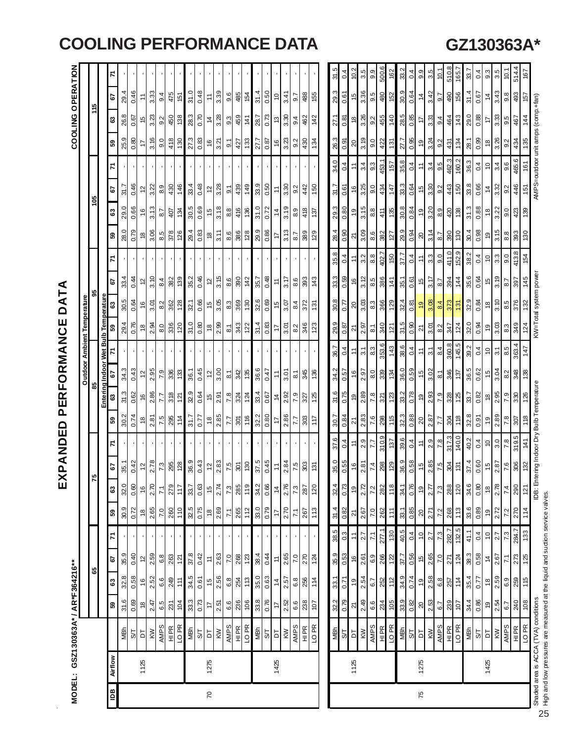# COOLING PERFORMANCE DATA

# GZ130363A*

## EXPANDED PERFORMANCE DATA

**MODEL: GSZ130363A* / AR*F364216****

**COOLING OPERATION**

| IDB | Airflow | | Outdoor Ambient Temperature | | | | | | | | | | | | | | | | | | | | | | | |
|---|---|---|---|---|---|---|---|---|---|---|---|---|---|---|---|---|---|---|---|---|---|---|---|---|---|---|
| | | | 65 | | | | 75 | | | | 85 | | | | 95 | | | | 105 | | | | 115 | | | |
| | | | Entering Indoor Wet Bulb Temperature | | | | | | | | | | | | | | | | | | | | | | | |
| | | | 59 | 63 | 67 | 71 | 59 | 63 | 67 | 71 | 59 | 63 | 67 | 71 | 59 | 63 | 67 | 71 | 59 | 63 | 67 | 71 | 59 | 63 | 67 | 71 |
| 70 | 1125 | MBh | 31.6 | 32.8 | 35.9 | - | 30.9 | 32.0 | 35.1 | - | 30.2 | 31.3 | 34.3 | - | 29.4 | 30.5 | 33.4 | - | 28.0 | 29.0 | 31.7 | - | 25.9 | 26.8 | 29.4 | - |
| | | S/T | 0.69 | 0.58 | 0.40 | - | 0.72 | 0.60 | 0.42 | - | 0.74 | 0.62 | 0.43 | - | 0.76 | 0.64 | 0.44 | - | 0.79 | 0.66 | 0.46 | - | 0.80 | 0.67 | 0.46 | - |
| | | DT | 18 | 16 | 12 | - | 18 | 16 | 12 | - | 18 | 16 | 12 | - | 18 | 16 | 12 | - | 18 | 16 | 12 | - | 17 | 15 | 11 | - |
| | | KW | 2.47 | 2.52 | 2.59 | - | 2.65 | 2.70 | 2.78 | - | 2.81 | 2.86 | 2.95 | - | 2.94 | 3.01 | 3.10 | - | 3.06 | 3.13 | 3.22 | - | 3.16 | 3.23 | 3.33 | - |
| | | AMPS | 6.5 | 6.6 | 6.8 | - | 7.0 | 7.1 | 7.3 | - | 7.5 | 7.7 | 7.9 | - | 8.0 | 8.2 | 8.4 | - | 8.5 | 8.7 | 8.9 | - | 9.0 | 9.2 | 9.4 | - |
| | | HI PR | 231 | 249 | 263 | - | 260 | 279 | 295 | - | 295 | 318 | 336 | - | 336 | 362 | 382 | - | 378 | 407 | 430 | - | 418 | 450 | 475 | - |
| | | LO PR | 104 | 111 | 121 | - | 110 | 117 | 128 | - | 114 | 121 | 133 | - | 120 | 128 | 139 | - | 126 | 134 | 146 | - | 130 | 138 | 151 | - |
| | 1275 | MBh | 33.3 | 34.5 | 37.8 | - | 32.5 | 33.7 | 36.9 | - | 31.7 | 32.9 | 36.1 | - | 31.0 | 32.1 | 35.2 | - | 29.4 | 30.5 | 33.4 | - | 27.3 | 28.3 | 31.0 | - |
| | | S/T | 0.73 | 0.61 | 0.42 | - | 0.75 | 0.63 | 0.43 | - | 0.77 | 0.64 | 0.45 | - | 0.80 | 0.66 | 0.46 | - | 0.83 | 0.69 | 0.48 | - | 0.83 | 0.70 | 0.48 | - |
| | | DT | 17 | 15 | 11 | - | 18 | 15 | 12 | - | 18 | 15 | 12 | - | 18 | 15 | 12 | - | 18 | 15 | 12 | - | 16 | 14 | 11 | - |
| | | KW | 2.51 | 2.56 | 2.63 | - | 2.69 | 2.74 | 2.83 | - | 2.85 | 2.91 | 3.00 | - | 2.99 | 3.05 | 3.15 | - | 3.11 | 3.18 | 3.28 | - | 3.21 | 3.28 | 3.39 | - |
| | | AMPS | 6.6 | 6.8 | 7.0 | - | 7.1 | 7.3 | 7.5 | - | 7.7 | 7.8 | 8.1 | - | 8.1 | 8.3 | 8.6 | - | 8.6 | 8.8 | 9.1 | - | 9.1 | 9.3 | 9.6 | - |
| | | HI PR | 236 | 254 | 268 | - | 265 | 285 | 301 | - | 301 | 324 | 342 | - | 343 | 369 | 390 | - | 386 | 416 | 439 | - | 427 | 459 | 485 | - |
| | | LO PR | 106 | 113 | 123 | - | 112 | 119 | 130 | - | 116 | 124 | 135 | - | 122 | 130 | 142 | - | 128 | 136 | 149 | - | 133 | 141 | 154 | - |
| | 1425 | MBh | 33.8 | 35.0 | 38.4 | - | 33.0 | 34.2 | 37.5 | - | 32.2 | 33.4 | 36.6 | - | 31.4 | 32.6 | 35.7 | - | 29.9 | 31.0 | 33.9 | - | 27.7 | 28.7 | 31.4 | - |
| | | S/T | 0.76 | 0.63 | 0.44 | - | 0.79 | 0.66 | 0.45 | - | 0.80 | 0.67 | 0.47 | - | 0.83 | 0.69 | 0.48 | - | 0.86 | 0.72 | 0.50 | - | 0.87 | 0.73 | 0.50 | - |
| | | DT | 17 | 14 | 11 | - | 17 | 14 | 11 | - | 17 | 14 | 11 | - | 17 | 15 | 11 | - | 17 | 14 | 11 | - | 16 | 13 | 10 | - |
| | | KW | 2.52 | 2.57 | 2.65 | - | 2.70 | 2.76 | 2.84 | - | 2.86 | 2.92 | 3.01 | - | 3.01 | 3.07 | 3.17 | - | 3.13 | 3.19 | 3.30 | - | 3.23 | 3.30 | 3.41 | - |
| | | AMPS | 6.6 | 6.8 | 7.0 | - | 7.1 | 7.3 | 7.5 | - | 7.7 | 7.9 | 8.1 | - | 8.2 | 8.4 | 8.6 | - | 8.7 | 8.9 | 9.2 | - | 9.2 | 9.4 | 9.7 | - |
| | | HI PR | 238 | 256 | 270 | - | 267 | 287 | 303 | - | 303 | 327 | 345 | - | 346 | 372 | 393 | - | 389 | 418 | 442 | - | 430 | 462 | 488 | - |
| | | LO PR | 107 | 114 | 124 | - | 113 | 120 | 131 | - | 117 | 125 | 136 | - | 123 | 131 | 143 | - | 129 | 138 | 150 | - | 134 | 142 | 155 | - |
| 75 | 1125 | MBh | 32.2 | 33.1 | 35.9 | 38.5 | 31.4 | 32.4 | 35.0 | 37.6 | 30.7 | 31.6 | 34.2 | 36.7 | 29.9 | 30.8 | 33.3 | 35.8 | 28.4 | 29.3 | 31.7 | 34.0 | 26.3 | 27.1 | 29.3 | 31.5 |
| | | S/T | 0.79 | 0.71 | 0.53 | 0.3 | 0.82 | 0.73 | 0.55 | 0.4 | 0.84 | 0.75 | 0.57 | 0.4 | 0.87 | 0.77 | 0.59 | 0.4 | 0.90 | 0.80 | 0.61 | 0.4 | 0.91 | 0.81 | 0.61 | 0.4 |
| | | DT | 21 | 19 | 16 | 11 | 21 | 19 | 16 | 11 | 21 | 19 | 16 | 11 | 21 | 20 | 16 | 11 | 21 | 19 | 16 | 11 | 20 | 18 | 15 | 10.2 |
| | | KW | 2.49 | 2.54 | 2.61 | 2.7 | 2.67 | 2.72 | 2.81 | 2.9 | 2.83 | 2.89 | 2.97 | 3.1 | 2.97 | 3.03 | 3.12 | 3.2 | 3.09 | 3.15 | 3.25 | 3.4 | 3.19 | 3.26 | 3.36 | 3.5 |
| | | AMPS | 6.6 | 6.7 | 6.9 | 7.1 | 7.0 | 7.2 | 7.4 | 7.7 | 7.6 | 7.8 | 8.0 | 8.3 | 8.1 | 8.3 | 8.5 | 8.8 | 8.6 | 8.8 | 9.0 | 9.3 | 9.0 | 9.2 | 9.5 | 9.9 |
| | | HI PR | 234 | 252 | 266 | 277.1 | 262 | 282 | 298 | 310.9 | 298 | 321 | 339 | 353.6 | 340 | 366 | 386 | 402.7 | 382 | 411 | 434 | 453.1 | 422 | 455 | 480 | 500.6 |
| | | LO PR | 105 | 112 | 122 | 130 | 111 | 118 | 129 | 137 | 115 | 123 | 134 | 143 | 121 | 129 | 141 | 150 | 127 | 135 | 147 | 157 | 131 | 140 | 152 | 162 |
| | 1275 | MBh | 33.9 | 34.9 | 37.7 | 40.5 | 33.1 | 34.1 | 36.9 | 39.6 | 32.3 | 33.2 | 36.0 | 38.6 | 31.5 | 32.4 | 35.1 | 37.7 | 29.9 | 30.8 | 33.3 | 35.8 | 27.7 | 28.5 | 30.9 | 33.2 |
| | | S/T | 0.82 | 0.74 | 0.56 | 0.4 | 0.85 | 0.76 | 0.58 | 0.4 | 0.88 | 0.78 | 0.59 | 0.4 | 0.90 | 0.81 | 0.61 | 0.4 | 0.94 | 0.84 | 0.64 | 0.4 | 0.95 | 0.85 | 0.64 | 0.4 |
| | | DT | 20 | 19 | 15 | 10 | 20 | 19 | 15 | 11 | 20 | 19 | 15 | 11 | 21 | 19 | 15 | 11 | 20 | 19 | 15 | 11 | 19 | 17 | 14 | 9.9 |
| | | KW | 2.53 | 2.58 | 2.65 | 2.7 | 2.71 | 2.77 | 2.85 | 2.9 | 2.87 | 2.93 | 3.02 | 3.1 | 3.01 | 3.08 | 3.17 | 3.3 | 3.14 | 3.20 | 3.30 | 3.4 | 3.24 | 3.31 | 3.42 | 3.5 |
| | | AMPS | 6.7 | 6.8 | 7.0 | 7.3 | 7.2 | 7.3 | 7.5 | 7.8 | 7.7 | 7.9 | 8.1 | 8.4 | 8.2 | 8.4 | 8.7 | 9.0 | 8.7 | 8.9 | 9.2 | 9.5 | 9.2 | 9.4 | 9.7 | 10.1 |
| | | HI PR | 239 | 257 | 271 | 282.7 | 268 | 288 | 304 | 317.3 | 304 | 328 | 346 | 360.8 | 347 | 373 | 394 | 411.0 | 390 | 420 | 443 | 462.3 | 431 | 464 | 490 | 510.8 |
| | | LO PR | 107 | 114 | 124 | 132.5 | 113 | 120 | 131 | 140.0 | 118 | 125 | 137 | 145.5 | 124 | 131 | 144 | 152.9 | 130 | 138 | 150 | 160.2 | 134 | 143 | 156 | 165.7 |
| | 1425 | MBh | 34.4 | 35.4 | 38.3 | 41.1 | 33.6 | 34.6 | 37.4 | 40.2 | 32.8 | 33.7 | 36.5 | 39.2 | 32.0 | 32.9 | 35.6 | 38.2 | 30.4 | 31.3 | 33.8 | 36.3 | 28.1 | 29.0 | 31.4 | 33.7 |
| | | S/T | 0.86 | 0.77 | 0.58 | 0.4 | 0.89 | 0.80 | 0.60 | 0.4 | 0.91 | 0.82 | 0.62 | 0.4 | 0.94 | 0.84 | 0.64 | 0.4 | 0.98 | 0.88 | 0.66 | 0.4 | 0.99 | 0.88 | 0.67 | 0.4 |
| | | DT | 19 | 18 | 14 | 10 | 19 | 18 | 15 | 10 | 19 | 18 | 15 | 10 | 19 | 18 | 15 | 10 | 19 | 18 | 14 | 10 | 18 | 17 | 14 | 9.3 |
| | | KW | 2.54 | 2.59 | 2.67 | 2.7 | 2.72 | 2.78 | 2.87 | 3.0 | 2.89 | 2.95 | 3.04 | 3.1 | 3.03 | 3.10 | 3.19 | 3.3 | 3.15 | 3.22 | 3.32 | 3.4 | 3.26 | 3.33 | 3.43 | 3.5 |
| | | AMPS | 6.7 | 6.9 | 7.1 | 7.3 | 7.2 | 7.4 | 7.6 | 7.8 | 7.8 | 7.9 | 8.2 | 8.5 | 8.3 | 8.5 | 8.7 | 9.0 | 8.8 | 9.0 | 9.2 | 9.6 | 9.2 | 9.5 | 9.8 | 10.1 |
| | | HI PR | 240 | 259 | 273 | 284.7 | 270 | 290 | 306 | 319.5 | 307 | 330 | 348 | 363.4 | 349 | 376 | 397 | 413.8 | 393 | 423 | 446 | 465.6 | 434 | 467 | 493 | 514.4 |
| | | LO PR | 108 | 115 | 125 | 133 | 114 | 121 | 132 | 141 | 118 | 126 | 138 | 147 | 124 | 132 | 145 | 154 | 130 | 139 | 151 | 161 | 135 | 144 | 157 | 167 |

Shaded area is ACCA (TVA) conditions
High and low pressures are measured at the liquid and suction service valves.

IDB: Entering Indoor Dry Bulb Temperature

KW=Total system power

AMPS=outdoor unit amps (comp.+fan)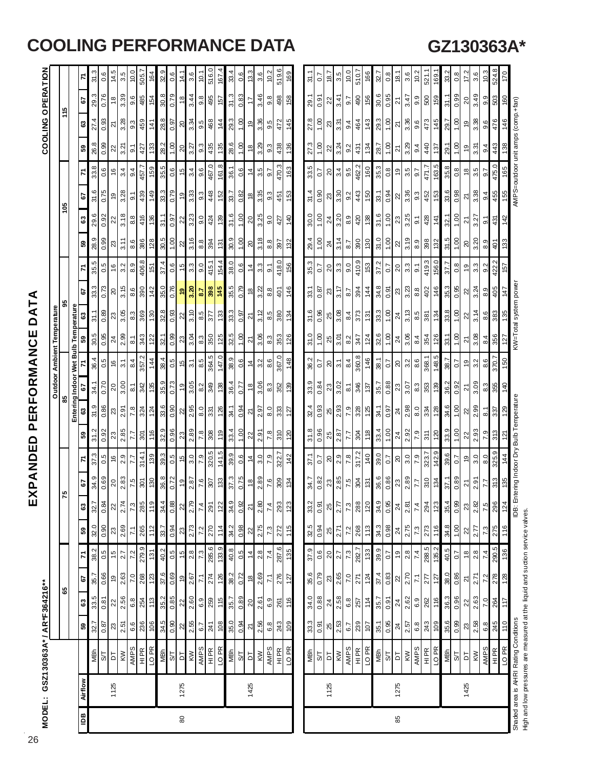# COOLING PERFORMANCE DATA

# GZ130363A*

## EXPANDED PERFORMANCE DATA

**MODEL: GSZ130363A* / AR*F364216****

**COOLING OPERATION**

| IDB | Airflow | | Outdoor Ambient Temperature 65 | | | | 75 | | | | 85 | | | | 95 | | | | 105 | | | | 115 | | | |
|---|---|---|---|---|---|---|---|---|---|---|---|---|---|---|---|---|---|---|---|---|---|---|---|---|---|---|
| | | | Entering Indoor Wet Bulb Temperature 59 | 63 | 67 | 71 | 59 | 63 | 67 | 71 | 59 | 63 | 67 | 71 | 59 | 63 | 67 | 71 | 59 | 63 | 67 | 71 | 59 | 63 | 67 | 71 |
| 80 | 1125 | MBh | 32.7 | 33.5 | 35.7 | 38.2 | 32.0 | 32.7 | 34.9 | 37.3 | 31.2 | 31.9 | 34.1 | 36.4 | 30.5 | 31.1 | 33.3 | 35.5 | 28.9 | 29.6 | 31.6 | 33.8 | 26.8 | 27.4 | 29.3 | 31.3 |
| | | S/T | 0.87 | 0.81 | 0.66 | 0.5 | 0.90 | 0.84 | 0.69 | 0.5 | 0.92 | 0.86 | 0.70 | 0.5 | 0.95 | 0.89 | 0.73 | 0.5 | 0.99 | 0.92 | 0.75 | 0.6 | 0.99 | 0.93 | 0.76 | 0.6 |
| | | DT | 23 | 22 | 19 | 15 | 23 | 22 | 20 | 16 | 23 | 23 | 20 | 16 | 24 | 23 | 20 | 16 | 23 | 22 | 19 | 16 | 22 | 21 | 18 | 14.5 |
| | | KW | 2.51 | 2.56 | 2.63 | 2.7 | 2.69 | 2.74 | 2.83 | 2.9 | 2.85 | 2.91 | 3.00 | 3.1 | 2.99 | 3.05 | 3.15 | 3.2 | 3.11 | 3.18 | 3.28 | 3.4 | 3.21 | 3.28 | 3.39 | 3.5 |
| | | AMPS | 6.6 | 6.8 | 7.0 | 7.2 | 7.1 | 7.3 | 7.5 | 7.7 | 7.7 | 7.8 | 8.1 | 8.4 | 8.1 | 8.3 | 8.6 | 8.9 | 8.6 | 8.8 | 9.1 | 9.4 | 9.1 | 9.3 | 9.6 | 10.0 |
| | | HI PR | 236 | 254 | 268 | 279.9 | 265 | 285 | 301 | 314.1 | 301 | 324 | 342 | 357.2 | 343 | 369 | 390 | 406.8 | 386 | 416 | 439 | 457.7 | 427 | 459 | 485 | 505.7 |
| | | LO PR | 106 | 113 | 123 | 131 | 112 | 119 | 130 | 139 | 116 | 124 | 135 | 144 | 122 | 130 | 142 | 151 | 128 | 136 | 149 | 159 | 133 | 141 | 154 | 164 |
| | 1275 | MBh | 34.5 | 35.2 | 37.6 | 40.2 | 33.7 | 34.4 | 36.8 | 39.3 | 32.9 | 33.6 | 35.9 | 38.4 | 32.1 | 32.8 | 35.0 | 37.4 | 30.5 | 31.1 | 33.3 | 35.5 | 28.2 | 28.8 | 30.8 | 32.9 |
| | | S/T | 0.90 | 0.85 | 0.69 | 0.5 | 0.94 | 0.88 | 0.72 | 0.5 | 0.96 | 0.90 | 0.73 | 0.5 | 0.99 | 0.93 | 0.76 | 0.6 | 1.00 | 0.97 | 0.79 | 0.6 | 1.00 | 0.97 | 0.79 | 0.6 |
| | | DT | 22 | 22 | 19 | 15 | 23 | 22 | 19 | 15 | 23 | 22 | 19 | 15 | 23 | 22 | 19 | 15 | 22 | 22 | 19 | 15 | 20 | 20 | 18 | 14.1 |
| | | KW | 2.55 | 2.60 | 2.67 | 2.8 | 2.73 | 2.79 | 2.87 | 3.0 | 2.89 | 2.95 | 3.05 | 3.1 | 3.04 | 3.10 | 3.20 | 3.3 | 3.16 | 3.23 | 3.33 | 3.4 | 3.27 | 3.34 | 3.44 | 3.6 |
| | | AMPS | 6.7 | 6.9 | 7.1 | 7.3 | 7.2 | 7.4 | 7.6 | 7.9 | 7.8 | 8.0 | 8.2 | 8.5 | 8.3 | 8.5 | 8.7 | 9.0 | 8.8 | 9.0 | 9.3 | 9.6 | 9.3 | 9.5 | 9.8 | 10.1 |
| | | HI PR | 241 | 259 | 274 | 285.6 | 270 | 291 | 307 | 320.5 | 308 | 331 | 349 | 364.5 | 350 | 377 | 398 | 415.1 | 394 | 424 | 448 | 467.0 | 435 | 468 | 495 | 516.0 |
| | | LO PR | 108 | 115 | 126 | 133.9 | 114 | 122 | 133 | 141.5 | 119 | 126 | 138 | 147.0 | 125 | 133 | 145 | 154.4 | 131 | 139 | 152 | 161.8 | 135 | 144 | 157 | 167.4 |
| | 1425 | MBh | 35.0 | 35.7 | 38.2 | 40.8 | 34.2 | 34.9 | 37.3 | 39.9 | 33.4 | 34.1 | 36.4 | 38.9 | 32.5 | 33.3 | 35.5 | 38.0 | 30.9 | 31.6 | 33.7 | 36.1 | 28.6 | 29.3 | 31.3 | 33.4 |
| | | S/T | 0.94 | 0.89 | 0.72 | 0.5 | 0.98 | 0.92 | 0.75 | 0.6 | 1.00 | 0.94 | 0.77 | 0.6 | 1.00 | 0.97 | 0.79 | 0.6 | 1.00 | 1.00 | 0.82 | 0.6 | 1.00 | 1.00 | 0.83 | 0.6 |
| | | DT | 21 | 20 | 18 | 14 | 22 | 21 | 18 | 14 | 22 | 21 | 18 | 14 | 21 | 21 | 18 | 14 | 20 | 20 | 18 | 14 | 18 | 19 | 17 | 13.3 |
| | | KW | 2.56 | 2.61 | 2.69 | 2.8 | 2.75 | 2.80 | 2.89 | 3.0 | 2.91 | 2.97 | 3.06 | 3.2 | 3.06 | 3.12 | 3.22 | 3.3 | 3.18 | 3.25 | 3.35 | 3.5 | 3.29 | 3.36 | 3.46 | 3.6 |
| | | AMPS | 6.8 | 6.9 | 7.1 | 7.4 | 7.3 | 7.4 | 7.6 | 7.9 | 7.8 | 8.0 | 8.3 | 8.6 | 8.3 | 8.5 | 8.8 | 9.1 | 8.8 | 9.0 | 9.3 | 9.7 | 9.3 | 9.5 | 9.8 | 10.2 |
| | | HI PR | 243 | 261 | 276 | 287.6 | 272 | 293 | 309 | 322.7 | 310 | 333 | 352 | 367.0 | 353 | 380 | 401 | 418.0 | 397 | 427 | 451 | 470.3 | 438 | 472 | 498 | 519.6 |
| | | LO PR | 109 | 116 | 127 | 135 | 115 | 123 | 134 | 142 | 120 | 127 | 139 | 148 | 126 | 134 | 146 | 156 | 132 | 140 | 153 | 163 | 136 | 145 | 158 | 169 |
| 85 | 1125 | MBh | 33.3 | 34.0 | 35.6 | 37.9 | 32.5 | 33.2 | 34.7 | 37.1 | 31.8 | 32.4 | 33.9 | 36.2 | 31.0 | 31.6 | 33.1 | 35.3 | 29.4 | 30.0 | 31.4 | 33.5 | 27.3 | 27.8 | 29.1 | 31.1 |
| | | S/T | 0.91 | 0.88 | 0.79 | 0.6 | 0.94 | 0.91 | 0.82 | 0.7 | 0.96 | 0.93 | 0.84 | 0.7 | 1.00 | 0.96 | 0.87 | 0.7 | 1.00 | 1.00 | 0.90 | 0.7 | 1.00 | 1.00 | 0.91 | 0.7 |
| | | DT | 25 | 24 | 23 | 20 | 25 | 25 | 23 | 20 | 25 | 25 | 23 | 20 | 25 | 25 | 23 | 20 | 24 | 24 | 23 | 20 | 22 | 23 | 22 | 18.7 |
| | | KW | 2.53 | 2.58 | 2.65 | 2.7 | 2.71 | 2.77 | 2.85 | 2.9 | 2.87 | 2.93 | 3.02 | 3.1 | 3.01 | 3.08 | 3.17 | 3.3 | 3.14 | 3.20 | 3.30 | 3.4 | 3.24 | 3.31 | 3.41 | 3.5 |
| | | AMPS | 6.7 | 6.8 | 7.0 | 7.3 | 7.2 | 7.3 | 7.5 | 7.8 | 7.7 | 7.9 | 8.1 | 8.4 | 8.2 | 8.4 | 8.7 | 9.0 | 8.7 | 8.9 | 9.2 | 9.5 | 9.2 | 9.4 | 9.7 | 10.0 |
| | | HI PR | 239 | 257 | 271 | 282.7 | 268 | 288 | 304 | 317.2 | 304 | 328 | 346 | 360.8 | 347 | 373 | 394 | 410.9 | 390 | 420 | 443 | 462.2 | 431 | 464 | 490 | 510.7 |
| | | LO PR | 107 | 114 | 124 | 133 | 113 | 120 | 131 | 140 | 118 | 125 | 137 | 146 | 124 | 131 | 144 | 153 | 130 | 138 | 150 | 160 | 134 | 143 | 156 | 166 |
| | 1275 | MBh | 35.1 | 35.7 | 37.4 | 39.9 | 34.3 | 34.9 | 36.6 | 39.0 | 33.4 | 34.1 | 35.7 | 38.1 | 32.6 | 33.3 | 34.8 | 37.2 | 31.0 | 31.6 | 33.1 | 35.3 | 28.7 | 29.3 | 30.6 | 32.7 |
| | | S/T | 0.95 | 0.91 | 0.83 | 0.7 | 0.98 | 0.95 | 0.86 | 0.7 | 1.00 | 0.97 | 0.88 | 0.7 | 1.00 | 1.00 | 0.91 | 0.7 | 1.00 | 1.00 | 0.94 | 0.8 | 1.00 | 1.00 | 0.95 | 0.8 |
| | | DT | 24 | 24 | 22 | 19 | 24 | 24 | 23 | 20 | 24 | 24 | 23 | 20 | 24 | 24 | 23 | 20 | 22 | 23 | 22 | 19 | 21 | 21 | 21 | 18.1 |
| | | KW | 2.57 | 2.62 | 2.70 | 2.8 | 2.75 | 2.81 | 2.89 | 3.0 | 2.92 | 2.98 | 3.07 | 3.2 | 3.06 | 3.13 | 3.23 | 3.3 | 3.19 | 3.25 | 3.36 | 3.5 | 3.29 | 3.36 | 3.47 | 3.6 |
| | | AMPS | 6.8 | 6.9 | 7.1 | 7.4 | 7.3 | 7.4 | 7.7 | 7.9 | 7.9 | 8.0 | 8.3 | 8.6 | 8.4 | 8.5 | 8.8 | 9.1 | 8.9 | 9.1 | 9.3 | 9.7 | 9.4 | 9.6 | 9.9 | 10.2 |
| | | HI PR | 243 | 262 | 277 | 288.5 | 273 | 294 | 310 | 323.7 | 311 | 334 | 353 | 368.1 | 354 | 381 | 402 | 419.3 | 398 | 428 | 452 | 471.7 | 440 | 473 | 500 | 521.1 |
| | | LO PR | 109 | 116 | 127 | 135.2 | 116 | 123 | 134 | 142.9 | 120 | 128 | 139 | 148.5 | 126 | 134 | 146 | 156.0 | 132 | 141 | 153 | 163.5 | 137 | 145 | 159 | 169.1 |
| | 1425 | MBh | 35.6 | 36.3 | 38.0 | 40.5 | 34.8 | 35.4 | 37.1 | 39.6 | 33.9 | 34.6 | 36.2 | 38.7 | 33.1 | 33.8 | 35.3 | 37.7 | 31.5 | 32.1 | 33.6 | 35.8 | 29.1 | 29.7 | 31.1 | 33.2 |
| | | S/T | 0.99 | 0.96 | 0.86 | 0.7 | 1.00 | 0.99 | 0.89 | 0.7 | 1.00 | 1.00 | 0.92 | 0.7 | 1.00 | 1.00 | 0.95 | 0.8 | 1.00 | 1.00 | 0.98 | 0.8 | 1.00 | 1.00 | 0.99 | 0.8 |
| | | DT | 23 | 22 | 21 | 18 | 22 | 23 | 21 | 19 | 22 | 22 | 21 | 19 | 21 | 22 | 22 | 19 | 20 | 21 | 21 | 18 | 19 | 19 | 20 | 17.2 |
| | | KW | 2.58 | 2.63 | 2.71 | 2.8 | 2.77 | 2.82 | 2.91 | 3.0 | 2.93 | 2.99 | 3.09 | 3.2 | 3.08 | 3.14 | 3.24 | 3.3 | 3.20 | 3.27 | 3.38 | 3.5 | 3.31 | 3.38 | 3.49 | 3.6 |
| | | AMPS | 6.8 | 7.0 | 7.2 | 7.4 | 7.3 | 7.5 | 7.7 | 8.0 | 7.9 | 8.1 | 8.3 | 8.6 | 8.4 | 8.6 | 8.9 | 9.2 | 8.9 | 9.1 | 9.4 | 9.7 | 9.4 | 9.6 | 9.9 | 10.3 |
| | | HI PR | 245 | 264 | 278 | 290.5 | 275 | 296 | 313 | 325.9 | 313 | 337 | 355 | 370.7 | 356 | 383 | 405 | 422.2 | 401 | 431 | 455 | 475.0 | 443 | 476 | 503 | 524.8 |
| | | LO PR | 110 | 117 | 128 | 136 | 116 | 124 | 135 | 144 | 121 | 129 | 140 | 150 | 127 | 135 | 147 | 157 | 133 | 142 | 155 | 165 | 138 | 146 | 160 | 170 |

Shaded area is AHRI Rating Conditions
High and low pressures are measured at the liquid and suction service valves.

IDB: Entering Indoor Dry Bulb Temperature

KW=Total system power

AMPS=outdoor unit amps (comp.+fan)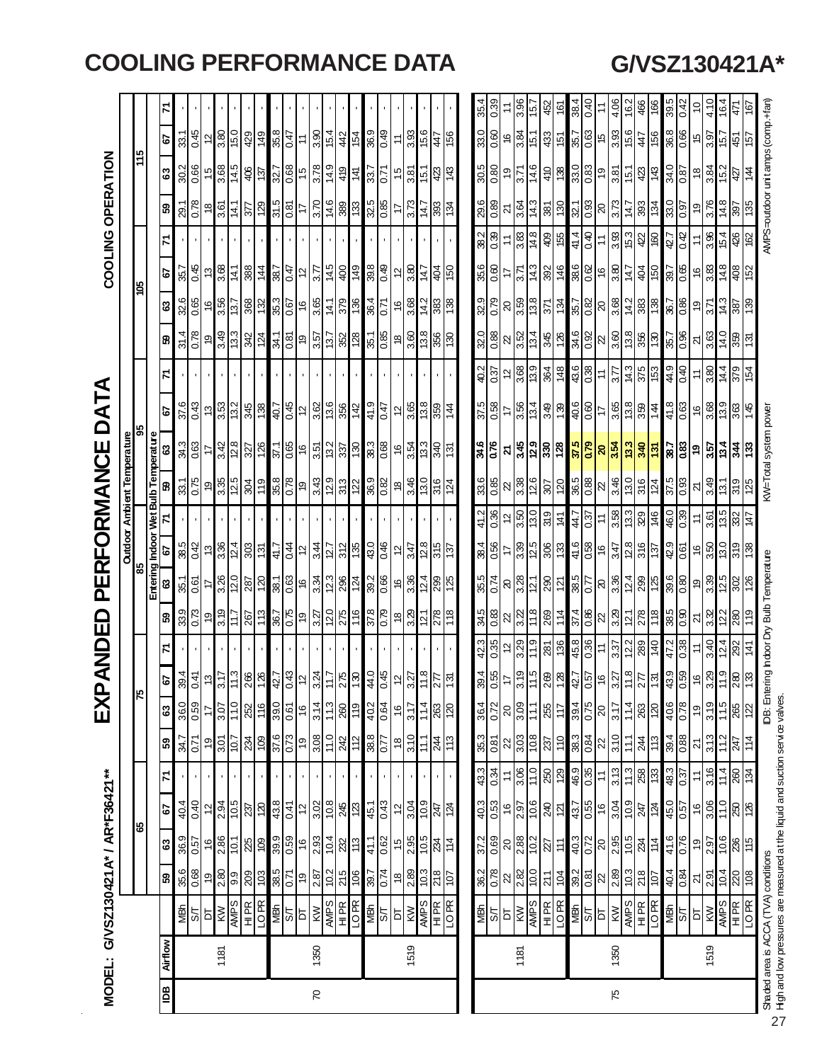# EXPANDED PERFORMANCE DATA

## COOLING PERFORMANCE DATA — G/VSZ130421A*

**MODEL: G/VSZ130421A* / AR*F36421****

**COOLING OPERATION**

| IDB | Airflow | | Outdoor Ambient Temperature | | | | | | | | | | | | | | | | | | | | | |
|---|---|---|---|---|---|---|---|---|---|---|---|---|---|---|---|---|---|---|---|---|---|---|---|---|
| | | | 65 | | | | 75 | | | | 85 | | | | 95 | | | | 105 | | | | 115 | | | |
| | | | Entering Indoor Wet Bulb Temperature | | | | | | | | | | | | | | | | | | | | | | | |
| | | | 59 | 63 | 67 | 71 | 59 | 63 | 67 | 71 | 59 | 63 | 67 | 71 | 59 | 63 | 67 | 71 | 59 | 63 | 67 | 71 | 59 | 63 | 67 | 71 |
| 70 | 1181 | MBh | 35.6 | 36.9 | 40.4 | - | 34.7 | 36.0 | 39.4 | - | 33.9 | 35.1 | 38.5 | - | 33.1 | 34.3 | 37.6 | - | 31.4 | 32.6 | 35.7 | - | 29.1 | 30.2 | 33.1 | - |
| | | S/T | 0.68 | 0.57 | 0.40 | - | 0.71 | 0.59 | 0.41 | - | 0.73 | 0.61 | 0.42 | - | 0.75 | 0.63 | 0.43 | - | 0.78 | 0.65 | 0.45 | - | 0.78 | 0.66 | 0.45 | - |
| | | DT | 19 | 16 | 12 | - | 19 | 17 | 13 | - | 19 | 17 | 13 | - | 19 | 17 | 13 | - | 19 | 16 | 13 | - | 18 | 15 | 12 | - |
| | | KW | 2.80 | 2.86 | 2.94 | - | 3.01 | 3.07 | 3.17 | - | 3.19 | 3.26 | 3.36 | - | 3.35 | 3.42 | 3.53 | - | 3.49 | 3.56 | 3.68 | - | 3.61 | 3.68 | 3.80 | - |
| | | AMPS | 9.9 | 10.1 | 10.5 | - | 10.7 | 11.0 | 11.3 | - | 11.7 | 12.0 | 12.4 | - | 12.5 | 12.8 | 13.2 | - | 13.3 | 13.7 | 14.1 | - | 14.1 | 14.5 | 15.0 | - |
| | | HI PR | 209 | 225 | 237 | - | 234 | 252 | 266 | - | 267 | 287 | 303 | - | 304 | 327 | 345 | - | 342 | 368 | 388 | - | 377 | 406 | 429 | - |
| | | LO PR | 103 | 109 | 120 | - | 109 | 110 | 126 | - | 113 | 120 | 131 | - | 119 | 126 | 138 | - | 124 | 132 | 144 | - | 129 | 137 | 149 | - |
| | 1350 | MBh | 38.5 | 39.9 | 43.8 | - | 37.6 | 39.0 | 42.7 | - | 36.7 | 38.1 | 41.7 | - | 35.8 | 37.1 | 40.7 | - | 34.1 | 35.3 | 38.7 | - | 31.5 | 32.7 | 35.8 | - |
| | | S/T | 0.71 | 0.59 | 0.41 | - | 0.73 | 0.61 | 0.43 | - | 0.75 | 0.63 | 0.44 | - | 0.78 | 0.65 | 0.45 | - | 0.81 | 0.67 | 0.47 | - | 0.81 | 0.68 | 0.47 | - |
| | | DT | 19 | 16 | 12 | - | 19 | 16 | 12 | - | 19 | 16 | 12 | - | 19 | 16 | 12 | - | 19 | 16 | 12 | - | 17 | 15 | 11 | - |
| | | KW | 2.87 | 2.93 | 3.02 | - | 3.08 | 3.14 | 3.24 | - | 3.27 | 3.34 | 3.44 | - | 3.43 | 3.51 | 3.62 | - | 3.57 | 3.65 | 3.77 | - | 3.70 | 3.78 | 3.90 | - |
| | | AMPS | 10.2 | 10.4 | 10.8 | - | 11.0 | 11.3 | 11.7 | - | 12.0 | 12.3 | 12.7 | - | 12.9 | 13.2 | 13.6 | - | 13.7 | 14.1 | 14.5 | - | 14.6 | 14.9 | 15.4 | - |
| | | HI PR | 215 | 232 | 245 | - | 242 | 260 | 275 | - | 275 | 296 | 312 | - | 313 | 337 | 356 | - | 352 | 379 | 400 | - | 389 | 419 | 442 | - |
| | | LO PR | 106 | 113 | 123 | - | 112 | 119 | 130 | - | 116 | 124 | 135 | - | 122 | 130 | 142 | - | 128 | 136 | 149 | - | 133 | 141 | 154 | - |
| | 1519 | MBh | 39.7 | 41.1 | 45.1 | - | 38.8 | 40.2 | 44.0 | - | 37.8 | 39.2 | 43.0 | - | 36.9 | 38.3 | 41.9 | - | 35.1 | 36.4 | 39.8 | - | 32.5 | 33.7 | 36.9 | - |
| | | S/T | 0.74 | 0.62 | 0.43 | - | 0.77 | 0.64 | 0.45 | - | 0.79 | 0.66 | 0.46 | - | 0.82 | 0.68 | 0.47 | - | 0.85 | 0.71 | 0.49 | - | 0.85 | 0.71 | 0.49 | - |
| | | DT | 18 | 15 | 12 | - | 18 | 16 | 12 | - | 18 | 16 | 12 | - | 18 | 16 | 12 | - | 18 | 16 | 12 | - | 17 | 15 | 11 | - |
| | | KW | 2.89 | 2.95 | 3.04 | - | 3.10 | 3.17 | 3.27 | - | 3.29 | 3.36 | 3.47 | - | 3.46 | 3.54 | 3.65 | - | 3.60 | 3.68 | 3.80 | - | 3.73 | 3.81 | 3.93 | - |
| | | AMPS | 10.3 | 10.5 | 10.9 | - | 11.1 | 11.4 | 11.8 | - | 12.1 | 12.4 | 12.8 | - | 13.0 | 13.3 | 13.8 | - | 13.8 | 14.2 | 14.7 | - | 14.7 | 15.1 | 15.6 | - |
| | | HI PR | 218 | 234 | 247 | - | 244 | 263 | 277 | - | 278 | 299 | 315 | - | 316 | 340 | 359 | - | 356 | 383 | 404 | - | 393 | 423 | 447 | - |
| | | LO PR | 107 | 114 | 124 | - | 113 | 120 | 131 | - | 118 | 125 | 137 | - | 124 | 131 | 144 | - | 130 | 138 | 150 | - | 134 | 143 | 156 | - |
| 75 | 1181 | MBh | 36.2 | 37.2 | 40.3 | 43.3 | 35.3 | 36.4 | 39.4 | 42.3 | 34.5 | 35.5 | 38.4 | 41.2 | 33.6 | **34.6** | 37.5 | 40.2 | 32.0 | 32.9 | 35.6 | 38.2 | 29.6 | 30.5 | 33.0 | 35.4 |
| | | S/T | 0.78 | 0.69 | 0.53 | 0.34 | 0.81 | 0.72 | 0.55 | 0.35 | 0.83 | 0.74 | 0.56 | 0.36 | 0.85 | **0.76** | 0.58 | 0.37 | 0.88 | 0.79 | 0.60 | 0.39 | 0.89 | 0.80 | 0.60 | 0.39 |
| | | DT | 22 | 20 | 16 | 11 | 22 | 20 | 17 | 12 | 22 | 20 | 17 | 12 | 22 | **21** | 17 | 12 | 22 | 20 | 17 | 11 | 21 | 19 | 16 | 11 |
| | | KW | 2.82 | 2.88 | 2.97 | 3.06 | 3.03 | 3.09 | 3.19 | 3.29 | 3.22 | 3.28 | 3.39 | 3.50 | 3.38 | **3.45** | 3.56 | 3.68 | 3.52 | 3.59 | 3.71 | 3.83 | 3.64 | 3.71 | 3.84 | 3.96 |
| | | AMPS | 10.0 | 10.2 | 10.6 | 11.0 | 10.8 | 11.1 | 11.5 | 11.9 | 11.8 | 12.1 | 12.5 | 13.0 | 12.6 | **12.9** | 13.4 | 13.9 | 13.4 | 13.8 | 14.3 | 14.8 | 14.3 | 14.6 | 15.1 | 15.7 |
| | | HI PR | 211 | 227 | 240 | 250 | 237 | 255 | 269 | 281 | 269 | 290 | 306 | 319 | 307 | **330** | 349 | 364 | 345 | 371 | 392 | 409 | 381 | 410 | 433 | 452 |
| | | LO PR | 104 | 111 | 121 | 129 | 110 | 117 | 128 | 136 | 114 | 121 | 133 | 141 | 120 | **128** | 139 | 148 | 126 | 134 | 146 | 155 | 130 | 138 | 151 | 161 |
| | 1350 | MBh | 39.2 | 40.3 | 43.7 | 46.9 | 38.3 | 39.4 | 42.7 | 45.8 | 37.4 | 38.5 | 41.6 | 44.7 | 36.5 | **37.5** | 40.6 | 43.6 | 34.6 | 35.7 | 38.6 | 41.4 | 32.1 | 33.0 | 35.7 | 38.4 |
| | | S/T | 0.81 | 0.72 | 0.55 | 0.35 | 0.84 | 0.75 | 0.57 | 0.36 | 0.86 | 0.77 | 0.58 | 0.37 | 0.88 | **0.79** | 0.60 | 0.38 | 0.92 | 0.82 | 0.62 | 0.40 | 0.93 | 0.83 | 0.63 | 0.40 |
| | | DT | 22 | 20 | 16 | 11 | 22 | 20 | 16 | 11 | 22 | 20 | 16 | 11 | 22 | **20** | 17 | 11 | 22 | 20 | 16 | 11 | 20 | 19 | 15 | 11 |
| | | KW | 2.89 | 2.95 | 3.04 | 3.13 | 3.10 | 3.17 | 3.27 | 3.37 | 3.29 | 3.36 | 3.47 | 3.58 | 3.46 | **3.54** | 3.65 | 3.77 | 3.60 | 3.68 | 3.80 | 3.93 | 3.73 | 3.81 | 3.93 | 4.06 |
| | | AMPS | 10.3 | 10.5 | 10.9 | 11.3 | 11.1 | 11.4 | 11.8 | 12.2 | 12.1 | 12.4 | 12.8 | 13.3 | 13.0 | **13.3** | 13.8 | 14.3 | 13.8 | 14.2 | 14.7 | 15.3 | 14.7 | 15.1 | 15.6 | 16.2 |
| | | HI PR | 218 | 234 | 247 | 258 | 244 | 263 | 277 | 289 | 278 | 299 | 316 | 329 | 316 | **340** | 359 | 375 | 356 | 383 | 404 | 422 | 393 | 423 | 447 | 466 |
| | | LO PR | 107 | 114 | 124 | 133 | 113 | 120 | 131 | 140 | 118 | 125 | 137 | 146 | 124 | **131** | 144 | 153 | 130 | 138 | 150 | 160 | 134 | 143 | 156 | 166 |
| | 1519 | MBh | 40.4 | 41.6 | 45.0 | 48.3 | 39.4 | 40.6 | 43.9 | 47.2 | 38.5 | 39.6 | 42.9 | 46.0 | 37.5 | **38.7** | 41.8 | 44.9 | 35.7 | 36.7 | 39.7 | 42.7 | 33.0 | 34.0 | 36.8 | 39.5 |
| | | S/T | 0.84 | 0.76 | 0.57 | 0.37 | 0.88 | 0.78 | 0.59 | 0.38 | 0.90 | 0.80 | 0.61 | 0.39 | 0.93 | **0.83** | 0.63 | 0.40 | 0.96 | 0.86 | 0.65 | 0.42 | 0.97 | 0.87 | 0.66 | 0.42 |
| | | DT | 21 | 19 | 16 | 11 | 21 | 19 | 16 | 11 | 21 | 19 | 16 | 11 | 21 | **19** | 16 | 11 | 21 | 19 | 16 | 11 | 19 | 18 | 15 | 10 |
| | | KW | 2.91 | 2.97 | 3.06 | 3.16 | 3.13 | 3.19 | 3.29 | 3.40 | 3.32 | 3.39 | 3.50 | 3.61 | 3.49 | **3.57** | 3.68 | 3.80 | 3.63 | 3.71 | 3.83 | 3.96 | 3.76 | 3.84 | 3.97 | 4.10 |
| | | AMPS | 10.4 | 10.6 | 11.0 | 11.4 | 11.2 | 11.5 | 11.9 | 12.4 | 12.2 | 12.5 | 13.0 | 13.5 | 13.1 | **13.4** | 13.9 | 14.4 | 14.0 | 14.3 | 14.8 | 15.4 | 14.8 | 15.2 | 15.7 | 16.4 |
| | | HI PR | 220 | 236 | 250 | 260 | 247 | 265 | 280 | 292 | 280 | 302 | 319 | 332 | 319 | **344** | 363 | 379 | 359 | 387 | 408 | 426 | 397 | 427 | 451 | 471 |
| | | LO PR | 108 | 115 | 126 | 134 | 114 | 122 | 133 | 141 | 119 | 126 | 138 | 147 | 125 | **133** | 145 | 154 | 131 | 139 | 152 | 162 | 135 | 144 | 157 | 167 |

Shaded area is ACCA (TVA) conditions
High and low pressures are measured at the liquid and suction service valves.

IDB: Entering Indoor Dry Bulb Temperature

KW=Total system power

AMPS=outdoor unit amps (comp.+fan)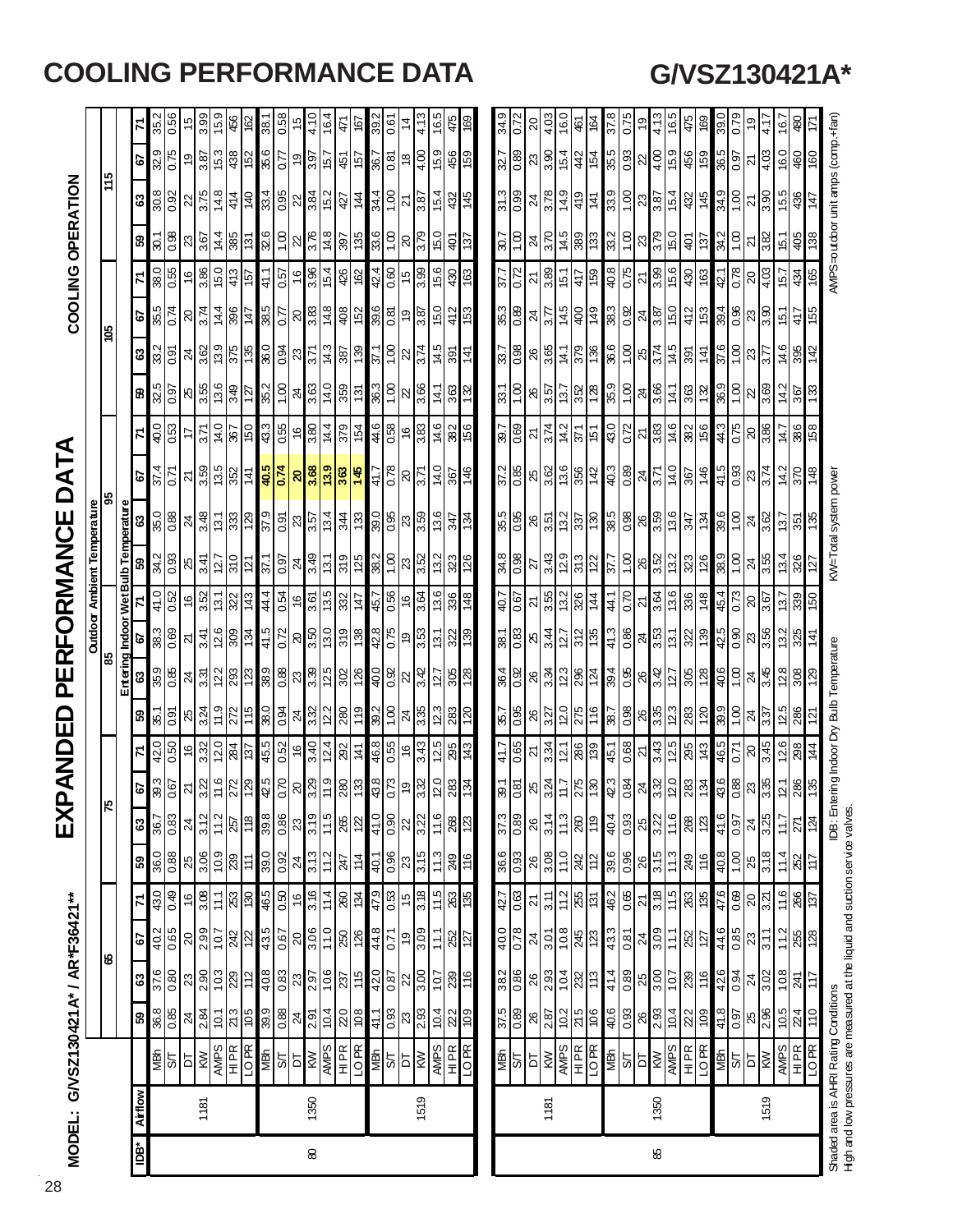| | | | Outdoor Ambient Temperature | | | | | | | | | | | | | | | | | | | | | | | |
|---|---|---|---|---|---|---|---|---|---|---|---|---|---|---|---|---|---|---|---|---|---|---|---|---|---|---|
| | | | 65 | | | | 75 | | | | 85 | | | | 95 | | | | 105 | | | | 115 | | | |
| | | | Entering Indoor Wet Bulb Temperature | | | | | | | | | | | | | | | | | | | | | | | |
| IDB* | Airflow | | 59 | 63 | 67 | 71 | 59 | 63 | 67 | 71 | 59 | 63 | 67 | 71 | 59 | 63 | 67 | 71 | 59 | 63 | 67 | 71 | 59 | 63 | 67 | 71 |
| 80 | 1181 | MBh | 36.8 | 37.6 | 40.2 | 43.0 | 36.0 | 36.7 | 39.3 | 42.0 | 35.1 | 35.9 | 38.3 | 41.0 | 34.2 | 35.0 | 37.4 | 40.0 | 32.5 | 33.2 | 35.5 | 38.0 | 30.1 | 30.8 | 32.9 | 35.2 |
| | | S/T | 0.85 | 0.80 | 0.65 | 0.49 | 0.88 | 0.83 | 0.67 | 0.50 | 0.91 | 0.85 | 0.69 | 0.52 | 0.93 | 0.88 | 0.71 | 0.53 | 0.97 | 0.91 | 0.74 | 0.55 | 0.98 | 0.92 | 0.75 | 0.56 |
| | | DT | 24 | 23 | 20 | 16 | 25 | 24 | 23 | 16 | 25 | 24 | 21 | 16 | 25 | 24 | 21 | 17 | 25 | 24 | 20 | 16 | 23 | 22 | 19 | 15 |
| | | kW | 2.84 | 2.90 | 2.99 | 3.08 | 3.06 | 3.12 | 3.22 | 3.32 | 3.24 | 3.31 | 3.41 | 3.52 | 3.41 | 3.48 | 3.59 | 3.71 | 3.55 | 3.62 | 3.74 | 3.86 | 3.67 | 3.75 | 3.87 | 3.99 |
| | | AMPS | 10.1 | 10.3 | 10.7 | 11.1 | 10.9 | 11.2 | 11.6 | 12.0 | 11.9 | 12.2 | 12.6 | 13.1 | 12.7 | 13.1 | 13.5 | 14.0 | 13.6 | 13.9 | 14.4 | 15.0 | 14.4 | 14.8 | 15.3 | 15.9 |
| | | HI PR | 213 | 229 | 242 | 253 | 239 | 257 | 272 | 284 | 272 | 293 | 309 | 322 | 310 | 333 | 352 | 367 | 349 | 375 | 396 | 413 | 385 | 414 | 438 | 456 |
| | | LO PR | 105 | 112 | 122 | 130 | 111 | 118 | 129 | 137 | 115 | 123 | 134 | 143 | 121 | 129 | 141 | 150 | 127 | 135 | 147 | 157 | 131 | 140 | 152 | 162 |
| | 1350 | MBh | 39.9 | 40.8 | 43.5 | 46.5 | 39.0 | 39.8 | 42.5 | 45.5 | 38.0 | 38.9 | 41.5 | 44.4 | 37.1 | 37.9 | 40.5 | 43.3 | 35.2 | 36.0 | 38.5 | 41.1 | 32.6 | 33.4 | 35.6 | 38.1 |
| | | S/T | 0.88 | 0.83 | 0.67 | 0.50 | 0.92 | 0.86 | 0.70 | 0.52 | 0.94 | 0.88 | 0.72 | 0.54 | 0.97 | 0.91 | 0.74 | 0.55 | 1.00 | 0.94 | 0.77 | 0.57 | 1.00 | 0.95 | 0.77 | 0.58 |
| | | DT | 24 | 23 | 20 | 16 | 24 | 23 | 20 | 16 | 24 | 23 | 20 | 16 | 24 | 23 | 20 | 16 | 24 | 23 | 20 | 16 | 22 | 22 | 19 | 15 |
| | | kW | 2.91 | 2.97 | 3.06 | 3.16 | 3.13 | 3.19 | 3.29 | 3.40 | 3.32 | 3.39 | 3.50 | 3.61 | 3.49 | 3.57 | 3.68 | 3.80 | 3.63 | 3.71 | 3.83 | 3.96 | 3.76 | 3.84 | 3.97 | 4.10 |
| | | AMPS | 10.4 | 10.6 | 11.0 | 11.4 | 11.2 | 11.5 | 11.9 | 12.4 | 12.2 | 12.5 | 13.0 | 13.5 | 13.1 | 13.4 | 13.9 | 14.4 | 14.0 | 14.3 | 14.8 | 15.4 | 14.8 | 15.2 | 15.7 | 16.4 |
| | | HI PR | 220 | 237 | 250 | 260 | 247 | 265 | 280 | 292 | 280 | 302 | 319 | 332 | 319 | 344 | 363 | 379 | 359 | 387 | 408 | 426 | 397 | 427 | 451 | 471 |
| | | LO PR | 108 | 115 | 126 | 134 | 114 | 122 | 133 | 141 | 119 | 126 | 138 | 147 | 125 | 133 | 145 | 154 | 131 | 139 | 152 | 162 | 135 | 144 | 157 | 167 |
| | 1519 | MBh | 41.1 | 42.0 | 44.8 | 47.9 | 40.1 | 41.0 | 43.8 | 46.8 | 39.2 | 40.0 | 42.8 | 45.7 | 38.2 | 39.0 | 41.7 | 44.6 | 36.3 | 37.1 | 39.6 | 42.4 | 33.6 | 34.4 | 36.7 | 39.2 |
| | | S/T | 0.93 | 0.87 | 0.71 | 0.53 | 0.96 | 0.90 | 0.73 | 0.55 | 1.00 | 0.92 | 0.75 | 0.56 | 1.00 | 0.95 | 0.78 | 0.58 | 1.00 | 1.00 | 0.81 | 0.60 | 1.00 | 1.00 | 0.81 | 0.61 |
| | | DT | 23 | 22 | 19 | 15 | 23 | 22 | 19 | 16 | 24 | 22 | 19 | 16 | 23 | 23 | 20 | 16 | 22 | 22 | 19 | 15 | 20 | 21 | 18 | 14 |
| | | kW | 2.93 | 3.00 | 3.09 | 3.18 | 3.15 | 3.22 | 3.32 | 3.43 | 3.35 | 3.42 | 3.53 | 3.64 | 3.52 | 3.59 | 3.71 | 3.83 | 3.66 | 3.74 | 3.87 | 3.99 | 3.79 | 3.87 | 4.00 | 4.13 |
| | | AMPS | 10.4 | 10.7 | 11.1 | 11.5 | 11.3 | 11.6 | 12.0 | 12.5 | 12.3 | 12.7 | 13.1 | 13.6 | 13.2 | 13.6 | 14.0 | 14.6 | 14.1 | 14.5 | 15.0 | 15.6 | 15.0 | 15.4 | 15.9 | 16.5 |
| | | HI PR | 222 | 239 | 252 | 263 | 249 | 268 | 283 | 295 | 283 | 305 | 322 | 336 | 323 | 347 | 367 | 382 | 363 | 391 | 412 | 430 | 401 | 432 | 456 | 475 |
| | | LO PR | 109 | 116 | 127 | 135 | 116 | 123 | 134 | 143 | 120 | 128 | 139 | 148 | 126 | 134 | 146 | 156 | 132 | 141 | 153 | 163 | 137 | 145 | 159 | 169 |
| 85 | 1181 | MBh | 37.5 | 38.2 | 40.0 | 42.7 | 36.6 | 37.3 | 39.1 | 41.7 | 35.7 | 36.4 | 38.1 | 40.7 | 34.8 | 35.5 | 37.2 | 39.7 | 33.1 | 33.7 | 35.3 | 37.7 | 30.7 | 31.3 | 32.7 | 34.9 |
| | | S/T | 0.89 | 0.86 | 0.78 | 0.63 | 0.93 | 0.89 | 0.81 | 0.65 | 0.95 | 0.92 | 0.83 | 0.67 | 0.98 | 0.95 | 0.85 | 0.69 | 1.00 | 0.98 | 0.89 | 0.72 | 1.00 | 0.99 | 0.89 | 0.72 |
| | | DT | 26 | 26 | 24 | 21 | 26 | 26 | 25 | 21 | 26 | 26 | 25 | 21 | 27 | 26 | 25 | 21 | 26 | 26 | 24 | 21 | 24 | 24 | 23 | 20 |
| | | kW | 2.87 | 2.93 | 3.01 | 3.11 | 3.08 | 3.14 | 3.24 | 3.34 | 3.27 | 3.34 | 3.44 | 3.55 | 3.43 | 3.51 | 3.62 | 3.74 | 3.57 | 3.65 | 3.77 | 3.89 | 3.70 | 3.78 | 3.90 | 4.03 |
| | | AMPS | 10.2 | 10.4 | 10.8 | 11.2 | 11.0 | 11.3 | 11.7 | 12.1 | 12.0 | 12.3 | 12.7 | 13.2 | 12.9 | 13.2 | 13.6 | 14.2 | 13.7 | 14.1 | 14.5 | 15.1 | 14.5 | 14.9 | 15.4 | 16.0 |
| | | HI PR | 215 | 232 | 245 | 255 | 242 | 260 | 275 | 286 | 275 | 296 | 312 | 326 | 313 | 337 | 356 | 371 | 352 | 379 | 400 | 417 | 389 | 419 | 442 | 461 |
| | | LO PR | 106 | 113 | 123 | 131 | 112 | 119 | 130 | 139 | 116 | 124 | 135 | 144 | 122 | 130 | 142 | 151 | 128 | 136 | 149 | 159 | 133 | 141 | 154 | 164 |
| | 1350 | MBh | 40.6 | 41.4 | 43.3 | 46.2 | 39.6 | 40.4 | 42.3 | 45.1 | 38.7 | 39.4 | 41.3 | 44.1 | 37.7 | 38.5 | 40.3 | 43.0 | 35.9 | 36.6 | 38.3 | 40.8 | 33.2 | 33.9 | 35.5 | 37.8 |
| | | S/T | 0.93 | 0.89 | 0.81 | 0.65 | 0.96 | 0.93 | 0.84 | 0.68 | 0.98 | 0.95 | 0.86 | 0.70 | 1.00 | 0.98 | 0.89 | 0.72 | 1.00 | 1.00 | 0.92 | 0.75 | 1.00 | 1.00 | 0.93 | 0.75 |
| | | DT | 26 | 25 | 24 | 21 | 26 | 25 | 24 | 21 | 26 | 26 | 24 | 21 | 26 | 26 | 24 | 21 | 24 | 25 | 24 | 21 | 23 | 23 | 22 | 19 |
| | | kW | 2.93 | 3.00 | 3.09 | 3.18 | 3.15 | 3.22 | 3.32 | 3.43 | 3.35 | 3.42 | 3.53 | 3.64 | 3.52 | 3.59 | 3.71 | 3.83 | 3.66 | 3.74 | 3.87 | 3.99 | 3.79 | 3.87 | 4.00 | 4.13 |
| | | AMPS | 10.4 | 10.7 | 11.1 | 11.5 | 11.3 | 11.6 | 12.0 | 12.5 | 12.3 | 12.7 | 13.1 | 13.6 | 13.2 | 13.6 | 14.0 | 14.6 | 14.1 | 14.5 | 15.0 | 15.6 | 15.0 | 15.4 | 15.9 | 16.5 |
| | | HI PR | 222 | 239 | 252 | 263 | 249 | 268 | 283 | 295 | 283 | 305 | 322 | 336 | 323 | 347 | 367 | 382 | 363 | 391 | 412 | 430 | 401 | 432 | 456 | 475 |
| | | LO PR | 109 | 116 | 127 | 135 | 116 | 123 | 134 | 143 | 120 | 128 | 139 | 148 | 126 | 134 | 146 | 156 | 132 | 141 | 153 | 163 | 137 | 145 | 159 | 169 |
| | 1519 | MBh | 41.8 | 42.6 | 44.6 | 47.6 | 40.8 | 41.6 | 43.6 | 46.5 | 39.9 | 40.6 | 42.5 | 45.4 | 38.9 | 39.6 | 41.5 | 44.3 | 36.9 | 37.6 | 39.4 | 42.1 | 34.2 | 34.9 | 36.5 | 39.0 |
| | | S/T | 0.97 | 0.94 | 0.85 | 0.69 | 1.00 | 0.97 | 0.88 | 0.71 | 1.00 | 1.00 | 0.90 | 0.73 | 1.00 | 1.00 | 0.93 | 0.75 | 1.00 | 1.00 | 0.96 | 0.78 | 1.00 | 1.00 | 0.97 | 0.79 |
| | | DT | 25 | 24 | 23 | 20 | 25 | 24 | 23 | 20 | 24 | 24 | 23 | 20 | 24 | 24 | 23 | 20 | 22 | 23 | 23 | 20 | 21 | 21 | 21 | 19 |
| | | kW | 2.96 | 3.02 | 3.11 | 3.21 | 3.18 | 3.25 | 3.35 | 3.45 | 3.37 | 3.45 | 3.56 | 3.67 | 3.55 | 3.62 | 3.74 | 3.86 | 3.69 | 3.77 | 3.90 | 4.03 | 3.82 | 3.90 | 4.03 | 4.17 |
| | | AMPS | 10.5 | 10.8 | 11.2 | 11.6 | 11.4 | 11.7 | 12.1 | 12.6 | 12.5 | 12.8 | 13.2 | 13.7 | 13.4 | 13.7 | 14.2 | 14.7 | 14.2 | 14.6 | 15.1 | 15.7 | 15.1 | 15.5 | 16.0 | 16.7 |
| | | HI PR | 224 | 241 | 255 | 266 | 252 | 271 | 286 | 298 | 286 | 308 | 325 | 339 | 326 | 351 | 370 | 386 | 367 | 395 | 417 | 434 | 405 | 436 | 460 | 480 |
| | | LO PR | 110 | 117 | 128 | 137 | 117 | 124 | 135 | 144 | 121 | 129 | 141 | 150 | 127 | 135 | 148 | 158 | 133 | 142 | 155 | 165 | 138 | 147 | 160 | 171 |

Shaded area is AHRI Rating Conditions
High and low pressures are measured at the liquid and suction service valves.

IDB: Entering Indoor Dry Bulb Temperature

KW=Total system power

AMPS=outdoor unit amps (comp.+fan)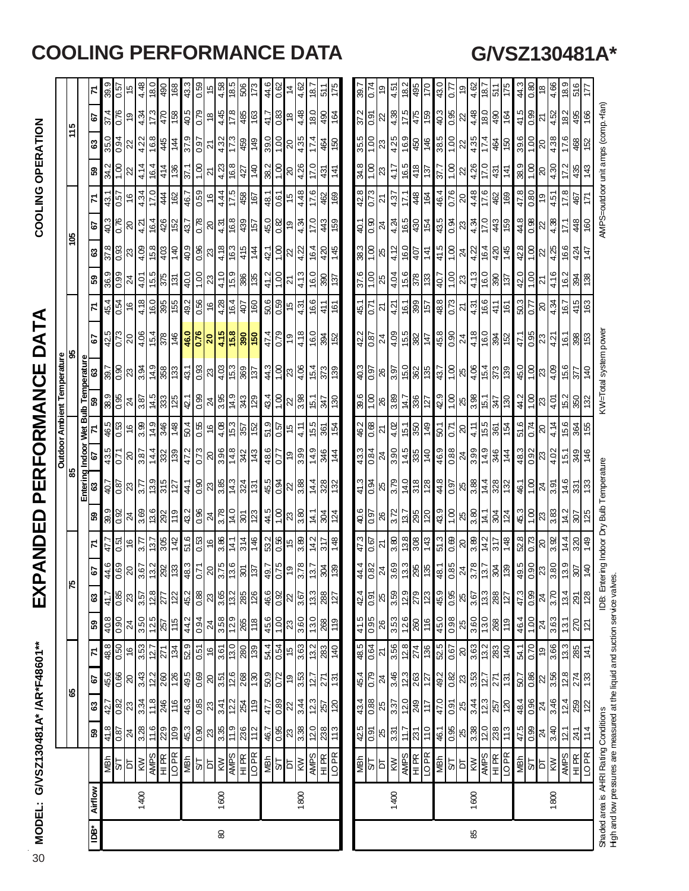# COOLING PERFORMANCE DATA — G/VSZ130481A*

**MODEL: G/VSZ130481A* /AR*F48601****

## EXPANDED PERFORMANCE DATA — COOLING OPERATION

| IDB* | Airflow | | Outdoor Ambient Temperature 65 | | | | 75 | | | | 85 | | | | 95 | | | | 105 | | | | 115 | | | |
|---|---|---|---|---|---|---|---|---|---|---|---|---|---|---|---|---|---|---|---|---|---|---|---|---|---|---|
| | | | Entering Indoor Wet Bulb Temperature | | | | | | | | | | | | | | | | | | | | | | | |
| | | | 59 | 63 | 67 | 71 | 59 | 63 | 67 | 71 | 59 | 63 | 67 | 71 | 59 | 63 | 67 | 71 | 59 | 63 | 67 | 71 | 59 | 63 | 67 | 71 |
| 80 | 1400 | MBh | 41.8 | 42.7 | 45.6 | 48.8 | 40.8 | 41.7 | 44.6 | 47.7 | 39.9 | 40.7 | 43.5 | 46.5 | 38.9 | 39.7 | 42.5 | 45.4 | 36.9 | 37.8 | 40.3 | 43.1 | 34.2 | 35.0 | 37.4 | 39.9 |
| | | S/T | 0.87 | 0.82 | 0.66 | 0.50 | 0.90 | 0.85 | 0.69 | 0.51 | 0.92 | 0.87 | 0.71 | 0.53 | 0.95 | 0.90 | 0.73 | 0.54 | 0.99 | 0.93 | 0.76 | 0.57 | 1.00 | 0.94 | 0.76 | 0.57 |
| | | DT | 24 | 23 | 20 | 16 | 24 | 23 | 20 | 16 | 24 | 23 | 20 | 16 | 24 | 23 | 20 | 16 | 24 | 23 | 20 | 16 | 22 | 22 | 19 | 15 |
| | | KW | 3.28 | 3.34 | 3.43 | 3.53 | 3.50 | 3.57 | 3.67 | 3.77 | 3.69 | 3.77 | 3.87 | 3.99 | 3.87 | 3.94 | 4.06 | 4.18 | 4.01 | 4.09 | 4.21 | 4.34 | 4.14 | 4.22 | 4.34 | 4.48 |
| | | AMPS | 11.6 | 11.8 | 12.2 | 12.7 | 12.5 | 12.8 | 13.2 | 13.7 | 13.6 | 13.9 | 14.4 | 14.9 | 14.5 | 14.9 | 15.4 | 16.0 | 15.5 | 15.8 | 16.4 | 17.0 | 16.4 | 16.8 | 17.3 | 18.0 |
| | | HI PR | 229 | 246 | 260 | 271 | 257 | 277 | 292 | 305 | 292 | 315 | 332 | 346 | 333 | 358 | 378 | 395 | 375 | 403 | 426 | 444 | 414 | 445 | 470 | 490 |
| | | LO PR | 109 | 116 | 126 | 134 | 115 | 122 | 133 | 142 | 119 | 127 | 139 | 148 | 125 | 133 | 146 | 155 | 131 | 140 | 152 | 162 | 136 | 144 | 158 | 168 |
| | 1600 | MBh | 45.3 | 46.3 | 49.5 | 52.9 | 44.2 | 45.2 | 48.3 | 51.6 | 43.2 | 44.1 | 47.2 | 50.4 | 42.1 | 43.1 | **46.0** | 49.2 | 40.0 | 40.9 | 43.7 | 46.7 | 37.1 | 37.9 | 40.5 | 43.3 |
| | | S/T | 0.90 | 0.85 | 0.69 | 0.51 | 0.94 | 0.88 | 0.71 | 0.53 | 0.96 | 0.90 | 0.73 | 0.55 | 0.99 | 0.93 | **0.76** | 0.56 | 1.00 | 0.96 | 0.78 | 0.59 | 1.00 | 0.97 | 0.79 | 0.59 |
| | | DT | 23 | 23 | 20 | 16 | 24 | 23 | 20 | 16 | 23 | 23 | 20 | 16 | 24 | 23 | **20** | 16 | 23 | 23 | 20 | 16 | 21 | 21 | 18 | 15 |
| | | KW | 3.35 | 3.41 | 3.51 | 3.61 | 3.58 | 3.65 | 3.75 | 3.86 | 3.78 | 3.85 | 3.96 | 4.08 | 3.95 | 4.03 | **4.15** | 4.28 | 4.10 | 4.18 | 4.31 | 4.44 | 4.23 | 4.32 | 4.45 | 4.58 |
| | | AMPS | 11.9 | 12.2 | 12.6 | 13.0 | 12.9 | 13.2 | 13.6 | 14.1 | 14.0 | 14.3 | 14.8 | 15.3 | 14.9 | 15.3 | **15.8** | 16.4 | 15.9 | 16.3 | 16.8 | 17.5 | 16.8 | 17.3 | 17.8 | 18.5 |
| | | HI PR | 236 | 254 | 268 | 280 | 265 | 285 | 301 | 314 | 301 | 324 | 342 | 357 | 343 | 369 | **390** | 407 | 386 | 415 | 439 | 458 | 427 | 459 | 485 | 506 |
| | | LO PR | 112 | 119 | 130 | 139 | 118 | 126 | 137 | 146 | 123 | 131 | 143 | 152 | 129 | 137 | **150** | 160 | 135 | 144 | 157 | 167 | 140 | 149 | 163 | 173 |
| | 1800 | MBh | 46.7 | 47.7 | 50.9 | 54.4 | 45.6 | 46.6 | 49.7 | 53.2 | 44.5 | 45.5 | 48.6 | 51.9 | 43.4 | 44.3 | 47.4 | 50.6 | 41.2 | 42.1 | 45.0 | 48.1 | 38.2 | 39.0 | 41.7 | 44.6 |
| | | S/T | 0.95 | 0.89 | 0.72 | 0.54 | 1.00 | 0.92 | 0.75 | 0.56 | 1.00 | 0.94 | 0.77 | 0.57 | 1.00 | 1.00 | 0.79 | 0.59 | 1.00 | 1.00 | 0.82 | 0.61 | 1.00 | 1.00 | 0.83 | 0.62 |
| | | DT | 23 | 22 | 19 | 15 | 23 | 22 | 19 | 15 | 23 | 22 | 19 | 15 | 22 | 23 | 19 | 15 | 21 | 22 | 19 | 15 | 20 | 20 | 18 | 14 |
| | | KW | 3.38 | 3.44 | 3.53 | 3.63 | 3.60 | 3.67 | 3.78 | 3.89 | 3.80 | 3.88 | 3.99 | 4.11 | 3.98 | 4.06 | 4.18 | 4.31 | 4.13 | 4.22 | 4.34 | 4.48 | 4.26 | 4.35 | 4.48 | 4.62 |
| | | AMPS | 12.0 | 12.3 | 12.7 | 13.2 | 13.0 | 13.3 | 13.7 | 14.2 | 14.1 | 14.4 | 14.9 | 15.5 | 15.1 | 15.4 | 16.0 | 16.6 | 16.0 | 16.4 | 17.0 | 17.6 | 17.0 | 17.4 | 18.0 | 18.7 |
| | | HI PR | 238 | 257 | 271 | 283 | 268 | 288 | 304 | 317 | 304 | 328 | 346 | 361 | 347 | 373 | 394 | 411 | 390 | 420 | 443 | 462 | 431 | 464 | 490 | 511 |
| | | LO PR | 113 | 120 | 131 | 140 | 119 | 127 | 139 | 148 | 124 | 132 | 144 | 154 | 130 | 139 | 152 | 161 | 137 | 145 | 159 | 169 | 141 | 150 | 164 | 175 |
| 85 | 1400 | MBh | 42.5 | 43.4 | 45.4 | 48.5 | 41.5 | 42.4 | 44.4 | 47.3 | 40.6 | 41.3 | 43.3 | 46.2 | 39.6 | 40.3 | 42.2 | 45.1 | 37.6 | 38.3 | 40.1 | 42.8 | 34.8 | 35.5 | 37.2 | 39.7 |
| | | S/T | 0.91 | 0.88 | 0.79 | 0.64 | 0.95 | 0.91 | 0.82 | 0.67 | 0.97 | 0.94 | 0.84 | 0.68 | 1.00 | 0.97 | 0.87 | 0.71 | 1.00 | 1.00 | 0.90 | 0.73 | 1.00 | 1.00 | 0.91 | 0.74 |
| | | DT | 25 | 25 | 24 | 21 | 26 | 25 | 24 | 21 | 26 | 25 | 24 | 21 | 26 | 26 | 24 | 21 | 25 | 25 | 24 | 21 | 23 | 23 | 22 | 19 |
| | | KW | 3.31 | 3.37 | 3.46 | 3.56 | 3.53 | 3.59 | 3.69 | 3.80 | 3.72 | 3.79 | 3.90 | 4.02 | 3.89 | 3.97 | 4.09 | 4.21 | 4.04 | 4.12 | 4.24 | 4.37 | 4.17 | 4.25 | 4.38 | 4.51 |
| | | AMPS | 11.7 | 12.0 | 12.3 | 12.8 | 12.6 | 12.9 | 13.3 | 13.8 | 13.7 | 14.0 | 14.5 | 15.1 | 14.7 | 15.0 | 15.5 | 16.1 | 15.6 | 16.0 | 16.5 | 17.1 | 16.5 | 16.9 | 17.5 | 18.2 |
| | | HI PR | 231 | 249 | 263 | 274 | 260 | 279 | 295 | 308 | 295 | 318 | 335 | 350 | 336 | 362 | 382 | 399 | 378 | 407 | 430 | 448 | 418 | 450 | 475 | 495 |
| | | LO PR | 110 | 117 | 127 | 136 | 116 | 123 | 135 | 143 | 120 | 128 | 140 | 149 | 127 | 135 | 147 | 157 | 133 | 141 | 154 | 164 | 137 | 146 | 159 | 170 |
| | 1600 | MBh | 46.1 | 47.0 | 49.2 | 52.5 | 45.0 | 45.9 | 48.1 | 51.3 | 43.9 | 44.8 | 46.9 | 50.1 | 42.9 | 43.7 | 45.8 | 48.8 | 40.7 | 41.5 | 43.5 | 46.4 | 37.7 | 38.5 | 40.3 | 43.0 |
| | | S/T | 0.95 | 0.91 | 0.82 | 0.67 | 0.98 | 0.95 | 0.85 | 0.69 | 1.00 | 0.97 | 0.88 | 0.71 | 1.00 | 1.00 | 0.90 | 0.73 | 1.00 | 1.00 | 0.94 | 0.76 | 1.00 | 1.00 | 0.95 | 0.77 |
| | | DT | 25 | 25 | 23 | 20 | 25 | 25 | 24 | 20 | 25 | 25 | 24 | 20 | 25 | 25 | 24 | 21 | 23 | 24 | 23 | 20 | 22 | 22 | 22 | 19 |
| | | KW | 3.38 | 3.44 | 3.53 | 3.63 | 3.60 | 3.67 | 3.78 | 3.89 | 3.80 | 3.88 | 3.99 | 4.11 | 3.98 | 4.06 | 4.18 | 4.31 | 4.13 | 4.22 | 4.34 | 4.48 | 4.26 | 4.35 | 4.48 | 4.62 |
| | | AMPS | 12.0 | 12.3 | 12.7 | 13.2 | 13.0 | 13.3 | 13.7 | 14.2 | 14.1 | 14.4 | 14.9 | 15.5 | 15.1 | 15.4 | 16.0 | 16.6 | 16.0 | 16.4 | 17.0 | 17.6 | 17.0 | 17.4 | 18.0 | 18.7 |
| | | HI PR | 238 | 257 | 271 | 283 | 268 | 288 | 304 | 317 | 304 | 328 | 346 | 361 | 347 | 373 | 394 | 411 | 390 | 420 | 443 | 462 | 431 | 464 | 490 | 511 |
| | | LO PR | 113 | 120 | 131 | 140 | 119 | 127 | 139 | 148 | 124 | 132 | 144 | 154 | 130 | 139 | 152 | 161 | 137 | 145 | 159 | 169 | 141 | 150 | 164 | 175 |
| | 1800 | MBh | 47.5 | 48.4 | 50.7 | 54.1 | 46.4 | 47.3 | 49.5 | 52.8 | 45.3 | 46.1 | 48.3 | 51.6 | 44.2 | 45.0 | 47.1 | 50.3 | 42.0 | 42.8 | 44.8 | 47.8 | 38.9 | 39.6 | 41.5 | 44.3 |
| | | S/T | 0.99 | 0.96 | 0.86 | 0.70 | 1.00 | 0.99 | 0.90 | 0.73 | 1.00 | 1.00 | 0.92 | 0.74 | 1.00 | 1.00 | 0.95 | 0.77 | 1.00 | 1.00 | 0.98 | 0.80 | 1.00 | 1.00 | 0.99 | 0.80 |
| | | DT | 24 | 24 | 22 | 19 | 24 | 24 | 23 | 20 | 23 | 24 | 23 | 20 | 23 | 23 | 23 | 20 | 21 | 22 | 22 | 19 | 20 | 20 | 21 | 18 |
| | | KW | 3.40 | 3.46 | 3.56 | 3.66 | 3.63 | 3.70 | 3.80 | 3.92 | 3.83 | 3.91 | 4.02 | 4.14 | 4.01 | 4.09 | 4.21 | 4.34 | 4.16 | 4.25 | 4.38 | 4.51 | 4.30 | 4.38 | 4.52 | 4.66 |
| | | AMPS | 12.1 | 12.4 | 12.8 | 13.3 | 13.1 | 13.4 | 13.9 | 14.4 | 14.2 | 14.6 | 15.1 | 15.6 | 15.2 | 15.6 | 16.1 | 16.7 | 16.2 | 16.6 | 17.1 | 17.8 | 17.2 | 17.6 | 18.2 | 18.9 |
| | | HI PR | 241 | 259 | 274 | 285 | 270 | 291 | 307 | 320 | 307 | 331 | 349 | 364 | 350 | 377 | 398 | 415 | 394 | 424 | 448 | 467 | 435 | 468 | 495 | 516 |
| | | LO PR | 114 | 122 | 133 | 141 | 121 | 128 | 140 | 149 | 125 | 133 | 146 | 155 | 132 | 140 | 153 | 163 | 138 | 147 | 160 | 171 | 143 | 152 | 166 | 177 |

Shaded area is AHRI Rating Conditions
High and low pressures are measured at the liquid and suction service valves.

IDB: Entering Indoor Dry Bulb Temperature
KW=Total system power
AMPS=outdoor unit amps (comp.+fan)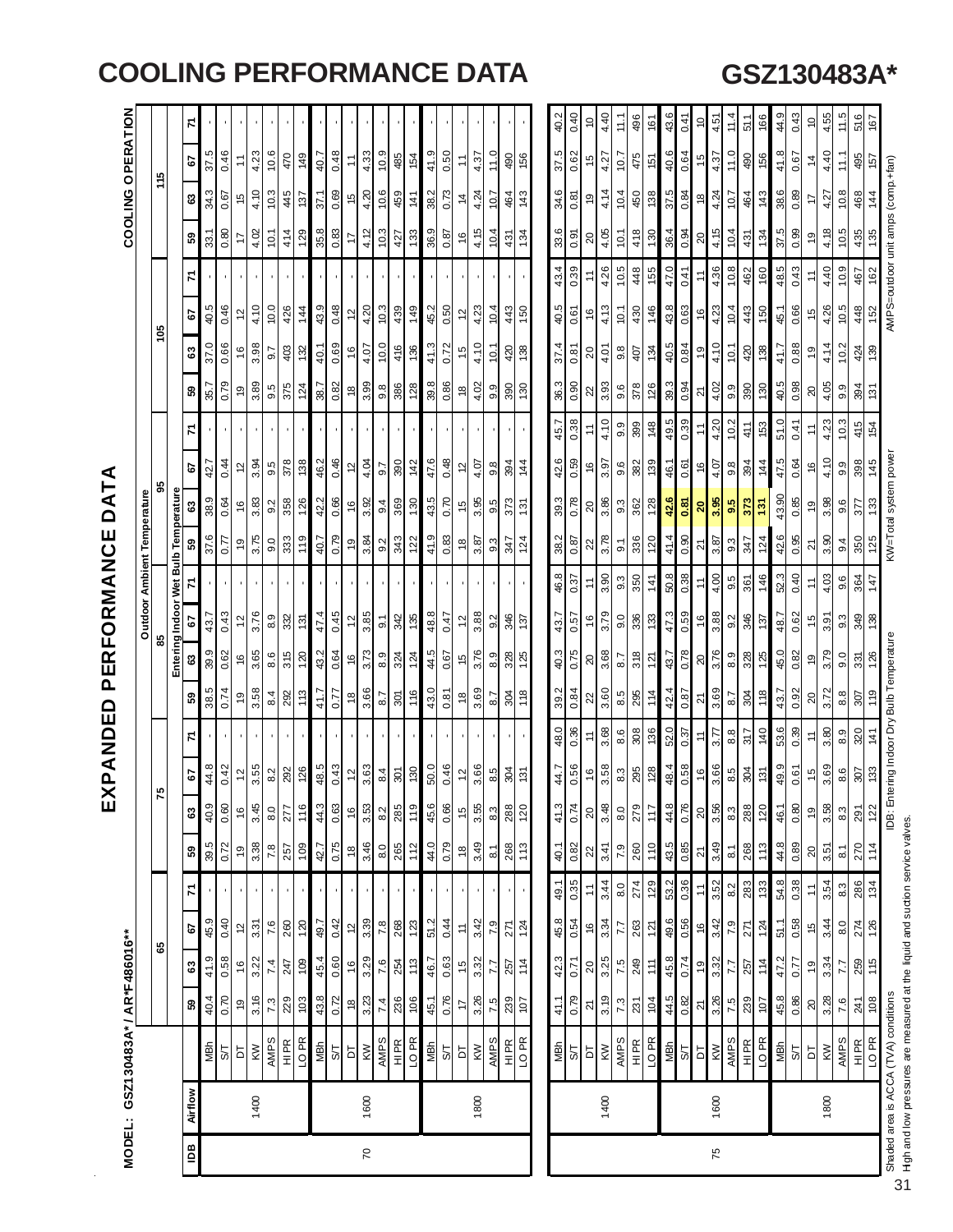# COOLING PERFORMANCE DATA

# GSZ130483A*

## EXPANDED PERFORMANCE DATA

**MODEL: GSZ130483A* / AR*F486016****

**COOLING OPERATION**

| IDB | Airflow | | Outdoor Ambient Temperature | | | | | | | | | | | | | | | | | | | | | |
|---|---|---|---|---|---|---|---|---|---|---|---|---|---|---|---|---|---|---|---|---|---|---|---|---|
| | | | 65 | | | | 75 | | | | 85 | | | | 95 | | | | 105 | | | | 115 | | | |
| | | | Entering Indoor Wet Bulb Temperature | | | | | | | | | | | | | | | | | | | | | | | |
| | | | 59 | 63 | 67 | 71 | 59 | 63 | 67 | 71 | 59 | 63 | 67 | 71 | 59 | 63 | 67 | 71 | 59 | 63 | 67 | 71 | 59 | 63 | 67 | 71 |
| 70 | 1400 | MBh | 40.4 | 41.9 | 45.9 | - | 39.5 | 40.9 | 44.8 | - | 38.5 | 39.9 | 43.7 | - | 37.6 | 38.9 | 42.7 | - | 35.7 | 37.0 | 40.5 | - | 33.1 | 34.3 | 37.5 | - |
| | | S/T | 0.70 | 0.58 | 0.40 | - | 0.72 | 0.60 | 0.42 | - | 0.74 | 0.62 | 0.43 | - | 0.77 | 0.64 | 0.44 | - | 0.79 | 0.66 | 0.46 | - | 0.80 | 0.67 | 0.46 | - |
| | | DT | 19 | 16 | 12 | - | 19 | 16 | 12 | - | 19 | 16 | 12 | - | 19 | 16 | 12 | - | 19 | 16 | 12 | - | 17 | 15 | 11 | - |
| | | KW | 3.16 | 3.22 | 3.31 | - | 3.38 | 3.45 | 3.55 | - | 3.58 | 3.65 | 3.76 | - | 3.75 | 3.83 | 3.94 | - | 3.89 | 3.98 | 4.10 | - | 4.02 | 4.10 | 4.23 | - |
| | | AMPS | 7.3 | 7.4 | 7.6 | - | 7.8 | 8.0 | 8.2 | - | 8.4 | 8.6 | 8.9 | - | 9.0 | 9.2 | 9.5 | - | 9.5 | 9.7 | 10.0 | - | 10.1 | 10.3 | 10.6 | - |
| | | HI PR | 229 | 247 | 260 | - | 257 | 277 | 292 | - | 292 | 315 | 332 | - | 333 | 358 | 378 | - | 375 | 403 | 426 | - | 414 | 445 | 470 | - |
| | | LO PR | 103 | 109 | 120 | - | 109 | 116 | 126 | - | 113 | 120 | 131 | - | 119 | 126 | 138 | - | 124 | 132 | 144 | - | 129 | 137 | 149 | - |
| | 1600 | MBh | 43.8 | 45.4 | 49.7 | - | 42.7 | 44.3 | 48.5 | - | 41.7 | 43.2 | 47.4 | - | 40.7 | 42.2 | 46.2 | - | 38.7 | 40.1 | 43.9 | - | 35.8 | 37.1 | 40.7 | - |
| | | S/T | 0.72 | 0.60 | 0.42 | - | 0.75 | 0.63 | 0.43 | - | 0.77 | 0.64 | 0.45 | - | 0.79 | 0.66 | 0.46 | - | 0.82 | 0.69 | 0.48 | - | 0.83 | 0.69 | 0.48 | - |
| | | DT | 18 | 16 | 12 | - | 18 | 16 | 12 | - | 18 | 16 | 12 | - | 18 | 16 | 12 | - | 18 | 16 | 12 | - | 17 | 15 | 11 | - |
| | | KW | 3.23 | 3.29 | 3.39 | - | 3.46 | 3.53 | 3.63 | - | 3.66 | 3.73 | 3.85 | - | 3.84 | 3.92 | 4.04 | - | 3.99 | 4.07 | 4.20 | - | 4.12 | 4.20 | 4.33 | - |
| | | AMPS | 7.4 | 7.6 | 7.8 | - | 8.0 | 8.2 | 8.4 | - | 8.7 | 8.9 | 9.1 | - | 9.2 | 9.4 | 9.7 | - | 9.8 | 10.0 | 10.3 | - | 10.3 | 10.6 | 10.9 | - |
| | | HI PR | 236 | 254 | 268 | - | 265 | 285 | 301 | - | 301 | 324 | 342 | - | 343 | 369 | 390 | - | 386 | 416 | 439 | - | 427 | 459 | 485 | - |
| | | LO PR | 106 | 113 | 123 | - | 112 | 119 | 130 | - | 116 | 124 | 135 | - | 122 | 130 | 142 | - | 128 | 136 | 149 | - | 133 | 141 | 154 | - |
| | 1800 | MBh | 45.1 | 46.7 | 51.2 | - | 44.0 | 45.6 | 50.0 | - | 43.0 | 44.5 | 48.8 | - | 41.9 | 43.5 | 47.6 | - | 39.8 | 41.3 | 45.2 | - | 36.9 | 38.2 | 41.9 | - |
| | | S/T | 0.76 | 0.63 | 0.44 | - | 0.79 | 0.66 | 0.46 | - | 0.81 | 0.67 | 0.47 | - | 0.83 | 0.70 | 0.48 | - | 0.86 | 0.72 | 0.50 | - | 0.87 | 0.73 | 0.50 | - |
| | | DT | 17 | 15 | 11 | - | 18 | 15 | 12 | - | 18 | 15 | 12 | - | 18 | 15 | 12 | - | 18 | 15 | 12 | - | 16 | 14 | 11 | - |
| | | KW | 3.26 | 3.32 | 3.42 | - | 3.49 | 3.55 | 3.66 | - | 3.69 | 3.76 | 3.88 | - | 3.87 | 3.95 | 4.07 | - | 4.02 | 4.10 | 4.23 | - | 4.15 | 4.24 | 4.37 | - |
| | | AMPS | 7.5 | 7.7 | 7.9 | - | 8.1 | 8.3 | 8.5 | - | 8.7 | 8.9 | 9.2 | - | 9.3 | 9.5 | 9.8 | - | 9.9 | 10.1 | 10.4 | - | 10.4 | 10.7 | 11.0 | - |
| | | HI PR | 239 | 257 | 271 | - | 268 | 288 | 304 | - | 304 | 328 | 346 | - | 347 | 373 | 394 | - | 390 | 420 | 443 | - | 431 | 464 | 490 | - |
| | | LO PR | 107 | 114 | 124 | - | 113 | 120 | 131 | - | 118 | 125 | 137 | - | 124 | 131 | 144 | - | 130 | 138 | 150 | - | 134 | 143 | 156 | - |
| 75 | 1400 | MBh | 41.1 | 42.3 | 45.8 | 49.1 | 40.1 | 41.3 | 44.7 | 48.0 | 39.2 | 40.3 | 43.7 | 46.8 | 38.2 | 39.3 | 42.6 | 45.7 | 36.3 | 37.4 | 40.5 | 43.4 | 33.6 | 34.6 | 37.5 | 40.2 |
| | | S/T | 0.79 | 0.71 | 0.54 | 0.35 | 0.82 | 0.74 | 0.56 | 0.36 | 0.84 | 0.75 | 0.57 | 0.37 | 0.87 | 0.78 | 0.59 | 0.38 | 0.90 | 0.81 | 0.61 | 0.39 | 0.91 | 0.81 | 0.62 | 0.40 |
| | | DT | 21 | 20 | 16 | 11 | 22 | 20 | 16 | 11 | 22 | 20 | 16 | 11 | 22 | 20 | 16 | 11 | 22 | 20 | 16 | 11 | 20 | 19 | 15 | 10 |
| | | KW | 3.19 | 3.25 | 3.34 | 3.44 | 3.41 | 3.48 | 3.58 | 3.68 | 3.60 | 3.68 | 3.79 | 3.90 | 3.78 | 3.86 | 3.97 | 4.10 | 3.93 | 4.01 | 4.13 | 4.26 | 4.05 | 4.14 | 4.27 | 4.40 |
| | | AMPS | 7.3 | 7.5 | 7.7 | 8.0 | 7.9 | 8.0 | 8.3 | 8.6 | 8.5 | 8.7 | 9.0 | 9.3 | 9.1 | 9.3 | 9.6 | 9.9 | 9.6 | 9.8 | 10.1 | 10.5 | 10.1 | 10.4 | 10.7 | 11.1 |
| | | HI PR | 231 | 249 | 263 | 274 | 260 | 279 | 295 | 308 | 295 | 318 | 336 | 350 | 336 | 362 | 382 | 399 | 378 | 407 | 430 | 448 | 418 | 450 | 475 | 496 |
| | | LO PR | 104 | 111 | 121 | 129 | 110 | 117 | 128 | 136 | 114 | 121 | 133 | 141 | 120 | 128 | 139 | 148 | 126 | 134 | 146 | 155 | 130 | 138 | 151 | 161 |
| | 1600 | MBh | 44.5 | 45.8 | 49.6 | 53.2 | 43.5 | 44.8 | 48.4 | 52.0 | 42.4 | 43.7 | 47.3 | 50.8 | 41.4 | **42.6** | 46.1 | 49.5 | 39.3 | 40.5 | 43.8 | 47.0 | 36.4 | 37.5 | 40.6 | 43.6 |
| | | S/T | 0.82 | 0.74 | 0.56 | 0.36 | 0.85 | 0.76 | 0.58 | 0.37 | 0.87 | 0.78 | 0.59 | 0.38 | 0.90 | **0.81** | 0.61 | 0.39 | 0.94 | 0.84 | 0.63 | 0.41 | 0.94 | 0.84 | 0.64 | 0.41 |
| | | DT | 21 | 19 | 16 | 11 | 21 | 20 | 16 | 11 | 21 | 20 | 16 | 11 | 21 | **20** | 16 | 11 | 21 | 19 | 16 | 11 | 20 | 18 | 15 | 10 |
| | | KW | 3.26 | 3.32 | 3.42 | 3.52 | 3.49 | 3.56 | 3.66 | 3.77 | 3.69 | 3.76 | 3.88 | 4.00 | 3.87 | **3.95** | 4.07 | 4.20 | 4.02 | 4.10 | 4.23 | 4.36 | 4.15 | 4.24 | 4.37 | 4.51 |
| | | AMPS | 7.5 | 7.7 | 7.9 | 8.2 | 8.1 | 8.3 | 8.5 | 8.8 | 8.7 | 8.9 | 9.2 | 9.5 | 9.3 | **9.5** | 9.8 | 10.2 | 9.9 | 10.1 | 10.4 | 10.8 | 10.4 | 10.7 | 11.0 | 11.4 |
| | | HI PR | 239 | 257 | 271 | 283 | 268 | 288 | 304 | 317 | 304 | 328 | 346 | 361 | 347 | **373** | 394 | 411 | 390 | 420 | 443 | 462 | 431 | 464 | 490 | 511 |
| | | LO PR | 107 | 114 | 124 | 133 | 113 | 120 | 131 | 140 | 118 | 125 | 137 | 146 | 124 | **131** | 144 | 153 | 130 | 138 | 150 | 160 | 134 | 143 | 156 | 166 |
| | 1800 | MBh | 45.8 | 47.2 | 51.1 | 54.8 | 44.8 | 46.1 | 49.9 | 53.6 | 43.7 | 45.0 | 48.7 | 52.3 | 42.6 | 43.90 | 47.5 | 51.0 | 40.5 | 41.7 | 45.1 | 48.5 | 37.5 | 38.6 | 41.8 | 44.9 |
| | | S/T | 0.86 | 0.77 | 0.58 | 0.38 | 0.89 | 0.80 | 0.61 | 0.39 | 0.92 | 0.82 | 0.62 | 0.40 | 0.95 | 0.85 | 0.64 | 0.41 | 0.98 | 0.88 | 0.66 | 0.43 | 0.99 | 0.89 | 0.67 | 0.43 |
| | | DT | 20 | 19 | 15 | 11 | 20 | 19 | 15 | 11 | 20 | 19 | 15 | 11 | 21 | 19 | 16 | 11 | 20 | 19 | 15 | 11 | 19 | 17 | 14 | 10 |
| | | KW | 3.28 | 3.34 | 3.44 | 3.54 | 3.51 | 3.58 | 3.69 | 3.80 | 3.72 | 3.79 | 3.91 | 4.03 | 3.90 | 3.98 | 4.10 | 4.23 | 4.05 | 4.14 | 4.26 | 4.40 | 4.18 | 4.27 | 4.40 | 4.55 |
| | | AMPS | 7.6 | 7.7 | 8.0 | 8.3 | 8.1 | 8.3 | 8.6 | 8.9 | 8.8 | 9.0 | 9.3 | 9.6 | 9.4 | 9.6 | 9.9 | 10.3 | 9.9 | 10.2 | 10.5 | 10.9 | 10.5 | 10.8 | 11.1 | 11.5 |
| | | HI PR | 241 | 259 | 274 | 286 | 270 | 291 | 307 | 320 | 307 | 331 | 349 | 364 | 350 | 377 | 398 | 415 | 394 | 424 | 448 | 467 | 435 | 468 | 495 | 516 |
| | | LO PR | 108 | 115 | 126 | 134 | 114 | 122 | 133 | 141 | 119 | 126 | 138 | 147 | 125 | 133 | 145 | 154 | 131 | 139 | 152 | 162 | 135 | 144 | 157 | 167 |

Shaded area is ACCA (TVA) conditions

High and low pressures are measured at the liquid and suction service valves.

IDB: Entering Indoor Dry Bulb Temperature

KW=Total system power

AMPS=outdoor unit amps (comp.+fan)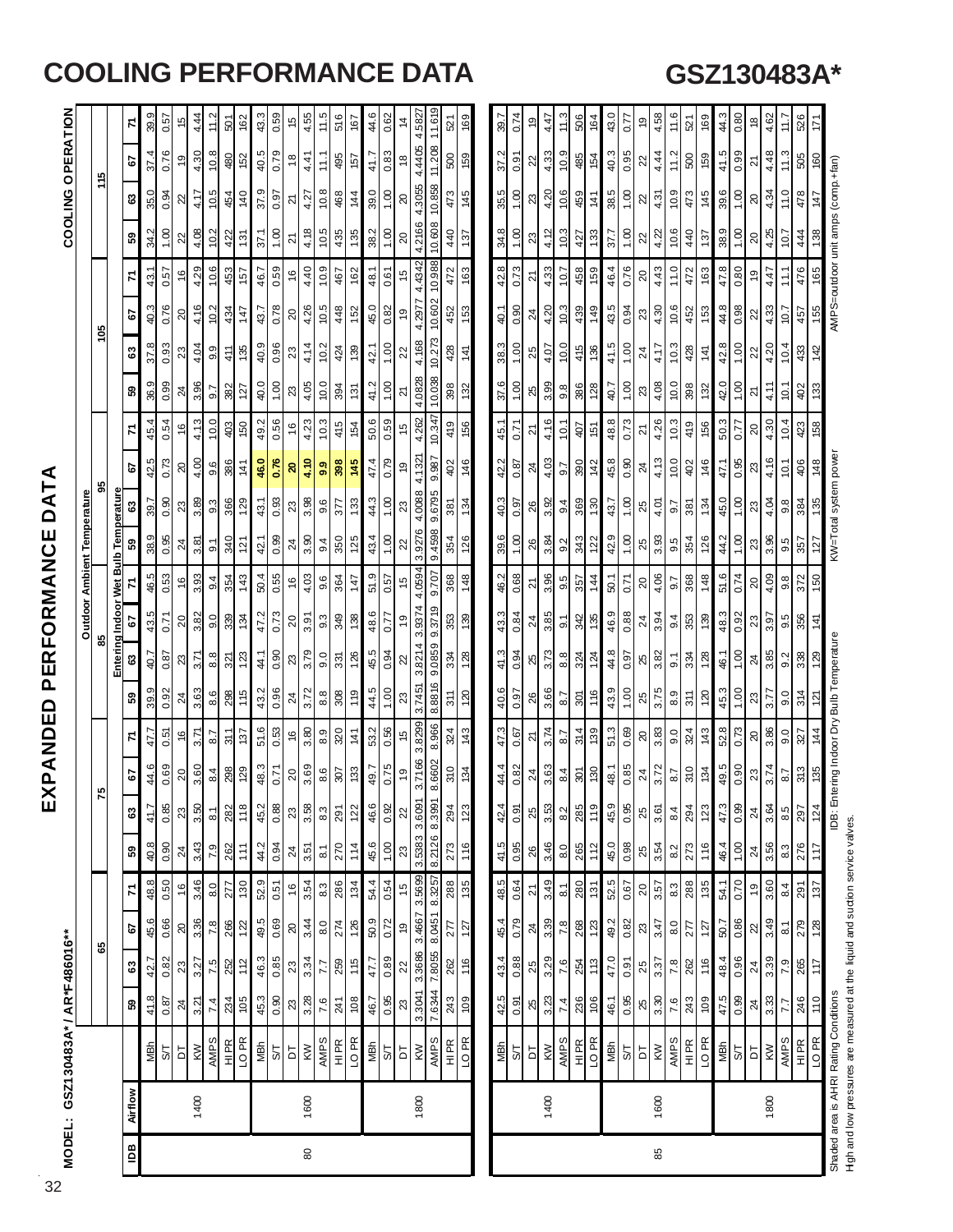# COOLING PERFORMANCE DATA

# GSZ130483A*

## EXPANDED PERFORMANCE DATA

**MODEL: GSZ130483A* / AR*F486016****

**COOLING OPERATION**

| IDB | Airflow | | Outdoor Ambient Temperature | | | | | | | | | | | | | | | | | | | | | | | |
|---|---|---|---|---|---|---|---|---|---|---|---|---|---|---|---|---|---|---|---|---|---|---|---|---|---|---|
| | | | 65 | | | | 75 | | | | 85 | | | | 95 | | | | 105 | | | | 115 | | | |
| | | | Entering Indoor Wet Bulb Temperature | | | | | | | | | | | | | | | | | | | | | | | |
| | | | 59 | 63 | 67 | 71 | 59 | 63 | 67 | 71 | 59 | 63 | 67 | 71 | 59 | 63 | 67 | 71 | 59 | 63 | 67 | 71 | 59 | 63 | 67 | 71 |
| 80 | 1400 | MBh | 41.8 | 42.7 | 45.6 | 48.8 | 40.8 | 41.7 | 44.6 | 47.7 | 39.9 | 40.7 | 43.5 | 46.5 | 38.9 | 39.7 | 42.5 | 45.4 | 36.9 | 37.8 | 40.3 | 43.1 | 34.2 | 35.0 | 37.4 | 39.9 |
| | | S/T | 0.87 | 0.82 | 0.66 | 0.50 | 0.90 | 0.85 | 0.69 | 0.51 | 0.92 | 0.87 | 0.71 | 0.53 | 0.95 | 0.90 | 0.73 | 0.54 | 0.99 | 0.93 | 0.76 | 0.57 | 1.00 | 0.94 | 0.76 | 0.57 |
| | | DT | 24 | 23 | 20 | 16 | 24 | 23 | 20 | 16 | 24 | 23 | 20 | 16 | 24 | 23 | 20 | 16 | 24 | 23 | 20 | 16 | 22 | 22 | 19 | 15 |
| | | KW | 3.21 | 3.27 | 3.36 | 3.46 | 3.43 | 3.50 | 3.60 | 3.71 | 3.63 | 3.71 | 3.82 | 3.93 | 3.81 | 3.89 | 4.00 | 4.13 | 3.96 | 4.04 | 4.16 | 4.29 | 4.08 | 4.17 | 4.30 | 4.44 |
| | | AMPS | 7.4 | 7.5 | 7.8 | 8.0 | 7.9 | 8.1 | 8.4 | 8.7 | 8.6 | 8.8 | 9.0 | 9.4 | 9.1 | 9.3 | 9.6 | 10.0 | 9.7 | 9.9 | 10.2 | 10.6 | 10.2 | 10.5 | 10.8 | 11.2 |
| | | HI PR | 234 | 252 | 266 | 277 | 262 | 282 | 298 | 311 | 298 | 321 | 339 | 354 | 340 | 366 | 386 | 403 | 382 | 411 | 434 | 453 | 422 | 454 | 480 | 501 |
| | | LO PR | 105 | 112 | 122 | 130 | 111 | 118 | 129 | 137 | 115 | 123 | 134 | 143 | 121 | 129 | 141 | 150 | 127 | 135 | 147 | 157 | 131 | 140 | 152 | 162 |
| | 1600 | MBh | 45.3 | 46.3 | 49.5 | 52.9 | 44.2 | 45.2 | 48.3 | 51.6 | 43.2 | 44.1 | 47.2 | 50.4 | 42.1 | 43.1 | 46.0 | 49.2 | 40.0 | 40.9 | 43.7 | 46.7 | 37.1 | 37.9 | 40.5 | 43.3 |
| | | S/T | 0.90 | 0.85 | 0.69 | 0.51 | 0.94 | 0.88 | 0.71 | 0.53 | 0.96 | 0.90 | 0.73 | 0.55 | 0.99 | 0.93 | 0.76 | 0.56 | 1.00 | 0.96 | 0.78 | 0.59 | 1.00 | 0.97 | 0.79 | 0.59 |
| | | DT | 23 | 23 | 20 | 16 | 24 | 23 | 20 | 16 | 24 | 23 | 20 | 16 | 24 | 23 | 20 | 16 | 23 | 23 | 20 | 16 | 21 | 21 | 18 | 15 |
| | | KW | 3.28 | 3.34 | 3.44 | 3.54 | 3.51 | 3.58 | 3.69 | 3.80 | 3.72 | 3.79 | 3.91 | 4.03 | 3.90 | 3.98 | 4.10 | 4.23 | 4.05 | 4.14 | 4.26 | 4.40 | 4.18 | 4.27 | 4.41 | 4.55 |
| | | AMPS | 7.6 | 7.7 | 8.0 | 8.3 | 8.1 | 8.3 | 8.6 | 8.9 | 8.8 | 9.0 | 9.3 | 9.6 | 9.4 | 9.6 | 9.9 | 10.3 | 10.0 | 10.2 | 10.5 | 10.9 | 10.5 | 10.8 | 11.1 | 11.5 |
| | | HI PR | 241 | 259 | 274 | 286 | 270 | 291 | 307 | 320 | 308 | 331 | 349 | 364 | 350 | 377 | 398 | 415 | 394 | 424 | 448 | 467 | 435 | 468 | 495 | 516 |
| | | LO PR | 108 | 115 | 126 | 134 | 114 | 122 | 133 | 141 | 119 | 126 | 138 | 147 | 125 | 133 | 145 | 154 | 131 | 139 | 152 | 162 | 135 | 144 | 157 | 167 |
| | 1800 | MBh | 46.7 | 47.7 | 50.9 | 54.4 | 45.6 | 46.6 | 49.7 | 53.2 | 44.5 | 45.5 | 48.6 | 51.9 | 43.4 | 44.3 | 47.4 | 50.6 | 41.2 | 42.1 | 45.0 | 48.1 | 38.2 | 39.0 | 41.7 | 44.6 |
| | | S/T | 0.95 | 0.89 | 0.72 | 0.54 | 1.00 | 0.92 | 0.75 | 0.56 | 1.00 | 0.94 | 0.77 | 0.57 | 1.00 | 1.00 | 0.79 | 0.59 | 1.00 | 1.00 | 0.82 | 0.61 | 1.00 | 1.00 | 0.83 | 0.62 |
| | | DT | 23 | 22 | 19 | 15 | 23 | 22 | 19 | 15 | 23 | 22 | 19 | 15 | 22 | 23 | 19 | 15 | 21 | 22 | 19 | 15 | 20 | 20 | 18 | 14 |
| | | KW | 3.3041 | 3.3686 | 3.4667 | 3.5699 | 3.5383 | 3.6091 | 3.7166 | 3.8299 | 3.7451 | 3.8214 | 3.9374 | 4.0594 | 3.9276 | 4.0088 | 4.1321 | 4.262 | 4.0828 | 4.168 | 4.2977 | 4.4342 | 4.2166 | 4.3055 | 4.4405 | 4.5827 |
| | | AMPS | 7.6344 | 7.8055 | 8.0451 | 8.3257 | 8.2126 | 8.3991 | 8.6602 | 8.966 | 8.8816 | 9.0859 | 9.3719 | 9.707 | 9.4598 | 9.6795 | 9.987 | 10.347 | 10.038 | 10.273 | 10.602 | 10.988 | 10.608 | 10.858 | 11.208 | 11.619 |
| | | HI PR | 243 | 262 | 277 | 288 | 273 | 294 | 310 | 324 | 311 | 334 | 353 | 368 | 354 | 381 | 402 | 419 | 398 | 428 | 452 | 472 | 440 | 473 | 500 | 521 |
| | | LO PR | 109 | 116 | 127 | 135 | 116 | 123 | 134 | 143 | 120 | 128 | 139 | 148 | 126 | 134 | 146 | 156 | 132 | 141 | 153 | 163 | 137 | 145 | 159 | 169 |
| 85 | 1400 | MBh | 42.5 | 43.4 | 45.4 | 48.5 | 41.5 | 42.4 | 44.4 | 47.3 | 40.6 | 41.3 | 43.3 | 46.2 | 39.6 | 40.3 | 42.2 | 45.1 | 37.6 | 38.3 | 40.1 | 42.8 | 34.8 | 35.5 | 37.2 | 39.7 |
| | | S/T | 0.91 | 0.88 | 0.79 | 0.64 | 0.95 | 0.91 | 0.82 | 0.67 | 0.97 | 0.94 | 0.84 | 0.68 | 1.00 | 0.97 | 0.87 | 0.71 | 1.00 | 1.00 | 0.90 | 0.73 | 1.00 | 1.00 | 0.91 | 0.74 |
| | | DT | 25 | 25 | 24 | 21 | 26 | 25 | 24 | 21 | 26 | 25 | 24 | 21 | 26 | 26 | 24 | 21 | 25 | 25 | 24 | 21 | 23 | 23 | 22 | 19 |
| | | KW | 3.23 | 3.29 | 3.39 | 3.49 | 3.46 | 3.53 | 3.63 | 3.74 | 3.66 | 3.73 | 3.85 | 3.96 | 3.84 | 3.92 | 4.03 | 4.16 | 3.99 | 4.07 | 4.20 | 4.33 | 4.12 | 4.20 | 4.33 | 4.47 |
| | | AMPS | 7.4 | 7.6 | 7.8 | 8.1 | 8.0 | 8.2 | 8.4 | 8.7 | 8.7 | 8.8 | 9.1 | 9.5 | 9.2 | 9.4 | 9.7 | 10.1 | 9.8 | 10.0 | 10.3 | 10.7 | 10.3 | 10.6 | 10.9 | 11.3 |
| | | HI PR | 236 | 254 | 268 | 280 | 265 | 285 | 301 | 314 | 301 | 324 | 342 | 357 | 343 | 369 | 390 | 407 | 386 | 415 | 439 | 458 | 427 | 459 | 485 | 506 |
| | | LO PR | 106 | 113 | 123 | 131 | 112 | 119 | 130 | 139 | 116 | 124 | 135 | 144 | 122 | 130 | 142 | 151 | 128 | 136 | 149 | 159 | 133 | 141 | 154 | 164 |
| | 1600 | MBh | 46.1 | 47.0 | 49.2 | 52.5 | 45.0 | 45.9 | 48.1 | 51.3 | 43.9 | 44.8 | 46.9 | 50.1 | 42.9 | 43.7 | 45.8 | 48.8 | 40.7 | 41.5 | 43.5 | 46.4 | 37.7 | 38.5 | 40.3 | 43.0 |
| | | S/T | 0.95 | 0.91 | 0.82 | 0.67 | 0.98 | 0.95 | 0.85 | 0.69 | 1.00 | 0.97 | 0.88 | 0.71 | 1.00 | 1.00 | 0.90 | 0.73 | 1.00 | 1.00 | 0.94 | 0.76 | 1.00 | 1.00 | 0.95 | 0.77 |
| | | DT | 25 | 25 | 23 | 20 | 25 | 25 | 24 | 20 | 25 | 25 | 24 | 20 | 25 | 25 | 24 | 21 | 23 | 24 | 23 | 20 | 22 | 22 | 22 | 19 |
| | | KW | 3.30 | 3.37 | 3.47 | 3.57 | 3.54 | 3.61 | 3.72 | 3.83 | 3.75 | 3.82 | 3.94 | 4.06 | 3.93 | 4.01 | 4.13 | 4.26 | 4.08 | 4.17 | 4.30 | 4.43 | 4.22 | 4.31 | 4.44 | 4.58 |
| | | AMPS | 7.6 | 7.8 | 8.0 | 8.3 | 8.2 | 8.4 | 8.7 | 9.0 | 8.9 | 9.1 | 9.4 | 9.7 | 9.5 | 9.7 | 10.0 | 10.3 | 10.0 | 10.3 | 10.6 | 11.0 | 10.6 | 10.9 | 11.2 | 11.6 |
| | | HI PR | 243 | 262 | 277 | 288 | 273 | 294 | 310 | 324 | 311 | 334 | 353 | 368 | 354 | 381 | 402 | 419 | 398 | 428 | 452 | 472 | 440 | 473 | 500 | 521 |
| | | LO PR | 109 | 116 | 127 | 135 | 116 | 123 | 134 | 143 | 120 | 128 | 139 | 148 | 126 | 134 | 146 | 156 | 132 | 141 | 153 | 163 | 137 | 145 | 159 | 169 |
| | 1800 | MBh | 47.5 | 48.4 | 50.7 | 54.1 | 46.4 | 47.3 | 49.5 | 52.8 | 45.3 | 46.1 | 48.3 | 51.6 | 44.2 | 45.0 | 47.1 | 50.3 | 42.0 | 42.8 | 44.8 | 47.8 | 38.9 | 39.6 | 41.5 | 44.3 |
| | | S/T | 0.99 | 0.96 | 0.86 | 0.70 | 1.00 | 0.99 | 0.90 | 0.73 | 1.00 | 1.00 | 0.92 | 0.74 | 1.00 | 1.00 | 0.95 | 0.77 | 1.00 | 1.00 | 0.98 | 0.80 | 1.00 | 1.00 | 0.99 | 0.80 |
| | | DT | 24 | 24 | 22 | 19 | 24 | 24 | 23 | 20 | 23 | 24 | 23 | 20 | 23 | 23 | 23 | 20 | 21 | 22 | 22 | 19 | 20 | 20 | 21 | 18 |
| | | KW | 3.33 | 3.39 | 3.49 | 3.60 | 3.56 | 3.64 | 3.74 | 3.86 | 3.77 | 3.85 | 3.97 | 4.09 | 3.96 | 4.04 | 4.16 | 4.30 | 4.11 | 4.20 | 4.33 | 4.47 | 4.25 | 4.34 | 4.48 | 4.62 |
| | | AMPS | 7.7 | 7.9 | 8.1 | 8.4 | 8.3 | 8.5 | 8.7 | 9.0 | 9.0 | 9.2 | 9.5 | 9.8 | 9.5 | 9.8 | 10.1 | 10.4 | 10.1 | 10.4 | 10.7 | 11.1 | 10.7 | 11.0 | 11.3 | 11.7 |
| | | HI PR | 246 | 265 | 279 | 291 | 276 | 297 | 313 | 327 | 314 | 338 | 356 | 372 | 357 | 384 | 406 | 423 | 402 | 433 | 457 | 476 | 444 | 478 | 505 | 526 |
| | | LO PR | 110 | 117 | 128 | 137 | 117 | 124 | 135 | 144 | 121 | 129 | 141 | 150 | 127 | 135 | 148 | 158 | 133 | 142 | 155 | 165 | 138 | 147 | 160 | 171 |

Shaded area is AHRI Rating Conditions
High and low pressures are measured at the liquid and suction service valves.

IDB: Entering Indoor Dry Bulb Temperature    KW=Total system power    AMPS=outdoor unit amps (comp.+fan)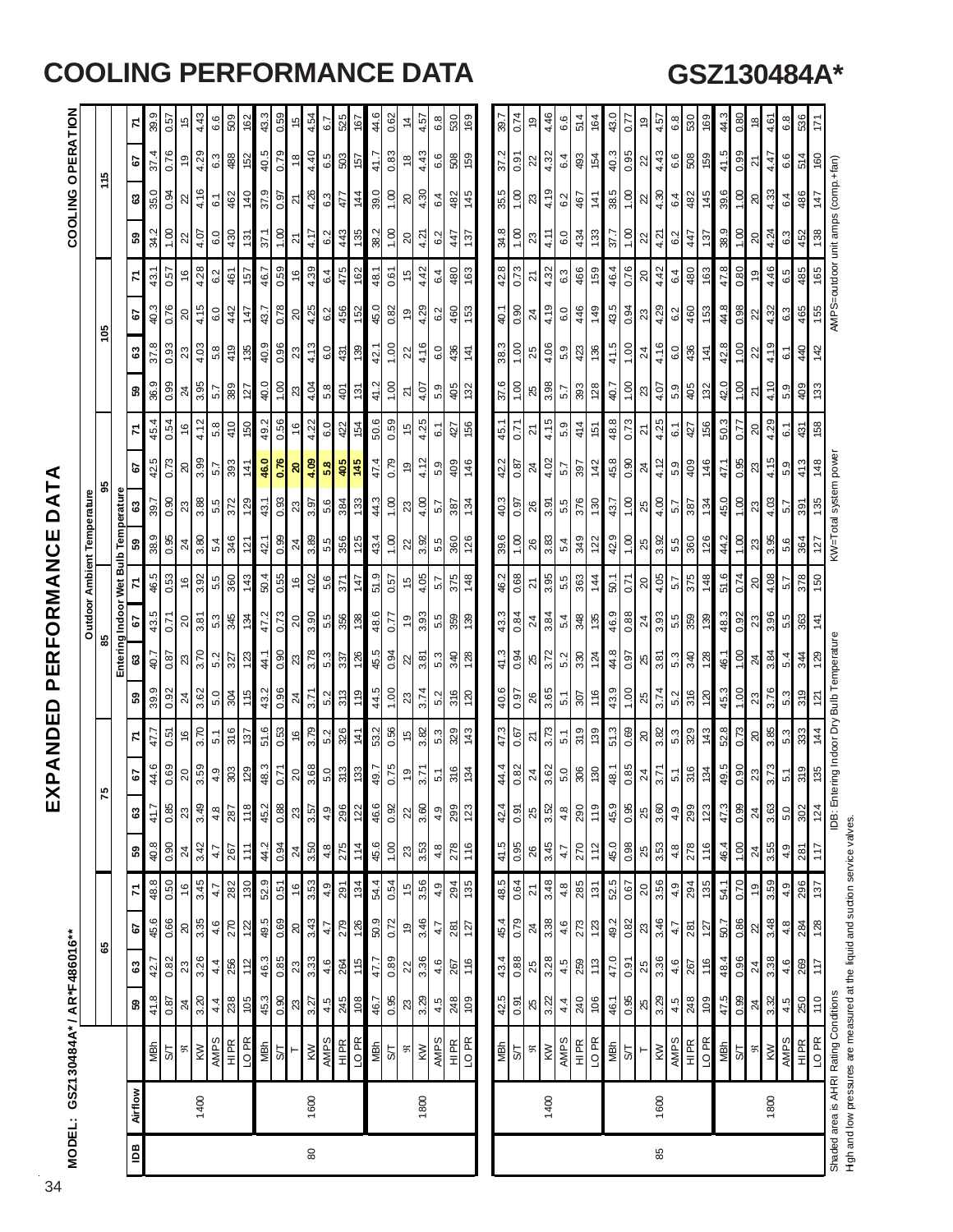# COOLING PERFORMANCE DATA

# GSZ130484A*

## EXPANDED PERFORMANCE DATA

MODEL: GSZ130484A* / AR*F486016**

COOLING OPERATION

| | | | Outdoor Ambient Temperature | | | | | | | | | | | | | | | | | | | | | | | |
|---|---|---|---|---|---|---|---|---|---|---|---|---|---|---|---|---|---|---|---|---|---|---|---|---|---|---|
| | | | 65 | | | | 75 | | | | 85 | | | | 95 | | | | 105 | | | | 115 | | | |
| | | | Entering Indoor Wet Bulb Temperature | | | | | | | | | | | | | | | | | | | | | | | |
| IDB | Airflow | | 59 | 63 | 67 | 71 | 59 | 63 | 67 | 71 | 59 | 63 | 67 | 71 | 59 | 63 | 67 | 71 | 59 | 63 | 67 | 71 | 59 | 63 | 67 | 71 |
| 80 | 1400 | MBh | 41.8 | 42.7 | 45.6 | 48.8 | 40.8 | 41.7 | 44.6 | 47.7 | 39.9 | 40.7 | 43.5 | 46.5 | 38.9 | 39.7 | 42.5 | 45.4 | 36.9 | 37.8 | 40.3 | 43.1 | 34.2 | 35.0 | 37.4 | 39.9 |
| | | S/T | 0.87 | 0.82 | 0.66 | 0.50 | 0.90 | 0.85 | 0.69 | 0.51 | 0.92 | 0.87 | 0.71 | 0.53 | 0.95 | 0.90 | 0.73 | 0.54 | 0.99 | 0.93 | 0.76 | 0.57 | 1.00 | 0.94 | 0.76 | 0.57 |
| | | ΔT | 24 | 23 | 20 | 16 | 24 | 23 | 20 | 16 | 24 | 23 | 20 | 16 | 24 | 23 | 20 | 16 | 24 | 23 | 20 | 16 | 22 | 22 | 19 | 15 |
| | | KW | 3.20 | 3.26 | 3.35 | 3.45 | 3.42 | 3.49 | 3.59 | 3.70 | 3.62 | 3.70 | 3.81 | 3.92 | 3.80 | 3.88 | 3.99 | 4.12 | 3.95 | 4.03 | 4.15 | 4.28 | 4.07 | 4.16 | 4.29 | 4.43 |
| | | AMPS | 4.4 | 4.4 | 4.6 | 4.7 | 4.7 | 4.8 | 4.9 | 5.1 | 5.0 | 5.2 | 5.3 | 5.5 | 5.4 | 5.5 | 5.7 | 5.8 | 5.7 | 5.8 | 6.0 | 6.2 | 6.0 | 6.1 | 6.3 | 6.6 |
| | | HI PR | 238 | 256 | 270 | 282 | 267 | 287 | 303 | 316 | 304 | 327 | 345 | 360 | 346 | 372 | 393 | 410 | 389 | 419 | 442 | 461 | 430 | 462 | 488 | 509 |
| | | LO PR | 105 | 112 | 122 | 130 | 111 | 118 | 129 | 137 | 115 | 123 | 134 | 143 | 121 | 129 | 141 | 150 | 127 | 135 | 147 | 157 | 131 | 140 | 152 | 162 |
| | 1600 | MBh | 45.3 | 46.3 | 49.5 | 52.9 | 44.2 | 45.2 | 48.3 | 51.6 | 43.2 | 44.1 | 47.2 | 50.4 | 42.1 | 43.1 | **46.0** | 49.2 | 40.0 | 40.9 | 43.7 | 46.7 | 37.1 | 37.9 | 40.5 | 43.3 |
| | | S/T | 0.90 | 0.85 | 0.69 | 0.51 | 0.94 | 0.88 | 0.71 | 0.53 | 0.96 | 0.90 | 0.73 | 0.55 | 0.99 | 0.93 | **0.76** | 0.56 | 1.00 | 0.96 | 0.78 | 0.59 | 1.00 | 0.97 | 0.79 | 0.59 |
| | | ΔT | 23 | 23 | 20 | 16 | 24 | 23 | 20 | 16 | 24 | 23 | 20 | 16 | 24 | 23 | **20** | 16 | 23 | 23 | 20 | 16 | 21 | 21 | 18 | 15 |
| | | KW | 3.27 | 3.33 | 3.43 | 3.53 | 3.50 | 3.57 | 3.68 | 3.79 | 3.71 | 3.78 | 3.90 | 4.02 | 3.89 | 3.97 | **4.09** | 4.22 | 4.04 | 4.13 | 4.25 | 4.39 | 4.17 | 4.26 | 4.40 | 4.54 |
| | | AMPS | 4.5 | 4.6 | 4.7 | 4.9 | 4.8 | 4.9 | 5.0 | 5.2 | 5.2 | 5.3 | 5.5 | 5.6 | 5.5 | 5.6 | **5.8** | 6.0 | 5.8 | 6.0 | 6.2 | 6.4 | 6.2 | 6.3 | 6.5 | 6.7 |
| | | HI PR | 245 | 264 | 279 | 291 | 275 | 296 | 313 | 326 | 313 | 337 | 356 | 371 | 356 | 384 | **405** | 422 | 401 | 431 | 456 | 475 | 443 | 477 | 503 | 525 |
| | | LO PR | 108 | 115 | 126 | 134 | 114 | 122 | 133 | 141 | 119 | 126 | 138 | 147 | 125 | 133 | **145** | 154 | 131 | 139 | 152 | 162 | 135 | 144 | 157 | 167 |
| | 1800 | MBh | 46.7 | 47.7 | 50.9 | 54.4 | 45.6 | 46.6 | 49.7 | 53.2 | 44.5 | 45.5 | 48.6 | 51.9 | 43.4 | 44.3 | 47.4 | 50.6 | 41.2 | 42.1 | 45.0 | 48.1 | 38.2 | 39.0 | 41.7 | 44.6 |
| | | S/T | 0.95 | 0.89 | 0.72 | 0.54 | 1.00 | 0.92 | 0.75 | 0.56 | 1.00 | 0.94 | 0.77 | 0.57 | 1.00 | 1.00 | 0.79 | 0.59 | 1.00 | 1.00 | 0.82 | 0.61 | 1.00 | 1.00 | 0.83 | 0.62 |
| | | ΔT | 23 | 22 | 19 | 15 | 23 | 22 | 19 | 15 | 23 | 22 | 19 | 15 | 22 | 23 | 19 | 15 | 21 | 22 | 19 | 15 | 20 | 20 | 18 | 14 |
| | | KW | 3.29 | 3.36 | 3.46 | 3.56 | 3.53 | 3.60 | 3.71 | 3.82 | 3.74 | 3.81 | 3.93 | 4.05 | 3.92 | 4.00 | 4.12 | 4.25 | 4.07 | 4.16 | 4.29 | 4.42 | 4.21 | 4.30 | 4.43 | 4.57 |
| | | AMPS | 4.5 | 4.6 | 4.7 | 4.9 | 4.8 | 4.9 | 5.1 | 5.3 | 5.2 | 5.3 | 5.5 | 5.7 | 5.5 | 5.7 | 5.9 | 6.1 | 5.9 | 6.0 | 6.2 | 6.4 | 6.2 | 6.4 | 6.6 | 6.8 |
| | | HI PR | 248 | 267 | 281 | 294 | 278 | 299 | 316 | 329 | 316 | 340 | 359 | 375 | 360 | 387 | 409 | 427 | 405 | 436 | 460 | 480 | 447 | 482 | 508 | 530 |
| | | LO PR | 109 | 116 | 127 | 135 | 116 | 123 | 134 | 143 | 120 | 128 | 139 | 148 | 126 | 134 | 146 | 156 | 132 | 141 | 153 | 163 | 137 | 145 | 159 | 169 |
| 85 | 1400 | MBh | 42.5 | 43.4 | 45.4 | 48.5 | 41.5 | 42.4 | 44.4 | 47.3 | 40.6 | 41.3 | 43.3 | 46.2 | 39.6 | 40.3 | 42.2 | 45.1 | 37.6 | 38.3 | 40.1 | 42.8 | 34.8 | 35.5 | 37.2 | 39.7 |
| | | S/T | 0.91 | 0.88 | 0.79 | 0.64 | 0.95 | 0.91 | 0.82 | 0.67 | 0.97 | 0.94 | 0.84 | 0.68 | 1.00 | 0.97 | 0.87 | 0.71 | 1.00 | 1.00 | 0.90 | 0.73 | 1.00 | 1.00 | 0.91 | 0.74 |
| | | ΔT | 25 | 25 | 24 | 21 | 26 | 25 | 24 | 21 | 26 | 25 | 24 | 21 | 26 | 26 | 24 | 21 | 25 | 25 | 24 | 21 | 23 | 23 | 22 | 19 |
| | | KW | 3.22 | 3.28 | 3.38 | 3.48 | 3.45 | 3.52 | 3.62 | 3.73 | 3.65 | 3.72 | 3.84 | 3.95 | 3.83 | 3.91 | 4.02 | 4.15 | 3.98 | 4.06 | 4.19 | 4.32 | 4.11 | 4.19 | 4.32 | 4.46 |
| | | AMPS | 4.4 | 4.5 | 4.6 | 4.8 | 4.7 | 4.8 | 5.0 | 5.1 | 5.1 | 5.2 | 5.4 | 5.5 | 5.4 | 5.5 | 5.7 | 5.9 | 5.7 | 5.9 | 6.0 | 6.3 | 6.0 | 6.2 | 6.4 | 6.6 |
| | | HI PR | 240 | 259 | 273 | 285 | 270 | 290 | 306 | 319 | 307 | 330 | 348 | 363 | 349 | 376 | 397 | 414 | 393 | 423 | 446 | 466 | 434 | 467 | 493 | 514 |
| | | LO PR | 106 | 113 | 123 | 131 | 112 | 119 | 130 | 139 | 116 | 124 | 135 | 144 | 122 | 130 | 142 | 151 | 128 | 136 | 149 | 159 | 133 | 141 | 154 | 164 |
| | 1600 | MBh | 46.1 | 47.0 | 49.2 | 52.5 | 45.0 | 45.9 | 48.1 | 51.3 | 43.9 | 44.8 | 46.9 | 50.1 | 42.9 | 43.7 | 45.8 | 48.8 | 40.7 | 41.5 | 43.5 | 46.4 | 37.7 | 38.5 | 40.3 | 43.0 |
| | | S/T | 0.95 | 0.91 | 0.82 | 0.67 | 0.98 | 0.95 | 0.85 | 0.69 | 1.00 | 0.97 | 0.88 | 0.71 | 1.00 | 1.00 | 0.90 | 0.73 | 1.00 | 1.00 | 0.94 | 0.76 | 1.00 | 1.00 | 0.95 | 0.77 |
| | | ΔT | 25 | 25 | 23 | 20 | 25 | 25 | 24 | 20 | 25 | 25 | 24 | 20 | 25 | 25 | 24 | 21 | 23 | 24 | 23 | 20 | 22 | 22 | 22 | 19 |
| | | KW | 3.29 | 3.36 | 3.46 | 3.56 | 3.53 | 3.60 | 3.71 | 3.82 | 3.74 | 3.81 | 3.93 | 4.05 | 3.92 | 4.00 | 4.12 | 4.25 | 4.07 | 4.16 | 4.29 | 4.42 | 4.21 | 4.30 | 4.43 | 4.57 |
| | | AMPS | 4.5 | 4.6 | 4.7 | 4.9 | 4.8 | 4.9 | 5.1 | 5.3 | 5.2 | 5.3 | 5.5 | 5.7 | 5.5 | 5.7 | 5.9 | 6.1 | 5.9 | 6.0 | 6.2 | 6.4 | 6.2 | 6.4 | 6.6 | 6.8 |
| | | HI PR | 248 | 267 | 281 | 294 | 278 | 299 | 316 | 329 | 316 | 340 | 359 | 375 | 360 | 387 | 409 | 427 | 405 | 436 | 460 | 480 | 447 | 482 | 508 | 530 |
| | | LO PR | 109 | 116 | 127 | 135 | 116 | 123 | 134 | 143 | 120 | 128 | 139 | 148 | 126 | 134 | 146 | 156 | 132 | 141 | 153 | 163 | 137 | 145 | 159 | 169 |
| | 1800 | MBh | 47.5 | 48.4 | 50.7 | 54.1 | 46.4 | 47.3 | 49.5 | 52.8 | 45.3 | 46.1 | 48.3 | 51.6 | 44.2 | 45.0 | 47.1 | 50.3 | 42.0 | 42.8 | 44.8 | 47.8 | 38.9 | 39.6 | 41.5 | 44.3 |
| | | S/T | 0.99 | 0.96 | 0.86 | 0.70 | 1.00 | 0.99 | 0.90 | 0.73 | 1.00 | 1.00 | 0.92 | 0.74 | 1.00 | 1.00 | 0.95 | 0.77 | 1.00 | 1.00 | 0.98 | 0.80 | 1.00 | 1.00 | 0.99 | 0.80 |
| | | ΔT | 24 | 24 | 22 | 19 | 24 | 24 | 23 | 20 | 23 | 24 | 23 | 20 | 23 | 23 | 23 | 20 | 21 | 22 | 22 | 19 | 20 | 20 | 21 | 18 |
| | | KW | 3.32 | 3.38 | 3.48 | 3.59 | 3.55 | 3.63 | 3.73 | 3.85 | 3.76 | 3.84 | 3.96 | 4.08 | 3.95 | 4.03 | 4.15 | 4.29 | 4.10 | 4.19 | 4.32 | 4.46 | 4.24 | 4.33 | 4.47 | 4.61 |
| | | AMPS | 4.5 | 4.6 | 4.8 | 4.9 | 4.9 | 5.0 | 5.1 | 5.3 | 5.3 | 5.4 | 5.5 | 5.7 | 5.6 | 5.7 | 5.9 | 6.1 | 5.9 | 6.1 | 6.3 | 6.5 | 6.3 | 6.4 | 6.6 | 6.8 |
| | | HI PR | 250 | 269 | 284 | 296 | 281 | 302 | 319 | 333 | 319 | 344 | 363 | 378 | 364 | 391 | 413 | 431 | 409 | 440 | 465 | 485 | 452 | 486 | 514 | 536 |
| | | LO PR | 110 | 117 | 128 | 137 | 117 | 124 | 135 | 144 | 121 | 129 | 141 | 150 | 127 | 135 | 148 | 158 | 133 | 142 | 155 | 165 | 138 | 147 | 160 | 171 |

Shaded area is AHRI Rating Conditions
High and low pressures are measured at the liquid and suction service valves.

IDB: Entering Indoor Dry Bulb Temperature

KW=Total system power

AMPS=outdoor unit amps (comp.+fan)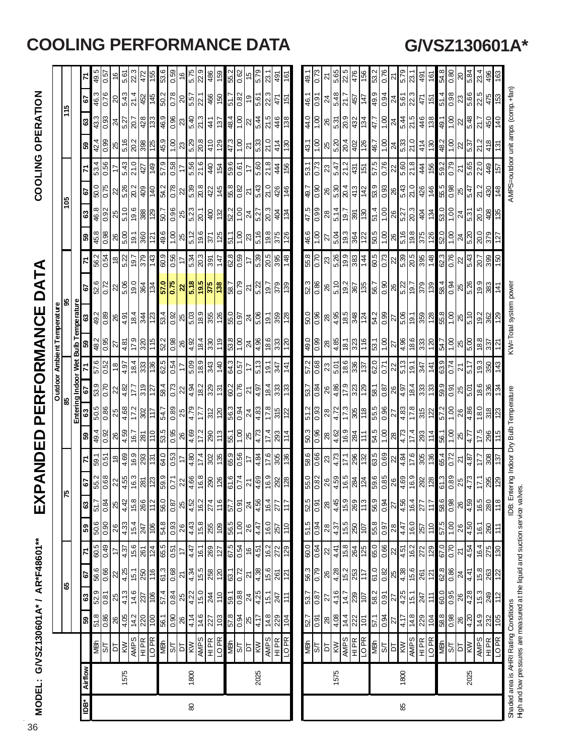# COOLING PERFORMANCE DATA

# G/VSZ130601A*

## MODEL: G/VSZ130601A* / AR*F48601**

## EXPANDED PERFORMANCE DATA

## COOLING OPERATION

| IDB* | Airflow | | Outdoor Ambient Temperature | | | | | | | | | | | | | | | | | | | | | | | |
|---|---|---|---|---|---|---|---|---|---|---|---|---|---|---|---|---|---|---|---|---|---|---|---|---|---|---|
| | | | 65 | | | | 75 | | | | 85 | | | | 95 | | | | 105 | | | | 115 | | | |
| | | | Entering Indoor Wet Bulb Temperature | | | | | | | | | | | | | | | | | | | | | | | |
| | | | 59 | 63 | 67 | 71 | 59 | 63 | 67 | 71 | 59 | 63 | 67 | 71 | 59 | 63 | 67 | 71 | 59 | 63 | 67 | 71 | 59 | 63 | 67 | 71 |
| 80 | 1575 | MBh | 51.8 | 52.9 | 56.6 | 60.5 | 50.6 | 51.7 | 55.2 | 59.1 | 49.4 | 50.5 | 53.9 | 57.6 | 48.2 | 49.2 | 52.6 | 56.2 | 45.8 | 46.8 | 50.0 | 53.4 | 42.4 | 43.3 | 46.3 | 49.5 |
| | | S/T | 0.86 | 0.81 | 0.66 | 0.49 | 0.90 | 0.84 | 0.68 | 0.51 | 0.92 | 0.86 | 0.70 | 0.52 | 0.95 | 0.89 | 0.72 | 0.54 | 0.98 | 0.92 | 0.75 | 0.56 | 0.99 | 0.93 | 0.76 | 0.57 |
| | | DT | 26 | 25 | 22 | 17 | 26 | 25 | 22 | 18 | 26 | 25 | 22 | 18 | 27 | 26 | 22 | 18 | 26 | 25 | 22 | 17 | 25 | 24 | 20 | 16 |
| | | KW | 4.05 | 4.13 | 4.25 | 4.37 | 4.33 | 4.42 | 4.55 | 4.69 | 4.59 | 4.68 | 4.82 | 4.97 | 4.81 | 4.91 | 5.06 | 5.22 | 5.00 | 5.10 | 5.26 | 5.43 | 5.16 | 5.27 | 5.43 | 5.61 |
| | | AMPS | 14.2 | 14.6 | 15.1 | 15.6 | 15.4 | 15.8 | 16.3 | 16.9 | 16.7 | 17.2 | 17.7 | 18.4 | 17.9 | 18.4 | 19.0 | 19.7 | 19.1 | 19.6 | 20.2 | 21.0 | 20.2 | 20.7 | 21.4 | 22.3 |
| | | HI PR | 220 | 237 | 250 | 261 | 247 | 266 | 281 | 293 | 281 | 302 | 319 | 333 | 320 | 344 | 364 | 379 | 360 | 388 | 409 | 427 | 398 | 428 | 452 | 472 |
| | | LO PR | 100 | 106 | 116 | 124 | 106 | 112 | 123 | 131 | 110 | 117 | 127 | 136 | 115 | 123 | 134 | 143 | 121 | 129 | 140 | 149 | 125 | 133 | 145 | 155 |
| | 1800 | MBh | 56.1 | 57.4 | 61.3 | 65.5 | 54.8 | 56.0 | 59.9 | 64.0 | 53.5 | 54.7 | 58.4 | 62.5 | 52.2 | 53.4 | 57.0 | 60.9 | 49.6 | 50.7 | 54.2 | 57.9 | 45.9 | 46.9 | 50.2 | 53.6 |
| | | S/T | 0.90 | 0.84 | 0.68 | 0.51 | 0.93 | 0.87 | 0.71 | 0.53 | 0.95 | 0.89 | 0.73 | 0.54 | 0.98 | 0.92 | 0.75 | 0.56 | 1.00 | 0.96 | 0.78 | 0.58 | 1.00 | 0.96 | 0.78 | 0.59 |
| | | DT | 26 | 25 | 21 | 17 | 26 | 25 | 22 | 17 | 26 | 25 | 22 | 17 | 26 | 25 | 22 | 17 | 25 | 25 | 22 | 17 | 23 | 23 | 20 | 16 |
| | | KW | 4.14 | 4.22 | 4.34 | 4.47 | 4.43 | 4.52 | 4.66 | 4.80 | 4.69 | 4.79 | 4.94 | 5.09 | 4.92 | 5.03 | 5.18 | 5.34 | 5.12 | 5.23 | 5.39 | 5.56 | 5.29 | 5.40 | 5.57 | 5.75 |
| | | AMPS | 14.6 | 15.0 | 15.5 | 16.1 | 15.8 | 16.2 | 16.8 | 17.4 | 17.2 | 17.7 | 18.2 | 18.9 | 18.4 | 18.9 | 19.5 | 20.3 | 19.6 | 20.1 | 20.8 | 21.6 | 20.8 | 21.3 | 22.1 | 22.9 |
| | | HI PR | 227 | 244 | 258 | 269 | 255 | 274 | 290 | 302 | 290 | 312 | 329 | 343 | 330 | 355 | 375 | 391 | 371 | 400 | 422 | 440 | 410 | 441 | 466 | 486 |
| | | LO PR | 103 | 110 | 120 | 127 | 109 | 116 | 126 | 135 | 113 | 120 | 131 | 140 | 119 | 126 | 138 | 147 | 125 | 132 | 145 | 154 | 129 | 137 | 150 | 159 |
| | 2025 | MBh | 57.8 | 59.1 | 63.1 | 67.5 | 56.5 | 57.7 | 61.6 | 65.9 | 55.1 | 56.3 | 60.2 | 64.3 | 53.8 | 55.0 | 58.7 | 62.8 | 51.1 | 52.2 | 55.8 | 59.6 | 47.3 | 48.4 | 51.7 | 55.2 |
| | | S/T | 0.94 | 0.88 | 0.72 | 0.54 | 1.00 | 0.91 | 0.74 | 0.56 | 1.00 | 0.94 | 0.76 | 0.57 | 1.00 | 0.97 | 0.79 | 0.59 | 1.00 | 1.00 | 0.82 | 0.61 | 1.00 | 1.00 | 0.82 | 0.62 |
| | | DT | 25 | 24 | 21 | 16 | 26 | 24 | 21 | 17 | 25 | 24 | 21 | 17 | 24 | 24 | 21 | 17 | 23 | 24 | 21 | 17 | 21 | 22 | 19 | 15 |
| | | KW | 4.17 | 4.25 | 4.38 | 4.51 | 4.47 | 4.56 | 4.69 | 4.84 | 4.73 | 4.83 | 4.97 | 5.13 | 4.96 | 5.06 | 5.22 | 5.39 | 5.16 | 5.27 | 5.43 | 5.60 | 5.33 | 5.44 | 5.61 | 5.79 |
| | | AMPS | 14.8 | 15.1 | 15.6 | 16.2 | 16.0 | 16.4 | 16.9 | 17.6 | 17.4 | 17.8 | 18.4 | 19.1 | 18.6 | 19.1 | 19.7 | 20.5 | 19.8 | 20.3 | 21.0 | 21.8 | 21.0 | 21.5 | 22.3 | 23.1 |
| | | HI PR | 229 | 247 | 261 | 272 | 257 | 277 | 292 | 305 | 293 | 315 | 333 | 347 | 333 | 359 | 379 | 395 | 375 | 404 | 426 | 444 | 414 | 446 | 471 | 491 |
| | | LO PR | 104 | 111 | 121 | 129 | 110 | 117 | 128 | 136 | 114 | 122 | 133 | 141 | 120 | 128 | 139 | 148 | 126 | 134 | 146 | 156 | 130 | 138 | 151 | 161 |
| 85 | 1575 | MBh | 52.7 | 53.7 | 56.3 | 60.0 | 51.5 | 52.5 | 55.0 | 58.6 | 50.3 | 51.2 | 53.7 | 57.2 | 49.0 | 50.0 | 52.3 | 55.8 | 46.6 | 47.5 | 49.7 | 53.1 | 43.1 | 44.0 | 46.1 | 49.1 |
| | | S/T | 0.91 | 0.87 | 0.79 | 0.64 | 0.94 | 0.91 | 0.82 | 0.66 | 0.96 | 0.93 | 0.84 | 0.68 | 0.99 | 0.96 | 0.86 | 0.70 | 1.00 | 0.99 | 0.90 | 0.73 | 1.00 | 1.00 | 0.91 | 0.73 |
| | | DT | 28 | 27 | 26 | 22 | 28 | 28 | 26 | 23 | 28 | 28 | 26 | 23 | 28 | 28 | 26 | 23 | 27 | 28 | 26 | 23 | 25 | 26 | 24 | 21 |
| | | KW | 4.08 | 4.16 | 4.28 | 4.41 | 4.37 | 4.45 | 4.59 | 4.73 | 4.62 | 4.72 | 4.86 | 5.01 | 4.85 | 4.95 | 5.10 | 5.26 | 5.04 | 5.14 | 5.30 | 5.47 | 5.20 | 5.31 | 5.48 | 5.65 |
| | | AMPS | 14.4 | 14.7 | 15.2 | 15.8 | 15.5 | 15.9 | 16.5 | 17.1 | 16.9 | 17.3 | 17.9 | 18.6 | 18.1 | 18.5 | 19.2 | 19.9 | 19.3 | 19.7 | 20.4 | 21.2 | 20.4 | 20.9 | 21.7 | 22.5 |
| | | HI PR | 222 | 239 | 253 | 264 | 250 | 269 | 284 | 296 | 284 | 305 | 323 | 336 | 323 | 348 | 367 | 383 | 364 | 391 | 413 | 431 | 402 | 432 | 457 | 476 |
| | | LO PR | 101 | 107 | 117 | 125 | 107 | 113 | 124 | 132 | 111 | 118 | 129 | 137 | 116 | 124 | 135 | 144 | 122 | 130 | 142 | 151 | 126 | 134 | 147 | 156 |
| | 1800 | MBh | 57.1 | 58.2 | 61.0 | 65.0 | 55.8 | 56.9 | 59.6 | 63.5 | 54.5 | 55.5 | 58.1 | 62.0 | 53.1 | 54.2 | 56.7 | 60.5 | 50.5 | 51.4 | 53.9 | 57.5 | 46.7 | 47.7 | 49.9 | 53.2 |
| | | S/T | 0.94 | 0.91 | 0.82 | 0.66 | 0.97 | 0.94 | 0.85 | 0.69 | 1.00 | 0.96 | 0.87 | 0.71 | 1.00 | 0.99 | 0.90 | 0.73 | 1.00 | 1.00 | 0.93 | 0.76 | 1.00 | 1.00 | 0.94 | 0.76 |
| | | DT | 27 | 27 | 25 | 22 | 28 | 27 | 26 | 22 | 28 | 27 | 26 | 22 | 27 | 27 | 26 | 22 | 26 | 26 | 26 | 22 | 24 | 24 | 24 | 21 |
| | | KW | 4.17 | 4.25 | 4.38 | 4.51 | 4.47 | 4.56 | 4.69 | 4.84 | 4.73 | 4.83 | 4.97 | 5.13 | 4.96 | 5.06 | 5.22 | 5.39 | 5.16 | 5.27 | 5.43 | 5.60 | 5.33 | 5.44 | 5.61 | 5.79 |
| | | AMPS | 14.8 | 15.1 | 15.6 | 16.2 | 16.0 | 16.4 | 16.9 | 17.6 | 17.4 | 17.8 | 18.4 | 19.1 | 18.6 | 19.1 | 19.7 | 20.5 | 19.8 | 20.3 | 21.0 | 21.8 | 21.0 | 21.5 | 22.3 | 23.1 |
| | | HI PR | 229 | 247 | 261 | 272 | 257 | 277 | 292 | 305 | 293 | 315 | 333 | 347 | 333 | 359 | 379 | 395 | 375 | 404 | 426 | 444 | 414 | 446 | 471 | 491 |
| | | LO PR | 104 | 111 | 121 | 129 | 110 | 117 | 128 | 136 | 114 | 122 | 133 | 141 | 120 | 128 | 139 | 148 | 126 | 134 | 146 | 156 | 130 | 138 | 151 | 161 |
| | 2025 | MBh | 58.8 | 60.0 | 62.8 | 67.0 | 57.5 | 58.6 | 61.3 | 65.4 | 56.1 | 57.2 | 59.9 | 63.9 | 54.7 | 55.8 | 58.4 | 62.3 | 52.0 | 53.0 | 55.5 | 59.2 | 48.2 | 49.1 | 51.4 | 54.8 |
| | | S/T | 0.98 | 0.95 | 0.86 | 0.70 | 1.00 | 0.98 | 0.89 | 0.72 | 1.00 | 1.00 | 0.91 | 0.74 | 1.00 | 1.00 | 0.94 | 0.76 | 1.00 | 1.00 | 0.98 | 0.79 | 1.00 | 1.00 | 0.98 | 0.80 |
| | | DT | 26 | 26 | 24 | 21 | 26 | 26 | 25 | 21 | 25 | 26 | 25 | 21 | 25 | 25 | 25 | 22 | 24 | 24 | 25 | 21 | 22 | 22 | 23 | 20 |
| | | KW | 4.20 | 4.28 | 4.41 | 4.54 | 4.50 | 4.59 | 4.73 | 4.87 | 4.77 | 4.86 | 5.01 | 5.17 | 5.00 | 5.10 | 5.26 | 5.43 | 5.20 | 5.31 | 5.47 | 5.65 | 5.37 | 5.48 | 5.66 | 5.84 |
| | | AMPS | 14.9 | 15.3 | 15.8 | 16.4 | 16.1 | 16.5 | 17.1 | 17.7 | 17.5 | 18.0 | 18.6 | 19.3 | 18.8 | 19.2 | 19.9 | 20.7 | 20.0 | 20.5 | 21.2 | 22.0 | 21.2 | 21.7 | 22.5 | 23.4 |
| | | HI PR | 232 | 249 | 263 | 275 | 260 | 280 | 295 | 308 | 296 | 318 | 336 | 350 | 337 | 362 | 383 | 399 | 379 | 408 | 430 | 449 | 418 | 450 | 475 | 496 |
| | | LO PR | 105 | 112 | 122 | 130 | 111 | 118 | 129 | 137 | 115 | 123 | 134 | 143 | 121 | 129 | 141 | 150 | 127 | 135 | 148 | 157 | 131 | 140 | 153 | 163 |

Shaded area is AHRI Rating Conditions
High and low pressures are measured at the liquid and suction service valves.

IDB: Entering Indoor Dry Bulb Temperature

KW=Total system power

AMPS=outdoor unit amps (comp.+fan)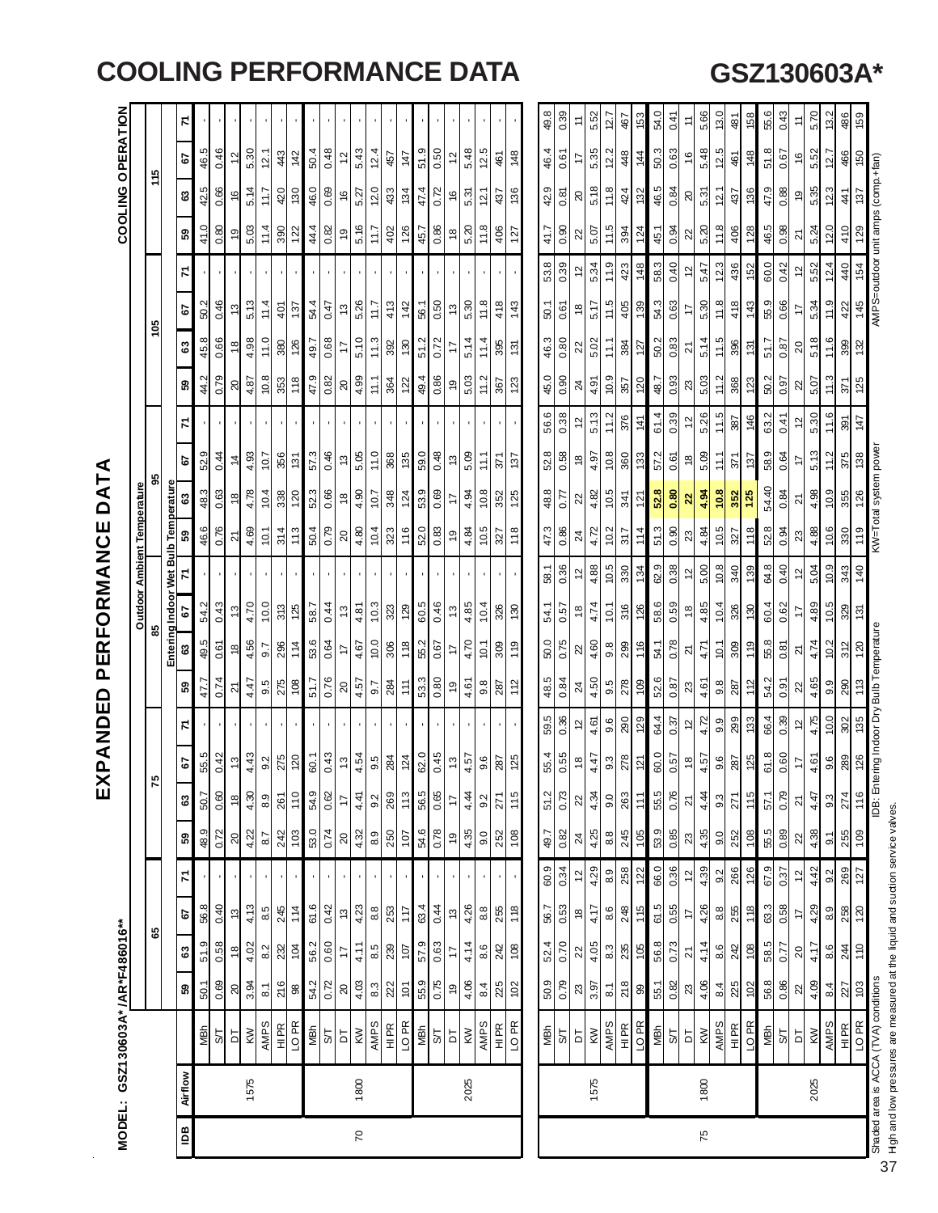# COOLING PERFORMANCE DATA

# GSZ130603A*

## EXPANDED PERFORMANCE DATA

**MODEL: GSZ130603A* / AR*F486016****

**COOLING OPERATION**

| IDB | Airflow | | 65 | | | | 75 | | | | 85 | | | | 95 | | | | 105 | | | | 115 | | | |
|---|---|---|---|---|---|---|---|---|---|---|---|---|---|---|---|---|---|---|---|---|---|---|---|---|---|---|
| | | | **Outdoor Ambient Temperature / Entering Indoor Wet Bulb Temperature** | | | | | | | | | | | | | | | | | | | | | | | |
| | | | 59 | 63 | 67 | 71 | 59 | 63 | 67 | 71 | 59 | 63 | 67 | 71 | 59 | 63 | 67 | 71 | 59 | 63 | 67 | 71 | 59 | 63 | 67 | 71 |
| 70 | 1575 | MBh | 50.1 | 51.9 | 56.8 | - | 48.9 | 50.7 | 55.5 | - | 47.7 | 49.5 | 54.2 | - | 46.6 | 48.3 | 52.9 | - | 44.2 | 45.8 | 50.2 | - | 41.0 | 42.5 | 46.5 | - |
| | | S/T | 0.69 | 0.58 | 0.40 | - | 0.72 | 0.60 | 0.42 | - | 0.74 | 0.61 | 0.43 | - | 0.76 | 0.63 | 0.44 | - | 0.79 | 0.66 | 0.46 | - | 0.80 | 0.66 | 0.46 | - |
| | | DT | 20 | 18 | 13 | - | 20 | 18 | 13 | - | 21 | 18 | 13 | - | 21 | 18 | 14 | - | 20 | 18 | 13 | - | 19 | 16 | 12 | - |
| | | KW | 3.94 | 4.02 | 4.13 | - | 4.22 | 4.30 | 4.43 | - | 4.47 | 4.56 | 4.70 | - | 4.69 | 4.78 | 4.93 | - | 4.87 | 4.98 | 5.13 | - | 5.03 | 5.14 | 5.30 | - |
| | | AMPS | 8.1 | 8.2 | 8.5 | - | 8.7 | 8.9 | 9.2 | - | 9.5 | 9.7 | 10.0 | - | 10.1 | 10.4 | 10.7 | - | 10.8 | 11.0 | 11.4 | - | 11.4 | 11.7 | 12.1 | - |
| | | HI PR | 216 | 232 | 245 | - | 242 | 261 | 275 | - | 275 | 296 | 313 | - | 314 | 338 | 356 | - | 353 | 380 | 401 | - | 390 | 420 | 443 | - |
| | | LO PR | 98 | 104 | 114 | - | 103 | 110 | 120 | - | 108 | 114 | 125 | - | 113 | 120 | 131 | - | 118 | 126 | 137 | - | 122 | 130 | 142 | - |
| | 1800 | MBh | 54.2 | 56.2 | 61.6 | - | 53.0 | 54.9 | 60.1 | - | 51.7 | 53.6 | 58.7 | - | 50.4 | 52.3 | 57.3 | - | 47.9 | 49.7 | 54.4 | - | 44.4 | 46.0 | 50.4 | - |
| | | S/T | 0.72 | 0.60 | 0.42 | - | 0.74 | 0.62 | 0.43 | - | 0.76 | 0.64 | 0.44 | - | 0.79 | 0.66 | 0.46 | - | 0.82 | 0.68 | 0.47 | - | 0.82 | 0.69 | 0.48 | - |
| | | DT | 20 | 17 | 13 | - | 20 | 17 | 13 | - | 20 | 17 | 13 | - | 20 | 18 | 13 | - | 20 | 17 | 13 | - | 19 | 16 | 12 | - |
| | | KW | 4.03 | 4.11 | 4.23 | - | 4.32 | 4.41 | 4.54 | - | 4.57 | 4.67 | 4.81 | - | 4.80 | 4.90 | 5.05 | - | 4.99 | 5.10 | 5.26 | - | 5.16 | 5.27 | 5.43 | - |
| | | AMPS | 8.3 | 8.5 | 8.8 | - | 8.9 | 9.2 | 9.5 | - | 9.7 | 10.0 | 10.3 | - | 10.4 | 10.7 | 11.0 | - | 11.1 | 11.3 | 11.7 | - | 11.7 | 12.0 | 12.4 | - |
| | | HI PR | 222 | 239 | 253 | - | 250 | 269 | 284 | - | 284 | 306 | 323 | - | 323 | 348 | 368 | - | 364 | 392 | 413 | - | 402 | 433 | 457 | - |
| | | LO PR | 101 | 107 | 117 | - | 107 | 113 | 124 | - | 111 | 118 | 129 | - | 116 | 124 | 135 | - | 122 | 130 | 142 | - | 126 | 134 | 147 | - |
| | 2025 | MBh | 55.9 | 57.9 | 63.4 | - | 54.6 | 56.5 | 62.0 | - | 53.3 | 55.2 | 60.5 | - | 52.0 | 53.9 | 59.0 | - | 49.4 | 51.2 | 56.1 | - | 45.7 | 47.4 | 51.9 | - |
| | | S/T | 0.75 | 0.63 | 0.44 | - | 0.78 | 0.65 | 0.45 | - | 0.80 | 0.67 | 0.46 | - | 0.83 | 0.69 | 0.48 | - | 0.86 | 0.72 | 0.50 | - | 0.86 | 0.72 | 0.50 | - |
| | | DT | 19 | 17 | 13 | - | 19 | 17 | 13 | - | 19 | 17 | 13 | - | 19 | 17 | 13 | - | 19 | 17 | 13 | - | 18 | 16 | 12 | - |
| | | KW | 4.06 | 4.14 | 4.26 | - | 4.35 | 4.44 | 4.57 | - | 4.61 | 4.70 | 4.85 | - | 4.84 | 4.94 | 5.09 | - | 5.03 | 5.14 | 5.30 | - | 5.20 | 5.31 | 5.48 | - |
| | | AMPS | 8.4 | 8.6 | 8.8 | - | 9.0 | 9.2 | 9.6 | - | 9.8 | 10.1 | 10.4 | - | 10.5 | 10.8 | 11.1 | - | 11.2 | 11.4 | 11.8 | - | 11.8 | 12.1 | 12.5 | - |
| | | HI PR | 225 | 242 | 255 | - | 252 | 271 | 287 | - | 287 | 309 | 326 | - | 327 | 352 | 371 | - | 367 | 395 | 418 | - | 406 | 437 | 461 | - |
| | | LO PR | 102 | 108 | 118 | - | 108 | 115 | 125 | - | 112 | 119 | 130 | - | 118 | 125 | 137 | - | 123 | 131 | 143 | - | 127 | 136 | 148 | - |
| 75 | 1575 | MBh | 50.9 | 52.4 | 56.7 | 60.9 | 49.7 | 51.2 | 55.4 | 59.5 | 48.5 | 50.0 | 54.1 | 58.1 | 47.3 | 48.8 | 52.8 | 56.6 | 45.0 | 46.3 | 50.1 | 53.8 | 41.7 | 42.9 | 46.4 | 49.8 |
| | | S/T | 0.79 | 0.70 | 0.53 | 0.34 | 0.82 | 0.73 | 0.55 | 0.36 | 0.84 | 0.75 | 0.57 | 0.36 | 0.86 | 0.77 | 0.58 | 0.38 | 0.90 | 0.80 | 0.61 | 0.39 | 0.90 | 0.81 | 0.61 | 0.39 |
| | | DT | 23 | 22 | 18 | 12 | 24 | 22 | 18 | 12 | 24 | 22 | 18 | 12 | 24 | 22 | 18 | 12 | 24 | 22 | 18 | 12 | 22 | 20 | 17 | 11 |
| | | KW | 3.97 | 4.05 | 4.17 | 4.29 | 4.25 | 4.34 | 4.47 | 4.61 | 4.50 | 4.60 | 4.74 | 4.88 | 4.72 | 4.82 | 4.97 | 5.13 | 4.91 | 5.02 | 5.17 | 5.34 | 5.07 | 5.18 | 5.35 | 5.52 |
| | | AMPS | 8.1 | 8.3 | 8.6 | 8.9 | 8.8 | 9.0 | 9.3 | 9.6 | 9.5 | 9.8 | 10.1 | 10.5 | 10.2 | 10.5 | 10.8 | 11.2 | 10.9 | 11.1 | 11.5 | 11.9 | 11.5 | 11.8 | 12.2 | 12.7 |
| | | HI PR | 218 | 235 | 248 | 258 | 245 | 263 | 278 | 290 | 278 | 299 | 316 | 330 | 317 | 341 | 360 | 376 | 357 | 384 | 405 | 423 | 394 | 424 | 448 | 467 |
| | | LO PR | 99 | 105 | 115 | 122 | 105 | 111 | 121 | 129 | 109 | 116 | 126 | 134 | 114 | 121 | 133 | 141 | 120 | 127 | 139 | 148 | 124 | 132 | 144 | 153 |
| | 1800 | MBh | 55.1 | 56.8 | 61.5 | 66.0 | 53.9 | 55.5 | 60.0 | 64.4 | 52.6 | 54.1 | 58.6 | 62.9 | 51.3 | **52.8** | 57.2 | 61.4 | 48.7 | 50.2 | 54.3 | 58.3 | 45.1 | 46.5 | 50.3 | 54.0 |
| | | S/T | 0.82 | 0.73 | 0.55 | 0.36 | 0.85 | 0.76 | 0.57 | 0.37 | 0.87 | 0.78 | 0.59 | 0.38 | 0.90 | **0.80** | 0.61 | 0.39 | 0.93 | 0.83 | 0.63 | 0.40 | 0.94 | 0.84 | 0.63 | 0.41 |
| | | DT | 23 | 21 | 17 | 12 | 23 | 21 | 18 | 12 | 23 | 21 | 18 | 12 | 23 | **22** | 18 | 12 | 23 | 21 | 17 | 12 | 22 | 20 | 16 | 11 |
| | | KW | 4.06 | 4.14 | 4.26 | 4.39 | 4.35 | 4.44 | 4.57 | 4.72 | 4.61 | 4.71 | 4.85 | 5.00 | 4.84 | **4.94** | 5.09 | 5.26 | 5.03 | 5.14 | 5.30 | 5.47 | 5.20 | 5.31 | 5.48 | 5.66 |
| | | AMPS | 8.4 | 8.6 | 8.8 | 9.2 | 9.0 | 9.3 | 9.6 | 9.9 | 9.8 | 10.1 | 10.4 | 10.8 | 10.5 | **10.8** | 11.1 | 11.5 | 11.2 | 11.5 | 11.8 | 12.3 | 11.8 | 12.1 | 12.5 | 13.0 |
| | | HI PR | 225 | 242 | 255 | 266 | 252 | 271 | 287 | 299 | 287 | 309 | 326 | 340 | 327 | **352** | 371 | 387 | 368 | 396 | 418 | 436 | 406 | 437 | 461 | 481 |
| | | LO PR | 102 | 108 | 118 | 126 | 108 | 115 | 125 | 133 | 112 | 119 | 130 | 139 | 118 | **125** | 137 | 146 | 123 | 131 | 143 | 152 | 128 | 136 | 148 | 158 |
| | 2025 | MBh | 56.8 | 58.5 | 63.3 | 67.9 | 55.5 | 57.1 | 61.8 | 66.4 | 54.2 | 55.8 | 60.4 | 64.8 | 52.8 | 54.40 | 58.9 | 63.2 | 50.2 | 51.7 | 55.9 | 60.0 | 46.5 | 47.9 | 51.8 | 55.6 |
| | | S/T | 0.86 | 0.77 | 0.58 | 0.37 | 0.89 | 0.79 | 0.60 | 0.39 | 0.91 | 0.81 | 0.62 | 0.40 | 0.94 | 0.84 | 0.64 | 0.41 | 0.97 | 0.87 | 0.66 | 0.42 | 0.98 | 0.88 | 0.67 | 0.43 |
| | | DT | 22 | 20 | 17 | 12 | 22 | 21 | 17 | 12 | 22 | 21 | 17 | 12 | 23 | 21 | 17 | 12 | 22 | 20 | 17 | 12 | 21 | 19 | 16 | 11 |
| | | KW | 4.09 | 4.17 | 4.29 | 4.42 | 4.38 | 4.47 | 4.61 | 4.75 | 4.65 | 4.74 | 4.89 | 5.04 | 4.88 | 4.98 | 5.13 | 5.30 | 5.07 | 5.18 | 5.34 | 5.52 | 5.24 | 5.35 | 5.52 | 5.70 |
| | | AMPS | 8.4 | 8.6 | 8.9 | 9.2 | 9.1 | 9.3 | 9.6 | 10.0 | 9.9 | 10.2 | 10.5 | 10.9 | 10.6 | 10.9 | 11.2 | 11.6 | 11.3 | 11.6 | 11.9 | 12.4 | 12.0 | 12.3 | 12.7 | 13.2 |
| | | HI PR | 227 | 244 | 258 | 269 | 255 | 274 | 289 | 302 | 290 | 312 | 329 | 343 | 330 | 355 | 375 | 391 | 371 | 399 | 422 | 440 | 410 | 441 | 466 | 486 |
| | | LO PR | 103 | 110 | 120 | 127 | 109 | 116 | 126 | 135 | 113 | 120 | 131 | 140 | 119 | 126 | 138 | 147 | 125 | 132 | 145 | 154 | 129 | 137 | 150 | 159 |

Shaded area is ACCA (TVA) conditions

High and low pressures are measured at the liquid and suction service valves.

IDB: Entering Indoor Dry Bulb Temperature

KW=Total system power

AMPS=outdoor unit amps (comp.+fan)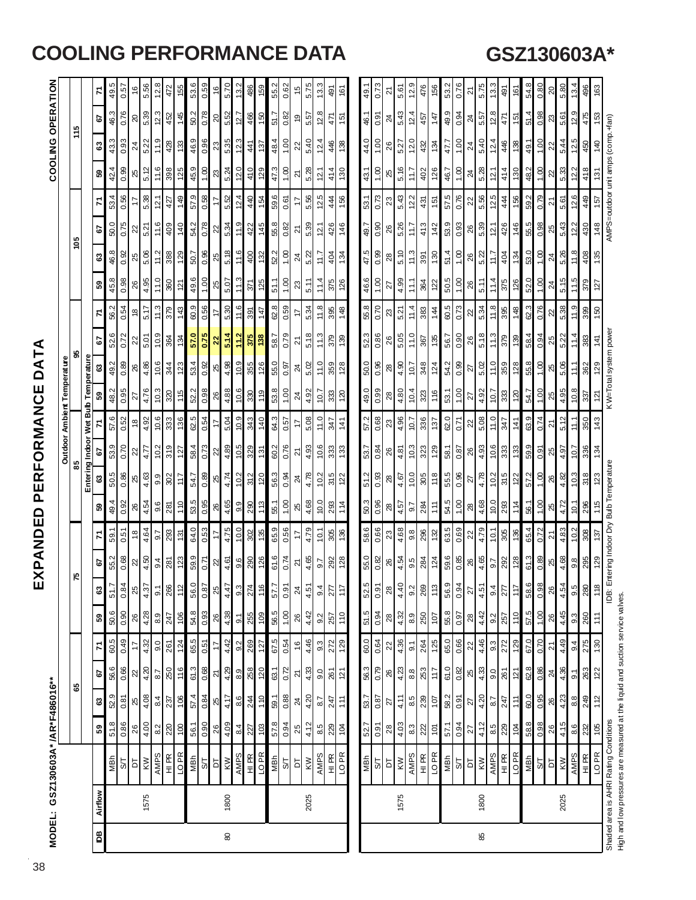# COOLING PERFORMANCE DATA

# GSZ130603A*

## EXPANDED PERFORMANCE DATA

**MODEL: GSZ130603A*/AR*F486016****

**COOLING OPERATION**

| IDB | Airflow | | Outdoor Ambient Temperature | | | | | | | | | | | | | | | | | | | | | | | |
|---|---|---|---|---|---|---|---|---|---|---|---|---|---|---|---|---|---|---|---|---|---|---|---|---|---|---|
| | | | 65 | | | | 75 | | | | 85 | | | | 95 | | | | 105 | | | | 115 | | | |
| | | | Entering Indoor Wet Bulb Temperature | | | | | | | | | | | | | | | | | | | | | | | |
| | | | 59 | 63 | 67 | 71 | 59 | 63 | 67 | 71 | 59 | 63 | 67 | 71 | 59 | 63 | 67 | 71 | 59 | 63 | 67 | 71 | 59 | 63 | 67 | 71 |
| 80 | 1575 | MBh | 51.8 | 52.9 | 56.6 | 60.5 | 50.6 | 51.7 | 55.2 | 59.1 | 49.4 | 50.5 | 53.9 | 57.6 | 48.2 | 49.2 | 52.6 | 56.2 | 45.8 | 46.8 | 50.0 | 53.4 | 42.4 | 43.3 | 46.3 | 49.5 |
| | | S/T | 0.86 | 0.81 | 0.66 | 0.49 | 0.90 | 0.84 | 0.68 | 0.51 | 0.92 | 0.86 | 0.70 | 0.52 | 0.95 | 0.89 | 0.72 | 0.54 | 0.98 | 0.92 | 0.75 | 0.56 | 0.99 | 0.93 | 0.76 | 0.57 |
| | | DT | 26 | 25 | 22 | 17 | 26 | 25 | 22 | 18 | 26 | 25 | 22 | 18 | 27 | 26 | 22 | 18 | 26 | 25 | 22 | 17 | 25 | 24 | 20 | 16 |
| | | KW | 4.00 | 4.08 | 4.20 | 4.32 | 4.28 | 4.37 | 4.50 | 4.64 | 4.54 | 4.63 | 4.77 | 4.92 | 4.76 | 4.86 | 5.01 | 5.17 | 4.95 | 5.06 | 5.21 | 5.38 | 5.12 | 5.22 | 5.39 | 5.56 |
| | | AMPS | 8.2 | 8.4 | 8.7 | 9.0 | 8.9 | 9.1 | 9.4 | 9.7 | 9.6 | 9.9 | 10.2 | 10.6 | 10.3 | 10.6 | 10.9 | 11.3 | 11.0 | 11.2 | 11.6 | 12.1 | 11.6 | 11.9 | 12.3 | 12.8 |
| | | HI PR | 220 | 237 | 250 | 261 | 247 | 266 | 281 | 293 | 281 | 302 | 319 | 333 | 320 | 344 | 364 | 379 | 360 | 388 | 409 | 427 | 398 | 428 | 452 | 472 |
| | | LO PR | 100 | 106 | 116 | 124 | 106 | 112 | 123 | 131 | 110 | 117 | 127 | 136 | 115 | 123 | 134 | 143 | 121 | 129 | 140 | 149 | 125 | 133 | 145 | 155 |
| | 1800 | MBh | 56.1 | 57.4 | 61.3 | 65.5 | 54.8 | 56.0 | 59.9 | 64.0 | 53.5 | 54.7 | 58.4 | 62.5 | 52.2 | 53.4 | 57.0 | 60.9 | 49.6 | 50.7 | 54.2 | 57.9 | 45.9 | 46.9 | 50.2 | 53.6 |
| | | S/T | 0.90 | 0.84 | 0.68 | 0.51 | 0.93 | 0.87 | 0.71 | 0.53 | 0.95 | 0.89 | 0.73 | 0.54 | 0.98 | 0.92 | 0.75 | 0.56 | 1.00 | 0.96 | 0.78 | 0.58 | 1.00 | 0.96 | 0.78 | 0.59 |
| | | DT | 26 | 25 | 21 | 17 | 26 | 25 | 22 | 17 | 26 | 25 | 22 | 17 | 26 | 25 | 22 | 17 | 25 | 25 | 22 | 17 | 23 | 23 | 20 | 16 |
| | | KW | 4.09 | 4.17 | 4.29 | 4.42 | 4.38 | 4.47 | 4.61 | 4.75 | 4.65 | 4.74 | 4.89 | 5.04 | 4.88 | 4.98 | 5.14 | 5.30 | 5.07 | 5.18 | 5.34 | 5.52 | 5.24 | 5.35 | 5.52 | 5.70 |
| | | AMPS | 8.4 | 8.6 | 8.9 | 9.2 | 9.1 | 9.3 | 9.6 | 10.0 | 9.9 | 10.2 | 10.5 | 10.9 | 10.6 | 10.9 | 11.2 | 11.6 | 11.3 | 11.6 | 11.9 | 12.4 | 12.0 | 12.3 | 12.7 | 13.2 |
| | | HI PR | 227 | 244 | 258 | 269 | 255 | 274 | 290 | 302 | 290 | 312 | 329 | 343 | 330 | 355 | 375 | 391 | 371 | 400 | 422 | 440 | 410 | 441 | 466 | 486 |
| | | LO PR | 103 | 110 | 120 | 127 | 109 | 116 | 126 | 135 | 113 | 120 | 131 | 140 | 119 | 126 | 138 | 147 | 125 | 132 | 145 | 154 | 129 | 137 | 150 | 159 |
| | 2025 | MBh | 57.8 | 59.1 | 63.1 | 67.5 | 56.5 | 57.7 | 61.6 | 65.9 | 55.1 | 56.3 | 60.2 | 64.3 | 53.8 | 55.0 | 58.7 | 62.8 | 51.1 | 52.2 | 55.8 | 59.6 | 47.3 | 48.4 | 51.7 | 55.2 |
| | | S/T | 0.94 | 0.88 | 0.72 | 0.54 | 0.97 | 0.91 | 0.74 | 0.56 | 1.00 | 0.94 | 0.76 | 0.57 | 1.00 | 0.97 | 0.79 | 0.59 | 1.00 | 1.00 | 0.82 | 0.61 | 1.00 | 1.00 | 0.82 | 0.62 |
| | | DT | 25 | 24 | 21 | 16 | 26 | 24 | 21 | 17 | 25 | 24 | 21 | 17 | 24 | 24 | 21 | 17 | 23 | 24 | 21 | 17 | 21 | 22 | 19 | 15 |
| | | KW | 4.12 | 4.20 | 4.33 | 4.46 | 4.42 | 4.51 | 4.65 | 4.79 | 4.68 | 4.78 | 4.93 | 5.08 | 4.92 | 5.02 | 5.18 | 5.34 | 5.11 | 5.22 | 5.39 | 5.56 | 5.28 | 5.40 | 5.57 | 5.75 |
| | | AMPS | 8.5 | 8.7 | 9.0 | 9.3 | 9.2 | 9.4 | 9.7 | 10.1 | 10.0 | 10.2 | 10.6 | 11.0 | 10.7 | 11.0 | 11.3 | 11.8 | 11.4 | 11.7 | 12.1 | 12.5 | 12.1 | 12.4 | 12.8 | 13.3 |
| | | HI PR | 229 | 247 | 261 | 272 | 257 | 277 | 292 | 305 | 293 | 315 | 333 | 347 | 333 | 359 | 379 | 395 | 375 | 404 | 426 | 444 | 414 | 446 | 471 | 491 |
| | | LO PR | 104 | 111 | 121 | 129 | 110 | 117 | 128 | 136 | 114 | 122 | 133 | 141 | 120 | 128 | 139 | 148 | 126 | 134 | 146 | 156 | 130 | 138 | 151 | 161 |
| 85 | 1575 | MBh | 52.7 | 53.7 | 56.3 | 60.0 | 51.5 | 52.5 | 55.0 | 58.6 | 50.3 | 51.2 | 53.7 | 57.2 | 49.0 | 50.0 | 52.3 | 55.8 | 46.6 | 47.5 | 49.7 | 53.1 | 43.1 | 44.0 | 46.1 | 49.1 |
| | | S/T | 0.91 | 0.87 | 0.79 | 0.64 | 0.94 | 0.91 | 0.82 | 0.66 | 0.96 | 0.93 | 0.84 | 0.68 | 0.99 | 0.96 | 0.86 | 0.70 | 1.00 | 0.99 | 0.90 | 0.73 | 1.00 | 1.00 | 0.91 | 0.73 |
| | | DT | 28 | 27 | 26 | 22 | 28 | 28 | 26 | 23 | 28 | 28 | 26 | 23 | 28 | 28 | 26 | 23 | 27 | 28 | 26 | 23 | 25 | 26 | 24 | 21 |
| | | KW | 4.03 | 4.11 | 4.23 | 4.36 | 4.32 | 4.40 | 4.54 | 4.68 | 4.57 | 4.67 | 4.81 | 4.96 | 4.80 | 4.90 | 5.05 | 5.21 | 4.99 | 5.10 | 5.26 | 5.43 | 5.16 | 5.27 | 5.43 | 5.61 |
| | | AMPS | 8.3 | 8.5 | 8.8 | 9.1 | 8.9 | 9.2 | 9.5 | 9.8 | 9.7 | 10.0 | 10.3 | 10.7 | 10.4 | 10.7 | 11.0 | 11.4 | 11.1 | 11.3 | 11.7 | 12.2 | 11.7 | 12.0 | 12.4 | 12.9 |
| | | HI PR | 222 | 239 | 253 | 264 | 250 | 269 | 284 | 296 | 284 | 305 | 323 | 336 | 323 | 348 | 367 | 383 | 364 | 391 | 413 | 431 | 402 | 432 | 457 | 476 |
| | | LO PR | 101 | 107 | 117 | 125 | 107 | 113 | 124 | 132 | 111 | 118 | 129 | 137 | 116 | 124 | 135 | 144 | 122 | 130 | 142 | 151 | 126 | 134 | 147 | 156 |
| | 1800 | MBh | 57.1 | 58.2 | 61.0 | 65.0 | 55.8 | 56.9 | 59.6 | 63.5 | 54.5 | 55.5 | 58.1 | 62.0 | 53.1 | 54.2 | 56.7 | 60.5 | 50.5 | 51.4 | 53.9 | 57.5 | 46.7 | 47.7 | 49.9 | 53.2 |
| | | S/T | 0.94 | 0.91 | 0.82 | 0.66 | 0.97 | 0.94 | 0.85 | 0.69 | 1.00 | 0.96 | 0.87 | 0.71 | 1.00 | 0.99 | 0.90 | 0.73 | 1.00 | 1.00 | 0.93 | 0.76 | 1.00 | 1.00 | 0.94 | 0.76 |
| | | DT | 27 | 27 | 25 | 22 | 28 | 27 | 26 | 22 | 28 | 27 | 26 | 22 | 27 | 27 | 26 | 22 | 26 | 26 | 26 | 22 | 24 | 24 | 24 | 21 |
| | | KW | 4.12 | 4.20 | 4.33 | 4.46 | 4.42 | 4.51 | 4.65 | 4.79 | 4.68 | 4.78 | 4.93 | 5.08 | 4.92 | 5.02 | 5.18 | 5.34 | 5.11 | 5.22 | 5.39 | 5.56 | 5.28 | 5.40 | 5.57 | 5.75 |
| | | AMPS | 8.5 | 8.7 | 9.0 | 9.3 | 9.2 | 9.4 | 9.7 | 10.1 | 10.0 | 10.2 | 10.6 | 11.0 | 10.7 | 11.0 | 11.3 | 11.8 | 11.4 | 11.7 | 12.1 | 12.5 | 12.1 | 12.4 | 12.8 | 13.3 |
| | | HI PR | 229 | 247 | 261 | 272 | 257 | 277 | 292 | 305 | 293 | 315 | 333 | 347 | 333 | 359 | 379 | 395 | 375 | 404 | 426 | 444 | 414 | 446 | 471 | 491 |
| | | LO PR | 104 | 111 | 121 | 129 | 110 | 117 | 128 | 136 | 114 | 122 | 133 | 141 | 120 | 128 | 139 | 148 | 126 | 134 | 146 | 156 | 130 | 138 | 151 | 161 |
| | 2025 | MBh | 58.8 | 60.0 | 62.8 | 67.0 | 57.5 | 58.6 | 61.3 | 65.4 | 56.1 | 57.2 | 59.9 | 63.9 | 54.7 | 55.8 | 58.4 | 62.3 | 52.0 | 53.0 | 55.5 | 59.2 | 48.2 | 49.1 | 51.4 | 54.8 |
| | | S/T | 0.98 | 0.95 | 0.86 | 0.70 | 1.00 | 0.98 | 0.89 | 0.72 | 1.00 | 1.00 | 0.91 | 0.74 | 1.00 | 1.00 | 0.94 | 0.76 | 1.00 | 1.00 | 0.98 | 0.79 | 1.00 | 1.00 | 0.98 | 0.80 |
| | | DT | 26 | 26 | 24 | 21 | 26 | 26 | 25 | 21 | 25 | 26 | 25 | 21 | 25 | 25 | 25 | 22 | 24 | 24 | 25 | 21 | 22 | 22 | 23 | 20 |
| | | KW | 4.15 | 4.23 | 4.36 | 4.49 | 4.45 | 4.54 | 4.68 | 4.83 | 4.72 | 4.82 | 4.97 | 5.12 | 4.95 | 5.06 | 5.22 | 5.38 | 5.15 | 5.26 | 5.43 | 5.61 | 5.33 | 5.44 | 5.61 | 5.80 |
| | | AMPS | 8.6 | 8.8 | 9.1 | 9.4 | 9.3 | 9.5 | 9.8 | 10.2 | 10.1 | 10.3 | 10.7 | 11.1 | 10.8 | 11.1 | 11.4 | 11.9 | 11.5 | 11.8 | 12.2 | 12.6 | 12.2 | 12.5 | 12.9 | 13.4 |
| | | HI PR | 232 | 249 | 263 | 275 | 260 | 280 | 295 | 308 | 296 | 318 | 336 | 350 | 337 | 362 | 383 | 399 | 379 | 408 | 430 | 449 | 418 | 450 | 475 | 496 |
| | | LO PR | 105 | 112 | 122 | 130 | 111 | 118 | 129 | 137 | 115 | 123 | 134 | 143 | 121 | 129 | 141 | 150 | 127 | 135 | 148 | 157 | 131 | 140 | 153 | 163 |

Shaded area is AHRI Rating Conditions

High and low pressures are measured at the liquid and suction service valves.

IDB: Entering Indoor Dry Bulb Temperature

KW=Total system power

AMPS=outdoor unit amps (comp.+fan)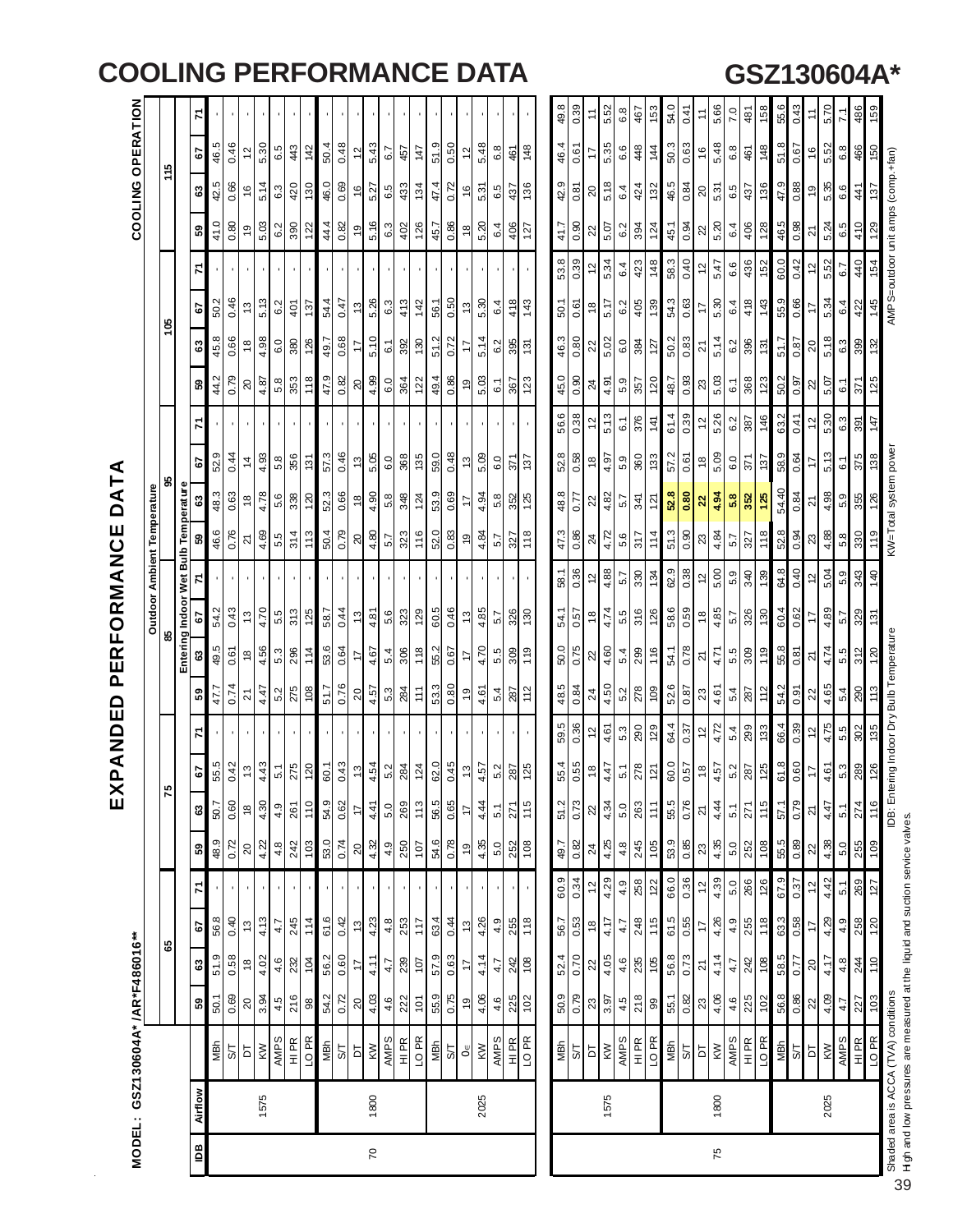# COOLING PERFORMANCE DATA

## GSZ130604A*

# EXPANDED PERFORMANCE DATA

**MODEL: GSZ130604A* /AR*F486016****

**COOLING OPERATION**

| IDB | Airflow | | Outdoor Ambient Temperature: 65 | | | | 75 | | | | 85 | | | | 95 | | | | 105 | | | | 115 | | | |
|---|---|---|---|---|---|---|---|---|---|---|---|---|---|---|---|---|---|---|---|---|---|---|---|---|---|---|
| | | Entering Indoor Wet Bulb Temperature | 59 | 63 | 67 | 71 | 59 | 63 | 67 | 71 | 59 | 63 | 67 | 71 | 59 | 63 | 67 | 71 | 59 | 63 | 67 | 71 | 59 | 63 | 67 | 71 |
| 70 | 1575 | MBh | 50.1 | 51.9 | 56.8 | - | 48.9 | 50.7 | 55.5 | - | 47.7 | 49.5 | 54.2 | - | 46.6 | 48.3 | 52.9 | - | 44.2 | 45.8 | 50.2 | - | 41.0 | 42.5 | 46.5 | - |
| | | S/T | 0.69 | 0.58 | 0.40 | - | 0.72 | 0.60 | 0.42 | - | 0.74 | 0.61 | 0.43 | - | 0.76 | 0.63 | 0.44 | - | 0.79 | 0.66 | 0.46 | - | 0.80 | 0.66 | 0.46 | - |
| | | DT | 20 | 18 | 13 | - | 20 | 18 | 13 | - | 21 | 18 | 13 | - | 21 | 18 | 14 | - | 20 | 18 | 13 | - | 19 | 16 | 12 | - |
| | | KW | 3.94 | 4.02 | 4.13 | - | 4.22 | 4.30 | 4.43 | - | 4.47 | 4.56 | 4.70 | - | 4.69 | 4.78 | 4.93 | - | 4.87 | 4.98 | 5.13 | - | 5.03 | 5.14 | 5.30 | - |
| | | AMPS | 4.5 | 4.6 | 4.7 | - | 4.8 | 4.9 | 5.1 | - | 5.2 | 5.3 | 5.5 | - | 5.5 | 5.6 | 5.8 | - | 5.8 | 6.0 | 6.2 | - | 6.2 | 6.3 | 6.5 | - |
| | | HI PR | 216 | 232 | 245 | - | 242 | 261 | 275 | - | 275 | 296 | 313 | - | 314 | 338 | 356 | - | 353 | 380 | 401 | - | 390 | 420 | 443 | - |
| | | LO PR | 98 | 104 | 114 | - | 103 | 110 | 120 | - | 108 | 114 | 125 | - | 113 | 120 | 131 | - | 118 | 126 | 137 | - | 122 | 130 | 142 | - |
| | 1800 | MBh | 54.2 | 56.2 | 61.6 | - | 53.0 | 54.9 | 60.1 | - | 51.7 | 53.6 | 58.7 | - | 50.4 | 52.3 | 57.3 | - | 47.9 | 49.7 | 54.4 | - | 44.4 | 46.0 | 50.4 | - |
| | | S/T | 0.72 | 0.60 | 0.42 | - | 0.74 | 0.62 | 0.43 | - | 0.76 | 0.64 | 0.44 | - | 0.79 | 0.66 | 0.46 | - | 0.82 | 0.68 | 0.47 | - | 0.82 | 0.69 | 0.48 | - |
| | | DT | 20 | 17 | 13 | - | 20 | 17 | 13 | - | 20 | 17 | 13 | - | 20 | 18 | 13 | - | 20 | 17 | 13 | - | 19 | 16 | 12 | - |
| | | KW | 4.03 | 4.11 | 4.23 | - | 4.32 | 4.41 | 4.54 | - | 4.57 | 4.67 | 4.81 | - | 4.80 | 4.90 | 5.05 | - | 4.99 | 5.10 | 5.26 | - | 5.16 | 5.27 | 5.43 | - |
| | | AMPS | 4.6 | 4.7 | 4.8 | - | 4.9 | 5.0 | 5.2 | - | 5.3 | 5.4 | 5.6 | - | 5.7 | 5.8 | 6.0 | - | 6.0 | 6.1 | 6.3 | - | 6.3 | 6.5 | 6.7 | - |
| | | HI PR | 222 | 239 | 253 | - | 250 | 269 | 284 | - | 284 | 306 | 323 | - | 323 | 348 | 368 | - | 364 | 392 | 413 | - | 402 | 433 | 457 | - |
| | | LO PR | 101 | 107 | 117 | - | 107 | 113 | 124 | - | 111 | 118 | 129 | - | 116 | 124 | 135 | - | 122 | 130 | 142 | - | 126 | 134 | 147 | - |
| | 2025 | MBh | 55.9 | 57.9 | 63.4 | - | 54.6 | 56.5 | 62.0 | - | 53.3 | 55.2 | 60.5 | - | 52.0 | 53.9 | 59.0 | - | 49.4 | 51.2 | 56.1 | - | 45.7 | 47.4 | 51.9 | - |
| | | S/T | 0.75 | 0.63 | 0.44 | - | 0.78 | 0.65 | 0.45 | - | 0.80 | 0.67 | 0.46 | - | 0.83 | 0.69 | 0.48 | - | 0.86 | 0.72 | 0.50 | - | 0.86 | 0.72 | 0.50 | - |
| | | DT | 19 | 17 | 13 | - | 19 | 17 | 13 | - | 19 | 17 | 13 | - | 19 | 17 | 13 | - | 19 | 17 | 13 | - | 18 | 16 | 12 | - |
| | | KW | 4.06 | 4.14 | 4.26 | - | 4.35 | 4.44 | 4.57 | - | 4.61 | 4.70 | 4.85 | - | 4.84 | 4.94 | 5.09 | - | 5.03 | 5.14 | 5.30 | - | 5.20 | 5.31 | 5.48 | - |
| | | AMPS | 4.6 | 4.7 | 4.9 | - | 5.0 | 5.1 | 5.2 | - | 5.4 | 5.5 | 5.7 | - | 5.7 | 5.8 | 6.0 | - | 6.1 | 6.2 | 6.4 | - | 6.4 | 6.5 | 6.8 | - |
| | | HI PR | 225 | 242 | 255 | - | 252 | 271 | 287 | - | 287 | 309 | 326 | - | 327 | 352 | 371 | - | 367 | 395 | 418 | - | 406 | 437 | 461 | - |
| | | LO PR | 102 | 108 | 118 | - | 108 | 115 | 125 | - | 112 | 119 | 130 | - | 118 | 125 | 137 | - | 123 | 131 | 143 | - | 127 | 136 | 148 | - |
| 75 | 1575 | MBh | 50.9 | 52.4 | 56.7 | 60.9 | 49.7 | 51.2 | 55.4 | 59.5 | 48.5 | 50.0 | 54.1 | 58.1 | 47.3 | 48.8 | 52.8 | 56.6 | 45.0 | 46.3 | 50.1 | 53.8 | 41.7 | 42.9 | 46.4 | 49.8 |
| | | S/T | 0.79 | 0.70 | 0.53 | 0.34 | 0.82 | 0.73 | 0.55 | 0.36 | 0.84 | 0.75 | 0.57 | 0.36 | 0.86 | 0.77 | 0.58 | 0.38 | 0.90 | 0.80 | 0.61 | 0.39 | 0.90 | 0.81 | 0.61 | 0.39 |
| | | DT | 23 | 22 | 18 | 12 | 24 | 22 | 18 | 12 | 24 | 22 | 18 | 12 | 24 | 22 | 18 | 12 | 24 | 22 | 18 | 12 | 22 | 20 | 17 | 11 |
| | | KW | 3.97 | 4.05 | 4.17 | 4.29 | 4.25 | 4.34 | 4.47 | 4.61 | 4.50 | 4.60 | 4.74 | 4.88 | 4.72 | 4.82 | 4.97 | 5.13 | 4.91 | 5.02 | 5.17 | 5.34 | 5.07 | 5.18 | 5.35 | 5.52 |
| | | AMPS | 4.5 | 4.6 | 4.7 | 4.9 | 4.8 | 5.0 | 5.1 | 5.3 | 5.2 | 5.4 | 5.5 | 5.7 | 5.6 | 5.7 | 5.9 | 6.1 | 5.9 | 6.0 | 6.2 | 6.4 | 6.2 | 6.4 | 6.6 | 6.8 |
| | | HI PR | 218 | 235 | 248 | 258 | 245 | 263 | 278 | 290 | 278 | 299 | 316 | 330 | 317 | 341 | 360 | 376 | 357 | 384 | 405 | 423 | 394 | 424 | 448 | 467 |
| | | LO PR | 99 | 105 | 115 | 122 | 105 | 111 | 121 | 129 | 109 | 116 | 126 | 134 | 114 | 121 | 133 | 141 | 120 | 127 | 139 | 148 | 124 | 132 | 144 | 153 |
| | 1800 | MBh | 55.1 | 56.8 | 61.5 | 66.0 | 53.9 | 55.5 | 60.0 | 64.4 | 52.6 | 54.1 | 58.6 | 62.9 | 51.3 | **52.8** | 57.2 | 61.4 | 48.7 | 50.2 | 54.3 | 58.3 | 45.1 | 46.5 | 50.3 | 54.0 |
| | | S/T | 0.82 | 0.73 | 0.55 | 0.36 | 0.85 | 0.76 | 0.57 | 0.37 | 0.87 | 0.78 | 0.59 | 0.38 | 0.90 | **0.80** | 0.61 | 0.39 | 0.93 | 0.83 | 0.63 | 0.40 | 0.94 | 0.84 | 0.63 | 0.41 |
| | | DT | 23 | 21 | 17 | 12 | 23 | 21 | 18 | 12 | 23 | 21 | 18 | 12 | 23 | **22** | 18 | 12 | 23 | 21 | 17 | 12 | 22 | 20 | 16 | 11 |
| | | KW | 4.06 | 4.14 | 4.26 | 4.39 | 4.35 | 4.44 | 4.57 | 4.72 | 4.61 | 4.71 | 4.85 | 5.00 | 4.84 | **4.94** | 5.09 | 5.26 | 5.03 | 5.14 | 5.30 | 5.47 | 5.20 | 5.31 | 5.48 | 5.66 |
| | | AMPS | 4.6 | 4.7 | 4.9 | 5.0 | 5.0 | 5.1 | 5.2 | 5.4 | 5.4 | 5.5 | 5.7 | 5.9 | 5.7 | **5.8** | 6.0 | 6.2 | 6.1 | 6.2 | 6.4 | 6.6 | 6.4 | 6.5 | 6.8 | 7.0 |
| | | HI PR | 225 | 242 | 255 | 266 | 252 | 271 | 287 | 299 | 287 | 309 | 326 | 340 | 327 | **352** | 371 | 387 | 368 | 396 | 418 | 436 | 406 | 437 | 461 | 481 |
| | | LO PR | 102 | 108 | 118 | 126 | 108 | 115 | 125 | 133 | 112 | 119 | 130 | 139 | 118 | **125** | 137 | 146 | 123 | 131 | 143 | 152 | 128 | 136 | 148 | 158 |
| | 2025 | MBh | 56.8 | 58.5 | 63.3 | 67.9 | 55.5 | 57.1 | 61.8 | 66.4 | 54.2 | 55.8 | 60.4 | 64.8 | 52.8 | 54.40 | 58.9 | 63.2 | 50.2 | 51.7 | 55.9 | 60.0 | 46.5 | 47.9 | 51.8 | 55.6 |
| | | S/T | 0.86 | 0.77 | 0.58 | 0.37 | 0.89 | 0.79 | 0.60 | 0.39 | 0.91 | 0.81 | 0.62 | 0.40 | 0.94 | 0.84 | 0.64 | 0.41 | 0.97 | 0.87 | 0.66 | 0.42 | 0.98 | 0.88 | 0.67 | 0.43 |
| | | DT | 22 | 20 | 17 | 12 | 22 | 21 | 17 | 12 | 22 | 21 | 17 | 12 | 23 | 21 | 17 | 12 | 22 | 20 | 17 | 12 | 21 | 19 | 16 | 11 |
| | | KW | 4.09 | 4.17 | 4.29 | 4.42 | 4.38 | 4.47 | 4.61 | 4.75 | 4.65 | 4.74 | 4.89 | 5.04 | 4.88 | 4.98 | 5.13 | 5.30 | 5.07 | 5.18 | 5.34 | 5.52 | 5.24 | 5.35 | 5.52 | 5.70 |
| | | AMPS | 4.7 | 4.8 | 4.9 | 5.1 | 5.0 | 5.1 | 5.3 | 5.5 | 5.4 | 5.5 | 5.7 | 5.9 | 5.8 | 5.9 | 6.1 | 6.3 | 6.1 | 6.3 | 6.4 | 6.7 | 6.5 | 6.6 | 6.8 | 7.1 |
| | | HI PR | 227 | 244 | 258 | 269 | 255 | 274 | 289 | 302 | 290 | 312 | 329 | 343 | 330 | 355 | 375 | 391 | 371 | 399 | 422 | 440 | 410 | 441 | 466 | 486 |
| | | LO PR | 103 | 110 | 120 | 127 | 109 | 116 | 126 | 135 | 113 | 120 | 131 | 140 | 119 | 126 | 138 | 147 | 125 | 132 | 145 | 154 | 129 | 137 | 150 | 159 |

Shaded area is ACCA (TVA) conditions

High and low pressures are measured at the liquid and suction service valves.

IDB: Entering Indoor Dry Bulb Temperature

KW=Total system power

AMPS=outdoor unit amps (comp.+fan)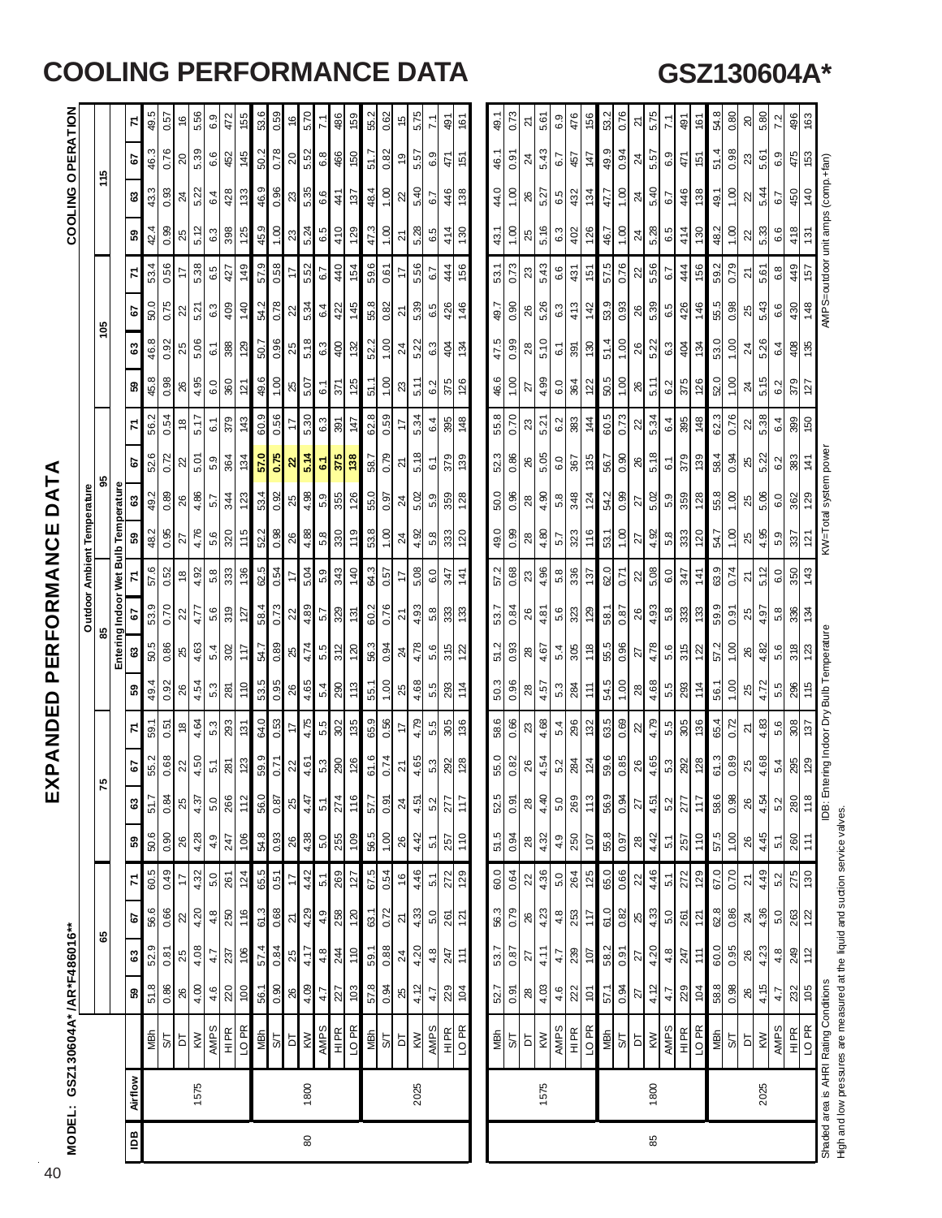# COOLING PERFORMANCE DATA

# GSZ130604A*

## EXPANDED PERFORMANCE DATA

MODEL: GSZ130604A*/AR*F486016**

COOLING OPERATION

| IDB | Airflow | | Outdoor Ambient Temperature 65 | | | | 75 | | | | 85 | | | | 95 | | | | 105 | | | | 115 | | | |
|---|---|---|---|---|---|---|---|---|---|---|---|---|---|---|---|---|---|---|---|---|---|---|---|---|---|---|
| | | | Entering Indoor Wet Bulb Temperature | | | | | | | | | | | | | | | | | | | | | | | |
| | | | 59 | 63 | 67 | 71 | 59 | 63 | 67 | 71 | 59 | 63 | 67 | 71 | 59 | 63 | 67 | 71 | 59 | 63 | 67 | 71 | 59 | 63 | 67 | 71 |
| 80 | 1575 | MBh | 51.8 | 52.9 | 56.6 | 60.5 | 50.6 | 51.7 | 55.2 | 59.1 | 49.4 | 50.5 | 53.9 | 57.6 | 48.2 | 49.2 | 52.6 | 56.2 | 45.8 | 46.8 | 50.0 | 53.4 | 42.4 | 43.3 | 46.3 | 49.5 |
| | | S/T | 0.86 | 0.81 | 0.66 | 0.49 | 0.90 | 0.84 | 0.68 | 0.51 | 0.92 | 0.86 | 0.70 | 0.52 | 0.95 | 0.89 | 0.72 | 0.54 | 0.98 | 0.92 | 0.75 | 0.56 | 0.99 | 0.93 | 0.76 | 0.57 |
| | | DT | 26 | 25 | 22 | 17 | 26 | 25 | 22 | 18 | 26 | 25 | 22 | 18 | 27 | 26 | 22 | 18 | 26 | 25 | 22 | 17 | 25 | 24 | 20 | 16 |
| | | KW | 4.00 | 4.08 | 4.20 | 4.32 | 4.28 | 4.37 | 4.50 | 4.64 | 4.54 | 4.63 | 4.77 | 4.92 | 4.76 | 4.86 | 5.01 | 5.17 | 4.95 | 5.06 | 5.21 | 5.38 | 5.12 | 5.22 | 5.39 | 5.56 |
| | | AMPS | 4.6 | 4.7 | 4.8 | 5.0 | 4.9 | 5.0 | 5.1 | 5.3 | 5.3 | 5.4 | 5.6 | 5.8 | 5.6 | 5.7 | 5.9 | 6.1 | 6.0 | 6.1 | 6.3 | 6.5 | 6.3 | 6.4 | 6.6 | 6.9 |
| | | HI PR | 220 | 237 | 250 | 261 | 247 | 266 | 281 | 293 | 281 | 302 | 319 | 333 | 320 | 344 | 364 | 379 | 360 | 388 | 409 | 427 | 398 | 428 | 452 | 472 |
| | | LO PR | 100 | 106 | 116 | 124 | 106 | 112 | 123 | 131 | 110 | 117 | 127 | 136 | 115 | 123 | 134 | 143 | 121 | 129 | 140 | 149 | 125 | 133 | 145 | 155 |
| | 1800 | MBh | 56.1 | 57.4 | 61.3 | 65.5 | 54.8 | 56.0 | 59.9 | 64.0 | 53.5 | 54.7 | 58.4 | 62.5 | 52.2 | 53.4 | **57.0** | 60.9 | 49.6 | 50.7 | 54.2 | 57.9 | 45.9 | 46.9 | 50.2 | 53.6 |
| | | S/T | 0.90 | 0.84 | 0.68 | 0.51 | 0.93 | 0.87 | 0.71 | 0.53 | 0.95 | 0.89 | 0.73 | 0.54 | 0.98 | 0.92 | **0.75** | 0.56 | 1.00 | 0.96 | 0.78 | 0.58 | 1.00 | 0.96 | 0.78 | 0.59 |
| | | DT | 26 | 25 | 21 | 17 | 26 | 25 | 22 | 17 | 26 | 25 | 22 | 17 | 26 | 25 | **22** | 17 | 25 | 25 | 22 | 17 | 23 | 23 | 20 | 16 |
| | | KW | 4.09 | 4.17 | 4.29 | 4.42 | 4.38 | 4.47 | 4.61 | 4.75 | 4.65 | 4.74 | 4.89 | 5.04 | 4.88 | 4.98 | **5.14** | 5.30 | 5.07 | 5.18 | 5.34 | 5.52 | 5.24 | 5.35 | 5.52 | 5.70 |
| | | AMPS | 4.7 | 4.8 | 4.9 | 5.1 | 5.0 | 5.1 | 5.3 | 5.5 | 5.4 | 5.5 | 5.7 | 5.9 | 5.8 | 5.9 | **6.1** | 6.3 | 6.1 | 6.3 | 6.4 | 6.7 | 6.5 | 6.6 | 6.8 | 7.1 |
| | | HI PR | 227 | 244 | 258 | 269 | 255 | 274 | 290 | 302 | 290 | 312 | 329 | 343 | 330 | 355 | **375** | 391 | 371 | 400 | 422 | 440 | 410 | 441 | 466 | 486 |
| | | LO PR | 103 | 110 | 120 | 127 | 109 | 116 | 126 | 135 | 113 | 120 | 131 | 140 | 119 | 126 | **138** | 147 | 125 | 132 | 145 | 154 | 129 | 137 | 150 | 159 |
| | 2025 | MBh | 57.8 | 59.1 | 63.1 | 67.5 | 56.5 | 57.7 | 61.6 | 65.9 | 55.1 | 56.3 | 60.2 | 64.3 | 53.8 | 55.0 | 58.7 | 62.8 | 51.1 | 52.2 | 55.8 | 59.6 | 47.3 | 48.4 | 51.7 | 55.2 |
| | | S/T | 0.94 | 0.88 | 0.72 | 0.54 | 1.00 | 0.91 | 0.74 | 0.56 | 1.00 | 0.94 | 0.76 | 0.57 | 1.00 | 0.97 | 0.79 | 0.59 | 1.00 | 1.00 | 0.82 | 0.61 | 1.00 | 1.00 | 0.82 | 0.62 |
| | | DT | 25 | 24 | 21 | 16 | 26 | 24 | 21 | 17 | 25 | 24 | 21 | 17 | 24 | 24 | 21 | 17 | 23 | 24 | 21 | 17 | 21 | 22 | 19 | 15 |
| | | KW | 4.12 | 4.20 | 4.33 | 4.46 | 4.42 | 4.51 | 4.65 | 4.79 | 4.68 | 4.78 | 4.93 | 5.08 | 4.92 | 5.02 | 5.18 | 5.34 | 5.11 | 5.22 | 5.39 | 5.56 | 5.28 | 5.40 | 5.57 | 5.75 |
| | | AMPS | 4.7 | 4.8 | 5.0 | 5.1 | 5.1 | 5.2 | 5.3 | 5.5 | 5.5 | 5.6 | 5.8 | 6.0 | 5.8 | 5.9 | 6.1 | 6.4 | 6.2 | 6.3 | 6.5 | 6.7 | 6.5 | 6.7 | 6.9 | 7.1 |
| | | HI PR | 229 | 247 | 261 | 272 | 257 | 277 | 292 | 305 | 293 | 315 | 333 | 347 | 333 | 359 | 379 | 395 | 375 | 404 | 426 | 444 | 414 | 446 | 471 | 491 |
| | | LO PR | 104 | 111 | 121 | 129 | 110 | 117 | 128 | 136 | 114 | 122 | 133 | 141 | 120 | 128 | 139 | 148 | 126 | 134 | 146 | 156 | 130 | 138 | 151 | 161 |
| 85 | 1575 | MBh | 52.7 | 53.7 | 56.3 | 60.0 | 51.5 | 52.5 | 55.0 | 58.6 | 50.3 | 51.2 | 53.7 | 57.2 | 49.0 | 50.0 | 52.3 | 55.8 | 46.6 | 47.5 | 49.7 | 53.1 | 43.1 | 44.0 | 46.1 | 49.1 |
| | | S/T | 0.91 | 0.87 | 0.79 | 0.64 | 0.94 | 0.91 | 0.82 | 0.66 | 0.96 | 0.93 | 0.84 | 0.68 | 0.99 | 0.96 | 0.86 | 0.70 | 1.00 | 0.99 | 0.90 | 0.73 | 1.00 | 1.00 | 0.91 | 0.73 |
| | | DT | 28 | 27 | 26 | 22 | 28 | 28 | 26 | 23 | 28 | 28 | 26 | 23 | 28 | 28 | 26 | 23 | 27 | 28 | 26 | 23 | 25 | 26 | 24 | 21 |
| | | KW | 4.03 | 4.11 | 4.23 | 4.36 | 4.32 | 4.40 | 4.54 | 4.68 | 4.57 | 4.67 | 4.81 | 4.96 | 4.80 | 4.90 | 5.05 | 5.21 | 4.99 | 5.10 | 5.26 | 5.43 | 5.16 | 5.27 | 5.43 | 5.61 |
| | | AMPS | 4.6 | 4.7 | 4.8 | 5.0 | 4.9 | 5.0 | 5.2 | 5.4 | 5.3 | 5.4 | 5.6 | 5.8 | 5.7 | 5.8 | 6.0 | 6.2 | 6.0 | 6.1 | 6.3 | 6.6 | 6.3 | 6.5 | 6.7 | 6.9 |
| | | HI PR | 222 | 239 | 253 | 264 | 250 | 269 | 284 | 296 | 284 | 305 | 323 | 336 | 323 | 348 | 367 | 383 | 364 | 391 | 413 | 431 | 402 | 432 | 457 | 476 |
| | | LO PR | 101 | 107 | 117 | 125 | 107 | 113 | 124 | 132 | 111 | 118 | 129 | 137 | 116 | 124 | 135 | 144 | 122 | 130 | 142 | 151 | 126 | 134 | 147 | 156 |
| | 1800 | MBh | 57.1 | 58.2 | 61.0 | 65.0 | 55.8 | 56.9 | 59.6 | 63.5 | 54.5 | 55.5 | 58.1 | 62.0 | 53.1 | 54.2 | 56.7 | 60.5 | 50.5 | 51.4 | 53.9 | 57.5 | 46.7 | 47.7 | 49.9 | 53.2 |
| | | S/T | 0.94 | 0.91 | 0.82 | 0.66 | 0.97 | 0.94 | 0.85 | 0.69 | 1.00 | 0.96 | 0.87 | 0.71 | 1.00 | 0.99 | 0.90 | 0.73 | 1.00 | 1.00 | 0.93 | 0.76 | 1.00 | 1.00 | 0.94 | 0.76 |
| | | DT | 27 | 27 | 25 | 22 | 28 | 27 | 26 | 22 | 28 | 27 | 26 | 22 | 27 | 27 | 26 | 22 | 26 | 26 | 26 | 22 | 24 | 24 | 24 | 21 |
| | | KW | 4.12 | 4.20 | 4.33 | 4.46 | 4.42 | 4.51 | 4.65 | 4.79 | 4.68 | 4.78 | 4.93 | 5.08 | 4.92 | 5.02 | 5.18 | 5.34 | 5.11 | 5.22 | 5.39 | 5.56 | 5.28 | 5.40 | 5.57 | 5.75 |
| | | AMPS | 4.7 | 4.8 | 5.0 | 5.1 | 5.1 | 5.2 | 5.3 | 5.5 | 5.5 | 5.6 | 5.8 | 6.0 | 5.8 | 5.9 | 6.1 | 6.4 | 6.2 | 6.3 | 6.5 | 6.7 | 6.5 | 6.7 | 6.9 | 7.1 |
| | | HI PR | 229 | 247 | 261 | 272 | 257 | 277 | 292 | 305 | 293 | 315 | 333 | 347 | 333 | 359 | 379 | 395 | 375 | 404 | 426 | 444 | 414 | 446 | 471 | 491 |
| | | LO PR | 104 | 111 | 121 | 129 | 110 | 117 | 128 | 136 | 114 | 122 | 133 | 141 | 120 | 128 | 139 | 148 | 126 | 134 | 146 | 156 | 130 | 138 | 151 | 161 |
| | 2025 | MBh | 58.8 | 60.0 | 62.8 | 67.0 | 57.5 | 58.6 | 61.3 | 65.4 | 56.1 | 57.2 | 59.9 | 63.9 | 54.7 | 55.8 | 58.4 | 62.3 | 52.0 | 53.0 | 55.5 | 59.2 | 48.2 | 49.1 | 51.4 | 54.8 |
| | | S/T | 0.98 | 0.95 | 0.86 | 0.70 | 1.00 | 0.98 | 0.89 | 0.72 | 1.00 | 1.00 | 0.91 | 0.74 | 1.00 | 1.00 | 0.94 | 0.76 | 1.00 | 1.00 | 0.98 | 0.79 | 1.00 | 1.00 | 0.98 | 0.80 |
| | | DT | 26 | 26 | 24 | 21 | 26 | 26 | 25 | 21 | 25 | 26 | 25 | 21 | 25 | 25 | 25 | 22 | 24 | 24 | 25 | 21 | 22 | 22 | 23 | 20 |
| | | KW | 4.15 | 4.23 | 4.36 | 4.49 | 4.45 | 4.54 | 4.68 | 4.83 | 4.72 | 4.82 | 4.97 | 5.12 | 4.95 | 5.06 | 5.22 | 5.38 | 5.15 | 5.26 | 5.43 | 5.61 | 5.33 | 5.44 | 5.61 | 5.80 |
| | | AMPS | 4.7 | 4.8 | 5.0 | 5.2 | 5.1 | 5.2 | 5.4 | 5.6 | 5.5 | 5.6 | 5.8 | 6.0 | 5.9 | 6.0 | 6.2 | 6.4 | 6.2 | 6.4 | 6.6 | 6.8 | 6.6 | 6.7 | 6.9 | 7.2 |
| | | HI PR | 232 | 249 | 263 | 275 | 260 | 280 | 295 | 308 | 296 | 318 | 336 | 350 | 337 | 362 | 383 | 399 | 379 | 408 | 430 | 449 | 418 | 450 | 475 | 496 |
| | | LO PR | 105 | 112 | 122 | 130 | 111 | 118 | 129 | 137 | 115 | 123 | 134 | 143 | 121 | 129 | 141 | 150 | 127 | 135 | 148 | 157 | 131 | 140 | 153 | 163 |

Shaded area is AHRI Rating Conditions
High and low pressures are measured at the liquid and suction service valves.

IDB: Entering Indoor Dry Bulb Temperature    KW=Total system power    AMPS=outdoor unit amps (comp.+fan)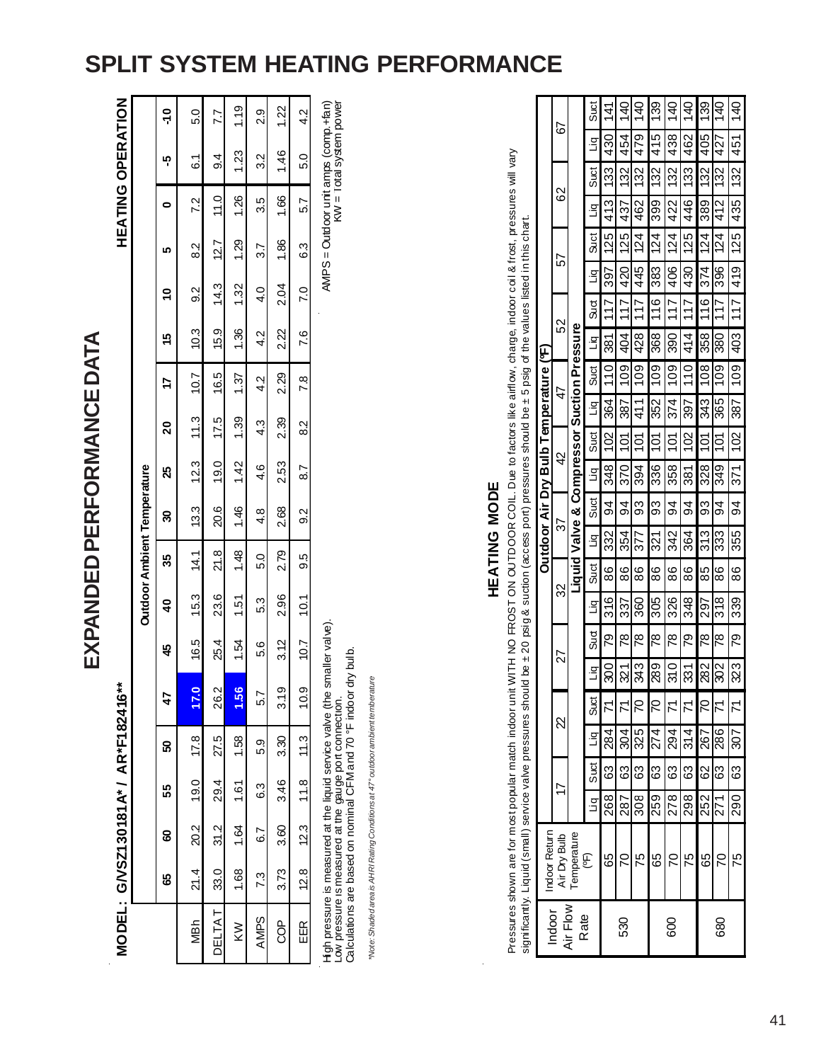# SPLIT SYSTEM HEATING PERFORMANCE

## EXPANDED PERFORMANCE DATA

**MODEL: G/VSZ130181A* / AR*F182416****

**HEATING OPERATION**

| | Outdoor Ambient Temperature | | | | | | | | | | | | | | | |
|---|---|---|---|---|---|---|---|---|---|---|---|---|---|---|---|---|
| | **65** | **60** | **55** | **50** | **47** | **45** | **40** | **35** | **30** | **25** | **20** | **17** | **15** | **10** | **5** | **0** | **-5** | **-10** |
| MBh | 21.4 | 20.2 | 19.0 | 17.8 | **17.0** | 16.5 | 15.3 | 14.1 | 13.3 | 12.3 | 11.3 | 10.7 | 10.3 | 9.2 | 8.2 | 7.2 | 6.1 | 5.0 |
| DELTAT | 33.0 | 31.2 | 29.4 | 27.5 | 26.2 | 25.4 | 23.6 | 21.8 | 20.6 | 19.0 | 17.5 | 16.5 | 15.9 | 14.3 | 12.7 | 11.0 | 9.4 | 7.7 |
| KW | 1.68 | 1.64 | 1.61 | 1.58 | **1.56** | 1.54 | 1.51 | 1.48 | 1.46 | 1.42 | 1.39 | 1.37 | 1.36 | 1.32 | 1.29 | 1.26 | 1.23 | 1.19 |
| AMPS | 7.3 | 6.7 | 6.3 | 5.9 | 5.7 | 5.6 | 5.3 | 5.0 | 4.8 | 4.6 | 4.3 | 4.2 | 4.2 | 4.0 | 3.7 | 3.5 | 3.2 | 2.9 |
| COP | 3.73 | 3.60 | 3.46 | 3.30 | 3.19 | 3.12 | 2.96 | 2.79 | 2.68 | 2.53 | 2.39 | 2.29 | 2.22 | 2.04 | 1.86 | 1.66 | 1.46 | 1.22 |
| EER | 12.8 | 12.3 | 11.8 | 11.3 | 10.9 | 10.7 | 10.1 | 9.5 | 9.2 | 8.7 | 8.2 | 7.8 | 7.6 | 7.0 | 6.3 | 5.7 | 5.0 | 4.2 |

High pressure is measured at the liquid service valve (the smaller valve).
Low pressure is measured at the gauge port connection.
Calculations are based on nominal CFM and 70 °F indoor dry bulb.

AMPS = Outdoor unit amps (comp.+fan)
KW = Total system power

*Note: Shaded area is AHRI Rating Conditions at 47° outdoor ambient temperature*

## HEATING MODE

Pressures shown are for most popular match indoor unit WITH NO FROST ON OUTDOOR COIL. Due to factors like airflow, charge, indoor coil & frost, pressures will vary significantly. Liquid (small) service valve pressures should be ± 20 psig & suction (access port) pressures should be ± 5 psig of the values listed in this chart.

| Indoor Air Flow Rate | Indoor Return Air Dry Bulb Temperature (°F) | Outdoor Air Dry Bulb Temperature (°F) | | | | | | | | | | | | | | | | | | | | |
|---|---|---|---|---|---|---|---|---|---|---|---|---|---|---|---|---|---|---|---|---|---|---|
| | | 17 | | 22 | | 27 | | 32 | | 37 | | 42 | | 47 | | 52 | | 57 | | 62 | | 67 | |
| | | Liquid Valve & Compressor Suction Pressure | | | | | | | | | | | | | | | | | | | | | |
| | | Liq | Suct | Liq | Suct | Liq | Suct | Liq | Suct | Liq | Suct | Liq | Suct | Liq | Suct | Liq | Suct | Liq | Suct | Liq | Suct | Liq | Suct |
| 530 | 65 | 268 | 63 | 284 | 71 | 300 | 79 | 316 | 86 | 332 | 94 | 348 | 102 | 364 | 110 | 381 | 117 | 397 | 125 | 413 | 133 | 430 | 141 |
| | 70 | 287 | 63 | 304 | 71 | 321 | 78 | 337 | 86 | 354 | 94 | 370 | 101 | 387 | 109 | 404 | 117 | 420 | 125 | 437 | 132 | 454 | 140 |
| | 75 | 308 | 63 | 325 | 70 | 343 | 78 | 360 | 86 | 377 | 93 | 394 | 101 | 411 | 109 | 428 | 117 | 445 | 124 | 462 | 132 | 479 | 140 |
| 600 | 65 | 259 | 63 | 274 | 70 | 289 | 78 | 305 | 86 | 321 | 93 | 336 | 101 | 352 | 109 | 368 | 116 | 383 | 124 | 399 | 132 | 415 | 139 |
| | 70 | 278 | 63 | 294 | 71 | 310 | 78 | 326 | 86 | 342 | 94 | 358 | 101 | 374 | 109 | 390 | 117 | 406 | 124 | 422 | 132 | 438 | 140 |
| | 75 | 298 | 63 | 314 | 71 | 331 | 79 | 348 | 86 | 364 | 94 | 381 | 102 | 397 | 110 | 414 | 117 | 430 | 125 | 446 | 133 | 462 | 140 |
| 680 | 65 | 252 | 62 | 267 | 70 | 282 | 78 | 297 | 85 | 313 | 93 | 328 | 101 | 343 | 108 | 358 | 116 | 374 | 124 | 389 | 132 | 405 | 139 |
| | 70 | 271 | 63 | 286 | 71 | 302 | 78 | 318 | 86 | 333 | 94 | 349 | 101 | 365 | 109 | 380 | 117 | 396 | 124 | 412 | 132 | 427 | 140 |
| | 75 | 290 | 63 | 307 | 71 | 323 | 79 | 339 | 86 | 355 | 94 | 371 | 102 | 387 | 109 | 403 | 117 | 419 | 125 | 435 | 132 | 451 | 140 |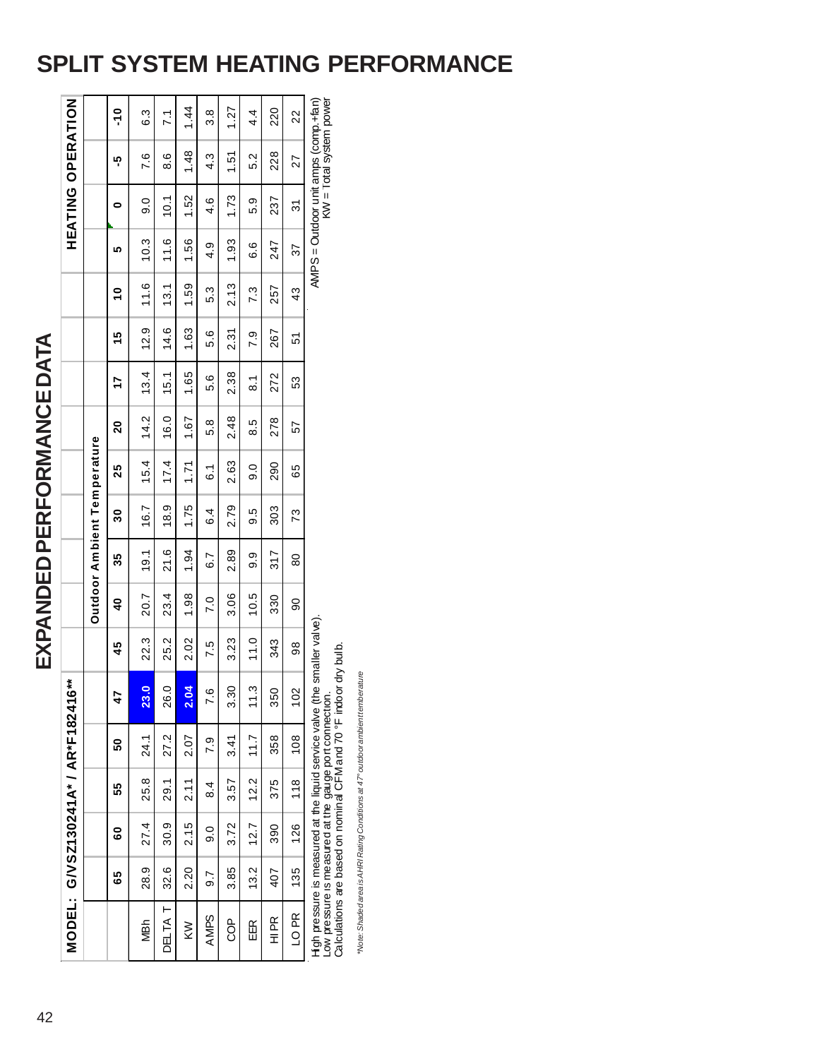# SPLIT SYSTEM HEATING PERFORMANCE

## EXPANDED PERFORMANCE DATA

**MODEL: G/VSZ130241A* / AR*F182416****

**HEATING OPERATION**

| | Outdoor Ambient Temperature | | | | | | | | | | | | | | | | | |
|---|---|---|---|---|---|---|---|---|---|---|---|---|---|---|---|---|---|---|
| | **65** | **60** | **55** | **50** | **47** | **45** | **40** | **35** | **30** | **25** | **20** | **17** | **15** | **10** | **5** | **0** | **-5** | **-10** |
| MBh | 28.9 | 27.4 | 25.8 | 24.1 | 23.0 | 22.3 | 20.7 | 19.1 | 16.7 | 15.4 | 14.2 | 13.4 | 12.9 | 11.6 | 10.3 | 9.0 | 7.6 | 6.3 |
| DELTA T | 32.6 | 30.9 | 29.1 | 27.2 | 26.0 | 25.2 | 23.4 | 21.6 | 18.9 | 17.4 | 16.0 | 15.1 | 14.6 | 13.1 | 11.6 | 10.1 | 8.6 | 7.1 |
| KW | 2.20 | 2.15 | 2.11 | 2.07 | 2.04 | 2.02 | 1.98 | 1.94 | 1.75 | 1.71 | 1.67 | 1.65 | 1.63 | 1.59 | 1.56 | 1.52 | 1.48 | 1.44 |
| AMPS | 9.7 | 9.0 | 8.4 | 7.9 | 7.6 | 7.5 | 7.0 | 6.7 | 6.4 | 6.1 | 5.8 | 5.6 | 5.6 | 5.3 | 4.9 | 4.6 | 4.3 | 3.8 |
| COP | 3.85 | 3.72 | 3.57 | 3.41 | 3.30 | 3.23 | 3.06 | 2.89 | 2.79 | 2.63 | 2.48 | 2.38 | 2.31 | 2.13 | 1.93 | 1.73 | 1.51 | 1.27 |
| EER | 13.2 | 12.7 | 12.2 | 11.7 | 11.3 | 11.0 | 10.5 | 9.9 | 9.5 | 9.0 | 8.5 | 8.1 | 7.9 | 7.3 | 6.6 | 5.9 | 5.2 | 4.4 |
| HI PR | 407 | 390 | 375 | 358 | 350 | 343 | 330 | 317 | 303 | 290 | 278 | 272 | 267 | 257 | 247 | 237 | 228 | 220 |
| LO PR | 135 | 126 | 118 | 108 | 102 | 98 | 90 | 80 | 73 | 65 | 57 | 53 | 51 | 43 | 37 | 31 | 27 | 22 |

High pressure is measured at the liquid service valve (the smaller valve).
Low pressure is measured at the gauge port connection.
Calculations are based on nominal CFM and 70 °F indoor dry bulb.

AMPS = Outdoor unit amps (comp.+fan)
KW = Total system power

*Note: Shaded area is AHRI Rating Conditions at 47° outdoor ambient temperature*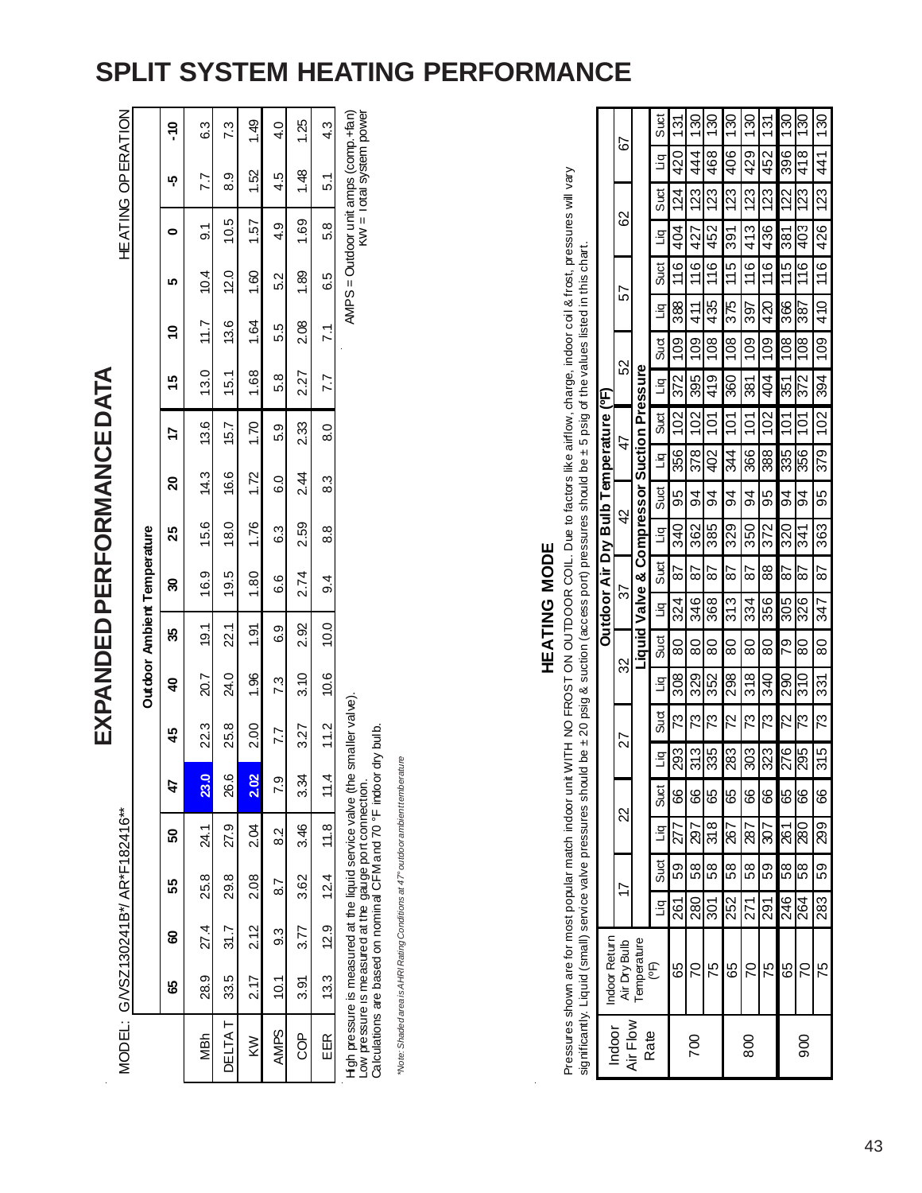# SPLIT SYSTEM HEATING PERFORMANCE

## EXPANDED PERFORMANCE DATA

MODEL: G/VSZ130241B*/ AR*F182416**

HEATING OPERATION

| | Outdoor Ambient Temperature | | | | | | | | | | | | | | | |
|---|---|---|---|---|---|---|---|---|---|---|---|---|---|---|---|---|
| | **65** | **60** | **55** | **50** | **47** | **45** | **40** | **35** | **30** | **25** | **20** | **17** | **15** | **10** | **5** | **0** | **-5** | **-10** |
| MBh | 28.9 | 27.4 | 25.8 | 24.1 | 23.0 | 22.3 | 20.7 | 19.1 | 16.9 | 15.6 | 14.3 | 13.6 | 13.0 | 11.7 | 10.4 | 9.1 | 7.7 | 6.3 |
| DELTA T | 33.5 | 31.7 | 29.8 | 27.9 | 26.6 | 25.8 | 24.0 | 22.1 | 19.5 | 18.0 | 16.6 | 15.7 | 15.1 | 13.6 | 12.0 | 10.5 | 8.9 | 7.3 |
| KW | 2.17 | 2.12 | 2.08 | 2.04 | 2.02 | 2.00 | 1.96 | 1.91 | 1.80 | 1.76 | 1.72 | 1.70 | 1.68 | 1.64 | 1.60 | 1.57 | 1.52 | 1.49 |
| AMPS | 10.1 | 9.3 | 8.7 | 8.2 | 7.9 | 7.7 | 7.3 | 6.9 | 6.6 | 6.3 | 6.0 | 5.9 | 5.8 | 5.5 | 5.2 | 4.9 | 4.5 | 4.0 |
| COP | 3.91 | 3.77 | 3.62 | 3.46 | 3.34 | 3.27 | 3.10 | 2.92 | 2.74 | 2.59 | 2.44 | 2.33 | 2.27 | 2.08 | 1.89 | 1.69 | 1.48 | 1.25 |
| EER | 13.3 | 12.9 | 12.4 | 11.8 | 11.4 | 11.2 | 10.6 | 10.0 | 9.4 | 8.8 | 8.3 | 8.0 | 7.7 | 7.1 | 6.5 | 5.8 | 5.1 | 4.3 |

High pressure is measured at the liquid service valve (the smaller valve).
Low pressure is measured at the gauge port connection.
Calculations are based on nominal CFM and 70 °F indoor dry bulb.

AMPS = Outdoor unit amps (comp.+fan)
KW = Total system power

*Note: Shaded area is AHRI Rating Conditions at 47° outdoor ambient temperature*

## HEATING MODE

Pressures shown are for most popular match indoor unit WITH NO FROST ON OUTDOOR COIL. Due to factors like airflow, charge, indoor coil & frost, pressures will vary significantly. Liquid (small) service valve pressures should be ± 20 psig & suction (access port) pressures should be ± 5 psig of the values listed in this chart.

| Indoor Air Flow Rate | Indoor Return Air Dry Bulb Temperature (ºF) | Outdoor Air Dry Bulb Temperature (ºF) | | | | | | | | | | | | | | | | | |
|---|---|---|---|---|---|---|---|---|---|---|---|---|---|---|---|---|---|---|---|
| | | 17 | | 22 | | 27 | | 32 | | 37 | | 42 | | 47 | | 52 | | 57 | | 62 | | 67 | |
| | | Liquid Valve & Compressor Suction Pressure | | | | | | | | | | | | | | | | | | | | | |
| | | Liq | Suct | Liq | Suct | Liq | Suct | Liq | Suct | Liq | Suct | Liq | Suct | Liq | Suct | Liq | Suct | Liq | Suct | Liq | Suct | Liq | Suct |
| 700 | 65 | 261 | 59 | 277 | 66 | 293 | 73 | 308 | 80 | 324 | 87 | 340 | 95 | 356 | 102 | 372 | 109 | 388 | 116 | 404 | 124 | 420 | 131 |
| | 70 | 280 | 58 | 297 | 66 | 313 | 73 | 329 | 80 | 346 | 87 | 362 | 94 | 378 | 102 | 395 | 109 | 411 | 116 | 427 | 123 | 444 | 130 |
| | 75 | 301 | 58 | 318 | 65 | 335 | 73 | 352 | 80 | 368 | 87 | 385 | 94 | 402 | 101 | 419 | 108 | 435 | 116 | 452 | 123 | 468 | 130 |
| 800 | 65 | 252 | 58 | 267 | 65 | 283 | 72 | 298 | 80 | 313 | 87 | 329 | 94 | 344 | 101 | 360 | 108 | 375 | 115 | 391 | 123 | 406 | 130 |
| | 70 | 271 | 58 | 287 | 66 | 303 | 73 | 318 | 80 | 334 | 87 | 350 | 94 | 366 | 101 | 381 | 109 | 397 | 116 | 413 | 123 | 429 | 130 |
| | 75 | 291 | 59 | 307 | 66 | 323 | 73 | 340 | 80 | 356 | 88 | 372 | 95 | 388 | 102 | 404 | 109 | 420 | 116 | 436 | 123 | 452 | 131 |
| 900 | 65 | 246 | 58 | 261 | 65 | 276 | 72 | 290 | 79 | 305 | 87 | 320 | 94 | 335 | 101 | 351 | 108 | 366 | 115 | 381 | 122 | 396 | 130 |
| | 70 | 264 | 58 | 280 | 66 | 295 | 73 | 310 | 80 | 326 | 87 | 341 | 94 | 356 | 101 | 372 | 108 | 387 | 116 | 403 | 123 | 418 | 130 |
| | 75 | 283 | 59 | 299 | 66 | 315 | 73 | 331 | 80 | 347 | 87 | 363 | 95 | 379 | 102 | 394 | 109 | 410 | 116 | 426 | 123 | 441 | 130 |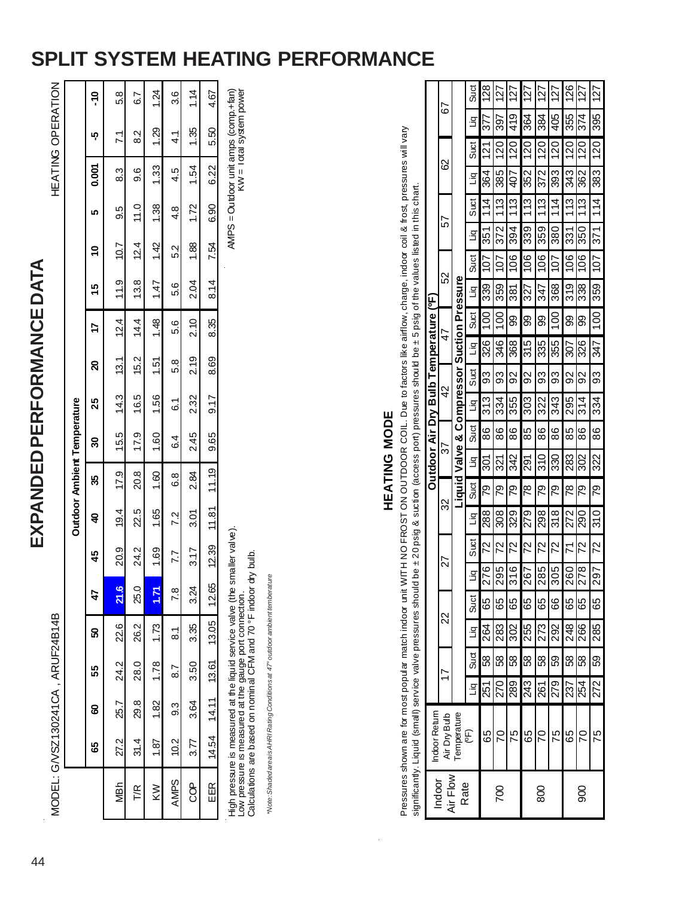# SPLIT SYSTEM HEATING PERFORMANCE

## EXPANDED PERFORMANCE DATA

MODEL: G/VSZ130241CA , ARUF24B14B

HEATING OPERATION

| | Outdoor Ambient Temperature | | | | | | | | | | | | | | | |
|---|---|---|---|---|---|---|---|---|---|---|---|---|---|---|---|---|
| | 65 | 60 | 55 | 50 | 47 | 45 | 40 | 35 | 30 | 25 | 20 | 17 | 15 | 10 | 5 | 0.001 | -5 | -10 |
| MBh | 27.2 | 25.7 | 24.2 | 22.6 | 21.6 | 20.9 | 19.4 | 17.9 | 15.5 | 14.3 | 13.1 | 12.4 | 11.9 | 10.7 | 9.5 | 8.3 | 7.1 | 5.8 |
| T/R | 31.4 | 29.8 | 28.0 | 26.2 | 25.0 | 24.2 | 22.5 | 20.8 | 17.9 | 16.5 | 15.2 | 14.4 | 13.8 | 12.4 | 11.0 | 9.6 | 8.2 | 6.7 |
| KW | 1.87 | 1.82 | 1.78 | 1.73 | 1.71 | 1.69 | 1.65 | 1.60 | 1.60 | 1.56 | 1.51 | 1.48 | 1.47 | 1.42 | 1.38 | 1.33 | 1.29 | 1.24 |
| AMPS | 10.2 | 9.3 | 8.7 | 8.1 | 7.8 | 7.7 | 7.2 | 6.8 | 6.4 | 6.1 | 5.8 | 5.6 | 5.6 | 5.2 | 4.8 | 4.5 | 4.1 | 3.6 |
| COP | 3.77 | 3.64 | 3.50 | 3.35 | 3.24 | 3.17 | 3.01 | 2.84 | 2.45 | 2.32 | 2.19 | 2.10 | 2.04 | 1.88 | 1.72 | 1.54 | 1.35 | 1.14 |
| EER | 14.54 | 14.11 | 13.61 | 13.05 | 12.65 | 12.39 | 11.81 | 11.19 | 9.65 | 9.17 | 8.69 | 8.35 | 8.14 | 7.54 | 6.90 | 6.22 | 5.50 | 4.67 |

High pressure is measured at the liquid service valve (the smaller valve).
Low pressure is measured at the gauge port connection.
Calculations are based on nominal CFM and 70 °F indoor dry bulb.

*Note: Shaded area is AHRI Rating Conditions at 47° outdoor ambient temperature*

AMPS = Outdoor unit amps (comp.+fan)
KW = Total system power

## HEATING MODE

Pressures shown are for most popular match indoor unit WITH NO FROST ON OUTDOOR COIL. Due to factors like airflow, charge, indoor coil & frost, pressures will vary significantly. Liquid (small) service valve pressures should be ± 20 psig & suction (access port) pressures should be ± 5 psig of the values listed in this chart.

| Indoor Air Flow Rate | Indoor Return Air Dry Bulb Temperature (°F) | Outdoor Air Dry Bulb Temperature (°F) | | | | | | | | | | | | | | | | | | | | | |
|---|---|---|---|---|---|---|---|---|---|---|---|---|---|---|---|---|---|---|---|---|---|---|---|
| | | 17 | | 22 | | 27 | | 32 | | 37 | | 42 | | 47 | | 52 | | 57 | | 62 | | 67 | |
| | | Liquid Valve & Compressor Suction Pressure | | | | | | | | | | | | | | | | | | | | | |
| | | Liq | Suct | Liq | Suct | Liq | Suct | Liq | Suct | Liq | Suct | Liq | Suct | Liq | Suct | Liq | Suct | Liq | Suct | Liq | Suct | Liq | Suct |
| 700 | 65 | 251 | 58 | 264 | 65 | 276 | 72 | 288 | 79 | 301 | 86 | 313 | 93 | 326 | 100 | 339 | 107 | 351 | 114 | 364 | 121 | 377 | 128 |
| | 70 | 270 | 58 | 283 | 65 | 295 | 72 | 308 | 79 | 321 | 86 | 334 | 93 | 346 | 100 | 359 | 107 | 372 | 113 | 385 | 120 | 397 | 127 |
| | 75 | 289 | 58 | 302 | 65 | 316 | 72 | 329 | 79 | 342 | 86 | 355 | 92 | 368 | 99 | 381 | 106 | 394 | 113 | 407 | 120 | 419 | 127 |
| 800 | 65 | 243 | 58 | 255 | 65 | 267 | 72 | 279 | 78 | 291 | 85 | 303 | 92 | 315 | 99 | 327 | 106 | 339 | 113 | 352 | 120 | 364 | 127 |
| | 70 | 261 | 58 | 273 | 65 | 285 | 72 | 298 | 79 | 310 | 86 | 322 | 93 | 335 | 99 | 347 | 106 | 359 | 113 | 372 | 120 | 384 | 127 |
| | 75 | 279 | 59 | 292 | 66 | 305 | 72 | 318 | 79 | 330 | 86 | 343 | 93 | 355 | 100 | 368 | 107 | 380 | 114 | 393 | 120 | 405 | 127 |
| 900 | 65 | 237 | 58 | 248 | 65 | 260 | 71 | 272 | 78 | 283 | 85 | 295 | 92 | 307 | 99 | 319 | 106 | 331 | 113 | 343 | 120 | 355 | 126 |
| | 70 | 254 | 58 | 266 | 65 | 278 | 72 | 290 | 79 | 302 | 86 | 314 | 92 | 326 | 99 | 338 | 106 | 350 | 113 | 362 | 120 | 374 | 127 |
| | 75 | 272 | 59 | 285 | 65 | 297 | 72 | 310 | 79 | 322 | 86 | 334 | 93 | 347 | 100 | 359 | 107 | 371 | 114 | 383 | 120 | 395 | 127 |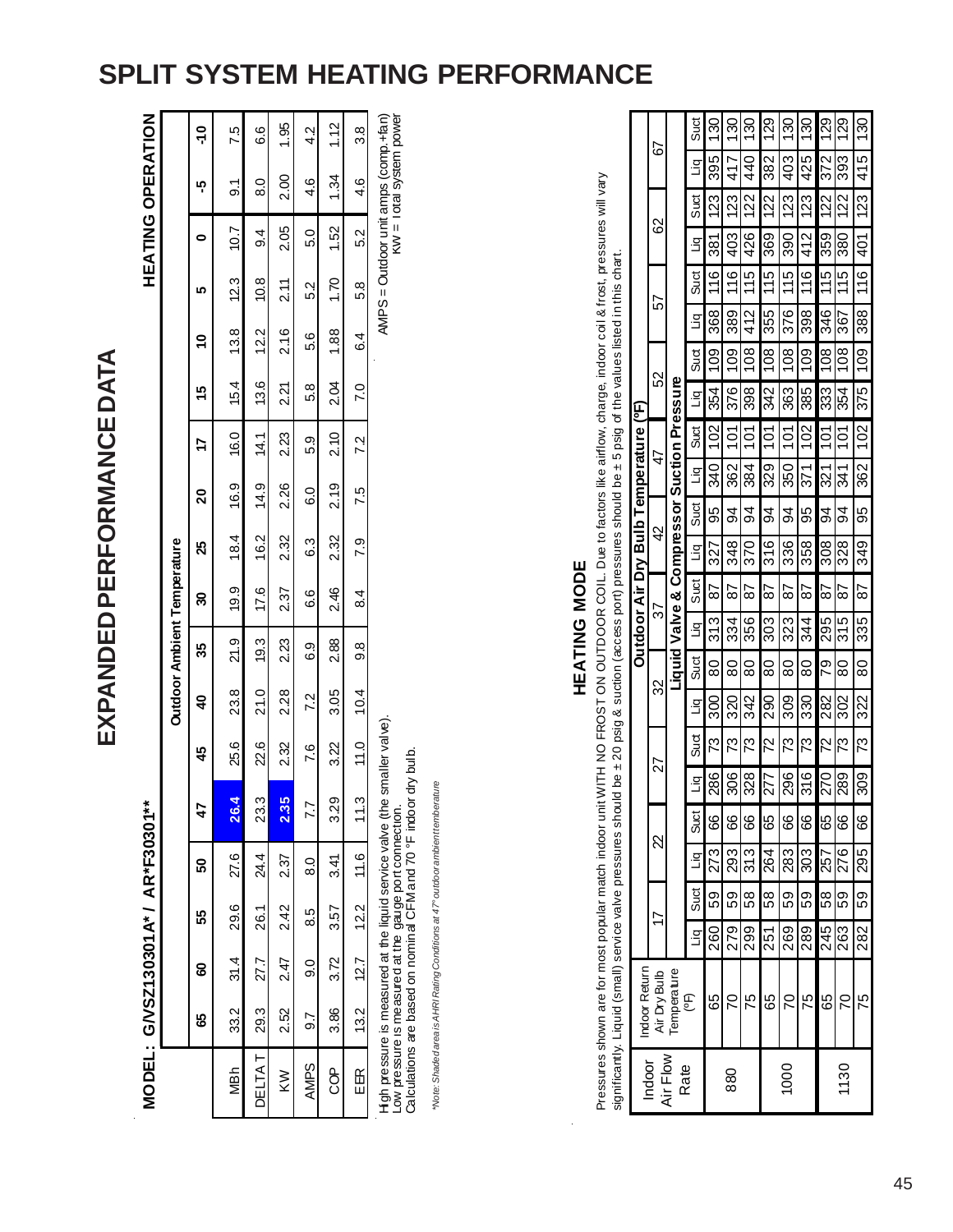# SPLIT SYSTEM HEATING PERFORMANCE

## EXPANDED PERFORMANCE DATA

**MODEL: G/VSZ130301A* / AR*F30301***

**HEATING OPERATION**

| | Outdoor Ambient Temperature | | | | | | | | | | | | | | | |
|---|---|---|---|---|---|---|---|---|---|---|---|---|---|---|---|---|
| | 65 | 60 | 55 | 50 | 47 | 45 | 40 | 35 | 30 | 25 | 20 | 17 | 15 | 10 | 5 | 0 | -5 | -10 |
| MBh | 33.2 | 31.4 | 29.6 | 27.6 | 26.4 | 25.6 | 23.8 | 21.9 | 19.9 | 18.4 | 16.9 | 16.0 | 15.4 | 13.8 | 12.3 | 10.7 | 9.1 | 7.5 |
| DELTA T | 29.3 | 27.7 | 26.1 | 24.4 | 23.3 | 22.6 | 21.0 | 19.3 | 17.6 | 16.2 | 14.9 | 14.1 | 13.6 | 12.2 | 10.8 | 9.4 | 8.0 | 6.6 |
| KW | 2.52 | 2.47 | 2.42 | 2.37 | 2.35 | 2.32 | 2.28 | 2.23 | 2.37 | 2.32 | 2.26 | 2.23 | 2.21 | 2.16 | 2.11 | 2.05 | 2.00 | 1.95 |
| AMPS | 9.7 | 9.0 | 8.5 | 8.0 | 7.7 | 7.6 | 7.2 | 6.9 | 6.6 | 6.3 | 6.0 | 5.9 | 5.8 | 5.6 | 5.2 | 5.0 | 4.6 | 4.2 |
| COP | 3.86 | 3.72 | 3.57 | 3.41 | 3.29 | 3.22 | 3.05 | 2.88 | 2.46 | 2.32 | 2.19 | 2.10 | 2.04 | 1.88 | 1.70 | 1.52 | 1.34 | 1.12 |
| EER | 13.2 | 12.7 | 12.2 | 11.6 | 11.3 | 11.0 | 10.4 | 9.8 | 8.4 | 7.9 | 7.5 | 7.2 | 7.0 | 6.4 | 5.8 | 5.2 | 4.6 | 3.8 |

High pressure is measured at the liquid service valve (the smaller valve).
Low pressure is measured at the gauge port connection.
Calculations are based on nominal CFM and 70 °F indoor dry bulb.

AMPS = Outdoor unit amps (comp.+fan)
KW = Total system power

*Note: Shaded area is AHRI Rating Conditions at 47° outdoor ambient temperature*

### HEATING MODE

Pressures shown are for most popular match indoor unit WITH NO FROST ON OUTDOOR COIL. Due to factors like airflow, charge, indoor coil & frost, pressures will vary significantly. Liquid (small) service valve pressures should be ± 20 psig & suction (access port) pressures should be ± 5 psig of the values listed in this chart.

| Indoor Air Flow Rate | Indoor Return Air Dry Bulb Temperature (ºF) | Outdoor Air Dry Bulb Temperature (ºF) | | | | | | | | | | | | | | | | | | | |
|---|---|---|---|---|---|---|---|---|---|---|---|---|---|---|---|---|---|---|---|---|---|
| | | 17 | | 22 | | 27 | | 32 | | 37 | | 42 | | 47 | | 52 | | 57 | | 62 | | 67 | |
| | | Liquid Valve & Compressor Suction Pressure | | | | | | | | | | | | | | | | | | | | | |
| | | Liq | Suct | Liq | Suct | Liq | Suct | Liq | Suct | Liq | Suct | Liq | Suct | Liq | Suct | Liq | Suct | Liq | Suct | Liq | Suct | Liq | Suct |
| 880 | 65 | 260 | 59 | 273 | 66 | 286 | 73 | 300 | 80 | 313 | 87 | 327 | 95 | 340 | 102 | 354 | 109 | 368 | 116 | 381 | 123 | 395 | 130 |
| | 70 | 279 | 59 | 293 | 66 | 306 | 73 | 320 | 80 | 334 | 87 | 348 | 94 | 362 | 101 | 376 | 109 | 389 | 116 | 403 | 123 | 417 | 130 |
| | 75 | 299 | 58 | 313 | 66 | 328 | 73 | 342 | 80 | 356 | 87 | 370 | 94 | 384 | 101 | 398 | 108 | 412 | 115 | 426 | 122 | 440 | 130 |
| 1000 | 65 | 251 | 58 | 264 | 65 | 277 | 72 | 290 | 80 | 303 | 87 | 316 | 94 | 329 | 101 | 342 | 108 | 355 | 115 | 369 | 122 | 382 | 129 |
| | 70 | 269 | 59 | 283 | 66 | 296 | 73 | 309 | 80 | 323 | 87 | 336 | 94 | 350 | 101 | 363 | 108 | 376 | 115 | 390 | 123 | 403 | 130 |
| | 75 | 289 | 59 | 303 | 66 | 316 | 73 | 330 | 80 | 344 | 87 | 358 | 95 | 371 | 102 | 385 | 109 | 398 | 116 | 412 | 123 | 425 | 130 |
| 1130 | 65 | 245 | 58 | 257 | 65 | 270 | 72 | 282 | 79 | 295 | 87 | 308 | 94 | 321 | 101 | 333 | 108 | 346 | 115 | 359 | 122 | 372 | 129 |
| | 70 | 263 | 59 | 276 | 66 | 289 | 73 | 302 | 80 | 315 | 87 | 328 | 94 | 341 | 101 | 354 | 108 | 367 | 115 | 380 | 122 | 393 | 129 |
| | 75 | 282 | 59 | 295 | 66 | 309 | 73 | 322 | 80 | 335 | 87 | 349 | 95 | 362 | 102 | 375 | 109 | 388 | 116 | 401 | 123 | 415 | 130 |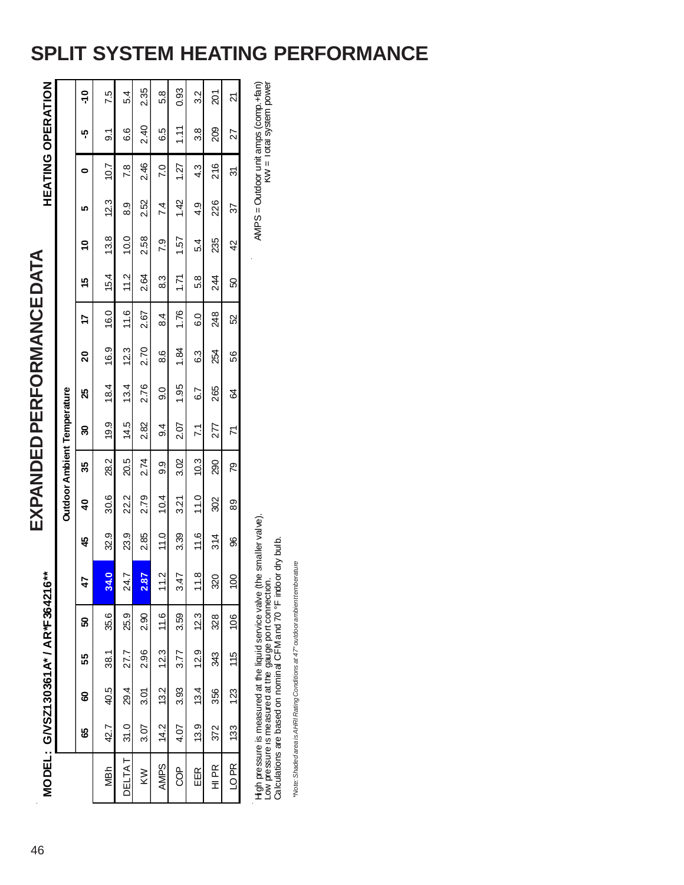# SPLIT SYSTEM HEATING PERFORMANCE

## EXPANDED PERFORMANCE DATA

MODEL: G/VSZ130361A* / AR*F364216**

HEATING OPERATION

| | Outdoor Ambient Temperature | | | | | | | | | | | | | | | |
|---|---|---|---|---|---|---|---|---|---|---|---|---|---|---|---|---|
| | 65 | 60 | 55 | 50 | 47 | 45 | 40 | 35 | 30 | 25 | 20 | 17 | 15 | 10 | 5 | 0 | -5 | -10 |
| MBh | 42.7 | 40.5 | 38.1 | 35.6 | 34.0 | 32.9 | 30.6 | 28.2 | 19.9 | 18.4 | 16.9 | 16.0 | 15.4 | 13.8 | 12.3 | 10.7 | 9.1 | 7.5 |
| DELTA T | 31.0 | 29.4 | 27.7 | 25.9 | 24.7 | 23.9 | 22.2 | 20.5 | 14.5 | 13.4 | 12.3 | 11.6 | 11.2 | 10.0 | 8.9 | 7.8 | 6.6 | 5.4 |
| KW | 3.07 | 3.01 | 2.96 | 2.90 | 2.87 | 2.85 | 2.79 | 2.74 | 2.82 | 2.76 | 2.70 | 2.67 | 2.64 | 2.58 | 2.52 | 2.46 | 2.40 | 2.35 |
| AMPS | 14.2 | 13.2 | 12.3 | 11.6 | 11.2 | 11.0 | 10.4 | 9.9 | 9.4 | 9.0 | 8.6 | 8.4 | 8.3 | 7.9 | 7.4 | 7.0 | 6.5 | 5.8 |
| COP | 4.07 | 3.93 | 3.77 | 3.59 | 3.47 | 3.39 | 3.21 | 3.02 | 2.07 | 1.95 | 1.84 | 1.76 | 1.71 | 1.57 | 1.42 | 1.27 | 1.11 | 0.93 |
| EER | 13.9 | 13.4 | 12.9 | 12.3 | 11.8 | 11.6 | 11.0 | 10.3 | 7.1 | 6.7 | 6.3 | 6.0 | 5.8 | 5.4 | 4.9 | 4.3 | 3.8 | 3.2 |
| HI PR | 372 | 356 | 343 | 328 | 320 | 314 | 302 | 290 | 277 | 265 | 254 | 248 | 244 | 235 | 226 | 216 | 209 | 201 |
| LO PR | 133 | 123 | 115 | 106 | 100 | 96 | 89 | 79 | 71 | 64 | 56 | 52 | 50 | 42 | 37 | 31 | 27 | 21 |

High pressure is measured at the liquid service valve (the smaller valve).
Low pressure is measured at the gauge port connection.
Calculations are based on nominal CFM and 70 °F indoor dry bulb.

AMPS = Outdoor unit amps (comp.+fan)
KW = Total system power

*Note: Shaded area is AHRI Rating Conditions at 47° outdoor ambient temperature*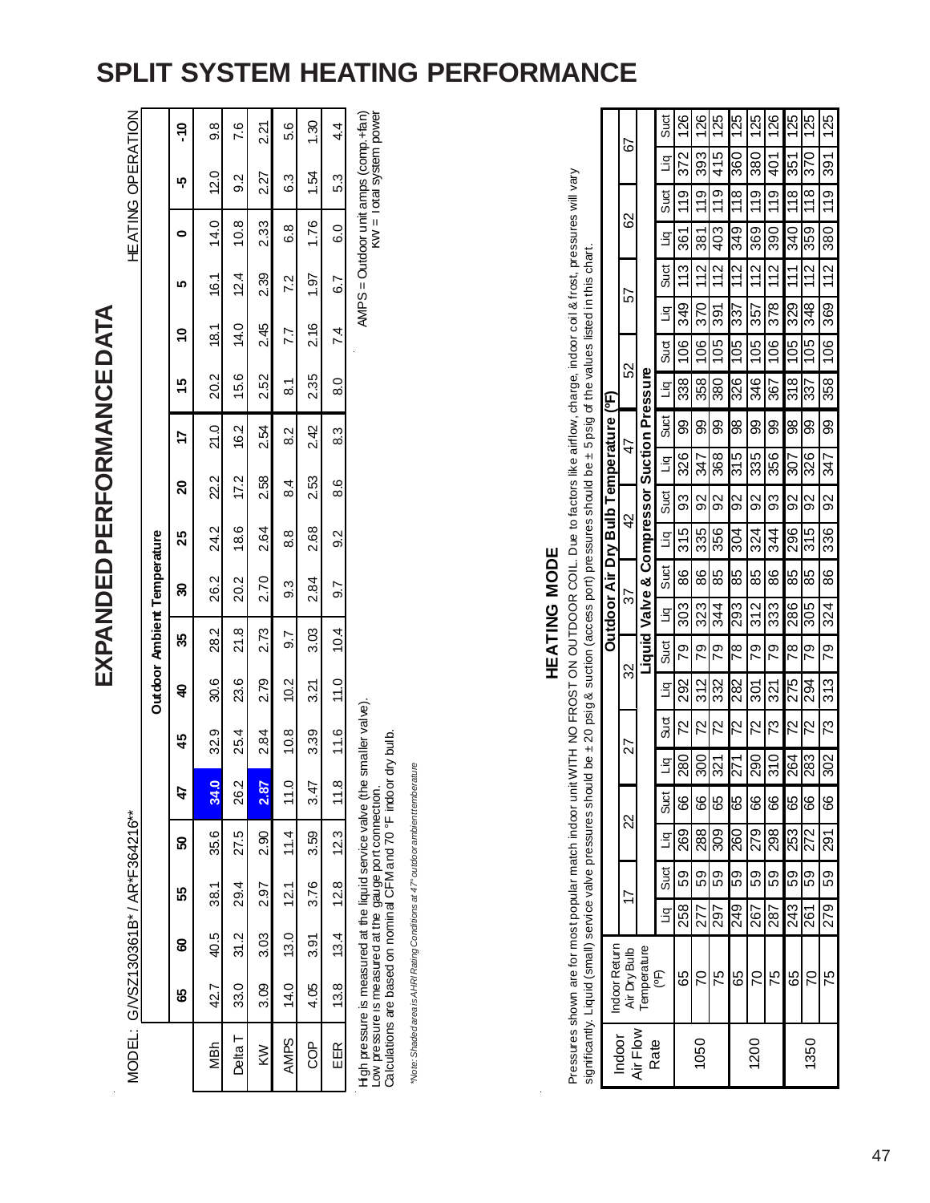# SPLIT SYSTEM HEATING PERFORMANCE

## EXPANDED PERFORMANCE DATA

MODEL: G/VSZ130361B* / AR*F364216**

HEATING OPERATION

| | Outdoor Ambient Temperature | | | | | | | | | | | | | | | |
|---|---|---|---|---|---|---|---|---|---|---|---|---|---|---|---|---|
| | 65 | 60 | 55 | 50 | 47 | 45 | 40 | 35 | 30 | 25 | 20 | 17 | 15 | 10 | 5 | 0 | -5 | -10 |
| MBh | 42.7 | 40.5 | 38.1 | 35.6 | 34.0 | 32.9 | 30.6 | 28.2 | 26.2 | 24.2 | 22.2 | 21.0 | 20.2 | 18.1 | 16.1 | 14.0 | 12.0 | 9.8 |
| Delta T | 33.0 | 31.2 | 29.4 | 27.5 | 26.2 | 25.4 | 23.6 | 21.8 | 20.2 | 18.6 | 17.2 | 16.2 | 15.6 | 14.0 | 12.4 | 10.8 | 9.2 | 7.6 |
| KW | 3.09 | 3.03 | 2.97 | 2.90 | 2.87 | 2.84 | 2.79 | 2.73 | 2.70 | 2.64 | 2.58 | 2.54 | 2.52 | 2.45 | 2.39 | 2.33 | 2.27 | 2.21 |
| AMPS | 14.0 | 13.0 | 12.1 | 11.4 | 11.0 | 10.8 | 10.2 | 9.7 | 9.3 | 8.8 | 8.4 | 8.2 | 8.1 | 7.7 | 7.2 | 6.8 | 6.3 | 5.6 |
| COP | 4.05 | 3.91 | 3.76 | 3.59 | 3.47 | 3.39 | 3.21 | 3.03 | 2.84 | 2.68 | 2.53 | 2.42 | 2.35 | 2.16 | 1.97 | 1.76 | 1.54 | 1.30 |
| EER | 13.8 | 13.4 | 12.8 | 12.3 | 11.8 | 11.6 | 11.0 | 10.4 | 9.7 | 9.2 | 8.6 | 8.3 | 8.0 | 7.4 | 6.7 | 6.0 | 5.3 | 4.4 |

High pressure is measured at the liquid service valve (the smaller valve).
Low pressure is measured at the gauge port connection.
Calculations are based on nominal CFM and 70 °F indoor dry bulb.

AMPS = Outdoor unit amps (comp.+fan)
KW = Total system power

*Note: Shaded area is AHRI Rating Conditions at 47° outdoor ambient temperature*

## HEATING MODE

Pressures shown are for most popular match indoor unit WITH NO FROST ON OUTDOOR COIL. Due to factors like airflow, charge, indoor coil & frost, pressures will vary significantly. Liquid (small) service valve pressures should be ± 20 psig & suction (access port) pressures should be ± 5 psig of the values listed in this chart.

| Indoor Air Flow Rate | Indoor Return Air Dry Bulb Temperature (ºF) | Outdoor Air Dry Bulb Temperature (ºF) | | | | | | | | | | | | | | | | | | | |
|---|---|---|---|---|---|---|---|---|---|---|---|---|---|---|---|---|---|---|---|---|---|
| | | 17 | | 22 | | 27 | | 32 | | 37 | | 42 | | 47 | | 52 | | 57 | | 62 | | 67 | |
| | | Liquid Valve & Compressor Suction Pressure | | | | | | | | | | | | | | | | | | | | | |
| | | Liq | Suct | Liq | Suct | Liq | Suct | Liq | Suct | Liq | Suct | Liq | Suct | Liq | Suct | Liq | Suct | Liq | Suct | Liq | Suct | Liq | Suct |
| 1050 | 65 | 258 | 59 | 269 | 66 | 280 | 72 | 292 | 79 | 303 | 86 | 315 | 93 | 326 | 99 | 338 | 106 | 349 | 113 | 361 | 119 | 372 | 126 |
| | 70 | 277 | 59 | 288 | 66 | 300 | 72 | 312 | 79 | 323 | 86 | 335 | 92 | 347 | 99 | 358 | 106 | 370 | 112 | 381 | 119 | 393 | 126 |
| | 75 | 297 | 59 | 309 | 65 | 321 | 72 | 332 | 79 | 344 | 85 | 356 | 92 | 368 | 99 | 380 | 105 | 391 | 112 | 403 | 119 | 415 | 125 |
| 1200 | 65 | 249 | 59 | 260 | 65 | 271 | 72 | 282 | 78 | 293 | 85 | 304 | 92 | 315 | 98 | 326 | 105 | 337 | 112 | 349 | 118 | 360 | 125 |
| | 70 | 267 | 59 | 279 | 66 | 290 | 72 | 301 | 79 | 312 | 85 | 324 | 92 | 335 | 99 | 346 | 105 | 357 | 112 | 369 | 119 | 380 | 125 |
| | 75 | 287 | 59 | 298 | 66 | 310 | 73 | 321 | 79 | 333 | 86 | 344 | 93 | 356 | 99 | 367 | 106 | 378 | 112 | 390 | 119 | 401 | 126 |
| 1350 | 65 | 243 | 59 | 253 | 65 | 264 | 72 | 275 | 78 | 286 | 85 | 296 | 92 | 307 | 98 | 318 | 105 | 329 | 111 | 340 | 118 | 351 | 125 |
| | 70 | 261 | 59 | 272 | 66 | 283 | 72 | 294 | 79 | 305 | 85 | 315 | 92 | 326 | 99 | 337 | 105 | 348 | 112 | 359 | 118 | 370 | 125 |
| | 75 | 279 | 59 | 291 | 66 | 302 | 73 | 313 | 79 | 324 | 86 | 336 | 92 | 347 | 99 | 358 | 106 | 369 | 112 | 380 | 119 | 391 | 125 |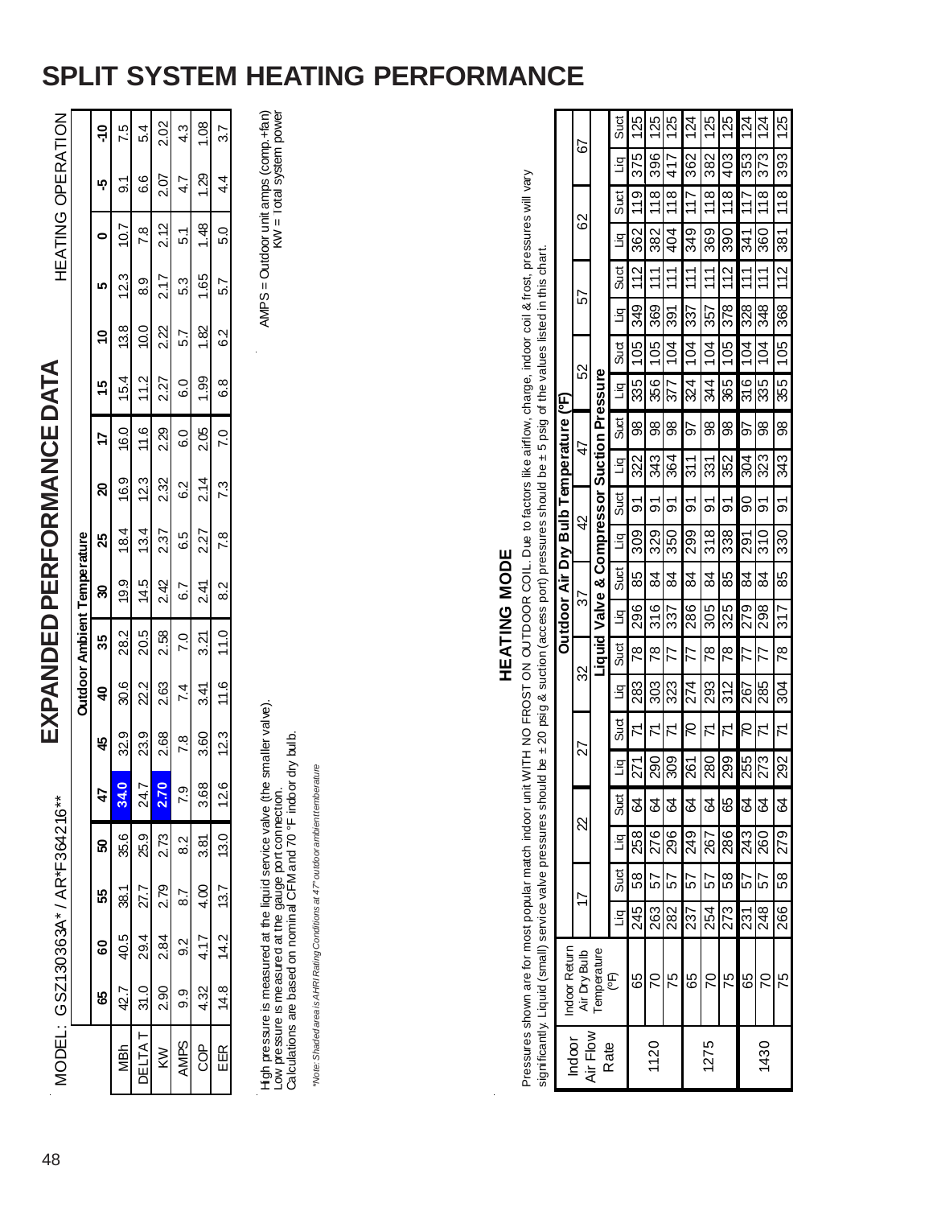# SPLIT SYSTEM HEATING PERFORMANCE

## EXPANDED PERFORMANCE DATA

MODEL: GSZ130363A* / AR*F364216**

HEATING OPERATION

| | Outdoor Ambient Temperature | | | | | | | | | | | | | | |
|---|---|---|---|---|---|---|---|---|---|---|---|---|---|---|---|
| | 65 | 60 | 55 | 50 | 47 | 45 | 40 | 35 | 30 | 25 | 20 | 17 | 15 | 10 | 5 | 0 | -5 | -10 |
| MBh | 42.7 | 40.5 | 38.1 | 35.6 | 34.0 | 32.9 | 30.6 | 28.2 | 19.9 | 18.4 | 16.9 | 16.0 | 15.4 | 13.8 | 12.3 | 10.7 | 9.1 | 7.5 |
| DELTA T | 31.0 | 29.4 | 27.7 | 25.9 | 24.7 | 23.9 | 22.2 | 20.5 | 14.5 | 13.4 | 12.3 | 11.6 | 11.2 | 10.0 | 8.9 | 7.8 | 6.6 | 5.4 |
| KW | 2.90 | 2.84 | 2.79 | 2.73 | 2.70 | 2.68 | 2.63 | 2.58 | 2.42 | 2.37 | 2.32 | 2.29 | 2.27 | 2.22 | 2.17 | 2.12 | 2.07 | 2.02 |
| AMPS | 9.9 | 9.2 | 8.7 | 8.2 | 7.9 | 7.8 | 7.4 | 7.0 | 6.7 | 6.5 | 6.2 | 6.0 | 6.0 | 5.7 | 5.3 | 5.1 | 4.7 | 4.3 |
| COP | 4.32 | 4.17 | 4.00 | 3.81 | 3.68 | 3.60 | 3.41 | 3.21 | 2.41 | 2.27 | 2.14 | 2.05 | 1.99 | 1.82 | 1.65 | 1.48 | 1.29 | 1.08 |
| EER | 14.8 | 14.2 | 13.7 | 13.0 | 12.6 | 12.3 | 11.6 | 11.0 | 8.2 | 7.8 | 7.3 | 7.0 | 6.8 | 6.2 | 5.7 | 5.0 | 4.4 | 3.7 |

High pressure is measured at the liquid service valve (the smaller valve).
Low pressure is measured at the gauge port connection.
Calculations are based on nominal CFM and 70 °F indoor dry bulb.

*\*Note: Shaded area is AHRI Rating Conditions at 47° outdoor ambient temperature*

AMPS = Outdoor unit amps (comp.+fan)
KW = Total system power

### HEATING MODE

Pressures shown are for most popular match indoor unit WITH NO FROST ON OUTDOOR COIL. Due to factors like airflow, charge, indoor coil & frost, pressures will vary significantly. Liquid (small) service valve pressures should be ± 20 psig & suction (access port) pressures should be ± 5 psig of the values listed in this chart.

| Indoor Air Flow Rate | Indoor Return Air Dry Bulb Temperature (ºF) | Outdoor Air Dry Bulb Temperature (ºF) | | | | | | | | | | | | | | | | | | | | |
|---|---|---|---|---|---|---|---|---|---|---|---|---|---|---|---|---|---|---|---|---|---|---|
| | | 17 | | 22 | | 27 | | 32 | | 37 | | 42 | | 47 | | 52 | | 57 | | 62 | | 67 | |
| | | Liquid Valve & Compressor Suction Pressure | | | | | | | | | | | | | | | | | | | | | |
| | | Liq | Suct | Liq | Suct | Liq | Suct | Liq | Suct | Liq | Suct | Liq | Suct | Liq | Suct | Liq | Suct | Liq | Suct | Liq | Suct | Liq | Suct |
| 1120 | 65 | 245 | 58 | 258 | 64 | 271 | 71 | 283 | 78 | 296 | 85 | 309 | 91 | 322 | 98 | 335 | 105 | 349 | 112 | 362 | 119 | 375 | 125 |
| | 70 | 263 | 57 | 276 | 64 | 290 | 71 | 303 | 78 | 316 | 84 | 329 | 91 | 343 | 98 | 356 | 105 | 369 | 111 | 382 | 118 | 396 | 125 |
| | 75 | 282 | 57 | 296 | 64 | 309 | 71 | 323 | 77 | 337 | 84 | 350 | 91 | 364 | 98 | 377 | 104 | 391 | 111 | 404 | 118 | 417 | 125 |
| 1275 | 65 | 237 | 57 | 249 | 64 | 261 | 70 | 274 | 77 | 286 | 84 | 299 | 91 | 311 | 97 | 324 | 104 | 337 | 111 | 349 | 117 | 362 | 124 |
| | 70 | 254 | 57 | 267 | 64 | 280 | 71 | 293 | 78 | 305 | 84 | 318 | 91 | 331 | 98 | 344 | 104 | 357 | 111 | 369 | 118 | 382 | 125 |
| | 75 | 273 | 58 | 286 | 65 | 299 | 71 | 312 | 78 | 325 | 85 | 338 | 91 | 352 | 98 | 365 | 105 | 378 | 112 | 390 | 118 | 403 | 125 |
| 1430 | 65 | 231 | 57 | 243 | 64 | 255 | 70 | 267 | 77 | 279 | 84 | 291 | 90 | 304 | 97 | 316 | 104 | 328 | 111 | 341 | 117 | 353 | 124 |
| | 70 | 248 | 57 | 260 | 64 | 273 | 71 | 285 | 77 | 298 | 84 | 310 | 91 | 323 | 98 | 335 | 104 | 348 | 111 | 360 | 118 | 373 | 124 |
| | 75 | 266 | 58 | 279 | 64 | 292 | 71 | 304 | 78 | 317 | 85 | 330 | 91 | 343 | 98 | 355 | 105 | 368 | 112 | 381 | 118 | 393 | 125 |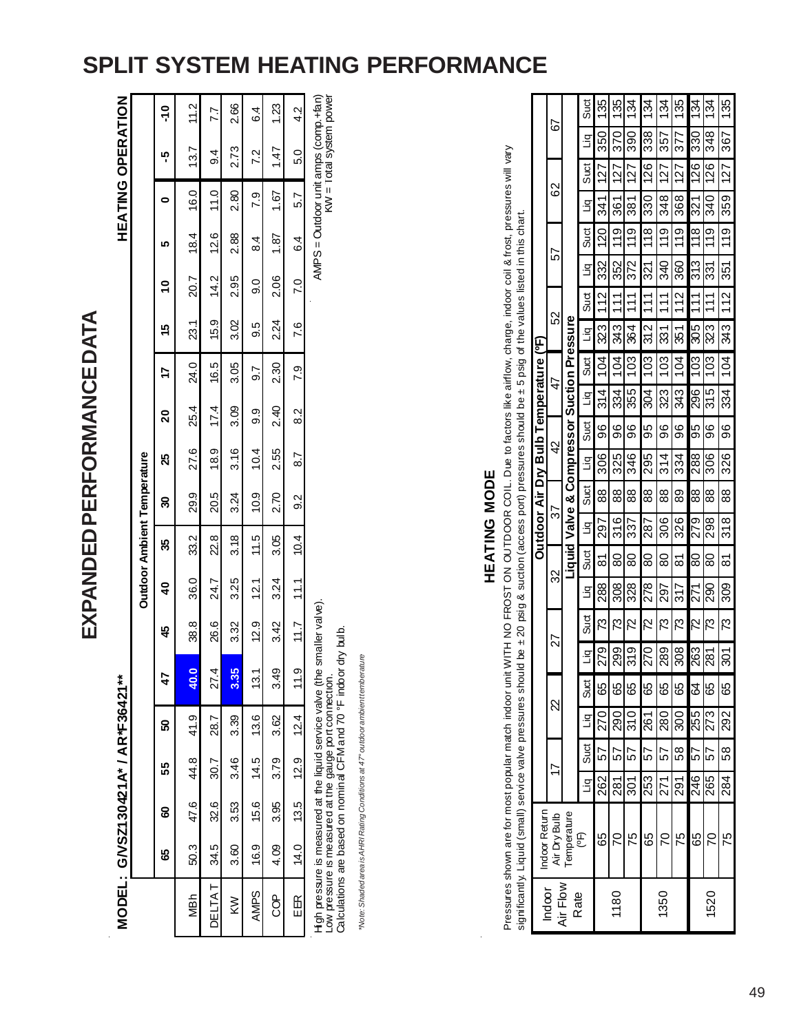# SPLIT SYSTEM HEATING PERFORMANCE

## EXPANDED PERFORMANCE DATA

**MODEL : G/VSZ130421A* / AR*F36421****

**HEATING OPERATION**

| | Outdoor Ambient Temperature | | | | | | | | | | | | | | | |
|---|---|---|---|---|---|---|---|---|---|---|---|---|---|---|---|---|
| | **65** | **60** | **55** | **50** | **47** | **45** | **40** | **35** | **30** | **25** | **20** | **17** | **15** | **10** | **5** | **0** | **-5** | **-10** |
| MBh | 50.3 | 47.6 | 44.8 | 41.9 | **40.0** | 38.8 | 36.0 | 33.2 | 29.9 | 27.6 | 25.4 | 24.0 | 23.1 | 20.7 | 18.4 | 16.0 | 13.7 | 11.2 |
| DELTA T | 34.5 | 32.6 | 30.7 | 28.7 | 27.4 | 26.6 | 24.7 | 22.8 | 20.5 | 18.9 | 17.4 | 16.5 | 15.9 | 14.2 | 12.6 | 11.0 | 9.4 | 7.7 |
| KW | 3.60 | 3.53 | 3.46 | 3.39 | **3.35** | 3.32 | 3.25 | 3.18 | 3.24 | 3.16 | 3.09 | 3.05 | 3.02 | 2.95 | 2.88 | 2.80 | 2.73 | 2.66 |
| AMPS | 16.9 | 15.6 | 14.5 | 13.6 | 13.1 | 12.9 | 12.1 | 11.5 | 10.9 | 10.4 | 9.9 | 9.7 | 9.5 | 9.0 | 8.4 | 7.9 | 7.2 | 6.4 |
| COP | 4.09 | 3.95 | 3.79 | 3.62 | 3.49 | 3.42 | 3.24 | 3.05 | 2.70 | 2.55 | 2.40 | 2.30 | 2.24 | 2.06 | 1.87 | 1.67 | 1.47 | 1.23 |
| EER | 14.0 | 13.5 | 12.9 | 12.4 | 11.9 | 11.7 | 11.1 | 10.4 | 9.2 | 8.7 | 8.2 | 7.9 | 7.6 | 7.0 | 6.4 | 5.7 | 5.0 | 4.2 |

High pressure is measured at the liquid service valve (the smaller valve).
Low pressure is measured at the gauge port connection.
Calculations are based on nominal CFM and 70 °F indoor dry bulb.

AMPS = Outdoor unit amps (comp.+fan)
KW = Total system power

*Note: Shaded area is AHRI Rating Conditions at 47° outdoor ambient temperature*

## HEATING MODE

Pressures shown are for most popular match indoor unit WITH NO FROST ON OUTDOOR COIL. Due to factors like airflow, charge, indoor coil & frost, pressures will vary significantly. Liquid (small) service valve pressures should be ± 20 psig & suction (access port) pressures should be ± 5 psig of the values listed in this chart.

| Indoor Air Flow Rate | Indoor Return Air Dry Bulb Temperature (°F) | Outdoor Air Dry Bulb Temperature (°F) | | | | | | | | | | | | | | | | | | | | |
|---|---|---|---|---|---|---|---|---|---|---|---|---|---|---|---|---|---|---|---|---|---|---|
| | | 17 | | 22 | | 27 | | 32 | | 37 | | 42 | | 47 | | 52 | | 57 | | 62 | | 67 | |
| | | Liquid Valve & Compressor Suction Pressure | | | | | | | | | | | | | | | | | | | | | |
| | | Liq | Suct | Liq | Suct | Liq | Suct | Liq | Suct | Liq | Suct | Liq | Suct | Liq | Suct | Liq | Suct | Liq | Suct | Liq | Suct | Liq | Suct |
| 1180 | 65 | 262 | 57 | 270 | 65 | 279 | 73 | 288 | 81 | 297 | 88 | 306 | 96 | 314 | 104 | 323 | 112 | 332 | 120 | 341 | 127 | 350 | 135 |
| | 70 | 281 | 57 | 290 | 65 | 299 | 73 | 308 | 80 | 316 | 88 | 325 | 96 | 334 | 104 | 343 | 111 | 352 | 119 | 361 | 127 | 370 | 135 |
| | 75 | 301 | 57 | 310 | 65 | 319 | 72 | 328 | 80 | 337 | 88 | 346 | 96 | 355 | 103 | 364 | 111 | 372 | 119 | 381 | 127 | 390 | 134 |
| 1350 | 65 | 253 | 57 | 261 | 65 | 270 | 72 | 278 | 80 | 287 | 88 | 295 | 95 | 304 | 103 | 312 | 111 | 321 | 118 | 330 | 126 | 338 | 134 |
| | 70 | 271 | 57 | 280 | 65 | 289 | 73 | 297 | 80 | 306 | 88 | 314 | 96 | 323 | 103 | 331 | 111 | 340 | 119 | 348 | 127 | 357 | 134 |
| | 75 | 291 | 58 | 300 | 65 | 308 | 73 | 317 | 81 | 326 | 89 | 334 | 96 | 343 | 104 | 351 | 112 | 360 | 119 | 368 | 127 | 377 | 135 |
| 1520 | 65 | 246 | 57 | 255 | 64 | 263 | 72 | 271 | 80 | 279 | 88 | 288 | 95 | 296 | 103 | 305 | 111 | 313 | 118 | 321 | 126 | 330 | 134 |
| | 70 | 265 | 57 | 273 | 65 | 281 | 73 | 290 | 80 | 298 | 88 | 306 | 96 | 315 | 103 | 323 | 111 | 331 | 119 | 340 | 126 | 348 | 134 |
| | 75 | 284 | 58 | 292 | 65 | 301 | 73 | 309 | 81 | 318 | 88 | 326 | 96 | 334 | 104 | 343 | 112 | 351 | 119 | 359 | 127 | 367 | 135 |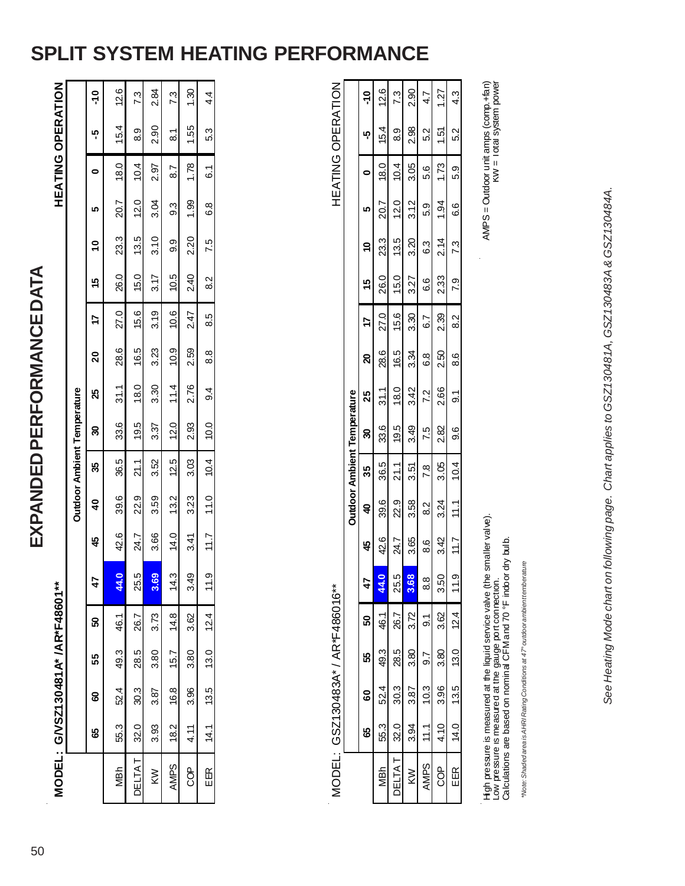# SPLIT SYSTEM HEATING PERFORMANCE

## EXPANDED PERFORMANCE DATA

**MODEL: G/VSZ130481A* /AR*F48601****

**HEATING OPERATION**

| | Outdoor Ambient Temperature | | | | | | | | | | | | | | | | |
|---|---|---|---|---|---|---|---|---|---|---|---|---|---|---|---|---|---|
| | 65 | 60 | 55 | 50 | 47 | 45 | 40 | 35 | 30 | 25 | 20 | 17 | 15 | 10 | 5 | 0 | -5 | -10 |
| MBh | 55.3 | 52.4 | 49.3 | 46.1 | 44.0 | 42.6 | 39.6 | 36.5 | 33.6 | 31.1 | 28.6 | 27.0 | 26.0 | 23.3 | 20.7 | 18.0 | 15.4 | 12.6 |
| DELTA T | 32.0 | 30.3 | 28.5 | 26.7 | 25.5 | 24.7 | 22.9 | 21.1 | 19.5 | 18.0 | 16.5 | 15.6 | 15.0 | 13.5 | 12.0 | 10.4 | 8.9 | 7.3 |
| KW | 3.93 | 3.87 | 3.80 | 3.73 | 3.69 | 3.66 | 3.59 | 3.52 | 3.37 | 3.30 | 3.23 | 3.19 | 3.17 | 3.10 | 3.04 | 2.97 | 2.90 | 2.84 |
| AMPS | 18.2 | 16.8 | 15.7 | 14.8 | 14.3 | 14.0 | 13.2 | 12.5 | 12.0 | 11.4 | 10.9 | 10.6 | 10.5 | 9.9 | 9.3 | 8.7 | 8.1 | 7.3 |
| COP | 4.11 | 3.96 | 3.80 | 3.62 | 3.49 | 3.41 | 3.23 | 3.03 | 2.93 | 2.76 | 2.59 | 2.47 | 2.40 | 2.20 | 1.99 | 1.78 | 1.55 | 1.30 |
| EER | 14.1 | 13.5 | 13.0 | 12.4 | 11.9 | 11.7 | 11.0 | 10.4 | 10.0 | 9.4 | 8.8 | 8.5 | 8.2 | 7.5 | 6.8 | 6.1 | 5.3 | 4.4 |

**MODEL: GSZ130483A* / AR*F486016****

**HEATING OPERATION**

| | Outdoor Ambient Temperature | | | | | | | | | | | | | | | | |
|---|---|---|---|---|---|---|---|---|---|---|---|---|---|---|---|---|---|
| | 65 | 60 | 55 | 50 | 47 | 45 | 40 | 35 | 30 | 25 | 20 | 17 | 15 | 10 | 5 | 0 | -5 | -10 |
| MBh | 55.3 | 52.4 | 49.3 | 46.1 | 44.0 | 42.6 | 39.6 | 36.5 | 33.6 | 31.1 | 28.6 | 27.0 | 26.0 | 23.3 | 20.7 | 18.0 | 15.4 | 12.6 |
| DELTA T | 32.0 | 30.3 | 28.5 | 26.7 | 25.5 | 24.7 | 22.9 | 21.1 | 19.5 | 18.0 | 16.5 | 15.6 | 15.0 | 13.5 | 12.0 | 10.4 | 8.9 | 7.3 |
| KW | 3.94 | 3.87 | 3.80 | 3.72 | 3.68 | 3.65 | 3.58 | 3.51 | 3.49 | 3.42 | 3.34 | 3.30 | 3.27 | 3.20 | 3.12 | 3.05 | 2.98 | 2.90 |
| AMPS | 11.1 | 10.3 | 9.7 | 9.1 | 8.8 | 8.6 | 8.2 | 7.8 | 7.5 | 7.2 | 6.8 | 6.7 | 6.6 | 6.3 | 5.9 | 5.6 | 5.2 | 4.7 |
| COP | 4.10 | 3.96 | 3.80 | 3.62 | 3.50 | 3.42 | 3.24 | 3.05 | 2.82 | 2.66 | 2.50 | 2.39 | 2.33 | 2.14 | 1.94 | 1.73 | 1.51 | 1.27 |
| EER | 14.0 | 13.5 | 13.0 | 12.4 | 11.9 | 11.7 | 11.1 | 10.4 | 9.6 | 9.1 | 8.6 | 8.2 | 7.9 | 7.3 | 6.6 | 5.9 | 5.2 | 4.3 |

High pressure is measured at the liquid service valve (the smaller valve).
Low pressure is measured at the gauge port connection.
Calculations are based on nominal CFM and 70 °F indoor dry bulb.

AMPS = Outdoor unit amps (comp.+fan)
KW = Total system power

*Note: Shaded area is AHRI Rating Conditions at 47° outdoor ambient temperature*

*See Heating Mode chart on following page. Chart applies to GSZ130481A, GSZ130483A & GSZ130484A.*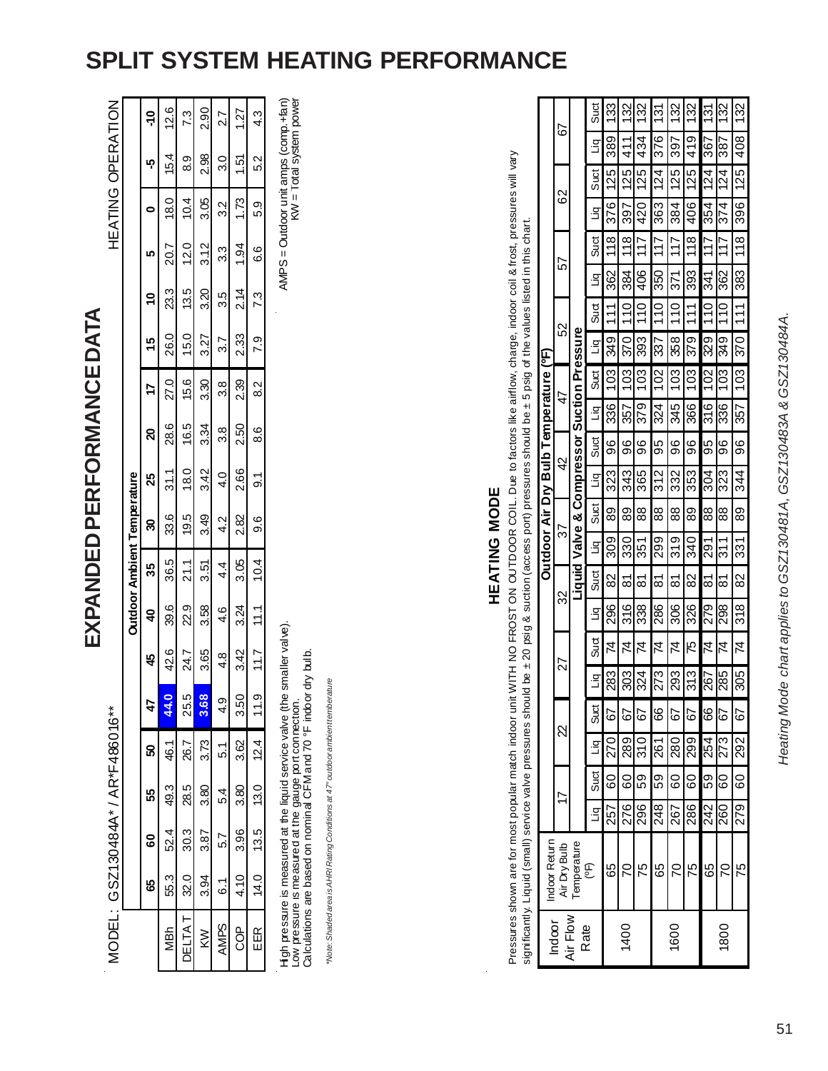# SPLIT SYSTEM HEATING PERFORMANCE

## EXPANDED PERFORMANCE DATA

MODEL: GSZ130484A* / AR*F486016** — HEATING OPERATION

| | Outdoor Ambient Temperature | | | | | | | | | | | | | | | |
|---|---|---|---|---|---|---|---|---|---|---|---|---|---|---|---|---|
| | 65 | 60 | 55 | 50 | 47 | 45 | 40 | 35 | 30 | 25 | 20 | 17 | 15 | 10 | 5 | 0 | -5 | -10 |
| MBh | 55.3 | 52.4 | 49.3 | 46.1 | 44.0 | 42.6 | 39.6 | 36.5 | 33.6 | 31.1 | 28.6 | 27.0 | 26.0 | 23.3 | 20.7 | 18.0 | 15.4 | 12.6 |
| DELTA T | 32.0 | 30.3 | 28.5 | 26.7 | 25.5 | 24.7 | 22.9 | 21.1 | 19.5 | 18.0 | 16.5 | 15.6 | 15.0 | 13.5 | 12.0 | 10.4 | 8.9 | 7.3 |
| KW | 3.94 | 3.87 | 3.80 | 3.73 | 3.68 | 3.65 | 3.58 | 3.51 | 3.49 | 3.42 | 3.34 | 3.30 | 3.27 | 3.20 | 3.12 | 3.05 | 2.98 | 2.90 |
| AMPS | 6.1 | 5.7 | 5.4 | 5.1 | 4.9 | 4.8 | 4.6 | 4.4 | 4.2 | 4.0 | 3.8 | 3.8 | 3.7 | 3.5 | 3.3 | 3.2 | 3.0 | 2.7 |
| COP | 4.10 | 3.96 | 3.80 | 3.62 | 3.50 | 3.42 | 3.24 | 3.05 | 2.82 | 2.66 | 2.50 | 2.39 | 2.33 | 2.14 | 1.94 | 1.73 | 1.51 | 1.27 |
| EER | 14.0 | 13.5 | 13.0 | 12.4 | 11.9 | 11.7 | 11.1 | 10.4 | 9.6 | 9.1 | 8.6 | 8.2 | 7.9 | 7.3 | 6.6 | 5.9 | 5.2 | 4.3 |

High pressure is measured at the liquid service valve (the smaller valve).
Low pressure is measured at the gauge port connection.
Calculations are based on nominal CFM and 70 °F indoor dry bulb.

AMPS = Outdoor unit amps (comp.+fan)
KW = Total system power

*Note: Shaded area is AHRI Rating Conditions at 47° outdoor ambient temperature*

## HEATING MODE

Pressures shown are for most popular match indoor unit WITH NO FROST ON OUTDOOR COIL. Due to factors like airflow, charge, indoor coil & frost, pressures will vary significantly. Liquid (small) service valve pressures should be ± 20 psig & suction (access port) pressures should be ± 5 psig of the values listed in this chart.

| Indoor Air Flow Rate | Indoor Return Air Dry Bulb Temperature (°F) | Outdoor Air Dry Bulb Temperature (°F) — Liquid Valve & Compressor Suction Pressure | | | | | | | | | | | | | | | | | | | | |
|---|---|---|---|---|---|---|---|---|---|---|---|---|---|---|---|---|---|---|---|---|---|---|
| | | 17 | | 22 | | 27 | | 32 | | 37 | | 42 | | 47 | | 52 | | 57 | | 62 | | 67 |
| | | Liq | Suct | Liq | Suct | Liq | Suct | Liq | Suct | Liq | Suct | Liq | Suct | Liq | Suct | Liq | Suct | Liq | Suct | Liq | Suct | Liq | Suct |
| 1400 | 65 | 257 | 60 | 270 | 67 | 283 | 74 | 296 | 82 | 309 | 89 | 323 | 96 | 336 | 103 | 349 | 111 | 362 | 118 | 376 | 125 | 389 | 133 |
| | 70 | 276 | 60 | 289 | 67 | 303 | 74 | 316 | 81 | 330 | 89 | 343 | 96 | 357 | 103 | 370 | 110 | 384 | 118 | 397 | 125 | 411 | 132 |
| | 75 | 296 | 59 | 310 | 67 | 324 | 74 | 338 | 81 | 351 | 88 | 365 | 96 | 379 | 103 | 393 | 110 | 406 | 117 | 420 | 125 | 434 | 132 |
| 1600 | 65 | 248 | 59 | 261 | 66 | 273 | 74 | 286 | 81 | 299 | 88 | 312 | 95 | 324 | 102 | 337 | 110 | 350 | 117 | 363 | 124 | 376 | 131 |
| | 70 | 267 | 60 | 280 | 67 | 293 | 74 | 306 | 81 | 319 | 88 | 332 | 96 | 345 | 103 | 358 | 110 | 371 | 117 | 384 | 125 | 397 | 132 |
| | 75 | 286 | 60 | 299 | 67 | 313 | 75 | 326 | 82 | 340 | 89 | 353 | 96 | 366 | 103 | 379 | 111 | 393 | 118 | 406 | 125 | 419 | 132 |
| 1800 | 65 | 242 | 59 | 254 | 66 | 267 | 74 | 279 | 81 | 291 | 88 | 304 | 95 | 316 | 102 | 329 | 110 | 341 | 117 | 354 | 124 | 367 | 131 |
| | 70 | 260 | 60 | 273 | 67 | 285 | 74 | 298 | 81 | 311 | 88 | 323 | 96 | 336 | 103 | 349 | 110 | 362 | 117 | 374 | 124 | 387 | 132 |
| | 75 | 279 | 60 | 292 | 67 | 305 | 74 | 318 | 82 | 331 | 89 | 344 | 96 | 357 | 103 | 370 | 111 | 383 | 118 | 396 | 125 | 408 | 132 |

*Heating Mode chart applies to GSZ130481A, GSZ130483A & GSZ130484A.*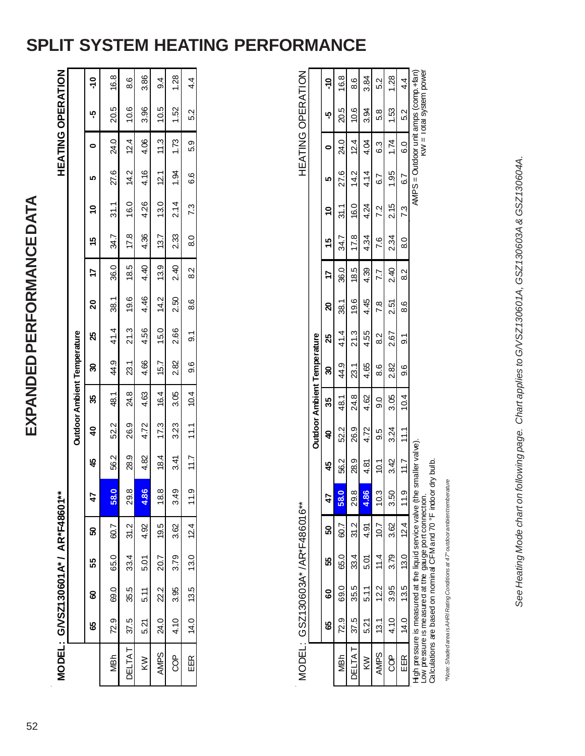# SPLIT SYSTEM HEATING PERFORMANCE

## EXPANDED PERFORMANCE DATA

**MODEL: G/VSZ130601A* / AR*F48601****

**HEATING OPERATION**

| | Outdoor Ambient Temperature | | | | | | | | | | | | | | | |
|---|---|---|---|---|---|---|---|---|---|---|---|---|---|---|---|---|
| | **65** | **60** | **55** | **50** | **47** | **45** | **40** | **35** | **30** | **25** | **20** | **17** | **15** | **10** | **5** | **0** | **-5** | **-10** |
| MBh | 72.9 | 69.0 | 65.0 | 60.7 | 58.0 | 56.2 | 52.2 | 48.1 | 44.9 | 41.4 | 38.1 | 36.0 | 34.7 | 31.1 | 27.6 | 24.0 | 20.5 | 16.8 |
| DELTA T | 37.5 | 35.5 | 33.4 | 31.2 | 29.8 | 28.9 | 26.9 | 24.8 | 23.1 | 21.3 | 19.6 | 18.5 | 17.8 | 16.0 | 14.2 | 12.4 | 10.6 | 8.6 |
| KW | 5.21 | 5.11 | 5.01 | 4.92 | 4.86 | 4.82 | 4.72 | 4.63 | 4.66 | 4.56 | 4.46 | 4.40 | 4.36 | 4.26 | 4.16 | 4.06 | 3.96 | 3.86 |
| AMPS | 24.0 | 22.2 | 20.7 | 19.5 | 18.8 | 18.4 | 17.3 | 16.4 | 15.7 | 15.0 | 14.2 | 13.9 | 13.7 | 13.0 | 12.1 | 11.3 | 10.5 | 9.4 |
| COP | 4.10 | 3.95 | 3.79 | 3.62 | 3.49 | 3.41 | 3.23 | 3.05 | 2.82 | 2.66 | 2.50 | 2.40 | 2.33 | 2.14 | 1.94 | 1.73 | 1.52 | 1.28 |
| EER | 14.0 | 13.5 | 13.0 | 12.4 | 11.9 | 11.7 | 11.1 | 10.4 | 9.6 | 9.1 | 8.6 | 8.2 | 8.0 | 7.3 | 6.6 | 5.9 | 5.2 | 4.4 |

MODEL: GSZ130603A* /AR*F486016**

HEATING OPERATION

| | Outdoor Ambient Temperature | | | | | | | | | | | | | | | | | |
|---|---|---|---|---|---|---|---|---|---|---|---|---|---|---|---|---|---|---|
| | **65** | **60** | **55** | **50** | **47** | **45** | **40** | **35** | **30** | **25** | **20** | **17** | **15** | **10** | **5** | **0** | **-5** | **-10** |
| MBh | 72.9 | 69.0 | 65.0 | 60.7 | 58.0 | 56.2 | 52.2 | 48.1 | 44.9 | 41.4 | 38.1 | 36.0 | 34.7 | 31.1 | 27.6 | 24.0 | 20.5 | 16.8 |
| DELTA T | 37.5 | 35.5 | 33.4 | 31.2 | 29.8 | 28.9 | 26.9 | 24.8 | 23.1 | 21.3 | 19.6 | 18.5 | 17.8 | 16.0 | 14.2 | 12.4 | 10.6 | 8.6 |
| KW | 5.21 | 5.11 | 5.01 | 4.91 | 4.86 | 4.81 | 4.72 | 4.62 | 4.65 | 4.55 | 4.45 | 4.39 | 4.34 | 4.24 | 4.14 | 4.04 | 3.94 | 3.84 |
| AMPS | 13.1 | 12.2 | 11.4 | 10.7 | 10.3 | 10.1 | 9.5 | 9.0 | 8.6 | 8.2 | 7.8 | 7.7 | 7.6 | 7.2 | 6.7 | 6.3 | 5.8 | 5.2 |
| COP | 4.10 | 3.95 | 3.79 | 3.62 | 3.50 | 3.42 | 3.24 | 3.05 | 2.82 | 2.67 | 2.51 | 2.40 | 2.34 | 2.15 | 1.95 | 1.74 | 1.53 | 1.28 |
| EER | 14.0 | 13.5 | 13.0 | 12.4 | 11.9 | 11.7 | 11.1 | 10.4 | 9.6 | 9.1 | 8.6 | 8.2 | 8.0 | 7.3 | 6.7 | 6.0 | 5.2 | 4.4 |

High pressure is measured at the liquid service valve (the smaller valve).
Low pressure is measured at the gauge port connection.
Calculations are based on nominal CFM and 70 °F indoor dry bulb.

AMPS = Outdoor unit amps (comp.+fan)
KW = Total system power

*Note: Shaded area is AHRI Rating Conditions at 47° outdoor ambient temperature*

*See Heating Mode chart on following page. Chart applies to G/VSZ130601A, GSZ130603A & GSZ130604A.*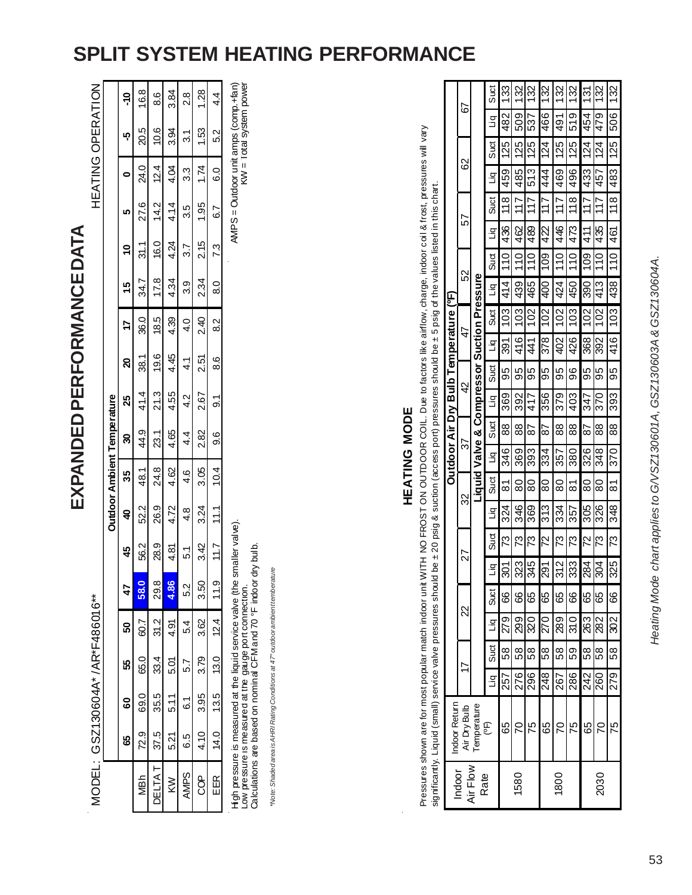# SPLIT SYSTEM HEATING PERFORMANCE

## EXPANDED PERFORMANCE DATA

MODEL: GSZ130604A* / AR*F486016**

HEATING OPERATION

| | Outdoor Ambient Temperature | | | | | | | | | | | | | | |
|---|---|---|---|---|---|---|---|---|---|---|---|---|---|---|---|
| | 65 | 60 | 55 | 50 | 47 | 45 | 40 | 35 | 30 | 25 | 20 | 17 | 15 | 10 | 5 | 0 | -5 | -10 |
| MBh | 72.9 | 69.0 | 65.0 | 60.7 | 58.0 | 56.2 | 52.2 | 48.1 | 44.9 | 41.4 | 38.1 | 36.0 | 34.7 | 31.1 | 27.6 | 24.0 | 20.5 | 16.8 |
| DELTA T | 37.5 | 35.5 | 33.4 | 31.2 | 29.8 | 28.9 | 26.9 | 24.8 | 23.1 | 21.3 | 19.6 | 18.5 | 17.8 | 16.0 | 14.2 | 12.4 | 10.6 | 8.6 |
| KW | 5.21 | 5.11 | 5.01 | 4.91 | 4.86 | 4.81 | 4.72 | 4.62 | 4.65 | 4.55 | 4.45 | 4.39 | 4.34 | 4.24 | 4.14 | 4.04 | 3.94 | 3.84 |
| AMPS | 6.5 | 6.1 | 5.7 | 5.4 | 5.2 | 5.1 | 4.8 | 4.6 | 4.4 | 4.2 | 4.1 | 4.0 | 3.9 | 3.7 | 3.5 | 3.3 | 3.1 | 2.8 |
| COP | 4.10 | 3.95 | 3.79 | 3.62 | 3.50 | 3.42 | 3.24 | 3.05 | 2.82 | 2.67 | 2.51 | 2.40 | 2.34 | 2.15 | 1.95 | 1.74 | 1.53 | 1.28 |
| EER | 14.0 | 13.5 | 13.0 | 12.4 | 11.9 | 11.7 | 11.1 | 10.4 | 9.6 | 9.1 | 8.6 | 8.2 | 8.0 | 7.3 | 6.7 | 6.0 | 5.2 | 4.4 |

High pressure is measured at the liquid service valve (the smaller valve).
Low pressure is measured at the gauge port connection.
Calculations are based on nominal CFM and 70 °F indoor dry bulb.

AMPS = Outdoor unit amps (comp.+fan)
KW = Total system power

*Note: Shaded area is AHRI Rating Conditions at 47° outdoor ambient temperature*

### HEATING MODE

Pressures shown are for most popular match indoor unit WITH NO FROST ON OUTDOOR COIL. Due to factors like airflow, charge, indoor coil & frost, pressures will vary significantly. Liquid (small) service valve pressures should be ± 20 psig & suction (access port) pressures should be ± 5 psig of the values listed in this chart.

| Indoor Air Flow Rate | Indoor Return Air Dry Bulb Temperature (°F) | Outdoor Air Dry Bulb Temperature (°F) | | | | | | | | | | | | | | | | | | | | |
|---|---|---|---|---|---|---|---|---|---|---|---|---|---|---|---|---|---|---|---|---|---|
| | | 17 | | 22 | | 27 | | 32 | | 37 | | 42 | | 47 | | 52 | | 57 | | 62 | | 67 | |
| | | Liquid Valve & Compressor Suction Pressure | | | | | | | | | | | | | | | | | | | | | |
| | | Liq | Suct | Liq | Suct | Liq | Suct | Liq | Suct | Liq | Suct | Liq | Suct | Liq | Suct | Liq | Suct | Liq | Suct | Liq | Suct | Liq | Suct |
| 1580 | 65 | 257 | 58 | 279 | 66 | 301 | 73 | 324 | 81 | 346 | 88 | 369 | 95 | 391 | 103 | 414 | 110 | 436 | 118 | 459 | 125 | 482 | 133 |
| | 70 | 276 | 58 | 299 | 66 | 323 | 73 | 346 | 80 | 369 | 88 | 392 | 95 | 416 | 103 | 439 | 110 | 462 | 117 | 485 | 125 | 509 | 132 |
| | 75 | 296 | 58 | 320 | 65 | 345 | 73 | 369 | 80 | 393 | 87 | 417 | 95 | 441 | 102 | 465 | 110 | 489 | 117 | 513 | 125 | 537 | 132 |
| 1800 | 65 | 248 | 58 | 270 | 65 | 291 | 72 | 313 | 80 | 334 | 87 | 356 | 95 | 378 | 102 | 400 | 109 | 422 | 117 | 444 | 124 | 466 | 132 |
| | 70 | 267 | 58 | 289 | 65 | 312 | 73 | 334 | 80 | 357 | 88 | 379 | 95 | 402 | 102 | 424 | 110 | 446 | 117 | 469 | 125 | 491 | 132 |
| | 75 | 286 | 59 | 310 | 66 | 333 | 73 | 357 | 81 | 380 | 88 | 403 | 96 | 426 | 103 | 450 | 110 | 473 | 118 | 496 | 125 | 519 | 132 |
| 2030 | 65 | 242 | 58 | 263 | 65 | 284 | 72 | 305 | 80 | 326 | 87 | 347 | 95 | 368 | 102 | 390 | 109 | 411 | 117 | 433 | 124 | 454 | 131 |
| | 70 | 260 | 58 | 282 | 65 | 304 | 73 | 326 | 80 | 348 | 88 | 370 | 95 | 392 | 102 | 413 | 110 | 435 | 117 | 457 | 124 | 479 | 132 |
| | 75 | 279 | 58 | 302 | 66 | 325 | 73 | 348 | 81 | 370 | 88 | 393 | 95 | 416 | 103 | 438 | 110 | 461 | 118 | 483 | 125 | 506 | 132 |

*Heating Mode chart applies to G/VSZ130601A, GSZ130603A & GSZ130604A.*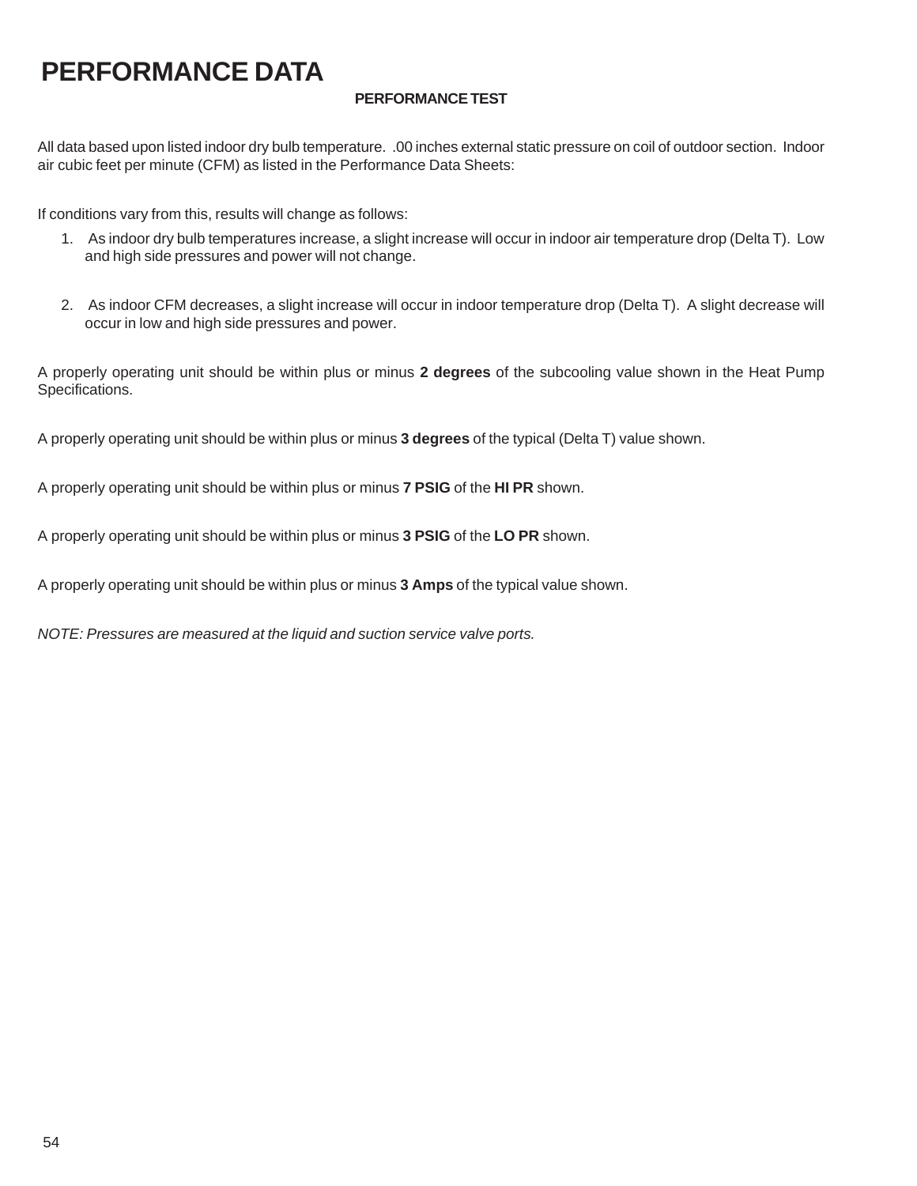# PERFORMANCE DATA

### PERFORMANCE TEST

All data based upon listed indoor dry bulb temperature. .00 inches external static pressure on coil of outdoor section. Indoor air cubic feet per minute (CFM) as listed in the Performance Data Sheets:

If conditions vary from this, results will change as follows:

1. As indoor dry bulb temperatures increase, a slight increase will occur in indoor air temperature drop (Delta T). Low and high side pressures and power will not change.

2. As indoor CFM decreases, a slight increase will occur in indoor temperature drop (Delta T). A slight decrease will occur in low and high side pressures and power.

A properly operating unit should be within plus or minus **2 degrees** of the subcooling value shown in the Heat Pump Specifications.

A properly operating unit should be within plus or minus **3 degrees** of the typical (Delta T) value shown.

A properly operating unit should be within plus or minus **7 PSIG** of the **HI PR** shown.

A properly operating unit should be within plus or minus **3 PSIG** of the **LO PR** shown.

A properly operating unit should be within plus or minus **3 Amps** of the typical value shown.

*NOTE: Pressures are measured at the liquid and suction service valve ports.*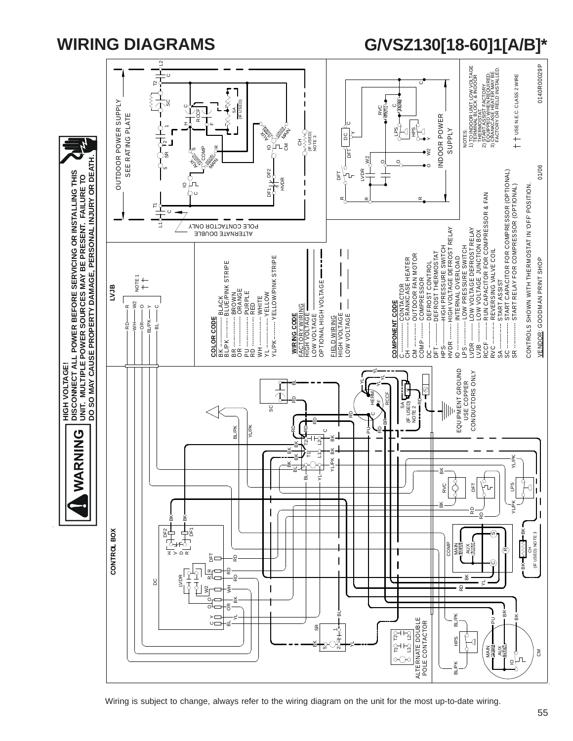# WIRING DIAGRAMS

# G/VSZ130[18-60]1[A/B]*

**WARNING**

**HIGH VOLTAGE!**
**DISCONNECT ALL POWER BEFORE SERVICING OR INSTALLING THIS UNIT. MULTIPLE POWER SOURCES MAY BE PRESENT. FAILURE TO DO SO MAY CAUSE PROPERTY DAMAGE, PERSONAL INJURY OR DEATH.**

**COLOR CODE**

- BK ............ BLACK
- BL/PK ......... BLUE/PINK STRIPE
- BR ............ BROWN
- OR ............ ORANGE
- PU ............ PURPLE
- RD ............ RED
- WH ............ WHITE
- YL ............ YELLOW
- YL/PK ......... YELLOW/PINK STRIPE

**WIRING CODE**

FACTORY WIRING
- HIGH VOLTAGE
- LOW VOLTAGE
- OPTIONAL HIGH VOLTAGE

FIELD WIRING
- HIGH VOLTAGE
- LOW VOLTAGE

**COMPONENT CODE**

- C ............ CONTACTOR
- CH ........... CRANKCASE HEATER
- CM ........... OUTDOOR FAN MOTOR
- COMP ......... COMPRESSOR
- DC ........... DEFROST CONTROL
- DFT .......... DEFROST THERMOSTAT
- HPS .......... HIGH PRESSURE SWITCH
- HVDR ......... HIGH VOLTAGE DEFROST RELAY
- IO ........... INTERNAL OVERLOAD
- LPS .......... LOW PRESSURE SWITCH
- LVDR ......... LOW VOLTAGE DEFROST RELAY
- LVJB ......... LOW VOLTAGE JUNCTION BOX
- RCCF ......... RUN CAPACITOR FOR COMPRESSOR & FAN
- RVC .......... REVERSING VALVE COIL
- SA ........... START ASSIST
- SC ........... START CAPACITOR FOR COMPRESSOR (OPTIONAL)
- SR ........... START RELAY FOR COMPRESSOR (OPTIONAL)

CONTROLS SHOWN WITH THERMOSTAT IN 'OFF' POSITION.

VENDOR: GOODMAN PRINT SHOP

NOTES:
1) TO INDOOR UNIT LOW VOLTAGE TERMINAL BLOCK & INDOOR THERMOSTAT.
2) START ASSIST FACTORY EQUIPPED WHEN REQUIRED.
3) CRANKCASE HEATER MAY BE FACTORY OR FIELD INSTALLED.

USE N.E.C. CLASS 2 WIRE

OUTDOOR POWER SUPPLY SEE RATING PLATE

INDOOR POWER SUPPLY

ALTERNATE DOUBLE POLE CONTACTOR ONLY

EQUIPMENT GROUND USE COPPER CONDUCTORS ONLY

CONTROL BOX

LVJB

01/06

0140R00029P

Wiring is subject to change, always refer to the wiring diagram on the unit for the most up-to-date wiring.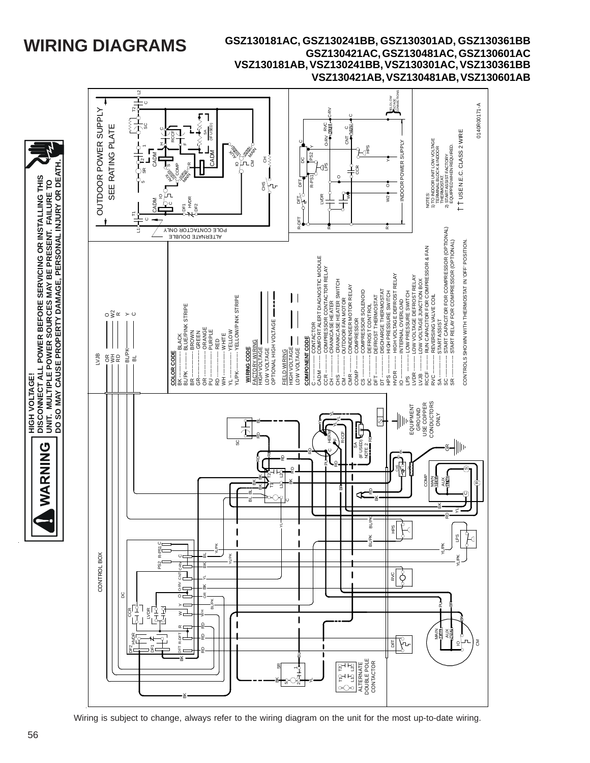# WIRING DIAGRAMS

**GSZ130181AC, GSZ130241BB, GSZ130301AD, GSZ130361BB GSZ130421AC, GSZ130481AC, GSZ130601AC VSZ130181AB, VSZ130241BB, VSZ130301AC, VSZ130361BB VSZ130421AB, VSZ130481AB, VSZ130601AB**

**WARNING**

**HIGH VOLTAGE! DISCONNECT ALL POWER BEFORE SERVICING OR INSTALLING THIS UNIT. MULTIPLE POWER SOURCES MAY BE PRESENT. FAILURE TO DO SO MAY CAUSE PROPERTY DAMAGE, PERSONAL INJURY OR DEATH.**

OUTDOOR POWER SUPPLY SEE RATING PLATE

**COLOR CODE**

- BK ............ BLACK
- BL/PK ........ BLUE/PINK STRIPE
- BR ............ BROWN
- GR ............ GREEN
- OR ............ ORANGE
- PU ............ PURPLE
- RD ............ RED
- WH ............ WHITE
- YL ............ YELLOW
- YL/PK ........ YELLOW/PINK STRIPE

**WIRING CODE**

- FACTORY WIRING
- HIGH VOLTAGE
- LOW VOLTAGE
- OPTIONAL HIGH VOLTAGE
- FIELD WIRING
- HIGH VOLTAGE
- LOW VOLTAGE

**COMPONENT CODE**

- C ............ CONTACTOR
- CADM ........ COMFORT ALERT DIAGNOSTIC MODULE
- CCR ........ COMPRESSOR CONTACTOR RELAY
- CH ............ CRANKCASE HEATER
- CHS ........ CRANKCASE HEATER SWITCH
- CM ............ OUTDOOR FAN MOTOR
- CMR ........ CONDENSER MOTOR RELAY
- COMP ........ COMPRESSOR
- CS ............ COMPRESSOR SOLENOID
- DC ............ DEFROST CONTROL
- DFT ........ DEFROST THERMOSTAT
- DT ............ DISCHARGE THERMOSTAT
- HPS ........ HIGH PRESSURE SWITCH
- HVDR ........ HIGH VOLTAGE DEFROST RELAY
- IO ............ INTERNAL OVERLOAD
- LPS ........ LOW PRESSURE SWITCH
- LVDR ........ LOW VOLTAGE DEFROST RELAY
- LVJB ........ LOW VOLTAGE JUNCTION BOX
- RCCF ........ RUN CAPACITOR FOR COMPRESSOR & FAN
- RVC ........ REVERSING VALVE COIL
- SA ............ START ASSIST
- SC ............ START CAPACITOR FOR COMPRESSOR (OPTIONAL)
- SR ............ START RELAY FOR COMPRESSOR (OPTIONAL)

CONTROLS SHOWN WITH THERMOSTAT IN 'OFF' POSITION.

NOTES:
1) TO INDOOR UNIT LOW VOLTAGE TERMINAL BLOCK & INDOOR THERMOSTAT.
2) START ASSIST FACTORY EQUIPPED WHEN REQUIRED.

†† USE N.E.C. CLASS 2 WIRE

INDOOR POWER SUPPLY

ALTERNATE DOUBLE POLE CONTACTOR ONLY

CONTROL BOX

LVJB

ALTERNATE DOUBLE POLE CONTACTOR

EQUIPMENT GROUND USE COPPER CONDUCTORS ONLY

0140R00171-A

Wiring is subject to change, always refer to the wiring diagram on the unit for the most up-to-date wiring.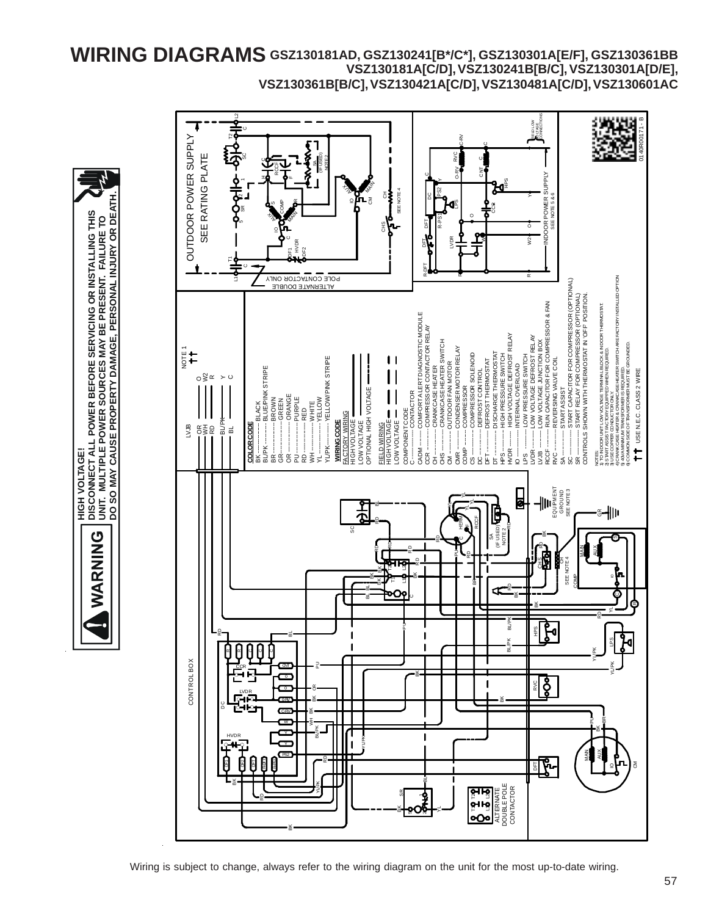# WIRING DIAGRAMS GSZ130181AD, GSZ130241[B*/C*], GSZ130301A[E/F], GSZ130361BB VSZ130181A[C/D], VSZ130241B[B/C], VSZ130301A[D/E], VSZ130361B[B/C], VSZ130421A[C/D], VSZ130481A[C/D], VSZ130601AC

**WARNING**

**HIGH VOLTAGE!**
**DISCONNECT ALL POWER BEFORE SERVICING OR INSTALLING THIS UNIT. MULTIPLE POWER SOURCES MAY BE PRESENT. FAILURE TO DO SO MAY CAUSE PROPERTY DAMAGE, PERSONAL INJURY OR DEATH.**

OUTDOOR POWER SUPPLY
SEE RATING PLATE

ALTERNATE DOUBLE POLE CONTACTOR ONLY

INDOOR POWER SUPPLY
SEE NOTE 5 & 6

FIELD LOW VOLTAGE CONNECTIONS

**COLOR CODE**
- BK ............ BLACK
- BL/PK ......... BLUE/PINK STRIPE
- BR ............ BROWN
- GR ............ GREEN
- OR ............ ORANGE
- PU ............ PURPLE
- RD ............ RED
- WH ............ WHITE
- YL ............ YELLOW
- YL/PK ......... YELLOW/PINK STRIPE

**WIRING CODE**

FACTORY WIRING
- HIGH VOLTAGE
- LOW VOLTAGE
- OPTIONAL HIGH VOLTAGE

FIELD WIRING
- HIGH VOLTAGE
- LOW VOLTAGE

COMPONENT CODE
- C ............ CONTACTOR
- CADM ......... COMFORT ALERT DIAGNOSTIC MODULE
- CCR .......... COMPRESSOR CONTACTOR RELAY
- CH ........... CRANKCASE HEATER
- CHS .......... CRANKCASE HEATER SWITCH
- CM ........... OUTDOOR FAN MOTOR
- CMR .......... CONDENSER MOTOR RELAY
- COMP ......... COMPRESSOR
- CS ........... COMPRESSOR SOLENOID
- DC ........... DEFROST CONTROL
- DFT .......... DEFROST THERMOSTAT
- DT ........... DISCHARGE THERMOSTAT
- HPS .......... HIGH PRESSURE SWITCH
- HVDR ......... HIGH VOLTAGE DEFROST RELAY
- IO ........... INTERNAL OVERLOAD
- LPS .......... LOW PRESSURE SWITCH
- LVDR ......... LOW VOLTAGE DEFROST RELAY
- LVJB ......... LOW VOLTAGE JUNCTION BOX
- RCCF ......... RUN CAPACITOR FOR COMPRESSOR & FAN
- RVC .......... REVERSING VALVE COIL
- SA ........... START ASSIST
- SC ........... START CAPACITOR FOR COMPRESSOR (OPTIONAL)
- SR ........... START RELAY FOR COMPRESSOR (OPTIONAL)

CONTROLS SHOWN WITH THERMOSTAT IN 'OFF' POSITION.

NOTES:
1) TO INDOOR UNIT LOW VOLTAGE TERMINAL BLOCK & INDOOR THERMOSTAT.
2) START ASSIST FACTORY EQUIPPED WHEN REQUIRED.
3) USE COPPER CONDUCTOR ONLY.
4) CRANKCASE HEATER & CRANKCASE HEATER SWITCH ARE FACTORY INSTALLED OPTION.
5) 40VA MINIMUM TRANSFORMER IS REQUIRED.
6) COMMON SIDE OF TRANSFORMER MUST BE GROUNDED.

USE N.E.C. CLASS 2 WIRE

0140R00171 - B

Wiring is subject to change, always refer to the wiring diagram on the unit for the most up-to-date wiring.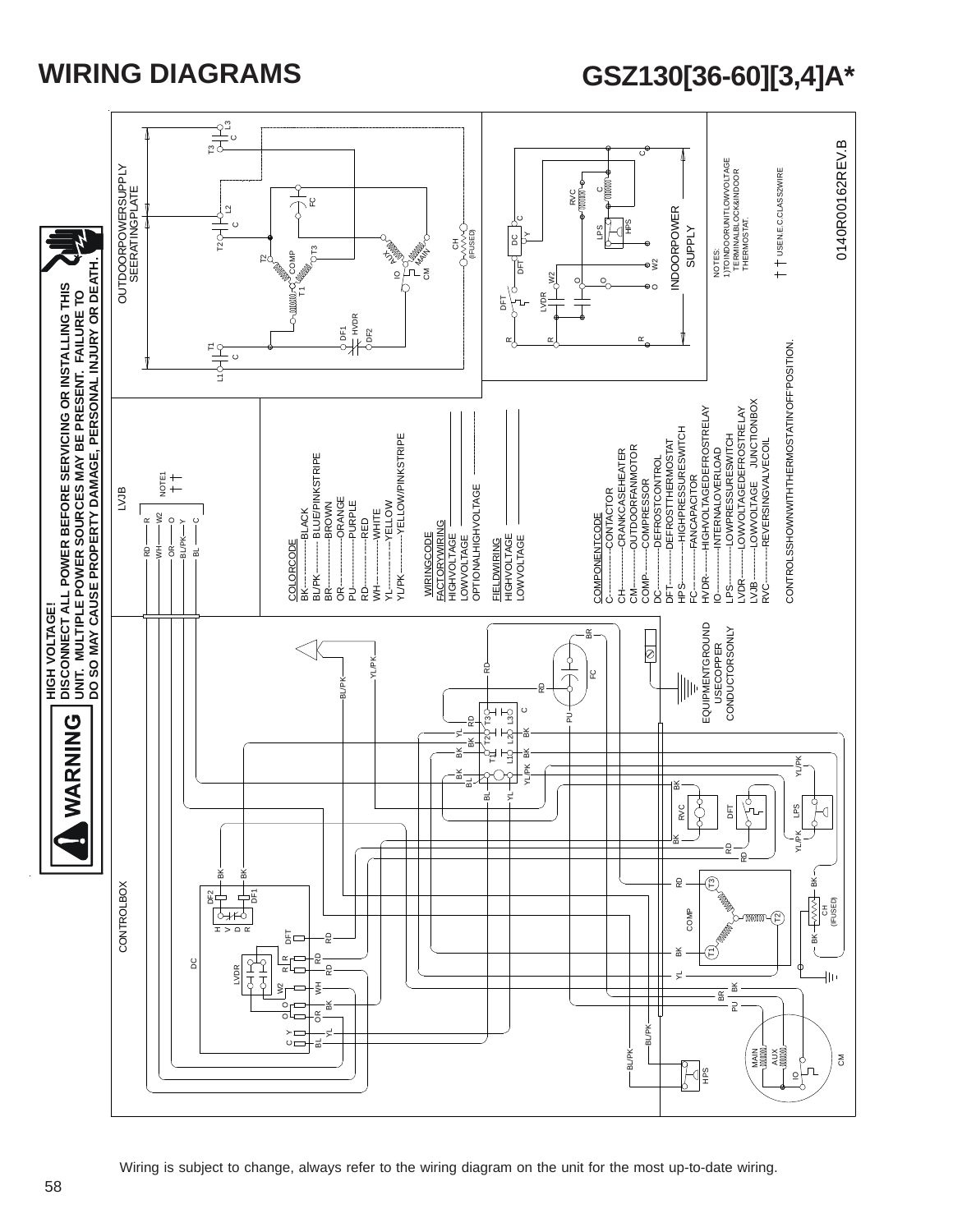# WIRING DIAGRAMS

# GSZ130[36-60][3,4]A*

**WARNING**

**HIGH VOLTAGE!**
**DISCONNECT ALL POWER BEFORE SERVICING OR INSTALLING THIS UNIT. MULTIPLE POWER SOURCES MAY BE PRESENT. FAILURE TO DO SO MAY CAUSE PROPERTY DAMAGE, PERSONAL INJURY OR DEATH.**

CONTROL BOX

LVJB

OUTDOOR POWER SUPPLY SEE RATING PLATE

INDOOR POWER SUPPLY

EQUIPMENT GROUND USE COPPER CONDUCTORS ONLY

**COLOR CODE**

- BK ---------- BLACK
- BL/PK -------- BLUE/PINK STRIPE
- BR ---------- BROWN
- OR ---------- ORANGE
- PU ---------- PURPLE
- RD ---------- RED
- WH ---------- WHITE
- YL ---------- YELLOW
- YL/PK -------- YELLOW/PINK STRIPE

**WIRING CODE**

**FACTORY WIRING**
- HIGH VOLTAGE
- LOW VOLTAGE
- OPTIONAL HIGH VOLTAGE

**FIELD WIRING**
- HIGH VOLTAGE
- LOW VOLTAGE

**COMPONENT CODE**

- C ---------- CONTACTOR
- CH ---------- CRANKCASE HEATER
- CM ---------- OUTDOOR FAN MOTOR
- COMP -------- COMPRESSOR
- DC ---------- DEFROST CONTROL
- DFT --------- DEFROST THERMOSTAT
- HPS --------- HIGH PRESSURE SWITCH
- FC ---------- FAN CAPACITOR
- HVDR -------- HIGH VOLTAGE DEFROST RELAY
- IO ---------- INTERNAL OVERLOAD
- LPS --------- LOW PRESSURE SWITCH
- LVDR -------- LOW VOLTAGE DEFROST RELAY
- LVJB -------- LOW VOLTAGE JUNCTION BOX
- RVC --------- REVERSING VALVE COIL

CONTROLS SHOWN WITH THERMOSTAT IN "OFF" POSITION.

NOTES:
1) TO INDOOR UNIT LOW VOLTAGE TERMINAL BLOCK & INDOOR THERMOSTAT.

USE N.E.C. CLASS 2 WIRE

0140R00162 REV.B

Wiring is subject to change, always refer to the wiring diagram on the unit for the most up-to-date wiring.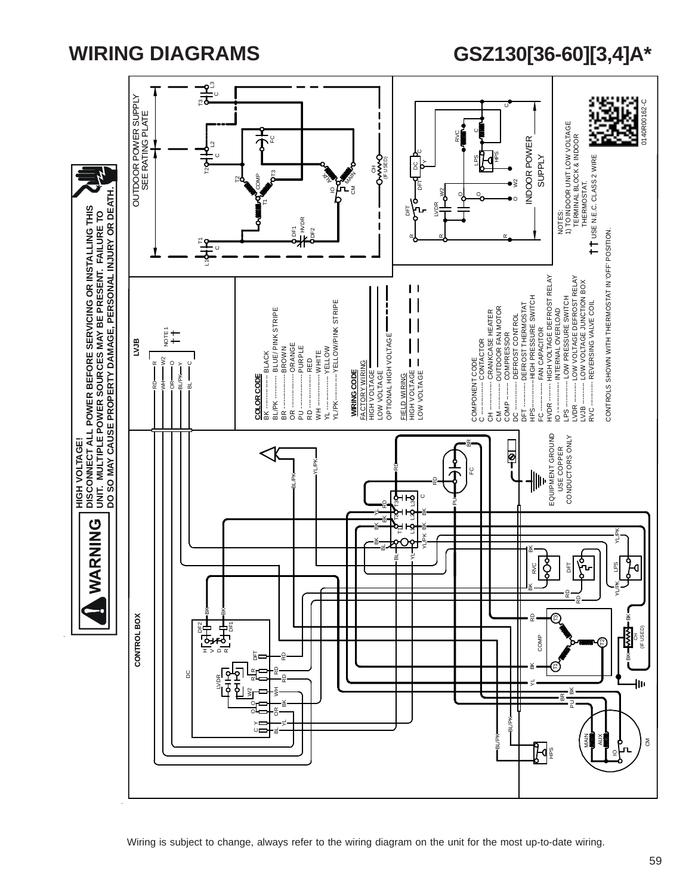# WIRING DIAGRAMS

# GSZ130[36-60][3,4]A*

**WARNING**

**HIGH VOLTAGE!**
**DISCONNECT ALL POWER BEFORE SERVICING OR INSTALLING THIS UNIT. MULTIPLE POWER SOURCES MAY BE PRESENT. FAILURE TO DO SO MAY CAUSE PROPERTY DAMAGE, PERSONAL INJURY OR DEATH.**

CONTROL BOX

LVJB

OUTDOOR POWER SUPPLY
SEE RATING PLATE

INDOOR POWER SUPPLY

EQUIPMENT GROUND
USE COPPER
CONDUCTORS ONLY

**COLOR CODE**
- BK ---------- BLACK
- BL/PK ---------- BLUE/ PINK STRIPE
- BR ---------- BROWN
- OR ---------- ORANGE
- PU ---------- PURPLE
- RD ---------- RED
- WH ---------- WHITE
- YL ---------- YELLOW
- YL/PK ---------- YELLOW/PINK STRIPE

**WIRING CODE**

FACTORY WIRING
- HIGH VOLTAGE
- LOW VOLTAGE
- OPTIONAL HIGH VOLTAGE

FIELD WIRING
- HIGH VOLTAGE
- LOW VOLTAGE

COMPONENT CODE
- C ---------- CONTACTOR
- CH ---------- CRANKCASE HEATER
- CM ---------- OUTDOOR FAN MOTOR
- COMP ---------- COMPRESSOR
- DC ---------- DEFROST CONTROL
- DFT ---------- DEFROST THERMOSTAT
- HPS ---------- HIGH PRESSURE SWITCH
- FC ---------- FAN CAPACITOR
- HVDR ---------- HIGH VOLTAGE DEFROST RELAY
- IO ---------- INTERNAL OVERLOAD
- LPS ---------- LOW PRESSURE SWITCH
- LVDR ---------- LOW VOLTAGE DEFROST RELAY
- LVJB ---------- LOW VOLTAGE JUNCTION BOX
- RVC ---------- REVERSING VALVE COIL

CONTROLS SHOWN WITH THERMOSTAT IN 'OFF' POSITION.

NOTES:
1) TO INDOOR UNIT LOW VOLTAGE TERMINAL BLOCK & INDOOR THERMOSTAT.
USE N.E.C. CLASS 2 WIRE

0140R00162-C

Wiring is subject to change, always refer to the wiring diagram on the unit for the most up-to-date wiring.